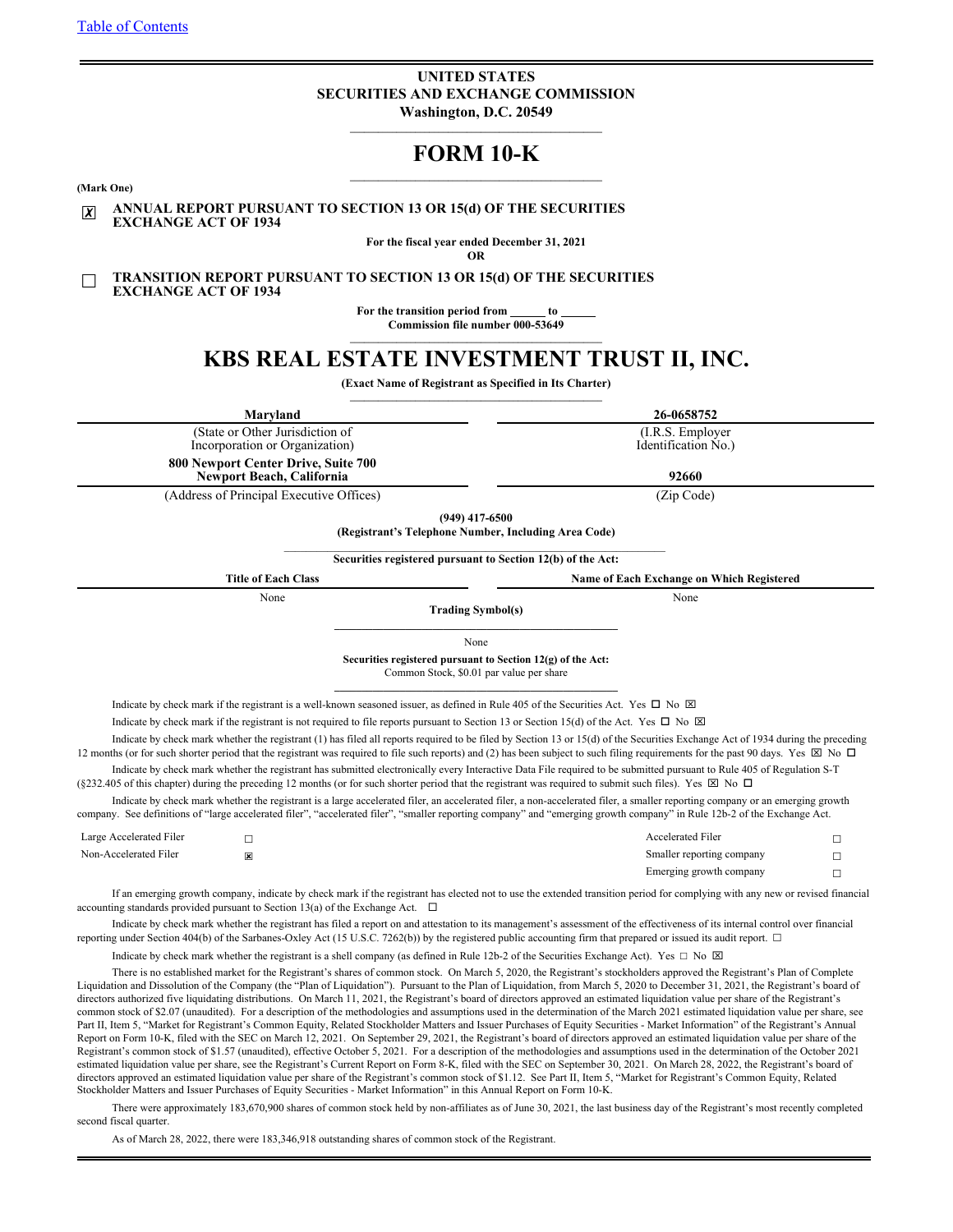Table of Contents

**UNITED STATES**
**SECURITIES AND EXCHANGE COMMISSION**
**Washington, D.C. 20549**

# FORM 10-K

**(Mark One)**

☒ **ANNUAL REPORT PURSUANT TO SECTION 13 OR 15(d) OF THE SECURITIES EXCHANGE ACT OF 1934**

**For the fiscal year ended December 31, 2021**

**OR**

☐ **TRANSITION REPORT PURSUANT TO SECTION 13 OR 15(d) OF THE SECURITIES EXCHANGE ACT OF 1934**

**For the transition period from ______ to ______**

**Commission file number 000-53649**

# KBS REAL ESTATE INVESTMENT TRUST II, INC.

**(Exact Name of Registrant as Specified in Its Charter)**

| | |
|---|---|
| **Maryland** | **26-0658752** |
| (State or Other Jurisdiction of Incorporation or Organization) | (I.R.S. Employer Identification No.) |
| **800 Newport Center Drive, Suite 700 Newport Beach, California** | **92660** |
| (Address of Principal Executive Offices) | (Zip Code) |

**(949) 417-6500**
**(Registrant's Telephone Number, Including Area Code)**

**Securities registered pursuant to Section 12(b) of the Act:**

| Title of Each Class | Trading Symbol(s) | Name of Each Exchange on Which Registered |
|---|---|---|
| None | None | None |

**Securities registered pursuant to Section 12(g) of the Act:**
Common Stock, $0.01 par value per share

Indicate by check mark if the registrant is a well-known seasoned issuer, as defined in Rule 405 of the Securities Act. Yes ☐ No ☒

Indicate by check mark if the registrant is not required to file reports pursuant to Section 13 or Section 15(d) of the Act. Yes ☐ No ☒

Indicate by check mark whether the registrant (1) has filed all reports required to be filed by Section 13 or 15(d) of the Securities Exchange Act of 1934 during the preceding 12 months (or for such shorter period that the registrant was required to file such reports) and (2) has been subject to such filing requirements for the past 90 days. Yes ☒ No ☐

Indicate by check mark whether the registrant has submitted electronically every Interactive Data File required to be submitted pursuant to Rule 405 of Regulation S-T (§232.405 of this chapter) during the preceding 12 months (or for such shorter period that the registrant was required to submit such files). Yes ☒ No ☐

Indicate by check mark whether the registrant is a large accelerated filer, an accelerated filer, a non-accelerated filer, a smaller reporting company or an emerging growth company. See definitions of "large accelerated filer", "accelerated filer", "smaller reporting company" and "emerging growth company" in Rule 12b-2 of the Exchange Act.

| | | | |
|---|---|---|---|
| Large Accelerated Filer | ☐ | Accelerated Filer | ☐ |
| Non-Accelerated Filer | ☒ | Smaller reporting company | ☐ |
| | | Emerging growth company | ☐ |

If an emerging growth company, indicate by check mark if the registrant has elected not to use the extended transition period for complying with any new or revised financial accounting standards provided pursuant to Section 13(a) of the Exchange Act. ☐

Indicate by check mark whether the registrant has filed a report on and attestation to its management's assessment of the effectiveness of its internal control over financial reporting under Section 404(b) of the Sarbanes-Oxley Act (15 U.S.C. 7262(b)) by the registered public accounting firm that prepared or issued its audit report. ☐

Indicate by check mark whether the registrant is a shell company (as defined in Rule 12b-2 of the Securities Exchange Act). Yes ☐ No ☒

There is no established market for the Registrant's shares of common stock. On March 5, 2020, the Registrant's stockholders approved the Registrant's Plan of Complete Liquidation and Dissolution of the Company (the "Plan of Liquidation"). Pursuant to the Plan of Liquidation, from March 5, 2020 to December 31, 2021, the Registrant's board of directors authorized five liquidating distributions. On March 11, 2021, the Registrant's board of directors approved an estimated liquidation value per share of the Registrant's common stock of $2.07 (unaudited). For a description of the methodologies and assumptions used in the determination of the March 2021 estimated liquidation value per share, see Part II, Item 5, "Market for Registrant's Common Equity, Related Stockholder Matters and Issuer Purchases of Equity Securities - Market Information" of the Registrant's Annual Report on Form 10-K, filed with the SEC on March 12, 2021. On September 29, 2021, the Registrant's board of directors approved an estimated liquidation value per share of the Registrant's common stock of $1.57 (unaudited), effective October 5, 2021. For a description of the methodologies and assumptions used in the determination of the October 2021 estimated liquidation value per share, see the Registrant's Current Report on Form 8-K, filed with the SEC on September 30, 2021. On March 28, 2022, the Registrant's board of directors approved an estimated liquidation value per share of the Registrant's common stock of $1.12. See Part II, Item 5, "Market for Registrant's Common Equity, Related Stockholder Matters and Issuer Purchases of Equity Securities - Market Information" in this Annual Report on Form 10-K.

There were approximately 183,670,900 shares of common stock held by non-affiliates as of June 30, 2021, the last business day of the Registrant's most recently completed second fiscal quarter.

As of March 28, 2022, there were 183,346,918 outstanding shares of common stock of the Registrant.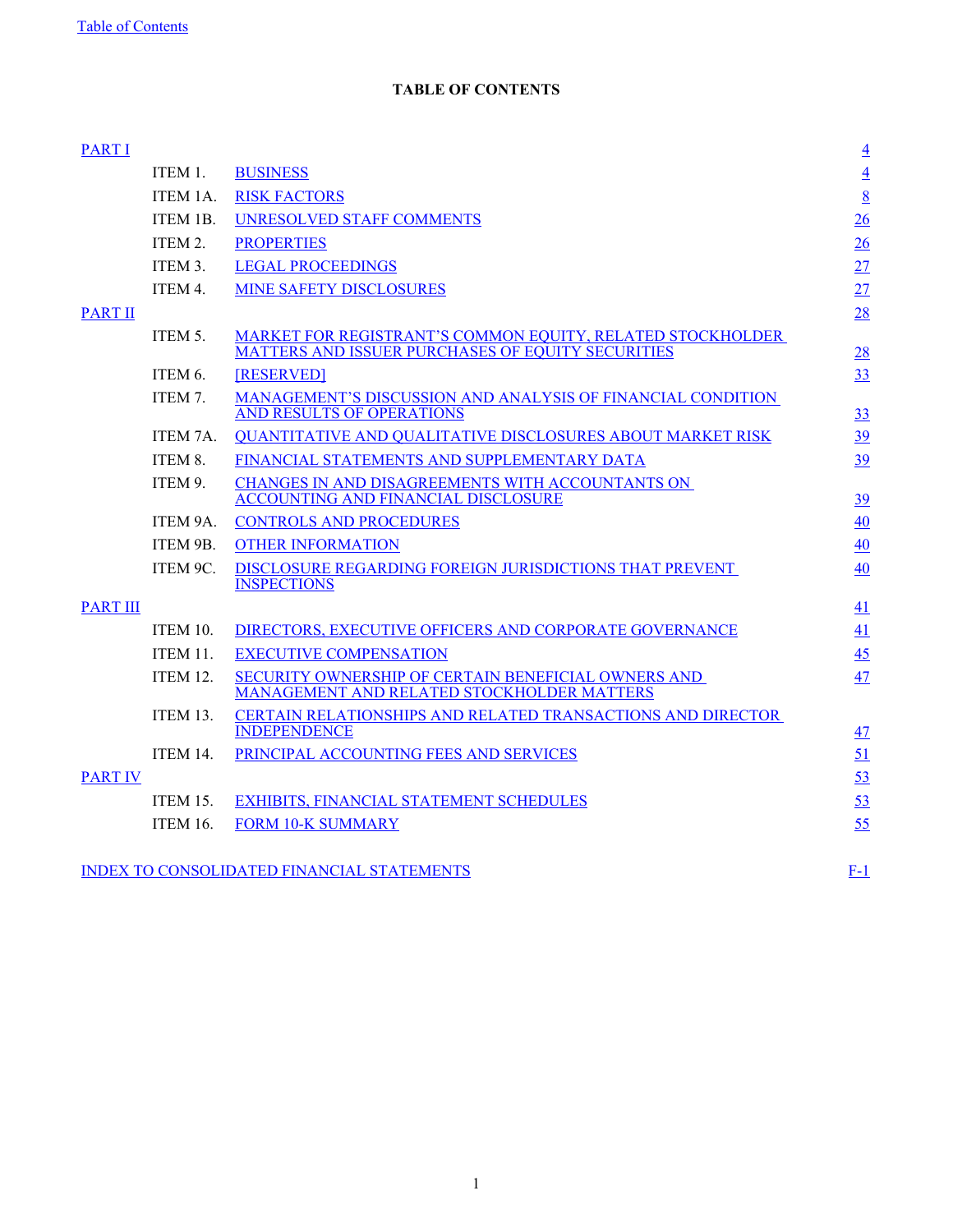Table of Contents

# TABLE OF CONTENTS

| | | | |
|---|---|---|---|
| PART I | | | 4 |
| | ITEM 1. | BUSINESS | 4 |
| | ITEM 1A. | RISK FACTORS | 8 |
| | ITEM 1B. | UNRESOLVED STAFF COMMENTS | 26 |
| | ITEM 2. | PROPERTIES | 26 |
| | ITEM 3. | LEGAL PROCEEDINGS | 27 |
| | ITEM 4. | MINE SAFETY DISCLOSURES | 27 |
| PART II | | | 28 |
| | ITEM 5. | MARKET FOR REGISTRANT'S COMMON EQUITY, RELATED STOCKHOLDER MATTERS AND ISSUER PURCHASES OF EQUITY SECURITIES | 28 |
| | ITEM 6. | [RESERVED] | 33 |
| | ITEM 7. | MANAGEMENT'S DISCUSSION AND ANALYSIS OF FINANCIAL CONDITION AND RESULTS OF OPERATIONS | 33 |
| | ITEM 7A. | QUANTITATIVE AND QUALITATIVE DISCLOSURES ABOUT MARKET RISK | 39 |
| | ITEM 8. | FINANCIAL STATEMENTS AND SUPPLEMENTARY DATA | 39 |
| | ITEM 9. | CHANGES IN AND DISAGREEMENTS WITH ACCOUNTANTS ON ACCOUNTING AND FINANCIAL DISCLOSURE | 39 |
| | ITEM 9A. | CONTROLS AND PROCEDURES | 40 |
| | ITEM 9B. | OTHER INFORMATION | 40 |
| | ITEM 9C. | DISCLOSURE REGARDING FOREIGN JURISDICTIONS THAT PREVENT INSPECTIONS | 40 |
| PART III | | | 41 |
| | ITEM 10. | DIRECTORS, EXECUTIVE OFFICERS AND CORPORATE GOVERNANCE | 41 |
| | ITEM 11. | EXECUTIVE COMPENSATION | 45 |
| | ITEM 12. | SECURITY OWNERSHIP OF CERTAIN BENEFICIAL OWNERS AND MANAGEMENT AND RELATED STOCKHOLDER MATTERS | 47 |
| | ITEM 13. | CERTAIN RELATIONSHIPS AND RELATED TRANSACTIONS AND DIRECTOR INDEPENDENCE | 47 |
| | ITEM 14. | PRINCIPAL ACCOUNTING FEES AND SERVICES | 51 |
| PART IV | | | 53 |
| | ITEM 15. | EXHIBITS, FINANCIAL STATEMENT SCHEDULES | 53 |
| | ITEM 16. | FORM 10-K SUMMARY | 55 |
| INDEX TO CONSOLIDATED FINANCIAL STATEMENTS | | | F-1 |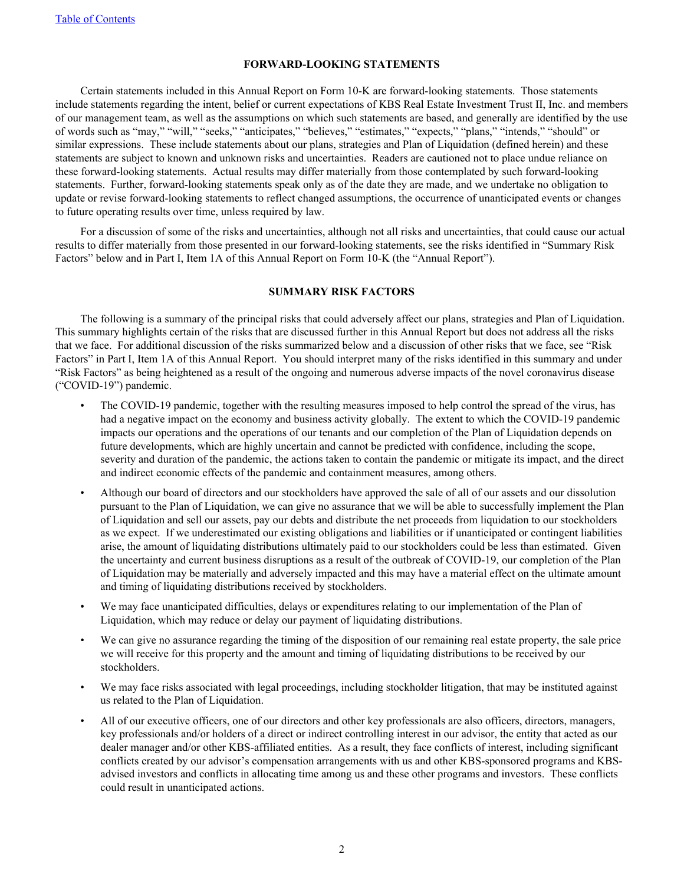## FORWARD-LOOKING STATEMENTS

Certain statements included in this Annual Report on Form 10-K are forward-looking statements. Those statements include statements regarding the intent, belief or current expectations of KBS Real Estate Investment Trust II, Inc. and members of our management team, as well as the assumptions on which such statements are based, and generally are identified by the use of words such as "may," "will," "seeks," "anticipates," "believes," "estimates," "expects," "plans," "intends," "should" or similar expressions. These include statements about our plans, strategies and Plan of Liquidation (defined herein) and these statements are subject to known and unknown risks and uncertainties. Readers are cautioned not to place undue reliance on these forward-looking statements. Actual results may differ materially from those contemplated by such forward-looking statements. Further, forward-looking statements speak only as of the date they are made, and we undertake no obligation to update or revise forward-looking statements to reflect changed assumptions, the occurrence of unanticipated events or changes to future operating results over time, unless required by law.

For a discussion of some of the risks and uncertainties, although not all risks and uncertainties, that could cause our actual results to differ materially from those presented in our forward-looking statements, see the risks identified in "Summary Risk Factors" below and in Part I, Item 1A of this Annual Report on Form 10-K (the "Annual Report").

## SUMMARY RISK FACTORS

The following is a summary of the principal risks that could adversely affect our plans, strategies and Plan of Liquidation. This summary highlights certain of the risks that are discussed further in this Annual Report but does not address all the risks that we face. For additional discussion of the risks summarized below and a discussion of other risks that we face, see "Risk Factors" in Part I, Item 1A of this Annual Report. You should interpret many of the risks identified in this summary and under "Risk Factors" as being heightened as a result of the ongoing and numerous adverse impacts of the novel coronavirus disease ("COVID-19") pandemic.

- The COVID-19 pandemic, together with the resulting measures imposed to help control the spread of the virus, has had a negative impact on the economy and business activity globally. The extent to which the COVID-19 pandemic impacts our operations and the operations of our tenants and our completion of the Plan of Liquidation depends on future developments, which are highly uncertain and cannot be predicted with confidence, including the scope, severity and duration of the pandemic, the actions taken to contain the pandemic or mitigate its impact, and the direct and indirect economic effects of the pandemic and containment measures, among others.
- Although our board of directors and our stockholders have approved the sale of all of our assets and our dissolution pursuant to the Plan of Liquidation, we can give no assurance that we will be able to successfully implement the Plan of Liquidation and sell our assets, pay our debts and distribute the net proceeds from liquidation to our stockholders as we expect. If we underestimated our existing obligations and liabilities or if unanticipated or contingent liabilities arise, the amount of liquidating distributions ultimately paid to our stockholders could be less than estimated. Given the uncertainty and current business disruptions as a result of the outbreak of COVID-19, our completion of the Plan of Liquidation may be materially and adversely impacted and this may have a material effect on the ultimate amount and timing of liquidating distributions received by stockholders.
- We may face unanticipated difficulties, delays or expenditures relating to our implementation of the Plan of Liquidation, which may reduce or delay our payment of liquidating distributions.
- We can give no assurance regarding the timing of the disposition of our remaining real estate property, the sale price we will receive for this property and the amount and timing of liquidating distributions to be received by our stockholders.
- We may face risks associated with legal proceedings, including stockholder litigation, that may be instituted against us related to the Plan of Liquidation.
- All of our executive officers, one of our directors and other key professionals are also officers, directors, managers, key professionals and/or holders of a direct or indirect controlling interest in our advisor, the entity that acted as our dealer manager and/or other KBS-affiliated entities. As a result, they face conflicts of interest, including significant conflicts created by our advisor's compensation arrangements with us and other KBS-sponsored programs and KBS-advised investors and conflicts in allocating time among us and these other programs and investors. These conflicts could result in unanticipated actions.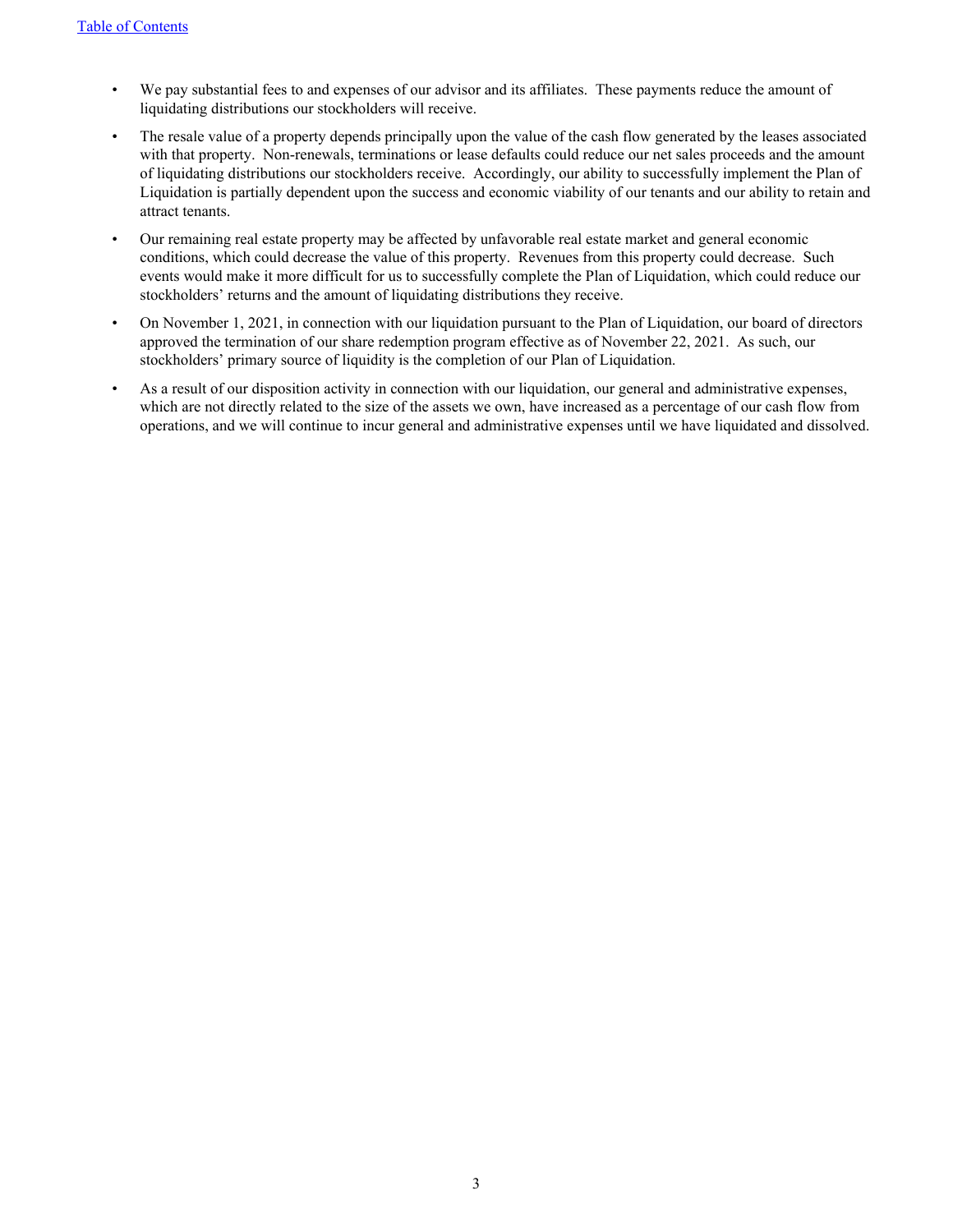- We pay substantial fees to and expenses of our advisor and its affiliates. These payments reduce the amount of liquidating distributions our stockholders will receive.
- The resale value of a property depends principally upon the value of the cash flow generated by the leases associated with that property. Non-renewals, terminations or lease defaults could reduce our net sales proceeds and the amount of liquidating distributions our stockholders receive. Accordingly, our ability to successfully implement the Plan of Liquidation is partially dependent upon the success and economic viability of our tenants and our ability to retain and attract tenants.
- Our remaining real estate property may be affected by unfavorable real estate market and general economic conditions, which could decrease the value of this property. Revenues from this property could decrease. Such events would make it more difficult for us to successfully complete the Plan of Liquidation, which could reduce our stockholders' returns and the amount of liquidating distributions they receive.
- On November 1, 2021, in connection with our liquidation pursuant to the Plan of Liquidation, our board of directors approved the termination of our share redemption program effective as of November 22, 2021. As such, our stockholders' primary source of liquidity is the completion of our Plan of Liquidation.
- As a result of our disposition activity in connection with our liquidation, our general and administrative expenses, which are not directly related to the size of the assets we own, have increased as a percentage of our cash flow from operations, and we will continue to incur general and administrative expenses until we have liquidated and dissolved.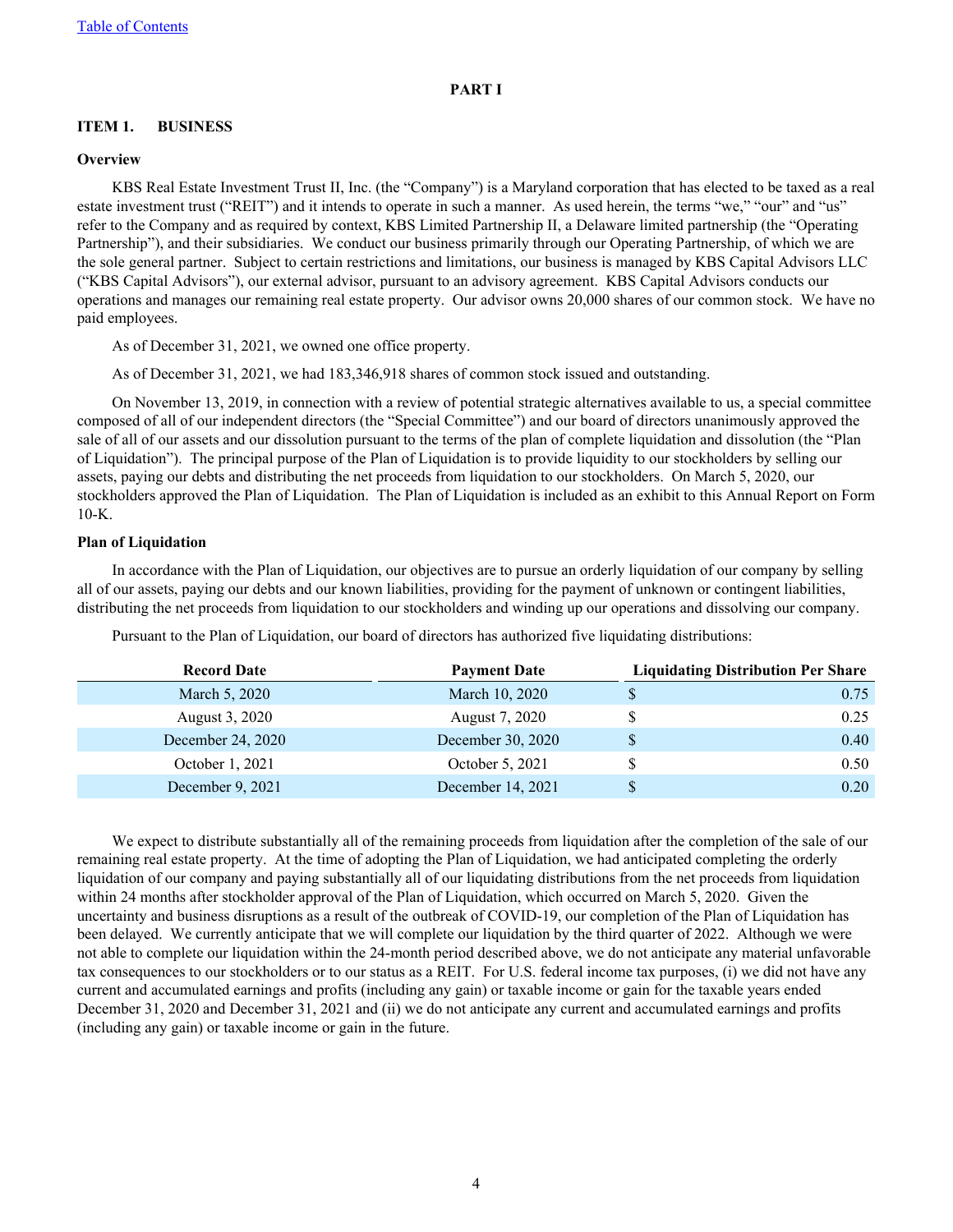Table of Contents

# PART I

## ITEM 1. BUSINESS

### Overview

KBS Real Estate Investment Trust II, Inc. (the "Company") is a Maryland corporation that has elected to be taxed as a real estate investment trust ("REIT") and it intends to operate in such a manner. As used herein, the terms "we," "our" and "us" refer to the Company and as required by context, KBS Limited Partnership II, a Delaware limited partnership (the "Operating Partnership"), and their subsidiaries. We conduct our business primarily through our Operating Partnership, of which we are the sole general partner. Subject to certain restrictions and limitations, our business is managed by KBS Capital Advisors LLC ("KBS Capital Advisors"), our external advisor, pursuant to an advisory agreement. KBS Capital Advisors conducts our operations and manages our remaining real estate property. Our advisor owns 20,000 shares of our common stock. We have no paid employees.

As of December 31, 2021, we owned one office property.

As of December 31, 2021, we had 183,346,918 shares of common stock issued and outstanding.

On November 13, 2019, in connection with a review of potential strategic alternatives available to us, a special committee composed of all of our independent directors (the "Special Committee") and our board of directors unanimously approved the sale of all of our assets and our dissolution pursuant to the terms of the plan of complete liquidation and dissolution (the "Plan of Liquidation"). The principal purpose of the Plan of Liquidation is to provide liquidity to our stockholders by selling our assets, paying our debts and distributing the net proceeds from liquidation to our stockholders. On March 5, 2020, our stockholders approved the Plan of Liquidation. The Plan of Liquidation is included as an exhibit to this Annual Report on Form 10-K.

### Plan of Liquidation

In accordance with the Plan of Liquidation, our objectives are to pursue an orderly liquidation of our company by selling all of our assets, paying our debts and our known liabilities, providing for the payment of unknown or contingent liabilities, distributing the net proceeds from liquidation to our stockholders and winding up our operations and dissolving our company.

Pursuant to the Plan of Liquidation, our board of directors has authorized five liquidating distributions:

| Record Date | Payment Date | Liquidating Distribution Per Share |
|---|---|---|
| March 5, 2020 | March 10, 2020 | $ 0.75 |
| August 3, 2020 | August 7, 2020 | $ 0.25 |
| December 24, 2020 | December 30, 2020 | $ 0.40 |
| October 1, 2021 | October 5, 2021 | $ 0.50 |
| December 9, 2021 | December 14, 2021 | $ 0.20 |

We expect to distribute substantially all of the remaining proceeds from liquidation after the completion of the sale of our remaining real estate property. At the time of adopting the Plan of Liquidation, we had anticipated completing the orderly liquidation of our company and paying substantially all of our liquidating distributions from the net proceeds from liquidation within 24 months after stockholder approval of the Plan of Liquidation, which occurred on March 5, 2020. Given the uncertainty and business disruptions as a result of the outbreak of COVID-19, our completion of the Plan of Liquidation has been delayed. We currently anticipate that we will complete our liquidation by the third quarter of 2022. Although we were not able to complete our liquidation within the 24-month period described above, we do not anticipate any material unfavorable tax consequences to our stockholders or to our status as a REIT. For U.S. federal income tax purposes, (i) we did not have any current and accumulated earnings and profits (including any gain) or taxable income or gain for the taxable years ended December 31, 2020 and December 31, 2021 and (ii) we do not anticipate any current and accumulated earnings and profits (including any gain) or taxable income or gain in the future.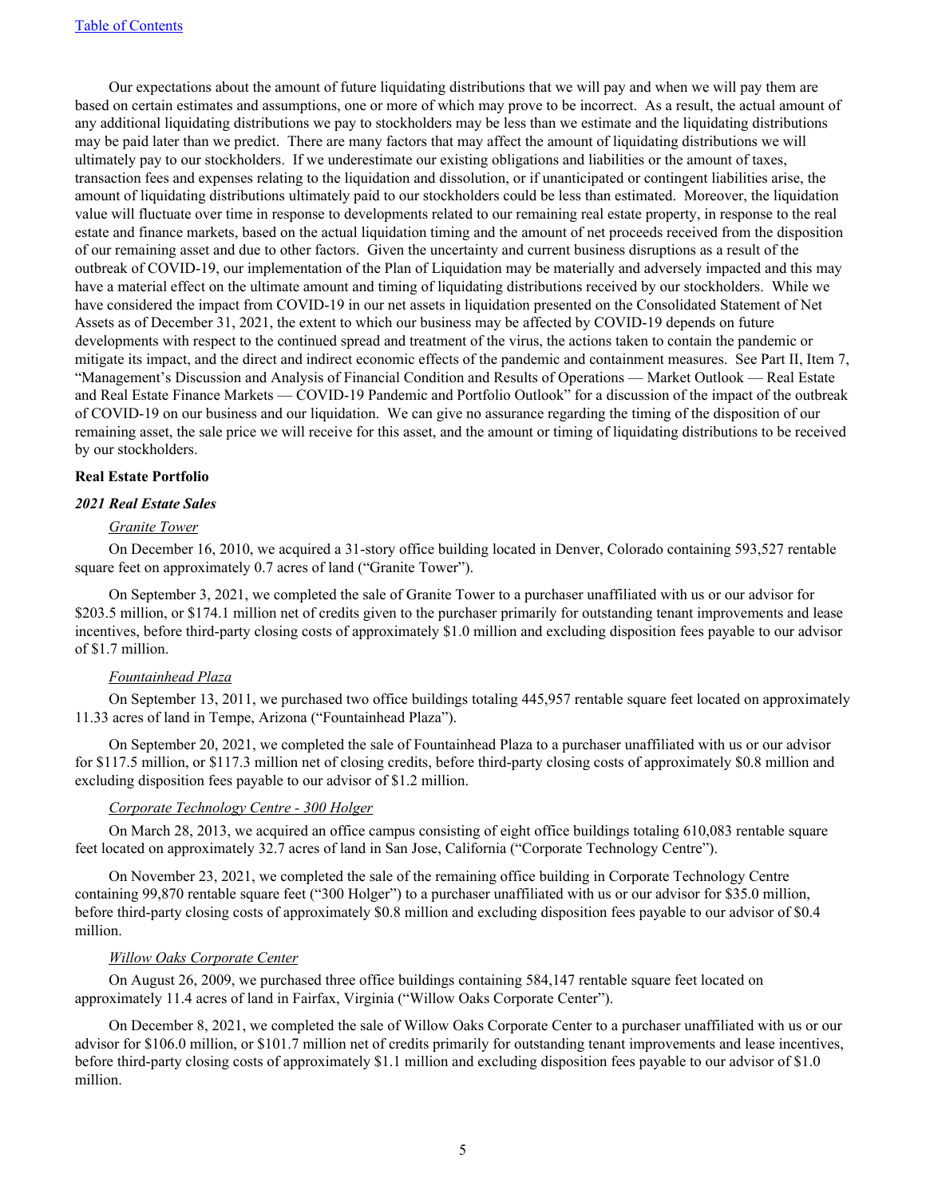Our expectations about the amount of future liquidating distributions that we will pay and when we will pay them are based on certain estimates and assumptions, one or more of which may prove to be incorrect. As a result, the actual amount of any additional liquidating distributions we pay to stockholders may be less than we estimate and the liquidating distributions may be paid later than we predict. There are many factors that may affect the amount of liquidating distributions we will ultimately pay to our stockholders. If we underestimate our existing obligations and liabilities or the amount of taxes, transaction fees and expenses relating to the liquidation and dissolution, or if unanticipated or contingent liabilities arise, the amount of liquidating distributions ultimately paid to our stockholders could be less than estimated. Moreover, the liquidation value will fluctuate over time in response to developments related to our remaining real estate property, in response to the real estate and finance markets, based on the actual liquidation timing and the amount of net proceeds received from the disposition of our remaining asset and due to other factors. Given the uncertainty and current business disruptions as a result of the outbreak of COVID-19, our implementation of the Plan of Liquidation may be materially and adversely impacted and this may have a material effect on the ultimate amount and timing of liquidating distributions received by our stockholders. While we have considered the impact from COVID-19 in our net assets in liquidation presented on the Consolidated Statement of Net Assets as of December 31, 2021, the extent to which our business may be affected by COVID-19 depends on future developments with respect to the continued spread and treatment of the virus, the actions taken to contain the pandemic or mitigate its impact, and the direct and indirect economic effects of the pandemic and containment measures. See Part II, Item 7, "Management's Discussion and Analysis of Financial Condition and Results of Operations — Market Outlook — Real Estate and Real Estate Finance Markets — COVID-19 Pandemic and Portfolio Outlook" for a discussion of the impact of the outbreak of COVID-19 on our business and our liquidation. We can give no assurance regarding the timing of the disposition of our remaining asset, the sale price we will receive for this asset, and the amount or timing of liquidating distributions to be received by our stockholders.

**Real Estate Portfolio**

***2021 Real Estate Sales***

*Granite Tower*

On December 16, 2010, we acquired a 31-story office building located in Denver, Colorado containing 593,527 rentable square feet on approximately 0.7 acres of land ("Granite Tower").

On September 3, 2021, we completed the sale of Granite Tower to a purchaser unaffiliated with us or our advisor for $203.5 million, or $174.1 million net of credits given to the purchaser primarily for outstanding tenant improvements and lease incentives, before third-party closing costs of approximately $1.0 million and excluding disposition fees payable to our advisor of $1.7 million.

*Fountainhead Plaza*

On September 13, 2011, we purchased two office buildings totaling 445,957 rentable square feet located on approximately 11.33 acres of land in Tempe, Arizona ("Fountainhead Plaza").

On September 20, 2021, we completed the sale of Fountainhead Plaza to a purchaser unaffiliated with us or our advisor for $117.5 million, or $117.3 million net of closing credits, before third-party closing costs of approximately $0.8 million and excluding disposition fees payable to our advisor of $1.2 million.

*Corporate Technology Centre - 300 Holger*

On March 28, 2013, we acquired an office campus consisting of eight office buildings totaling 610,083 rentable square feet located on approximately 32.7 acres of land in San Jose, California ("Corporate Technology Centre").

On November 23, 2021, we completed the sale of the remaining office building in Corporate Technology Centre containing 99,870 rentable square feet ("300 Holger") to a purchaser unaffiliated with us or our advisor for $35.0 million, before third-party closing costs of approximately $0.8 million and excluding disposition fees payable to our advisor of $0.4 million.

*Willow Oaks Corporate Center*

On August 26, 2009, we purchased three office buildings containing 584,147 rentable square feet located on approximately 11.4 acres of land in Fairfax, Virginia ("Willow Oaks Corporate Center").

On December 8, 2021, we completed the sale of Willow Oaks Corporate Center to a purchaser unaffiliated with us or our advisor for $106.0 million, or $101.7 million net of credits primarily for outstanding tenant improvements and lease incentives, before third-party closing costs of approximately $1.1 million and excluding disposition fees payable to our advisor of $1.0 million.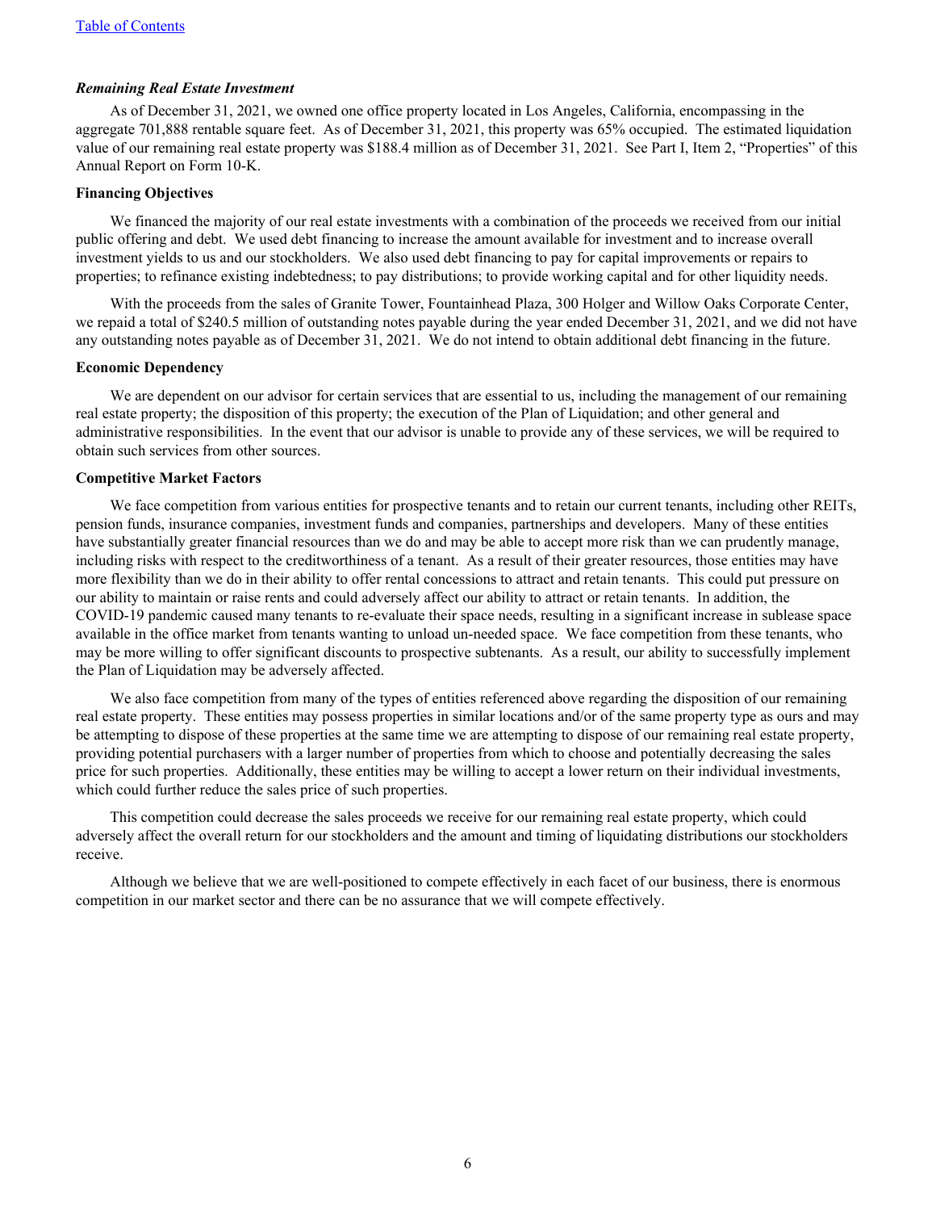***Remaining Real Estate Investment***

As of December 31, 2021, we owned one office property located in Los Angeles, California, encompassing in the aggregate 701,888 rentable square feet. As of December 31, 2021, this property was 65% occupied. The estimated liquidation value of our remaining real estate property was $188.4 million as of December 31, 2021. See Part I, Item 2, “Properties” of this Annual Report on Form 10-K.

**Financing Objectives**

We financed the majority of our real estate investments with a combination of the proceeds we received from our initial public offering and debt. We used debt financing to increase the amount available for investment and to increase overall investment yields to us and our stockholders. We also used debt financing to pay for capital improvements or repairs to properties; to refinance existing indebtedness; to pay distributions; to provide working capital and for other liquidity needs.

With the proceeds from the sales of Granite Tower, Fountainhead Plaza, 300 Holger and Willow Oaks Corporate Center, we repaid a total of $240.5 million of outstanding notes payable during the year ended December 31, 2021, and we did not have any outstanding notes payable as of December 31, 2021. We do not intend to obtain additional debt financing in the future.

**Economic Dependency**

We are dependent on our advisor for certain services that are essential to us, including the management of our remaining real estate property; the disposition of this property; the execution of the Plan of Liquidation; and other general and administrative responsibilities. In the event that our advisor is unable to provide any of these services, we will be required to obtain such services from other sources.

**Competitive Market Factors**

We face competition from various entities for prospective tenants and to retain our current tenants, including other REITs, pension funds, insurance companies, investment funds and companies, partnerships and developers. Many of these entities have substantially greater financial resources than we do and may be able to accept more risk than we can prudently manage, including risks with respect to the creditworthiness of a tenant. As a result of their greater resources, those entities may have more flexibility than we do in their ability to offer rental concessions to attract and retain tenants. This could put pressure on our ability to maintain or raise rents and could adversely affect our ability to attract or retain tenants. In addition, the COVID-19 pandemic caused many tenants to re-evaluate their space needs, resulting in a significant increase in sublease space available in the office market from tenants wanting to unload un-needed space. We face competition from these tenants, who may be more willing to offer significant discounts to prospective subtenants. As a result, our ability to successfully implement the Plan of Liquidation may be adversely affected.

We also face competition from many of the types of entities referenced above regarding the disposition of our remaining real estate property. These entities may possess properties in similar locations and/or of the same property type as ours and may be attempting to dispose of these properties at the same time we are attempting to dispose of our remaining real estate property, providing potential purchasers with a larger number of properties from which to choose and potentially decreasing the sales price for such properties. Additionally, these entities may be willing to accept a lower return on their individual investments, which could further reduce the sales price of such properties.

This competition could decrease the sales proceeds we receive for our remaining real estate property, which could adversely affect the overall return for our stockholders and the amount and timing of liquidating distributions our stockholders receive.

Although we believe that we are well-positioned to compete effectively in each facet of our business, there is enormous competition in our market sector and there can be no assurance that we will compete effectively.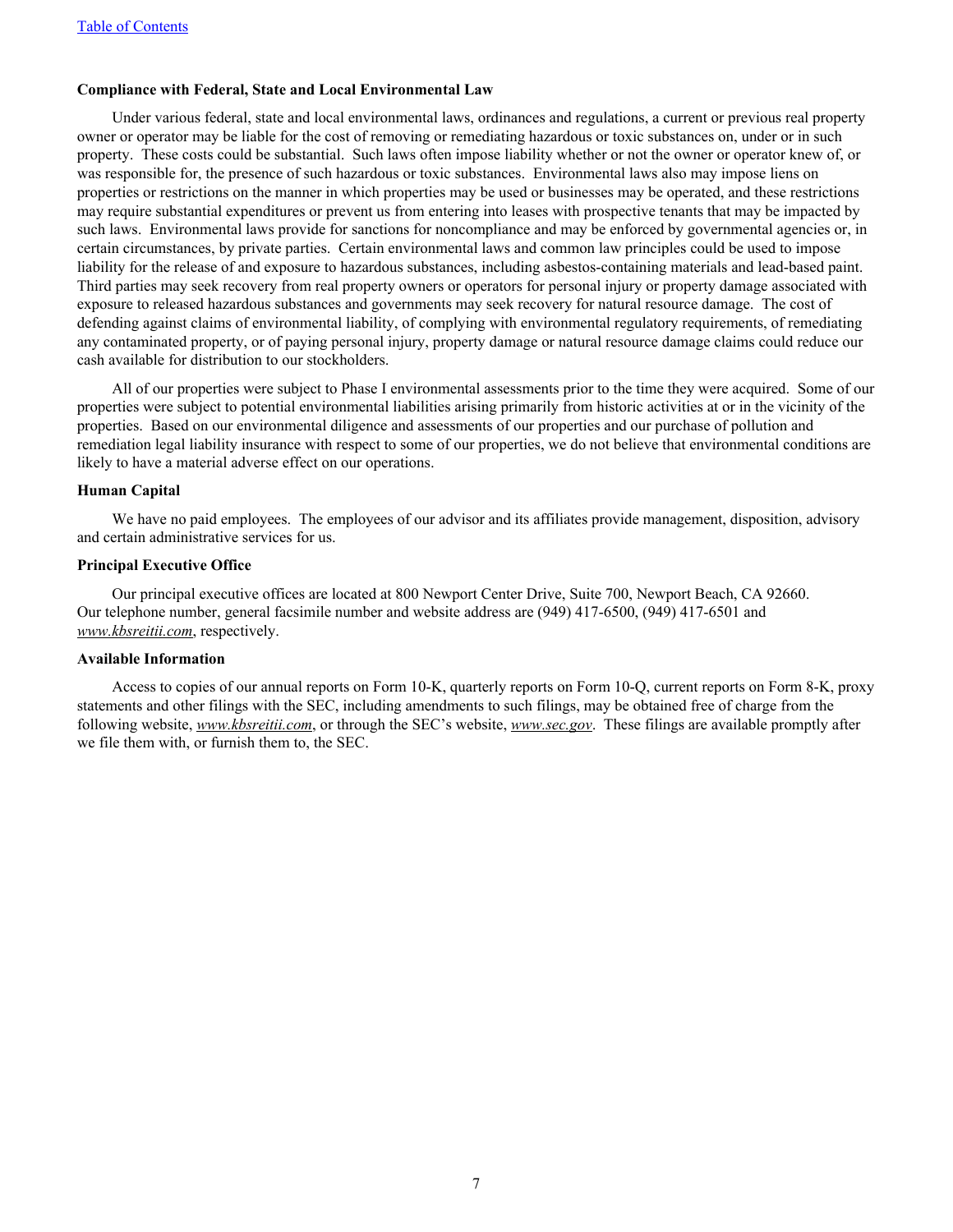**Compliance with Federal, State and Local Environmental Law**

Under various federal, state and local environmental laws, ordinances and regulations, a current or previous real property owner or operator may be liable for the cost of removing or remediating hazardous or toxic substances on, under or in such property. These costs could be substantial. Such laws often impose liability whether or not the owner or operator knew of, or was responsible for, the presence of such hazardous or toxic substances. Environmental laws also may impose liens on properties or restrictions on the manner in which properties may be used or businesses may be operated, and these restrictions may require substantial expenditures or prevent us from entering into leases with prospective tenants that may be impacted by such laws. Environmental laws provide for sanctions for noncompliance and may be enforced by governmental agencies or, in certain circumstances, by private parties. Certain environmental laws and common law principles could be used to impose liability for the release of and exposure to hazardous substances, including asbestos-containing materials and lead-based paint. Third parties may seek recovery from real property owners or operators for personal injury or property damage associated with exposure to released hazardous substances and governments may seek recovery for natural resource damage. The cost of defending against claims of environmental liability, of complying with environmental regulatory requirements, of remediating any contaminated property, or of paying personal injury, property damage or natural resource damage claims could reduce our cash available for distribution to our stockholders.

All of our properties were subject to Phase I environmental assessments prior to the time they were acquired. Some of our properties were subject to potential environmental liabilities arising primarily from historic activities at or in the vicinity of the properties. Based on our environmental diligence and assessments of our properties and our purchase of pollution and remediation legal liability insurance with respect to some of our properties, we do not believe that environmental conditions are likely to have a material adverse effect on our operations.

**Human Capital**

We have no paid employees. The employees of our advisor and its affiliates provide management, disposition, advisory and certain administrative services for us.

**Principal Executive Office**

Our principal executive offices are located at 800 Newport Center Drive, Suite 700, Newport Beach, CA 92660. Our telephone number, general facsimile number and website address are (949) 417-6500, (949) 417-6501 and *www.kbsreitii.com*, respectively.

**Available Information**

Access to copies of our annual reports on Form 10-K, quarterly reports on Form 10-Q, current reports on Form 8-K, proxy statements and other filings with the SEC, including amendments to such filings, may be obtained free of charge from the following website, *www.kbsreitii.com*, or through the SEC's website, *www.sec.gov*. These filings are available promptly after we file them with, or furnish them to, the SEC.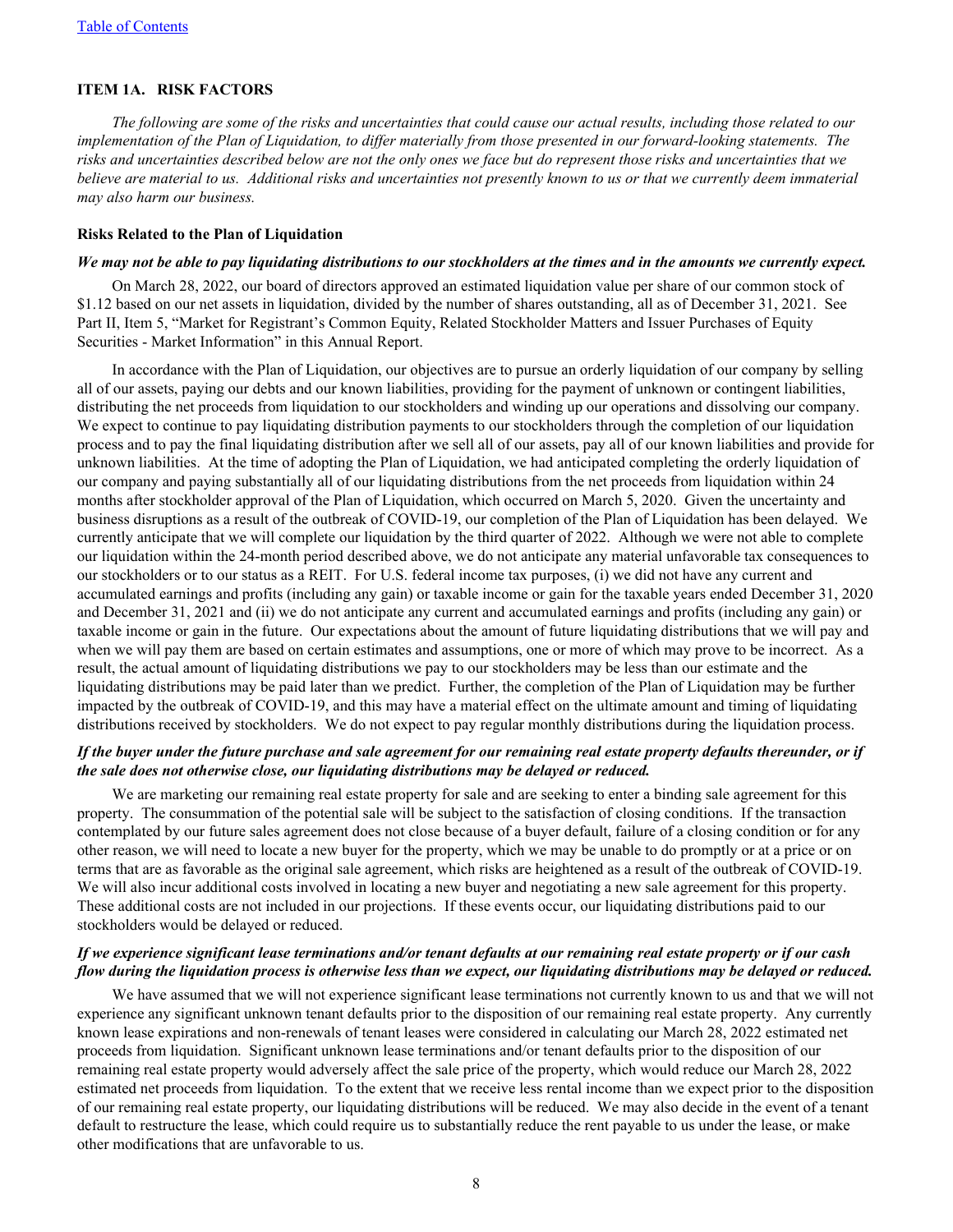## ITEM 1A. RISK FACTORS

*The following are some of the risks and uncertainties that could cause our actual results, including those related to our implementation of the Plan of Liquidation, to differ materially from those presented in our forward-looking statements. The risks and uncertainties described below are not the only ones we face but do represent those risks and uncertainties that we believe are material to us. Additional risks and uncertainties not presently known to us or that we currently deem immaterial may also harm our business.*

### Risks Related to the Plan of Liquidation

***We may not be able to pay liquidating distributions to our stockholders at the times and in the amounts we currently expect.***

On March 28, 2022, our board of directors approved an estimated liquidation value per share of our common stock of $1.12 based on our net assets in liquidation, divided by the number of shares outstanding, all as of December 31, 2021. See Part II, Item 5, "Market for Registrant's Common Equity, Related Stockholder Matters and Issuer Purchases of Equity Securities - Market Information" in this Annual Report.

In accordance with the Plan of Liquidation, our objectives are to pursue an orderly liquidation of our company by selling all of our assets, paying our debts and our known liabilities, providing for the payment of unknown or contingent liabilities, distributing the net proceeds from liquidation to our stockholders and winding up our operations and dissolving our company. We expect to continue to pay liquidating distribution payments to our stockholders through the completion of our liquidation process and to pay the final liquidating distribution after we sell all of our assets, pay all of our known liabilities and provide for unknown liabilities. At the time of adopting the Plan of Liquidation, we had anticipated completing the orderly liquidation of our company and paying substantially all of our liquidating distributions from the net proceeds from liquidation within 24 months after stockholder approval of the Plan of Liquidation, which occurred on March 5, 2020. Given the uncertainty and business disruptions as a result of the outbreak of COVID-19, our completion of the Plan of Liquidation has been delayed. We currently anticipate that we will complete our liquidation by the third quarter of 2022. Although we were not able to complete our liquidation within the 24-month period described above, we do not anticipate any material unfavorable tax consequences to our stockholders or to our status as a REIT. For U.S. federal income tax purposes, (i) we did not have any current and accumulated earnings and profits (including any gain) or taxable income or gain for the taxable years ended December 31, 2020 and December 31, 2021 and (ii) we do not anticipate any current and accumulated earnings and profits (including any gain) or taxable income or gain in the future. Our expectations about the amount of future liquidating distributions that we will pay and when we will pay them are based on certain estimates and assumptions, one or more of which may prove to be incorrect. As a result, the actual amount of liquidating distributions we pay to our stockholders may be less than our estimate and the liquidating distributions may be paid later than we predict. Further, the completion of the Plan of Liquidation may be further impacted by the outbreak of COVID-19, and this may have a material effect on the ultimate amount and timing of liquidating distributions received by stockholders. We do not expect to pay regular monthly distributions during the liquidation process.

***If the buyer under the future purchase and sale agreement for our remaining real estate property defaults thereunder, or if the sale does not otherwise close, our liquidating distributions may be delayed or reduced.***

We are marketing our remaining real estate property for sale and are seeking to enter a binding sale agreement for this property. The consummation of the potential sale will be subject to the satisfaction of closing conditions. If the transaction contemplated by our future sales agreement does not close because of a buyer default, failure of a closing condition or for any other reason, we will need to locate a new buyer for the property, which we may be unable to do promptly or at a price or on terms that are as favorable as the original sale agreement, which risks are heightened as a result of the outbreak of COVID-19. We will also incur additional costs involved in locating a new buyer and negotiating a new sale agreement for this property. These additional costs are not included in our projections. If these events occur, our liquidating distributions paid to our stockholders would be delayed or reduced.

***If we experience significant lease terminations and/or tenant defaults at our remaining real estate property or if our cash flow during the liquidation process is otherwise less than we expect, our liquidating distributions may be delayed or reduced.***

We have assumed that we will not experience significant lease terminations not currently known to us and that we will not experience any significant unknown tenant defaults prior to the disposition of our remaining real estate property. Any currently known lease expirations and non-renewals of tenant leases were considered in calculating our March 28, 2022 estimated net proceeds from liquidation. Significant unknown lease terminations and/or tenant defaults prior to the disposition of our remaining real estate property would adversely affect the sale price of the property, which would reduce our March 28, 2022 estimated net proceeds from liquidation. To the extent that we receive less rental income than we expect prior to the disposition of our remaining real estate property, our liquidating distributions will be reduced. We may also decide in the event of a tenant default to restructure the lease, which could require us to substantially reduce the rent payable to us under the lease, or make other modifications that are unfavorable to us.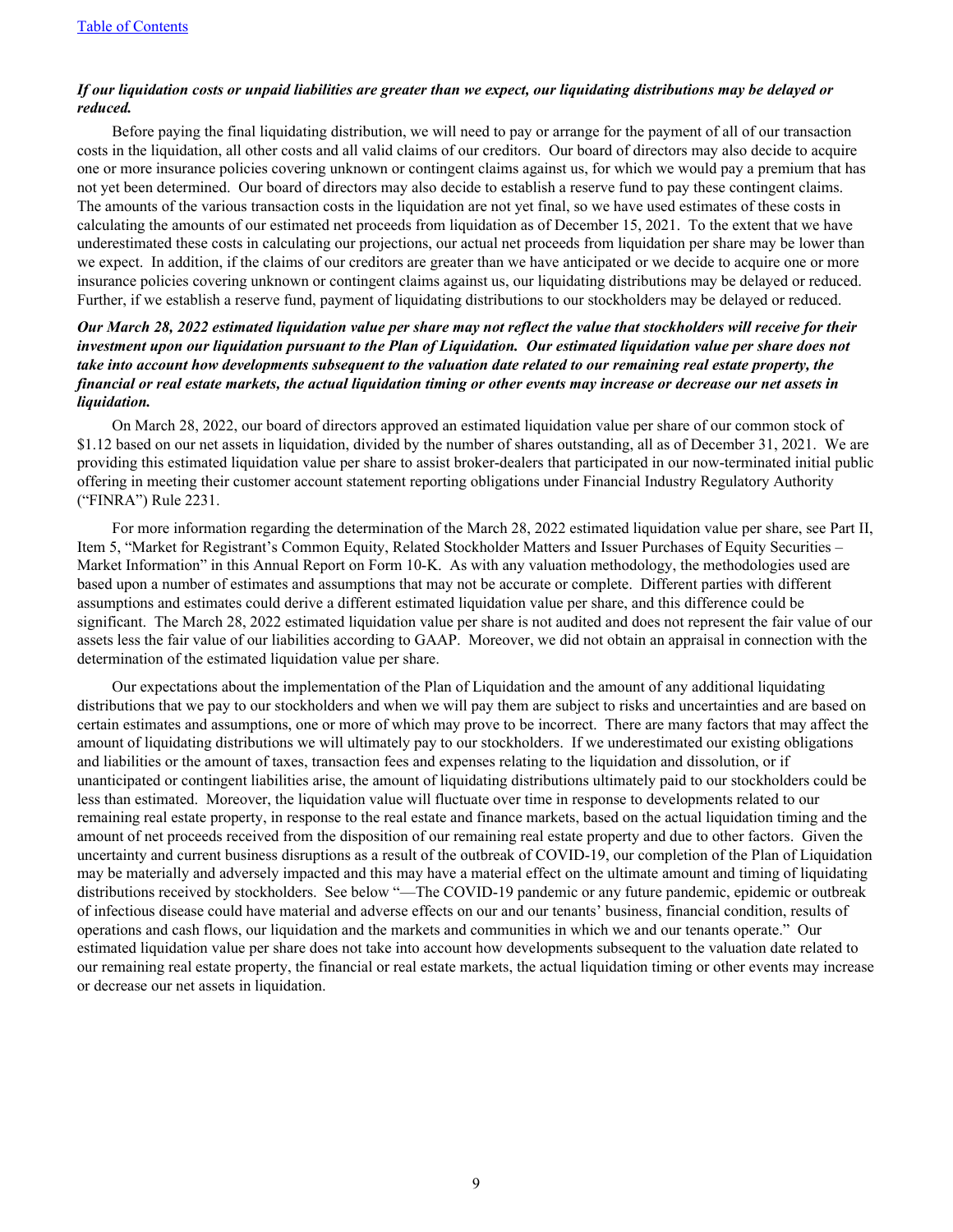***If our liquidation costs or unpaid liabilities are greater than we expect, our liquidating distributions may be delayed or reduced.***

Before paying the final liquidating distribution, we will need to pay or arrange for the payment of all of our transaction costs in the liquidation, all other costs and all valid claims of our creditors. Our board of directors may also decide to acquire one or more insurance policies covering unknown or contingent claims against us, for which we would pay a premium that has not yet been determined. Our board of directors may also decide to establish a reserve fund to pay these contingent claims. The amounts of the various transaction costs in the liquidation are not yet final, so we have used estimates of these costs in calculating the amounts of our estimated net proceeds from liquidation as of December 15, 2021. To the extent that we have underestimated these costs in calculating our projections, our actual net proceeds from liquidation per share may be lower than we expect. In addition, if the claims of our creditors are greater than we have anticipated or we decide to acquire one or more insurance policies covering unknown or contingent claims against us, our liquidating distributions may be delayed or reduced. Further, if we establish a reserve fund, payment of liquidating distributions to our stockholders may be delayed or reduced.

***Our March 28, 2022 estimated liquidation value per share may not reflect the value that stockholders will receive for their investment upon our liquidation pursuant to the Plan of Liquidation. Our estimated liquidation value per share does not take into account how developments subsequent to the valuation date related to our remaining real estate property, the financial or real estate markets, the actual liquidation timing or other events may increase or decrease our net assets in liquidation.***

On March 28, 2022, our board of directors approved an estimated liquidation value per share of our common stock of $1.12 based on our net assets in liquidation, divided by the number of shares outstanding, all as of December 31, 2021. We are providing this estimated liquidation value per share to assist broker-dealers that participated in our now-terminated initial public offering in meeting their customer account statement reporting obligations under Financial Industry Regulatory Authority ("FINRA") Rule 2231.

For more information regarding the determination of the March 28, 2022 estimated liquidation value per share, see Part II, Item 5, "Market for Registrant's Common Equity, Related Stockholder Matters and Issuer Purchases of Equity Securities – Market Information" in this Annual Report on Form 10-K. As with any valuation methodology, the methodologies used are based upon a number of estimates and assumptions that may not be accurate or complete. Different parties with different assumptions and estimates could derive a different estimated liquidation value per share, and this difference could be significant. The March 28, 2022 estimated liquidation value per share is not audited and does not represent the fair value of our assets less the fair value of our liabilities according to GAAP. Moreover, we did not obtain an appraisal in connection with the determination of the estimated liquidation value per share.

Our expectations about the implementation of the Plan of Liquidation and the amount of any additional liquidating distributions that we pay to our stockholders and when we will pay them are subject to risks and uncertainties and are based on certain estimates and assumptions, one or more of which may prove to be incorrect. There are many factors that may affect the amount of liquidating distributions we will ultimately pay to our stockholders. If we underestimated our existing obligations and liabilities or the amount of taxes, transaction fees and expenses relating to the liquidation and dissolution, or if unanticipated or contingent liabilities arise, the amount of liquidating distributions ultimately paid to our stockholders could be less than estimated. Moreover, the liquidation value will fluctuate over time in response to developments related to our remaining real estate property, in response to the real estate and finance markets, based on the actual liquidation timing and the amount of net proceeds received from the disposition of our remaining real estate property and due to other factors. Given the uncertainty and current business disruptions as a result of the outbreak of COVID-19, our completion of the Plan of Liquidation may be materially and adversely impacted and this may have a material effect on the ultimate amount and timing of liquidating distributions received by stockholders. See below "—The COVID-19 pandemic or any future pandemic, epidemic or outbreak of infectious disease could have material and adverse effects on our and our tenants' business, financial condition, results of operations and cash flows, our liquidation and the markets and communities in which we and our tenants operate." Our estimated liquidation value per share does not take into account how developments subsequent to the valuation date related to our remaining real estate property, the financial or real estate markets, the actual liquidation timing or other events may increase or decrease our net assets in liquidation.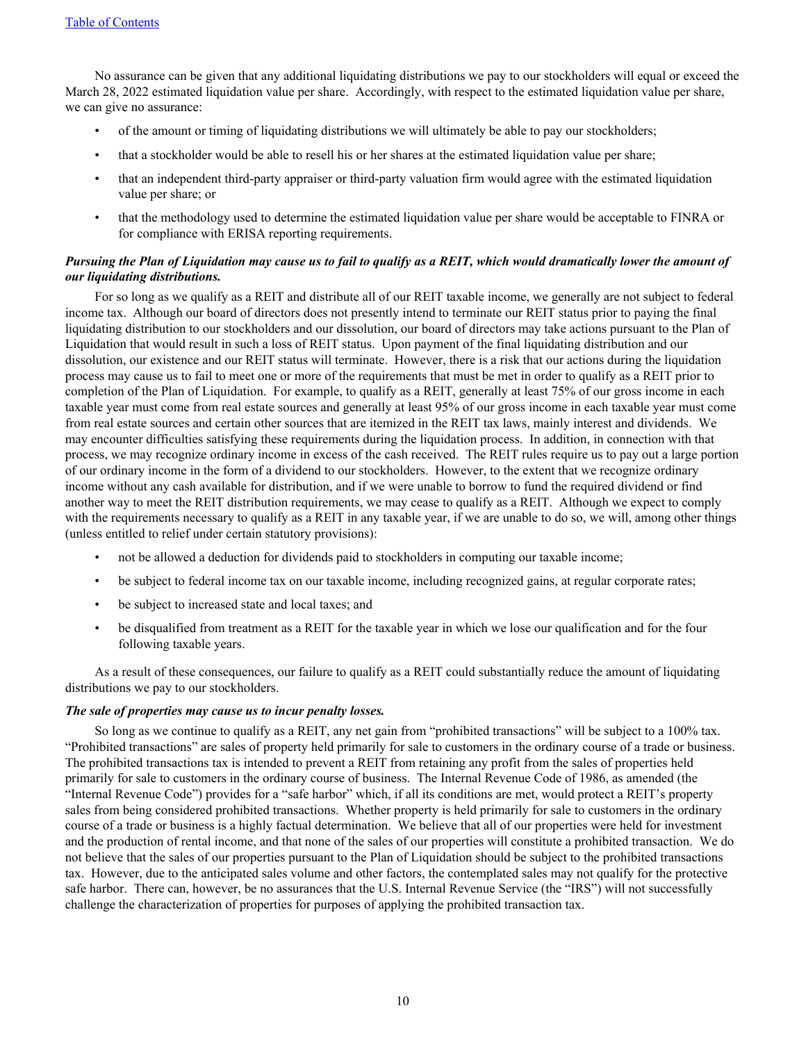No assurance can be given that any additional liquidating distributions we pay to our stockholders will equal or exceed the March 28, 2022 estimated liquidation value per share. Accordingly, with respect to the estimated liquidation value per share, we can give no assurance:

- of the amount or timing of liquidating distributions we will ultimately be able to pay our stockholders;
- that a stockholder would be able to resell his or her shares at the estimated liquidation value per share;
- that an independent third-party appraiser or third-party valuation firm would agree with the estimated liquidation value per share; or
- that the methodology used to determine the estimated liquidation value per share would be acceptable to FINRA or for compliance with ERISA reporting requirements.

***Pursuing the Plan of Liquidation may cause us to fail to qualify as a REIT, which would dramatically lower the amount of our liquidating distributions.***

For so long as we qualify as a REIT and distribute all of our REIT taxable income, we generally are not subject to federal income tax. Although our board of directors does not presently intend to terminate our REIT status prior to paying the final liquidating distribution to our stockholders and our dissolution, our board of directors may take actions pursuant to the Plan of Liquidation that would result in such a loss of REIT status. Upon payment of the final liquidating distribution and our dissolution, our existence and our REIT status will terminate. However, there is a risk that our actions during the liquidation process may cause us to fail to meet one or more of the requirements that must be met in order to qualify as a REIT prior to completion of the Plan of Liquidation. For example, to qualify as a REIT, generally at least 75% of our gross income in each taxable year must come from real estate sources and generally at least 95% of our gross income in each taxable year must come from real estate sources and certain other sources that are itemized in the REIT tax laws, mainly interest and dividends. We may encounter difficulties satisfying these requirements during the liquidation process. In addition, in connection with that process, we may recognize ordinary income in excess of the cash received. The REIT rules require us to pay out a large portion of our ordinary income in the form of a dividend to our stockholders. However, to the extent that we recognize ordinary income without any cash available for distribution, and if we were unable to borrow to fund the required dividend or find another way to meet the REIT distribution requirements, we may cease to qualify as a REIT. Although we expect to comply with the requirements necessary to qualify as a REIT in any taxable year, if we are unable to do so, we will, among other things (unless entitled to relief under certain statutory provisions):

- not be allowed a deduction for dividends paid to stockholders in computing our taxable income;
- be subject to federal income tax on our taxable income, including recognized gains, at regular corporate rates;
- be subject to increased state and local taxes; and
- be disqualified from treatment as a REIT for the taxable year in which we lose our qualification and for the four following taxable years.

As a result of these consequences, our failure to qualify as a REIT could substantially reduce the amount of liquidating distributions we pay to our stockholders.

***The sale of properties may cause us to incur penalty losses.***

So long as we continue to qualify as a REIT, any net gain from "prohibited transactions" will be subject to a 100% tax. "Prohibited transactions" are sales of property held primarily for sale to customers in the ordinary course of a trade or business. The prohibited transactions tax is intended to prevent a REIT from retaining any profit from the sales of properties held primarily for sale to customers in the ordinary course of business. The Internal Revenue Code of 1986, as amended (the "Internal Revenue Code") provides for a "safe harbor" which, if all its conditions are met, would protect a REIT's property sales from being considered prohibited transactions. Whether property is held primarily for sale to customers in the ordinary course of a trade or business is a highly factual determination. We believe that all of our properties were held for investment and the production of rental income, and that none of the sales of our properties will constitute a prohibited transaction. We do not believe that the sales of our properties pursuant to the Plan of Liquidation should be subject to the prohibited transactions tax. However, due to the anticipated sales volume and other factors, the contemplated sales may not qualify for the protective safe harbor. There can, however, be no assurances that the U.S. Internal Revenue Service (the "IRS") will not successfully challenge the characterization of properties for purposes of applying the prohibited transaction tax.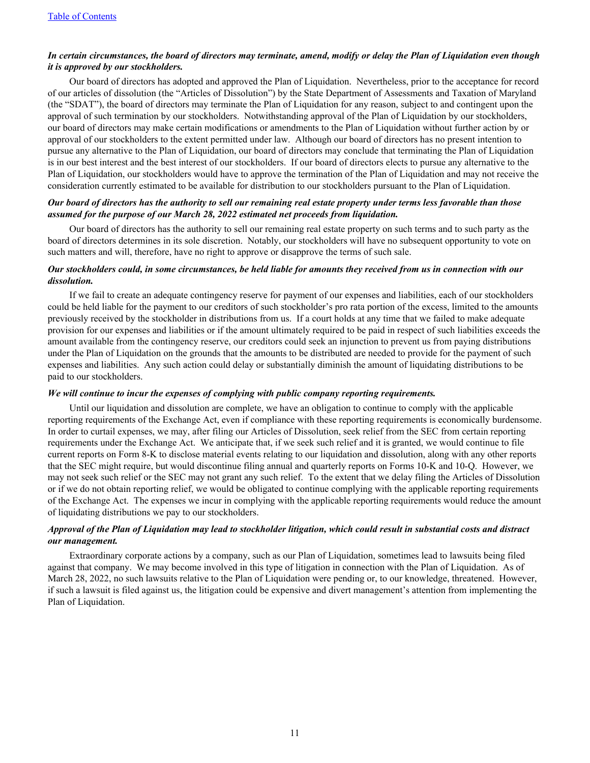***In certain circumstances, the board of directors may terminate, amend, modify or delay the Plan of Liquidation even though it is approved by our stockholders.***

Our board of directors has adopted and approved the Plan of Liquidation. Nevertheless, prior to the acceptance for record of our articles of dissolution (the "Articles of Dissolution") by the State Department of Assessments and Taxation of Maryland (the "SDAT"), the board of directors may terminate the Plan of Liquidation for any reason, subject to and contingent upon the approval of such termination by our stockholders. Notwithstanding approval of the Plan of Liquidation by our stockholders, our board of directors may make certain modifications or amendments to the Plan of Liquidation without further action by or approval of our stockholders to the extent permitted under law. Although our board of directors has no present intention to pursue any alternative to the Plan of Liquidation, our board of directors may conclude that terminating the Plan of Liquidation is in our best interest and the best interest of our stockholders. If our board of directors elects to pursue any alternative to the Plan of Liquidation, our stockholders would have to approve the termination of the Plan of Liquidation and may not receive the consideration currently estimated to be available for distribution to our stockholders pursuant to the Plan of Liquidation.

***Our board of directors has the authority to sell our remaining real estate property under terms less favorable than those assumed for the purpose of our March 28, 2022 estimated net proceeds from liquidation.***

Our board of directors has the authority to sell our remaining real estate property on such terms and to such party as the board of directors determines in its sole discretion. Notably, our stockholders will have no subsequent opportunity to vote on such matters and will, therefore, have no right to approve or disapprove the terms of such sale.

***Our stockholders could, in some circumstances, be held liable for amounts they received from us in connection with our dissolution.***

If we fail to create an adequate contingency reserve for payment of our expenses and liabilities, each of our stockholders could be held liable for the payment to our creditors of such stockholder's pro rata portion of the excess, limited to the amounts previously received by the stockholder in distributions from us. If a court holds at any time that we failed to make adequate provision for our expenses and liabilities or if the amount ultimately required to be paid in respect of such liabilities exceeds the amount available from the contingency reserve, our creditors could seek an injunction to prevent us from paying distributions under the Plan of Liquidation on the grounds that the amounts to be distributed are needed to provide for the payment of such expenses and liabilities. Any such action could delay or substantially diminish the amount of liquidating distributions to be paid to our stockholders.

***We will continue to incur the expenses of complying with public company reporting requirements.***

Until our liquidation and dissolution are complete, we have an obligation to continue to comply with the applicable reporting requirements of the Exchange Act, even if compliance with these reporting requirements is economically burdensome. In order to curtail expenses, we may, after filing our Articles of Dissolution, seek relief from the SEC from certain reporting requirements under the Exchange Act. We anticipate that, if we seek such relief and it is granted, we would continue to file current reports on Form 8-K to disclose material events relating to our liquidation and dissolution, along with any other reports that the SEC might require, but would discontinue filing annual and quarterly reports on Forms 10-K and 10-Q. However, we may not seek such relief or the SEC may not grant any such relief. To the extent that we delay filing the Articles of Dissolution or if we do not obtain reporting relief, we would be obligated to continue complying with the applicable reporting requirements of the Exchange Act. The expenses we incur in complying with the applicable reporting requirements would reduce the amount of liquidating distributions we pay to our stockholders.

***Approval of the Plan of Liquidation may lead to stockholder litigation, which could result in substantial costs and distract our management.***

Extraordinary corporate actions by a company, such as our Plan of Liquidation, sometimes lead to lawsuits being filed against that company. We may become involved in this type of litigation in connection with the Plan of Liquidation. As of March 28, 2022, no such lawsuits relative to the Plan of Liquidation were pending or, to our knowledge, threatened. However, if such a lawsuit is filed against us, the litigation could be expensive and divert management's attention from implementing the Plan of Liquidation.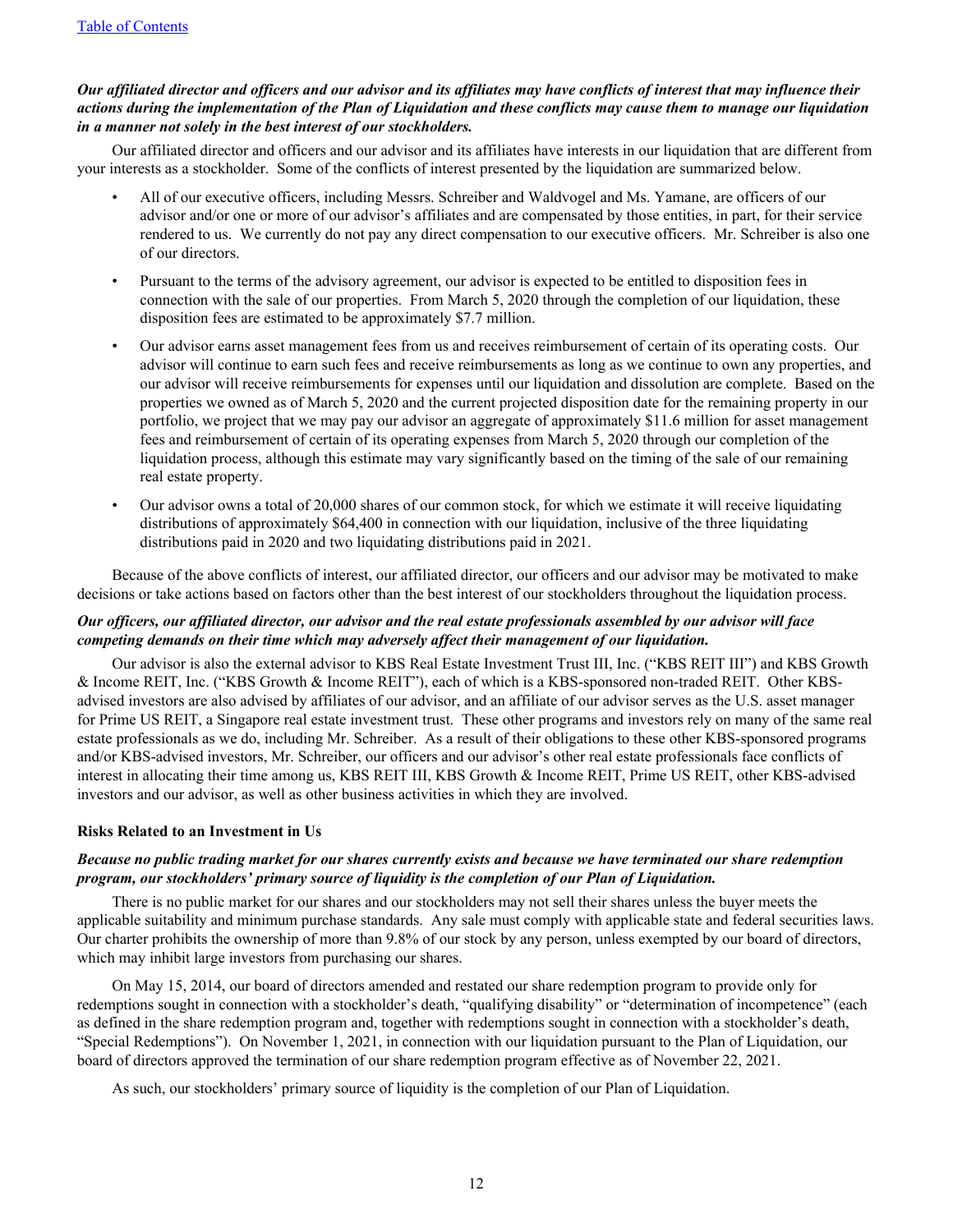***Our affiliated director and officers and our advisor and its affiliates may have conflicts of interest that may influence their actions during the implementation of the Plan of Liquidation and these conflicts may cause them to manage our liquidation in a manner not solely in the best interest of our stockholders.***

Our affiliated director and officers and our advisor and its affiliates have interests in our liquidation that are different from your interests as a stockholder. Some of the conflicts of interest presented by the liquidation are summarized below.

- All of our executive officers, including Messrs. Schreiber and Waldvogel and Ms. Yamane, are officers of our advisor and/or one or more of our advisor's affiliates and are compensated by those entities, in part, for their service rendered to us. We currently do not pay any direct compensation to our executive officers. Mr. Schreiber is also one of our directors.
- Pursuant to the terms of the advisory agreement, our advisor is expected to be entitled to disposition fees in connection with the sale of our properties. From March 5, 2020 through the completion of our liquidation, these disposition fees are estimated to be approximately $7.7 million.
- Our advisor earns asset management fees from us and receives reimbursement of certain of its operating costs. Our advisor will continue to earn such fees and receive reimbursements as long as we continue to own any properties, and our advisor will receive reimbursements for expenses until our liquidation and dissolution are complete. Based on the properties we owned as of March 5, 2020 and the current projected disposition date for the remaining property in our portfolio, we project that we may pay our advisor an aggregate of approximately $11.6 million for asset management fees and reimbursement of certain of its operating expenses from March 5, 2020 through our completion of the liquidation process, although this estimate may vary significantly based on the timing of the sale of our remaining real estate property.
- Our advisor owns a total of 20,000 shares of our common stock, for which we estimate it will receive liquidating distributions of approximately $64,400 in connection with our liquidation, inclusive of the three liquidating distributions paid in 2020 and two liquidating distributions paid in 2021.

Because of the above conflicts of interest, our affiliated director, our officers and our advisor may be motivated to make decisions or take actions based on factors other than the best interest of our stockholders throughout the liquidation process.

***Our officers, our affiliated director, our advisor and the real estate professionals assembled by our advisor will face competing demands on their time which may adversely affect their management of our liquidation.***

Our advisor is also the external advisor to KBS Real Estate Investment Trust III, Inc. ("KBS REIT III") and KBS Growth & Income REIT, Inc. ("KBS Growth & Income REIT"), each of which is a KBS-sponsored non-traded REIT. Other KBS-advised investors are also advised by affiliates of our advisor, and an affiliate of our advisor serves as the U.S. asset manager for Prime US REIT, a Singapore real estate investment trust. These other programs and investors rely on many of the same real estate professionals as we do, including Mr. Schreiber. As a result of their obligations to these other KBS-sponsored programs and/or KBS-advised investors, Mr. Schreiber, our officers and our advisor's other real estate professionals face conflicts of interest in allocating their time among us, KBS REIT III, KBS Growth & Income REIT, Prime US REIT, other KBS-advised investors and our advisor, as well as other business activities in which they are involved.

**Risks Related to an Investment in Us**

***Because no public trading market for our shares currently exists and because we have terminated our share redemption program, our stockholders' primary source of liquidity is the completion of our Plan of Liquidation.***

There is no public market for our shares and our stockholders may not sell their shares unless the buyer meets the applicable suitability and minimum purchase standards. Any sale must comply with applicable state and federal securities laws. Our charter prohibits the ownership of more than 9.8% of our stock by any person, unless exempted by our board of directors, which may inhibit large investors from purchasing our shares.

On May 15, 2014, our board of directors amended and restated our share redemption program to provide only for redemptions sought in connection with a stockholder's death, "qualifying disability" or "determination of incompetence" (each as defined in the share redemption program and, together with redemptions sought in connection with a stockholder's death, "Special Redemptions"). On November 1, 2021, in connection with our liquidation pursuant to the Plan of Liquidation, our board of directors approved the termination of our share redemption program effective as of November 22, 2021.

As such, our stockholders' primary source of liquidity is the completion of our Plan of Liquidation.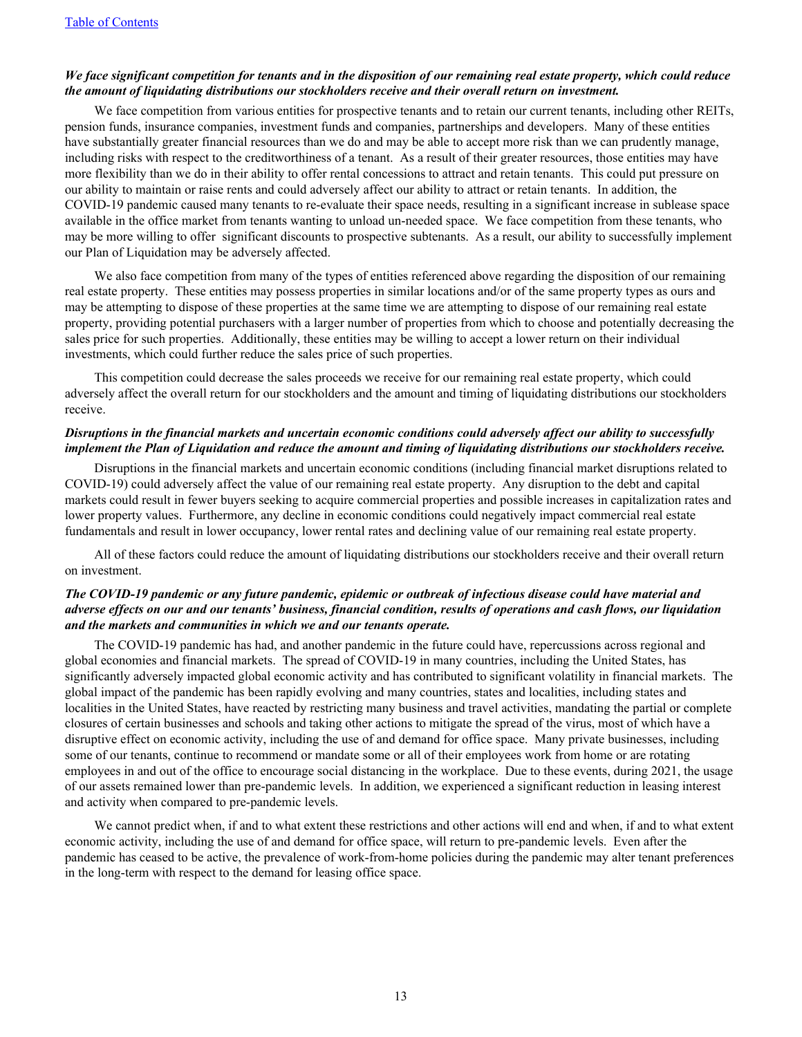***We face significant competition for tenants and in the disposition of our remaining real estate property, which could reduce the amount of liquidating distributions our stockholders receive and their overall return on investment.***

We face competition from various entities for prospective tenants and to retain our current tenants, including other REITs, pension funds, insurance companies, investment funds and companies, partnerships and developers. Many of these entities have substantially greater financial resources than we do and may be able to accept more risk than we can prudently manage, including risks with respect to the creditworthiness of a tenant. As a result of their greater resources, those entities may have more flexibility than we do in their ability to offer rental concessions to attract and retain tenants. This could put pressure on our ability to maintain or raise rents and could adversely affect our ability to attract or retain tenants. In addition, the COVID-19 pandemic caused many tenants to re-evaluate their space needs, resulting in a significant increase in sublease space available in the office market from tenants wanting to unload un-needed space. We face competition from these tenants, who may be more willing to offer significant discounts to prospective subtenants. As a result, our ability to successfully implement our Plan of Liquidation may be adversely affected.

We also face competition from many of the types of entities referenced above regarding the disposition of our remaining real estate property. These entities may possess properties in similar locations and/or of the same property types as ours and may be attempting to dispose of these properties at the same time we are attempting to dispose of our remaining real estate property, providing potential purchasers with a larger number of properties from which to choose and potentially decreasing the sales price for such properties. Additionally, these entities may be willing to accept a lower return on their individual investments, which could further reduce the sales price of such properties.

This competition could decrease the sales proceeds we receive for our remaining real estate property, which could adversely affect the overall return for our stockholders and the amount and timing of liquidating distributions our stockholders receive.

***Disruptions in the financial markets and uncertain economic conditions could adversely affect our ability to successfully implement the Plan of Liquidation and reduce the amount and timing of liquidating distributions our stockholders receive.***

Disruptions in the financial markets and uncertain economic conditions (including financial market disruptions related to COVID-19) could adversely affect the value of our remaining real estate property. Any disruption to the debt and capital markets could result in fewer buyers seeking to acquire commercial properties and possible increases in capitalization rates and lower property values. Furthermore, any decline in economic conditions could negatively impact commercial real estate fundamentals and result in lower occupancy, lower rental rates and declining value of our remaining real estate property.

All of these factors could reduce the amount of liquidating distributions our stockholders receive and their overall return on investment.

***The COVID-19 pandemic or any future pandemic, epidemic or outbreak of infectious disease could have material and adverse effects on our and our tenants' business, financial condition, results of operations and cash flows, our liquidation and the markets and communities in which we and our tenants operate.***

The COVID-19 pandemic has had, and another pandemic in the future could have, repercussions across regional and global economies and financial markets. The spread of COVID-19 in many countries, including the United States, has significantly adversely impacted global economic activity and has contributed to significant volatility in financial markets. The global impact of the pandemic has been rapidly evolving and many countries, states and localities, including states and localities in the United States, have reacted by restricting many business and travel activities, mandating the partial or complete closures of certain businesses and schools and taking other actions to mitigate the spread of the virus, most of which have a disruptive effect on economic activity, including the use of and demand for office space. Many private businesses, including some of our tenants, continue to recommend or mandate some or all of their employees work from home or are rotating employees in and out of the office to encourage social distancing in the workplace. Due to these events, during 2021, the usage of our assets remained lower than pre-pandemic levels. In addition, we experienced a significant reduction in leasing interest and activity when compared to pre-pandemic levels.

We cannot predict when, if and to what extent these restrictions and other actions will end and when, if and to what extent economic activity, including the use of and demand for office space, will return to pre-pandemic levels. Even after the pandemic has ceased to be active, the prevalence of work-from-home policies during the pandemic may alter tenant preferences in the long-term with respect to the demand for leasing office space.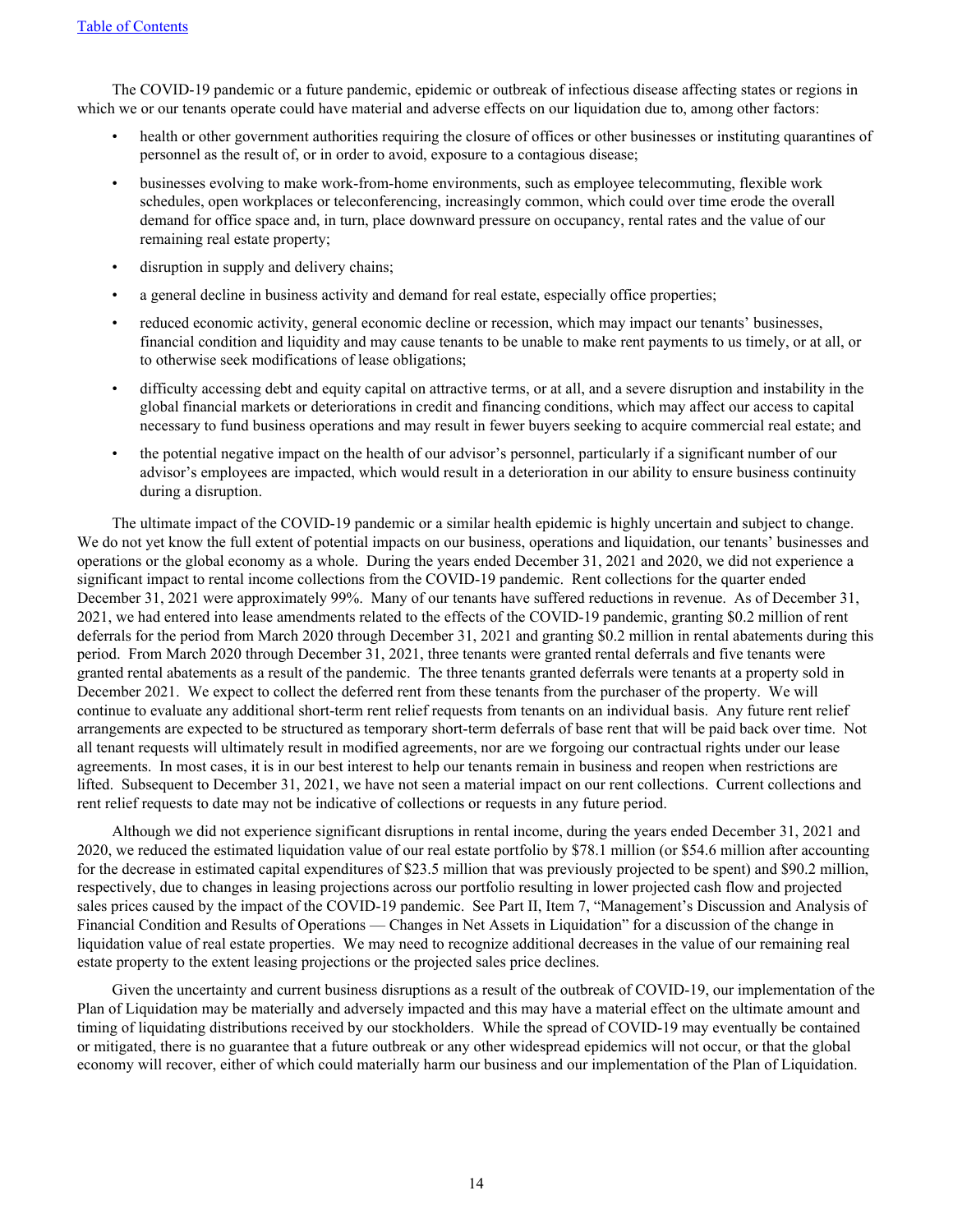The COVID-19 pandemic or a future pandemic, epidemic or outbreak of infectious disease affecting states or regions in which we or our tenants operate could have material and adverse effects on our liquidation due to, among other factors:

- health or other government authorities requiring the closure of offices or other businesses or instituting quarantines of personnel as the result of, or in order to avoid, exposure to a contagious disease;
- businesses evolving to make work-from-home environments, such as employee telecommuting, flexible work schedules, open workplaces or teleconferencing, increasingly common, which could over time erode the overall demand for office space and, in turn, place downward pressure on occupancy, rental rates and the value of our remaining real estate property;
- disruption in supply and delivery chains;
- a general decline in business activity and demand for real estate, especially office properties;
- reduced economic activity, general economic decline or recession, which may impact our tenants' businesses, financial condition and liquidity and may cause tenants to be unable to make rent payments to us timely, or at all, or to otherwise seek modifications of lease obligations;
- difficulty accessing debt and equity capital on attractive terms, or at all, and a severe disruption and instability in the global financial markets or deteriorations in credit and financing conditions, which may affect our access to capital necessary to fund business operations and may result in fewer buyers seeking to acquire commercial real estate; and
- the potential negative impact on the health of our advisor's personnel, particularly if a significant number of our advisor's employees are impacted, which would result in a deterioration in our ability to ensure business continuity during a disruption.

The ultimate impact of the COVID-19 pandemic or a similar health epidemic is highly uncertain and subject to change. We do not yet know the full extent of potential impacts on our business, operations and liquidation, our tenants' businesses and operations or the global economy as a whole. During the years ended December 31, 2021 and 2020, we did not experience a significant impact to rental income collections from the COVID-19 pandemic. Rent collections for the quarter ended December 31, 2021 were approximately 99%. Many of our tenants have suffered reductions in revenue. As of December 31, 2021, we had entered into lease amendments related to the effects of the COVID-19 pandemic, granting $0.2 million of rent deferrals for the period from March 2020 through December 31, 2021 and granting $0.2 million in rental abatements during this period. From March 2020 through December 31, 2021, three tenants were granted rental deferrals and five tenants were granted rental abatements as a result of the pandemic. The three tenants granted deferrals were tenants at a property sold in December 2021. We expect to collect the deferred rent from these tenants from the purchaser of the property. We will continue to evaluate any additional short-term rent relief requests from tenants on an individual basis. Any future rent relief arrangements are expected to be structured as temporary short-term deferrals of base rent that will be paid back over time. Not all tenant requests will ultimately result in modified agreements, nor are we forgoing our contractual rights under our lease agreements. In most cases, it is in our best interest to help our tenants remain in business and reopen when restrictions are lifted. Subsequent to December 31, 2021, we have not seen a material impact on our rent collections. Current collections and rent relief requests to date may not be indicative of collections or requests in any future period.

Although we did not experience significant disruptions in rental income, during the years ended December 31, 2021 and 2020, we reduced the estimated liquidation value of our real estate portfolio by $78.1 million (or $54.6 million after accounting for the decrease in estimated capital expenditures of $23.5 million that was previously projected to be spent) and $90.2 million, respectively, due to changes in leasing projections across our portfolio resulting in lower projected cash flow and projected sales prices caused by the impact of the COVID-19 pandemic. See Part II, Item 7, "Management's Discussion and Analysis of Financial Condition and Results of Operations — Changes in Net Assets in Liquidation" for a discussion of the change in liquidation value of real estate properties. We may need to recognize additional decreases in the value of our remaining real estate property to the extent leasing projections or the projected sales price declines.

Given the uncertainty and current business disruptions as a result of the outbreak of COVID-19, our implementation of the Plan of Liquidation may be materially and adversely impacted and this may have a material effect on the ultimate amount and timing of liquidating distributions received by our stockholders. While the spread of COVID-19 may eventually be contained or mitigated, there is no guarantee that a future outbreak or any other widespread epidemics will not occur, or that the global economy will recover, either of which could materially harm our business and our implementation of the Plan of Liquidation.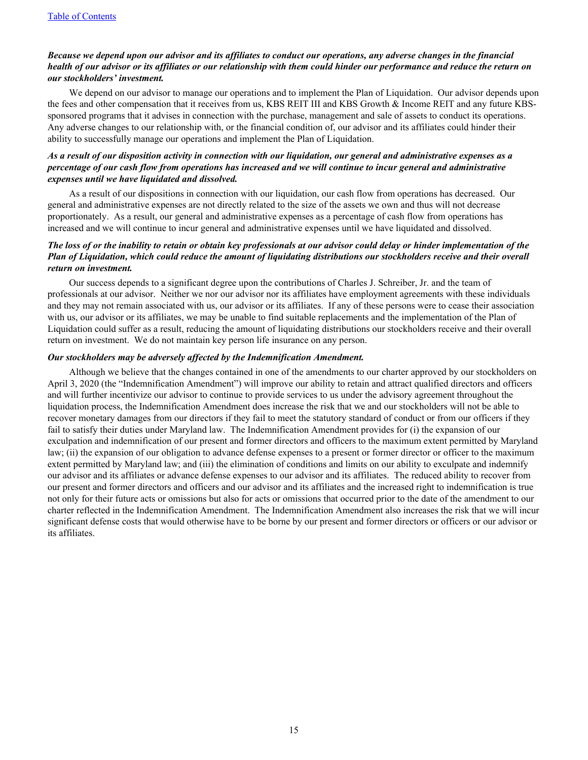***Because we depend upon our advisor and its affiliates to conduct our operations, any adverse changes in the financial health of our advisor or its affiliates or our relationship with them could hinder our performance and reduce the return on our stockholders' investment.***

We depend on our advisor to manage our operations and to implement the Plan of Liquidation. Our advisor depends upon the fees and other compensation that it receives from us, KBS REIT III and KBS Growth & Income REIT and any future KBS-sponsored programs that it advises in connection with the purchase, management and sale of assets to conduct its operations. Any adverse changes to our relationship with, or the financial condition of, our advisor and its affiliates could hinder their ability to successfully manage our operations and implement the Plan of Liquidation.

***As a result of our disposition activity in connection with our liquidation, our general and administrative expenses as a percentage of our cash flow from operations has increased and we will continue to incur general and administrative expenses until we have liquidated and dissolved.***

As a result of our dispositions in connection with our liquidation, our cash flow from operations has decreased. Our general and administrative expenses are not directly related to the size of the assets we own and thus will not decrease proportionately. As a result, our general and administrative expenses as a percentage of cash flow from operations has increased and we will continue to incur general and administrative expenses until we have liquidated and dissolved.

***The loss of or the inability to retain or obtain key professionals at our advisor could delay or hinder implementation of the Plan of Liquidation, which could reduce the amount of liquidating distributions our stockholders receive and their overall return on investment.***

Our success depends to a significant degree upon the contributions of Charles J. Schreiber, Jr. and the team of professionals at our advisor. Neither we nor our advisor nor its affiliates have employment agreements with these individuals and they may not remain associated with us, our advisor or its affiliates. If any of these persons were to cease their association with us, our advisor or its affiliates, we may be unable to find suitable replacements and the implementation of the Plan of Liquidation could suffer as a result, reducing the amount of liquidating distributions our stockholders receive and their overall return on investment. We do not maintain key person life insurance on any person.

***Our stockholders may be adversely affected by the Indemnification Amendment.***

Although we believe that the changes contained in one of the amendments to our charter approved by our stockholders on April 3, 2020 (the "Indemnification Amendment") will improve our ability to retain and attract qualified directors and officers and will further incentivize our advisor to continue to provide services to us under the advisory agreement throughout the liquidation process, the Indemnification Amendment does increase the risk that we and our stockholders will not be able to recover monetary damages from our directors if they fail to meet the statutory standard of conduct or from our officers if they fail to satisfy their duties under Maryland law. The Indemnification Amendment provides for (i) the expansion of our exculpation and indemnification of our present and former directors and officers to the maximum extent permitted by Maryland law; (ii) the expansion of our obligation to advance defense expenses to a present or former director or officer to the maximum extent permitted by Maryland law; and (iii) the elimination of conditions and limits on our ability to exculpate and indemnify our advisor and its affiliates or advance defense expenses to our advisor and its affiliates. The reduced ability to recover from our present and former directors and officers and our advisor and its affiliates and the increased right to indemnification is true not only for their future acts or omissions but also for acts or omissions that occurred prior to the date of the amendment to our charter reflected in the Indemnification Amendment. The Indemnification Amendment also increases the risk that we will incur significant defense costs that would otherwise have to be borne by our present and former directors or officers or our advisor or its affiliates.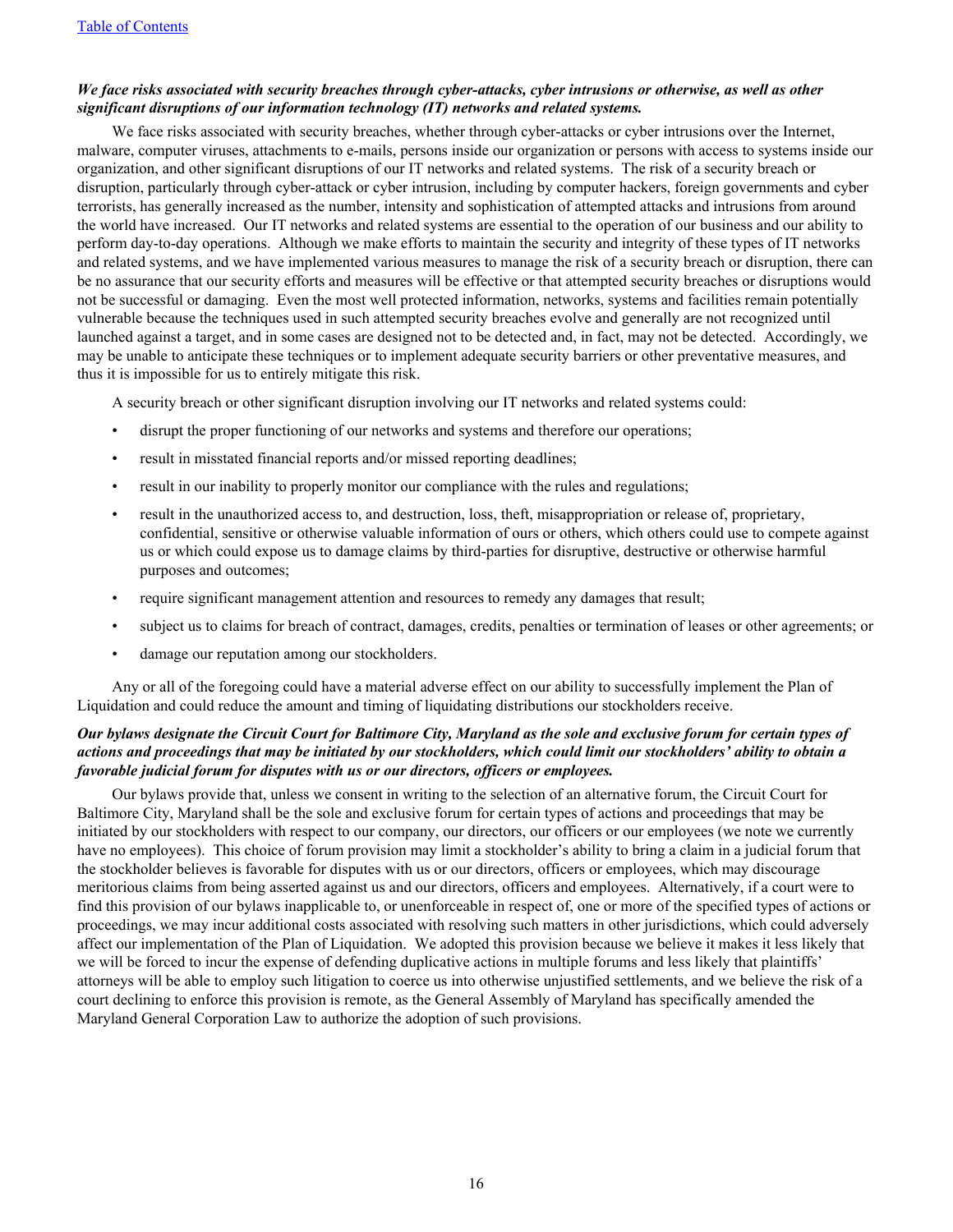*We face risks associated with security breaches through cyber-attacks, cyber intrusions or otherwise, as well as other significant disruptions of our information technology (IT) networks and related systems.*

We face risks associated with security breaches, whether through cyber-attacks or cyber intrusions over the Internet, malware, computer viruses, attachments to e-mails, persons inside our organization or persons with access to systems inside our organization, and other significant disruptions of our IT networks and related systems. The risk of a security breach or disruption, particularly through cyber-attack or cyber intrusion, including by computer hackers, foreign governments and cyber terrorists, has generally increased as the number, intensity and sophistication of attempted attacks and intrusions from around the world have increased. Our IT networks and related systems are essential to the operation of our business and our ability to perform day-to-day operations. Although we make efforts to maintain the security and integrity of these types of IT networks and related systems, and we have implemented various measures to manage the risk of a security breach or disruption, there can be no assurance that our security efforts and measures will be effective or that attempted security breaches or disruptions would not be successful or damaging. Even the most well protected information, networks, systems and facilities remain potentially vulnerable because the techniques used in such attempted security breaches evolve and generally are not recognized until launched against a target, and in some cases are designed not to be detected and, in fact, may not be detected. Accordingly, we may be unable to anticipate these techniques or to implement adequate security barriers or other preventative measures, and thus it is impossible for us to entirely mitigate this risk.

A security breach or other significant disruption involving our IT networks and related systems could:

- disrupt the proper functioning of our networks and systems and therefore our operations;
- result in misstated financial reports and/or missed reporting deadlines;
- result in our inability to properly monitor our compliance with the rules and regulations;
- result in the unauthorized access to, and destruction, loss, theft, misappropriation or release of, proprietary, confidential, sensitive or otherwise valuable information of ours or others, which others could use to compete against us or which could expose us to damage claims by third-parties for disruptive, destructive or otherwise harmful purposes and outcomes;
- require significant management attention and resources to remedy any damages that result;
- subject us to claims for breach of contract, damages, credits, penalties or termination of leases or other agreements; or
- damage our reputation among our stockholders.

Any or all of the foregoing could have a material adverse effect on our ability to successfully implement the Plan of Liquidation and could reduce the amount and timing of liquidating distributions our stockholders receive.

*Our bylaws designate the Circuit Court for Baltimore City, Maryland as the sole and exclusive forum for certain types of actions and proceedings that may be initiated by our stockholders, which could limit our stockholders' ability to obtain a favorable judicial forum for disputes with us or our directors, officers or employees.*

Our bylaws provide that, unless we consent in writing to the selection of an alternative forum, the Circuit Court for Baltimore City, Maryland shall be the sole and exclusive forum for certain types of actions and proceedings that may be initiated by our stockholders with respect to our company, our directors, our officers or our employees (we note we currently have no employees). This choice of forum provision may limit a stockholder's ability to bring a claim in a judicial forum that the stockholder believes is favorable for disputes with us or our directors, officers or employees, which may discourage meritorious claims from being asserted against us and our directors, officers and employees. Alternatively, if a court were to find this provision of our bylaws inapplicable to, or unenforceable in respect of, one or more of the specified types of actions or proceedings, we may incur additional costs associated with resolving such matters in other jurisdictions, which could adversely affect our implementation of the Plan of Liquidation. We adopted this provision because we believe it makes it less likely that we will be forced to incur the expense of defending duplicative actions in multiple forums and less likely that plaintiffs' attorneys will be able to employ such litigation to coerce us into otherwise unjustified settlements, and we believe the risk of a court declining to enforce this provision is remote, as the General Assembly of Maryland has specifically amended the Maryland General Corporation Law to authorize the adoption of such provisions.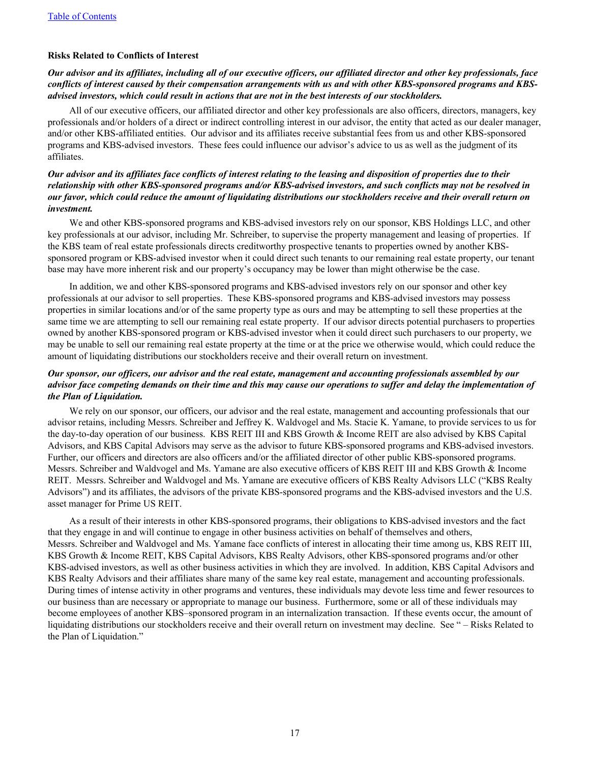### Risks Related to Conflicts of Interest

***Our advisor and its affiliates, including all of our executive officers, our affiliated director and other key professionals, face conflicts of interest caused by their compensation arrangements with us and with other KBS-sponsored programs and KBS-advised investors, which could result in actions that are not in the best interests of our stockholders.***

All of our executive officers, our affiliated director and other key professionals are also officers, directors, managers, key professionals and/or holders of a direct or indirect controlling interest in our advisor, the entity that acted as our dealer manager, and/or other KBS-affiliated entities. Our advisor and its affiliates receive substantial fees from us and other KBS-sponsored programs and KBS-advised investors. These fees could influence our advisor's advice to us as well as the judgment of its affiliates.

***Our advisor and its affiliates face conflicts of interest relating to the leasing and disposition of properties due to their relationship with other KBS-sponsored programs and/or KBS-advised investors, and such conflicts may not be resolved in our favor, which could reduce the amount of liquidating distributions our stockholders receive and their overall return on investment.***

We and other KBS-sponsored programs and KBS-advised investors rely on our sponsor, KBS Holdings LLC, and other key professionals at our advisor, including Mr. Schreiber, to supervise the property management and leasing of properties. If the KBS team of real estate professionals directs creditworthy prospective tenants to properties owned by another KBS-sponsored program or KBS-advised investor when it could direct such tenants to our remaining real estate property, our tenant base may have more inherent risk and our property's occupancy may be lower than might otherwise be the case.

In addition, we and other KBS-sponsored programs and KBS-advised investors rely on our sponsor and other key professionals at our advisor to sell properties. These KBS-sponsored programs and KBS-advised investors may possess properties in similar locations and/or of the same property type as ours and may be attempting to sell these properties at the same time we are attempting to sell our remaining real estate property. If our advisor directs potential purchasers to properties owned by another KBS-sponsored program or KBS-advised investor when it could direct such purchasers to our property, we may be unable to sell our remaining real estate property at the time or at the price we otherwise would, which could reduce the amount of liquidating distributions our stockholders receive and their overall return on investment.

***Our sponsor, our officers, our advisor and the real estate, management and accounting professionals assembled by our advisor face competing demands on their time and this may cause our operations to suffer and delay the implementation of the Plan of Liquidation.***

We rely on our sponsor, our officers, our advisor and the real estate, management and accounting professionals that our advisor retains, including Messrs. Schreiber and Jeffrey K. Waldvogel and Ms. Stacie K. Yamane, to provide services to us for the day-to-day operation of our business. KBS REIT III and KBS Growth & Income REIT are also advised by KBS Capital Advisors, and KBS Capital Advisors may serve as the advisor to future KBS-sponsored programs and KBS-advised investors. Further, our officers and directors are also officers and/or the affiliated director of other public KBS-sponsored programs. Messrs. Schreiber and Waldvogel and Ms. Yamane are also executive officers of KBS REIT III and KBS Growth & Income REIT. Messrs. Schreiber and Waldvogel and Ms. Yamane are executive officers of KBS Realty Advisors LLC ("KBS Realty Advisors") and its affiliates, the advisors of the private KBS-sponsored programs and the KBS-advised investors and the U.S. asset manager for Prime US REIT.

As a result of their interests in other KBS-sponsored programs, their obligations to KBS-advised investors and the fact that they engage in and will continue to engage in other business activities on behalf of themselves and others, Messrs. Schreiber and Waldvogel and Ms. Yamane face conflicts of interest in allocating their time among us, KBS REIT III, KBS Growth & Income REIT, KBS Capital Advisors, KBS Realty Advisors, other KBS-sponsored programs and/or other KBS-advised investors, as well as other business activities in which they are involved. In addition, KBS Capital Advisors and KBS Realty Advisors and their affiliates share many of the same key real estate, management and accounting professionals. During times of intense activity in other programs and ventures, these individuals may devote less time and fewer resources to our business than are necessary or appropriate to manage our business. Furthermore, some or all of these individuals may become employees of another KBS–sponsored program in an internalization transaction. If these events occur, the amount of liquidating distributions our stockholders receive and their overall return on investment may decline. See " – Risks Related to the Plan of Liquidation."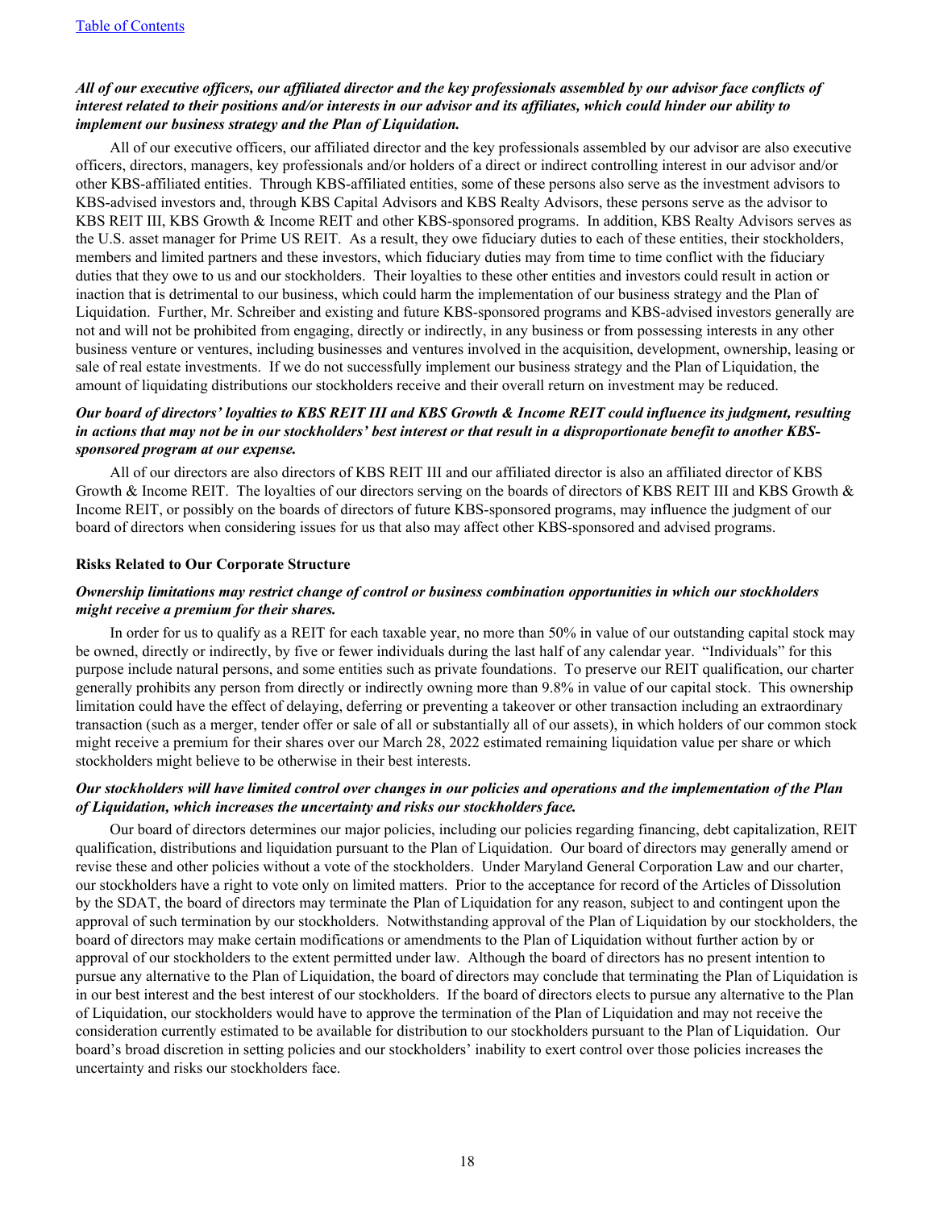***All of our executive officers, our affiliated director and the key professionals assembled by our advisor face conflicts of interest related to their positions and/or interests in our advisor and its affiliates, which could hinder our ability to implement our business strategy and the Plan of Liquidation.***

All of our executive officers, our affiliated director and the key professionals assembled by our advisor are also executive officers, directors, managers, key professionals and/or holders of a direct or indirect controlling interest in our advisor and/or other KBS-affiliated entities. Through KBS-affiliated entities, some of these persons also serve as the investment advisors to KBS-advised investors and, through KBS Capital Advisors and KBS Realty Advisors, these persons serve as the advisor to KBS REIT III, KBS Growth & Income REIT and other KBS-sponsored programs. In addition, KBS Realty Advisors serves as the U.S. asset manager for Prime US REIT. As a result, they owe fiduciary duties to each of these entities, their stockholders, members and limited partners and these investors, which fiduciary duties may from time to time conflict with the fiduciary duties that they owe to us and our stockholders. Their loyalties to these other entities and investors could result in action or inaction that is detrimental to our business, which could harm the implementation of our business strategy and the Plan of Liquidation. Further, Mr. Schreiber and existing and future KBS-sponsored programs and KBS-advised investors generally are not and will not be prohibited from engaging, directly or indirectly, in any business or from possessing interests in any other business venture or ventures, including businesses and ventures involved in the acquisition, development, ownership, leasing or sale of real estate investments. If we do not successfully implement our business strategy and the Plan of Liquidation, the amount of liquidating distributions our stockholders receive and their overall return on investment may be reduced.

***Our board of directors' loyalties to KBS REIT III and KBS Growth & Income REIT could influence its judgment, resulting in actions that may not be in our stockholders' best interest or that result in a disproportionate benefit to another KBS-sponsored program at our expense.***

All of our directors are also directors of KBS REIT III and our affiliated director is also an affiliated director of KBS Growth & Income REIT. The loyalties of our directors serving on the boards of directors of KBS REIT III and KBS Growth & Income REIT, or possibly on the boards of directors of future KBS-sponsored programs, may influence the judgment of our board of directors when considering issues for us that also may affect other KBS-sponsored and advised programs.

**Risks Related to Our Corporate Structure**

***Ownership limitations may restrict change of control or business combination opportunities in which our stockholders might receive a premium for their shares.***

In order for us to qualify as a REIT for each taxable year, no more than 50% in value of our outstanding capital stock may be owned, directly or indirectly, by five or fewer individuals during the last half of any calendar year. "Individuals" for this purpose include natural persons, and some entities such as private foundations. To preserve our REIT qualification, our charter generally prohibits any person from directly or indirectly owning more than 9.8% in value of our capital stock. This ownership limitation could have the effect of delaying, deferring or preventing a takeover or other transaction including an extraordinary transaction (such as a merger, tender offer or sale of all or substantially all of our assets), in which holders of our common stock might receive a premium for their shares over our March 28, 2022 estimated remaining liquidation value per share or which stockholders might believe to be otherwise in their best interests.

***Our stockholders will have limited control over changes in our policies and operations and the implementation of the Plan of Liquidation, which increases the uncertainty and risks our stockholders face.***

Our board of directors determines our major policies, including our policies regarding financing, debt capitalization, REIT qualification, distributions and liquidation pursuant to the Plan of Liquidation. Our board of directors may generally amend or revise these and other policies without a vote of the stockholders. Under Maryland General Corporation Law and our charter, our stockholders have a right to vote only on limited matters. Prior to the acceptance for record of the Articles of Dissolution by the SDAT, the board of directors may terminate the Plan of Liquidation for any reason, subject to and contingent upon the approval of such termination by our stockholders. Notwithstanding approval of the Plan of Liquidation by our stockholders, the board of directors may make certain modifications or amendments to the Plan of Liquidation without further action by or approval of our stockholders to the extent permitted under law. Although the board of directors has no present intention to pursue any alternative to the Plan of Liquidation, the board of directors may conclude that terminating the Plan of Liquidation is in our best interest and the best interest of our stockholders. If the board of directors elects to pursue any alternative to the Plan of Liquidation, our stockholders would have to approve the termination of the Plan of Liquidation and may not receive the consideration currently estimated to be available for distribution to our stockholders pursuant to the Plan of Liquidation. Our board's broad discretion in setting policies and our stockholders' inability to exert control over those policies increases the uncertainty and risks our stockholders face.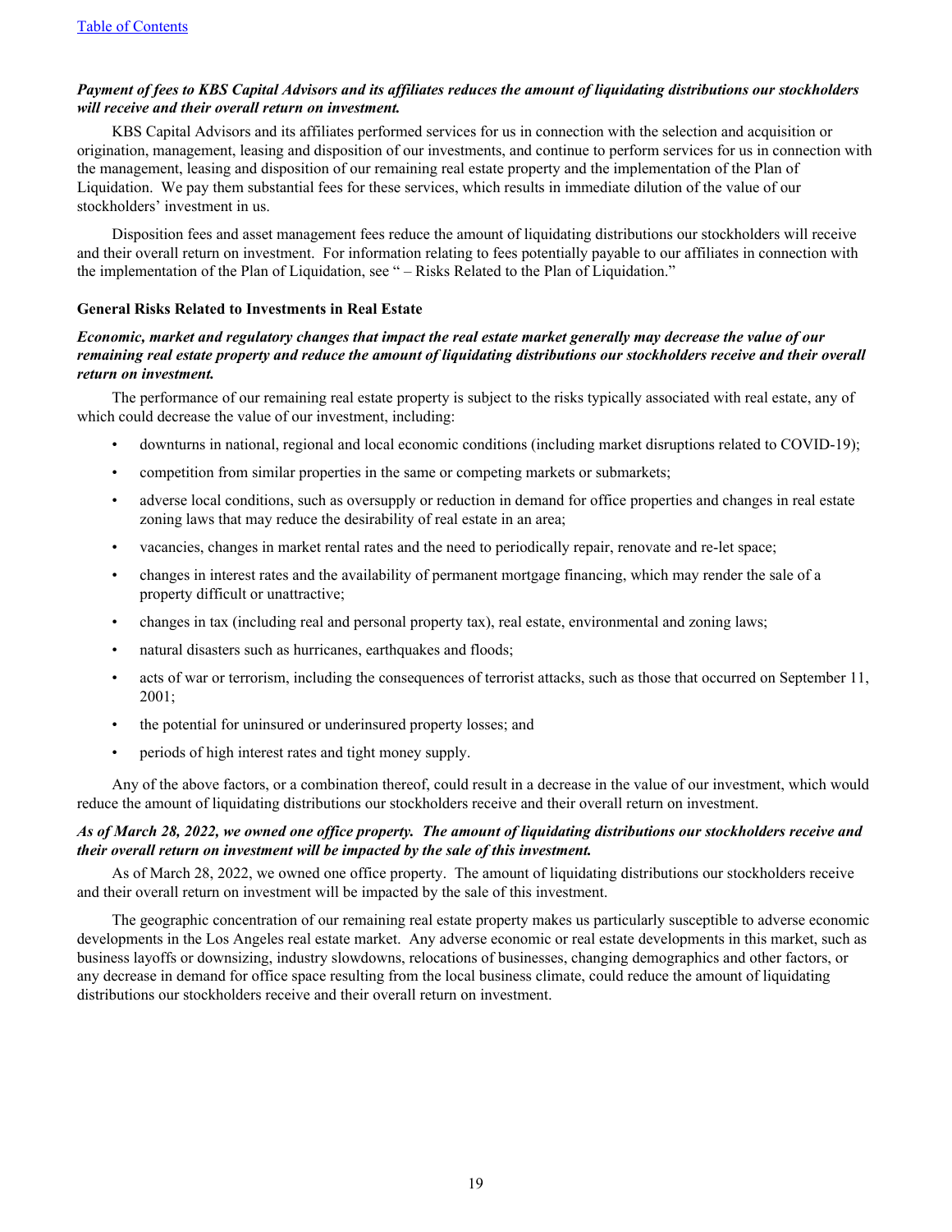***Payment of fees to KBS Capital Advisors and its affiliates reduces the amount of liquidating distributions our stockholders will receive and their overall return on investment.***

KBS Capital Advisors and its affiliates performed services for us in connection with the selection and acquisition or origination, management, leasing and disposition of our investments, and continue to perform services for us in connection with the management, leasing and disposition of our remaining real estate property and the implementation of the Plan of Liquidation. We pay them substantial fees for these services, which results in immediate dilution of the value of our stockholders' investment in us.

Disposition fees and asset management fees reduce the amount of liquidating distributions our stockholders will receive and their overall return on investment. For information relating to fees potentially payable to our affiliates in connection with the implementation of the Plan of Liquidation, see " – Risks Related to the Plan of Liquidation."

**General Risks Related to Investments in Real Estate**

***Economic, market and regulatory changes that impact the real estate market generally may decrease the value of our remaining real estate property and reduce the amount of liquidating distributions our stockholders receive and their overall return on investment.***

The performance of our remaining real estate property is subject to the risks typically associated with real estate, any of which could decrease the value of our investment, including:

- downturns in national, regional and local economic conditions (including market disruptions related to COVID-19);
- competition from similar properties in the same or competing markets or submarkets;
- adverse local conditions, such as oversupply or reduction in demand for office properties and changes in real estate zoning laws that may reduce the desirability of real estate in an area;
- vacancies, changes in market rental rates and the need to periodically repair, renovate and re-let space;
- changes in interest rates and the availability of permanent mortgage financing, which may render the sale of a property difficult or unattractive;
- changes in tax (including real and personal property tax), real estate, environmental and zoning laws;
- natural disasters such as hurricanes, earthquakes and floods;
- acts of war or terrorism, including the consequences of terrorist attacks, such as those that occurred on September 11, 2001;
- the potential for uninsured or underinsured property losses; and
- periods of high interest rates and tight money supply.

Any of the above factors, or a combination thereof, could result in a decrease in the value of our investment, which would reduce the amount of liquidating distributions our stockholders receive and their overall return on investment.

***As of March 28, 2022, we owned one office property. The amount of liquidating distributions our stockholders receive and their overall return on investment will be impacted by the sale of this investment.***

As of March 28, 2022, we owned one office property. The amount of liquidating distributions our stockholders receive and their overall return on investment will be impacted by the sale of this investment.

The geographic concentration of our remaining real estate property makes us particularly susceptible to adverse economic developments in the Los Angeles real estate market. Any adverse economic or real estate developments in this market, such as business layoffs or downsizing, industry slowdowns, relocations of businesses, changing demographics and other factors, or any decrease in demand for office space resulting from the local business climate, could reduce the amount of liquidating distributions our stockholders receive and their overall return on investment.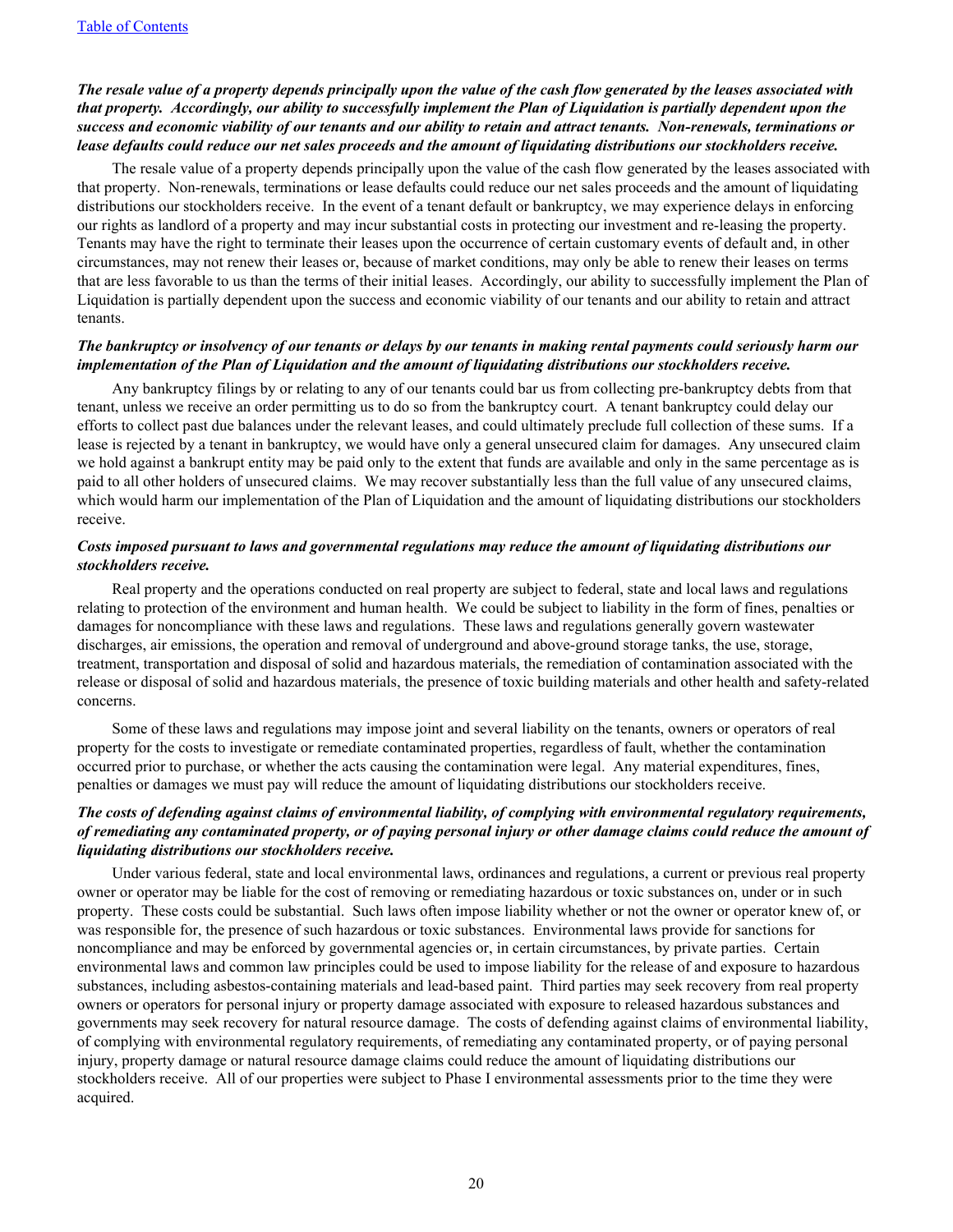***The resale value of a property depends principally upon the value of the cash flow generated by the leases associated with that property. Accordingly, our ability to successfully implement the Plan of Liquidation is partially dependent upon the success and economic viability of our tenants and our ability to retain and attract tenants. Non-renewals, terminations or lease defaults could reduce our net sales proceeds and the amount of liquidating distributions our stockholders receive.***

The resale value of a property depends principally upon the value of the cash flow generated by the leases associated with that property. Non-renewals, terminations or lease defaults could reduce our net sales proceeds and the amount of liquidating distributions our stockholders receive. In the event of a tenant default or bankruptcy, we may experience delays in enforcing our rights as landlord of a property and may incur substantial costs in protecting our investment and re-leasing the property. Tenants may have the right to terminate their leases upon the occurrence of certain customary events of default and, in other circumstances, may not renew their leases or, because of market conditions, may only be able to renew their leases on terms that are less favorable to us than the terms of their initial leases. Accordingly, our ability to successfully implement the Plan of Liquidation is partially dependent upon the success and economic viability of our tenants and our ability to retain and attract tenants.

***The bankruptcy or insolvency of our tenants or delays by our tenants in making rental payments could seriously harm our implementation of the Plan of Liquidation and the amount of liquidating distributions our stockholders receive.***

Any bankruptcy filings by or relating to any of our tenants could bar us from collecting pre-bankruptcy debts from that tenant, unless we receive an order permitting us to do so from the bankruptcy court. A tenant bankruptcy could delay our efforts to collect past due balances under the relevant leases, and could ultimately preclude full collection of these sums. If a lease is rejected by a tenant in bankruptcy, we would have only a general unsecured claim for damages. Any unsecured claim we hold against a bankrupt entity may be paid only to the extent that funds are available and only in the same percentage as is paid to all other holders of unsecured claims. We may recover substantially less than the full value of any unsecured claims, which would harm our implementation of the Plan of Liquidation and the amount of liquidating distributions our stockholders receive.

***Costs imposed pursuant to laws and governmental regulations may reduce the amount of liquidating distributions our stockholders receive.***

Real property and the operations conducted on real property are subject to federal, state and local laws and regulations relating to protection of the environment and human health. We could be subject to liability in the form of fines, penalties or damages for noncompliance with these laws and regulations. These laws and regulations generally govern wastewater discharges, air emissions, the operation and removal of underground and above-ground storage tanks, the use, storage, treatment, transportation and disposal of solid and hazardous materials, the remediation of contamination associated with the release or disposal of solid and hazardous materials, the presence of toxic building materials and other health and safety-related concerns.

Some of these laws and regulations may impose joint and several liability on the tenants, owners or operators of real property for the costs to investigate or remediate contaminated properties, regardless of fault, whether the contamination occurred prior to purchase, or whether the acts causing the contamination were legal. Any material expenditures, fines, penalties or damages we must pay will reduce the amount of liquidating distributions our stockholders receive.

***The costs of defending against claims of environmental liability, of complying with environmental regulatory requirements, of remediating any contaminated property, or of paying personal injury or other damage claims could reduce the amount of liquidating distributions our stockholders receive.***

Under various federal, state and local environmental laws, ordinances and regulations, a current or previous real property owner or operator may be liable for the cost of removing or remediating hazardous or toxic substances on, under or in such property. These costs could be substantial. Such laws often impose liability whether or not the owner or operator knew of, or was responsible for, the presence of such hazardous or toxic substances. Environmental laws provide for sanctions for noncompliance and may be enforced by governmental agencies or, in certain circumstances, by private parties. Certain environmental laws and common law principles could be used to impose liability for the release of and exposure to hazardous substances, including asbestos-containing materials and lead-based paint. Third parties may seek recovery from real property owners or operators for personal injury or property damage associated with exposure to released hazardous substances and governments may seek recovery for natural resource damage. The costs of defending against claims of environmental liability, of complying with environmental regulatory requirements, of remediating any contaminated property, or of paying personal injury, property damage or natural resource damage claims could reduce the amount of liquidating distributions our stockholders receive. All of our properties were subject to Phase I environmental assessments prior to the time they were acquired.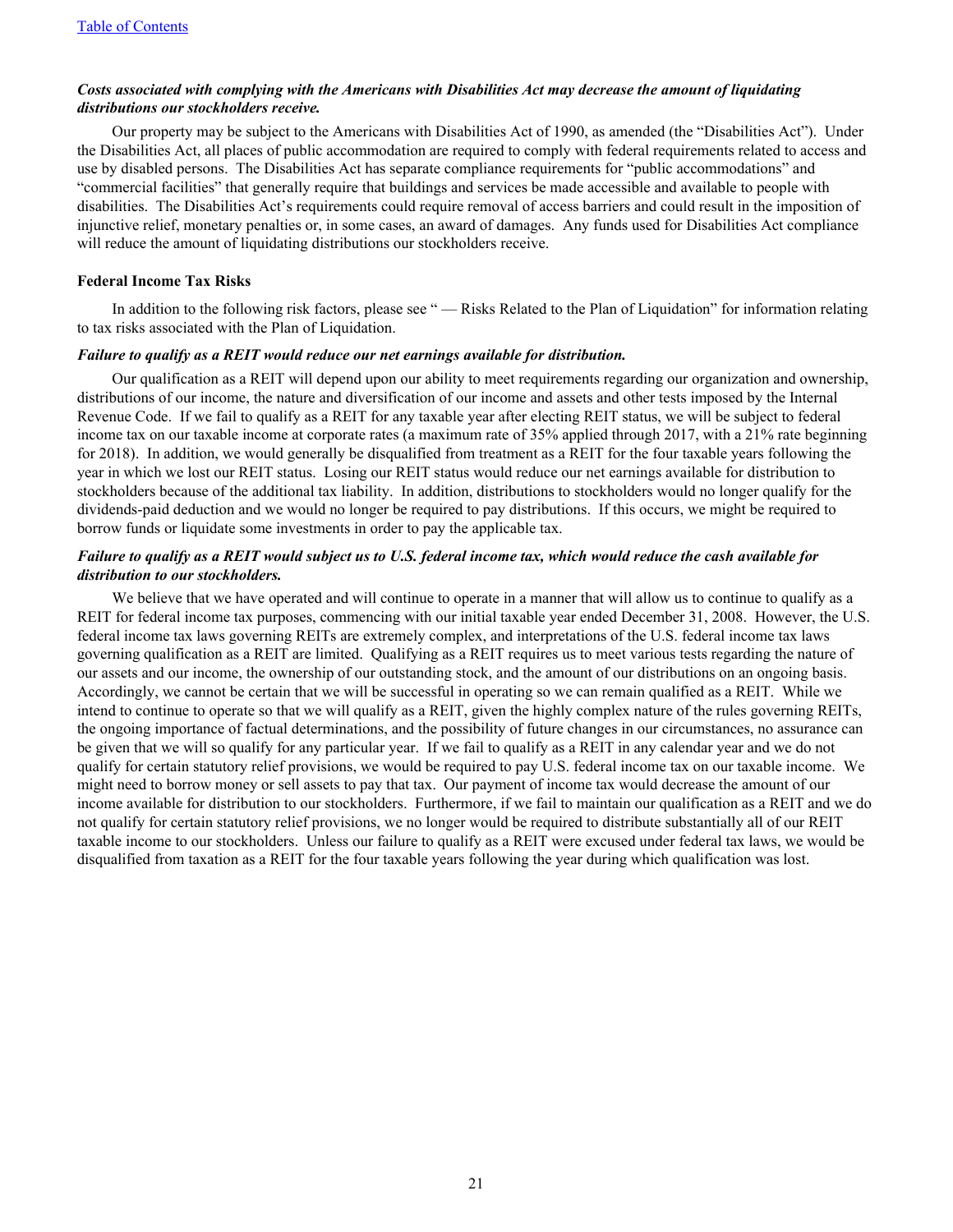***Costs associated with complying with the Americans with Disabilities Act may decrease the amount of liquidating distributions our stockholders receive.***

Our property may be subject to the Americans with Disabilities Act of 1990, as amended (the "Disabilities Act"). Under the Disabilities Act, all places of public accommodation are required to comply with federal requirements related to access and use by disabled persons. The Disabilities Act has separate compliance requirements for "public accommodations" and "commercial facilities" that generally require that buildings and services be made accessible and available to people with disabilities. The Disabilities Act's requirements could require removal of access barriers and could result in the imposition of injunctive relief, monetary penalties or, in some cases, an award of damages. Any funds used for Disabilities Act compliance will reduce the amount of liquidating distributions our stockholders receive.

**Federal Income Tax Risks**

In addition to the following risk factors, please see " — Risks Related to the Plan of Liquidation" for information relating to tax risks associated with the Plan of Liquidation.

***Failure to qualify as a REIT would reduce our net earnings available for distribution.***

Our qualification as a REIT will depend upon our ability to meet requirements regarding our organization and ownership, distributions of our income, the nature and diversification of our income and assets and other tests imposed by the Internal Revenue Code. If we fail to qualify as a REIT for any taxable year after electing REIT status, we will be subject to federal income tax on our taxable income at corporate rates (a maximum rate of 35% applied through 2017, with a 21% rate beginning for 2018). In addition, we would generally be disqualified from treatment as a REIT for the four taxable years following the year in which we lost our REIT status. Losing our REIT status would reduce our net earnings available for distribution to stockholders because of the additional tax liability. In addition, distributions to stockholders would no longer qualify for the dividends-paid deduction and we would no longer be required to pay distributions. If this occurs, we might be required to borrow funds or liquidate some investments in order to pay the applicable tax.

***Failure to qualify as a REIT would subject us to U.S. federal income tax, which would reduce the cash available for distribution to our stockholders.***

We believe that we have operated and will continue to operate in a manner that will allow us to continue to qualify as a REIT for federal income tax purposes, commencing with our initial taxable year ended December 31, 2008. However, the U.S. federal income tax laws governing REITs are extremely complex, and interpretations of the U.S. federal income tax laws governing qualification as a REIT are limited. Qualifying as a REIT requires us to meet various tests regarding the nature of our assets and our income, the ownership of our outstanding stock, and the amount of our distributions on an ongoing basis. Accordingly, we cannot be certain that we will be successful in operating so we can remain qualified as a REIT. While we intend to continue to operate so that we will qualify as a REIT, given the highly complex nature of the rules governing REITs, the ongoing importance of factual determinations, and the possibility of future changes in our circumstances, no assurance can be given that we will so qualify for any particular year. If we fail to qualify as a REIT in any calendar year and we do not qualify for certain statutory relief provisions, we would be required to pay U.S. federal income tax on our taxable income. We might need to borrow money or sell assets to pay that tax. Our payment of income tax would decrease the amount of our income available for distribution to our stockholders. Furthermore, if we fail to maintain our qualification as a REIT and we do not qualify for certain statutory relief provisions, we no longer would be required to distribute substantially all of our REIT taxable income to our stockholders. Unless our failure to qualify as a REIT were excused under federal tax laws, we would be disqualified from taxation as a REIT for the four taxable years following the year during which qualification was lost.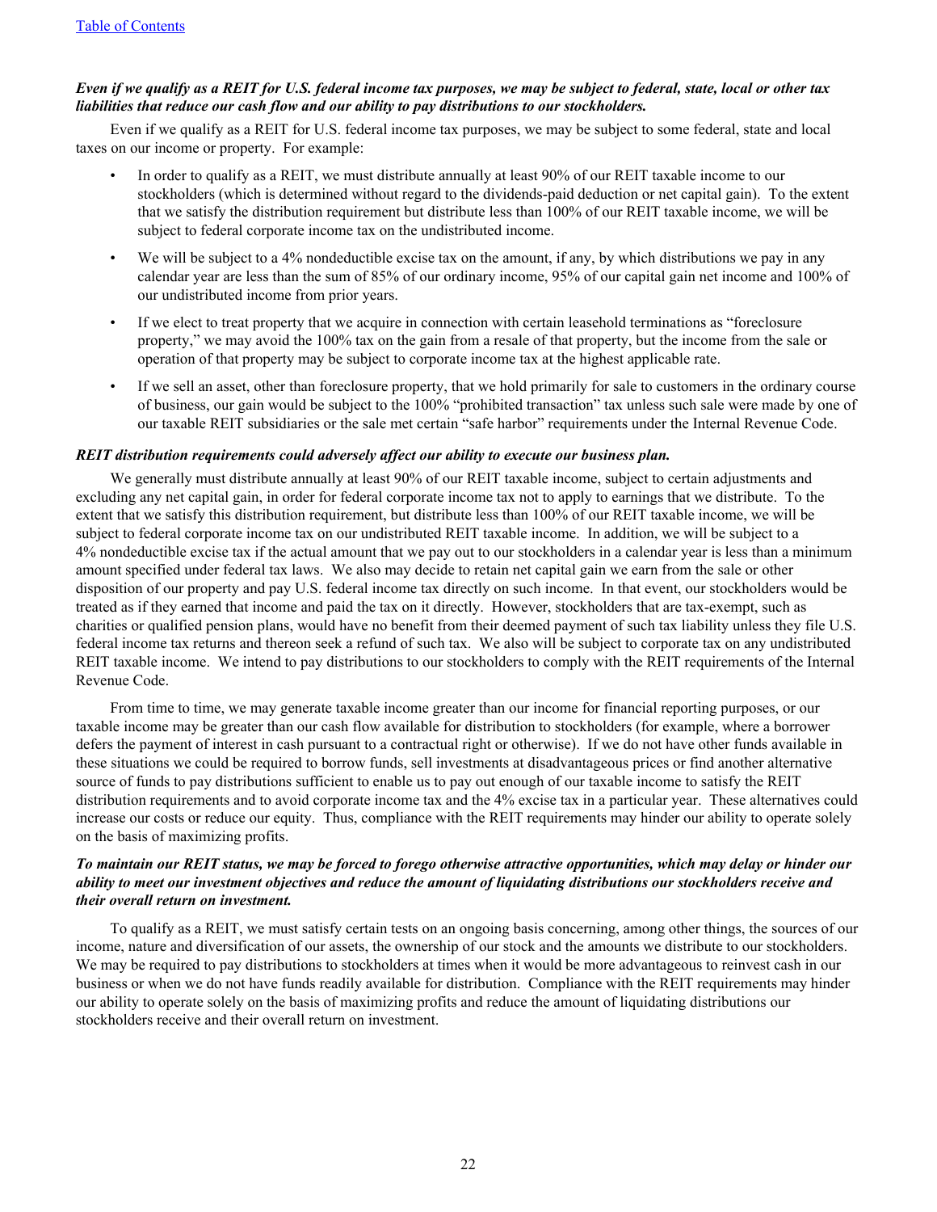***Even if we qualify as a REIT for U.S. federal income tax purposes, we may be subject to federal, state, local or other tax liabilities that reduce our cash flow and our ability to pay distributions to our stockholders.***

Even if we qualify as a REIT for U.S. federal income tax purposes, we may be subject to some federal, state and local taxes on our income or property. For example:

- In order to qualify as a REIT, we must distribute annually at least 90% of our REIT taxable income to our stockholders (which is determined without regard to the dividends-paid deduction or net capital gain). To the extent that we satisfy the distribution requirement but distribute less than 100% of our REIT taxable income, we will be subject to federal corporate income tax on the undistributed income.
- We will be subject to a 4% nondeductible excise tax on the amount, if any, by which distributions we pay in any calendar year are less than the sum of 85% of our ordinary income, 95% of our capital gain net income and 100% of our undistributed income from prior years.
- If we elect to treat property that we acquire in connection with certain leasehold terminations as "foreclosure property," we may avoid the 100% tax on the gain from a resale of that property, but the income from the sale or operation of that property may be subject to corporate income tax at the highest applicable rate.
- If we sell an asset, other than foreclosure property, that we hold primarily for sale to customers in the ordinary course of business, our gain would be subject to the 100% "prohibited transaction" tax unless such sale were made by one of our taxable REIT subsidiaries or the sale met certain "safe harbor" requirements under the Internal Revenue Code.

***REIT distribution requirements could adversely affect our ability to execute our business plan.***

We generally must distribute annually at least 90% of our REIT taxable income, subject to certain adjustments and excluding any net capital gain, in order for federal corporate income tax not to apply to earnings that we distribute. To the extent that we satisfy this distribution requirement, but distribute less than 100% of our REIT taxable income, we will be subject to federal corporate income tax on our undistributed REIT taxable income. In addition, we will be subject to a 4% nondeductible excise tax if the actual amount that we pay out to our stockholders in a calendar year is less than a minimum amount specified under federal tax laws. We also may decide to retain net capital gain we earn from the sale or other disposition of our property and pay U.S. federal income tax directly on such income. In that event, our stockholders would be treated as if they earned that income and paid the tax on it directly. However, stockholders that are tax-exempt, such as charities or qualified pension plans, would have no benefit from their deemed payment of such tax liability unless they file U.S. federal income tax returns and thereon seek a refund of such tax. We also will be subject to corporate tax on any undistributed REIT taxable income. We intend to pay distributions to our stockholders to comply with the REIT requirements of the Internal Revenue Code.

From time to time, we may generate taxable income greater than our income for financial reporting purposes, or our taxable income may be greater than our cash flow available for distribution to stockholders (for example, where a borrower defers the payment of interest in cash pursuant to a contractual right or otherwise). If we do not have other funds available in these situations we could be required to borrow funds, sell investments at disadvantageous prices or find another alternative source of funds to pay distributions sufficient to enable us to pay out enough of our taxable income to satisfy the REIT distribution requirements and to avoid corporate income tax and the 4% excise tax in a particular year. These alternatives could increase our costs or reduce our equity. Thus, compliance with the REIT requirements may hinder our ability to operate solely on the basis of maximizing profits.

***To maintain our REIT status, we may be forced to forego otherwise attractive opportunities, which may delay or hinder our ability to meet our investment objectives and reduce the amount of liquidating distributions our stockholders receive and their overall return on investment.***

To qualify as a REIT, we must satisfy certain tests on an ongoing basis concerning, among other things, the sources of our income, nature and diversification of our assets, the ownership of our stock and the amounts we distribute to our stockholders. We may be required to pay distributions to stockholders at times when it would be more advantageous to reinvest cash in our business or when we do not have funds readily available for distribution. Compliance with the REIT requirements may hinder our ability to operate solely on the basis of maximizing profits and reduce the amount of liquidating distributions our stockholders receive and their overall return on investment.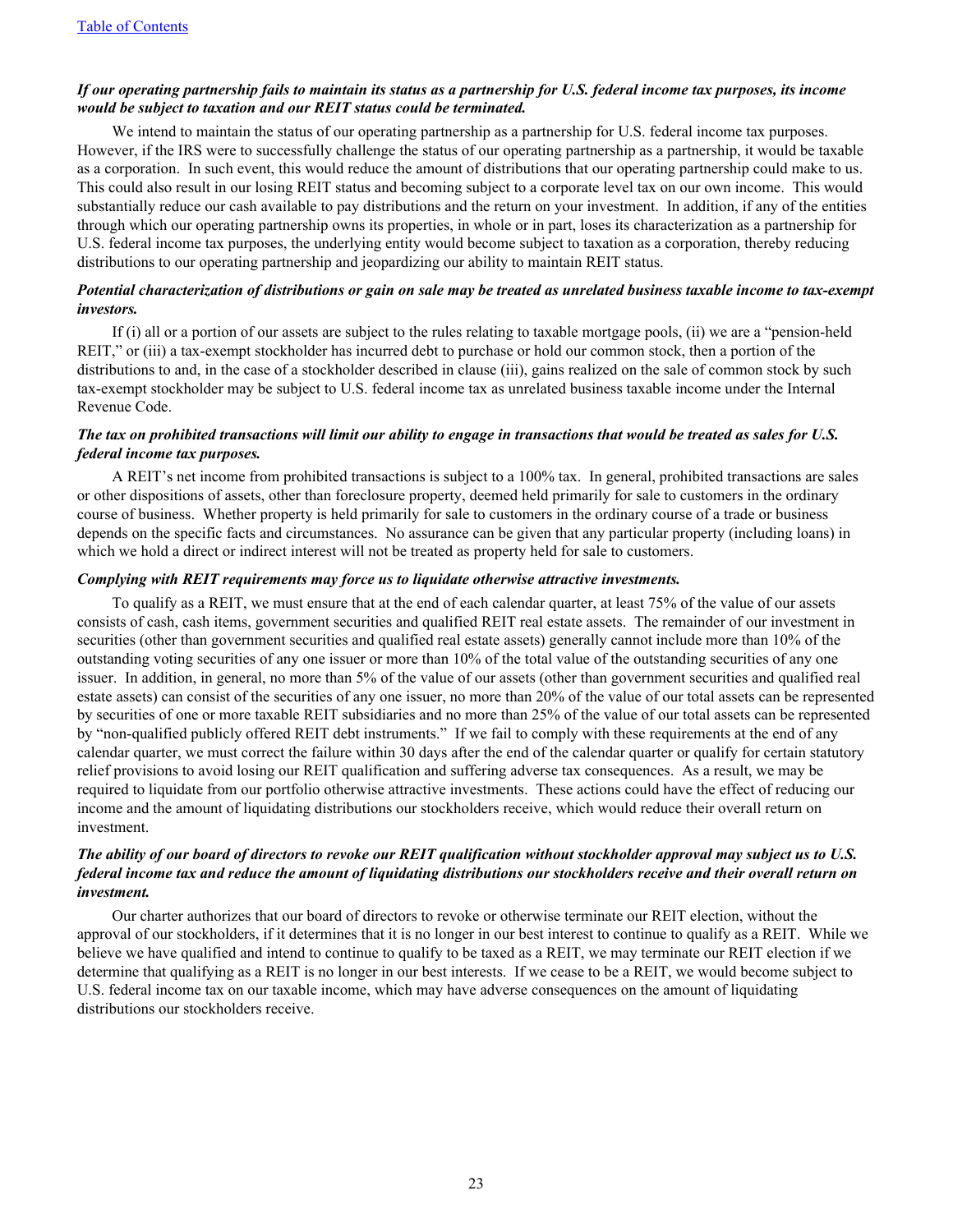***If our operating partnership fails to maintain its status as a partnership for U.S. federal income tax purposes, its income would be subject to taxation and our REIT status could be terminated.***

We intend to maintain the status of our operating partnership as a partnership for U.S. federal income tax purposes. However, if the IRS were to successfully challenge the status of our operating partnership as a partnership, it would be taxable as a corporation. In such event, this would reduce the amount of distributions that our operating partnership could make to us. This could also result in our losing REIT status and becoming subject to a corporate level tax on our own income. This would substantially reduce our cash available to pay distributions and the return on your investment. In addition, if any of the entities through which our operating partnership owns its properties, in whole or in part, loses its characterization as a partnership for U.S. federal income tax purposes, the underlying entity would become subject to taxation as a corporation, thereby reducing distributions to our operating partnership and jeopardizing our ability to maintain REIT status.

***Potential characterization of distributions or gain on sale may be treated as unrelated business taxable income to tax-exempt investors.***

If (i) all or a portion of our assets are subject to the rules relating to taxable mortgage pools, (ii) we are a "pension-held REIT," or (iii) a tax-exempt stockholder has incurred debt to purchase or hold our common stock, then a portion of the distributions to and, in the case of a stockholder described in clause (iii), gains realized on the sale of common stock by such tax-exempt stockholder may be subject to U.S. federal income tax as unrelated business taxable income under the Internal Revenue Code.

***The tax on prohibited transactions will limit our ability to engage in transactions that would be treated as sales for U.S. federal income tax purposes.***

A REIT's net income from prohibited transactions is subject to a 100% tax. In general, prohibited transactions are sales or other dispositions of assets, other than foreclosure property, deemed held primarily for sale to customers in the ordinary course of business. Whether property is held primarily for sale to customers in the ordinary course of a trade or business depends on the specific facts and circumstances. No assurance can be given that any particular property (including loans) in which we hold a direct or indirect interest will not be treated as property held for sale to customers.

***Complying with REIT requirements may force us to liquidate otherwise attractive investments.***

To qualify as a REIT, we must ensure that at the end of each calendar quarter, at least 75% of the value of our assets consists of cash, cash items, government securities and qualified REIT real estate assets. The remainder of our investment in securities (other than government securities and qualified real estate assets) generally cannot include more than 10% of the outstanding voting securities of any one issuer or more than 10% of the total value of the outstanding securities of any one issuer. In addition, in general, no more than 5% of the value of our assets (other than government securities and qualified real estate assets) can consist of the securities of any one issuer, no more than 20% of the value of our total assets can be represented by securities of one or more taxable REIT subsidiaries and no more than 25% of the value of our total assets can be represented by "non-qualified publicly offered REIT debt instruments." If we fail to comply with these requirements at the end of any calendar quarter, we must correct the failure within 30 days after the end of the calendar quarter or qualify for certain statutory relief provisions to avoid losing our REIT qualification and suffering adverse tax consequences. As a result, we may be required to liquidate from our portfolio otherwise attractive investments. These actions could have the effect of reducing our income and the amount of liquidating distributions our stockholders receive, which would reduce their overall return on investment.

***The ability of our board of directors to revoke our REIT qualification without stockholder approval may subject us to U.S. federal income tax and reduce the amount of liquidating distributions our stockholders receive and their overall return on investment.***

Our charter authorizes that our board of directors to revoke or otherwise terminate our REIT election, without the approval of our stockholders, if it determines that it is no longer in our best interest to continue to qualify as a REIT. While we believe we have qualified and intend to continue to qualify to be taxed as a REIT, we may terminate our REIT election if we determine that qualifying as a REIT is no longer in our best interests. If we cease to be a REIT, we would become subject to U.S. federal income tax on our taxable income, which may have adverse consequences on the amount of liquidating distributions our stockholders receive.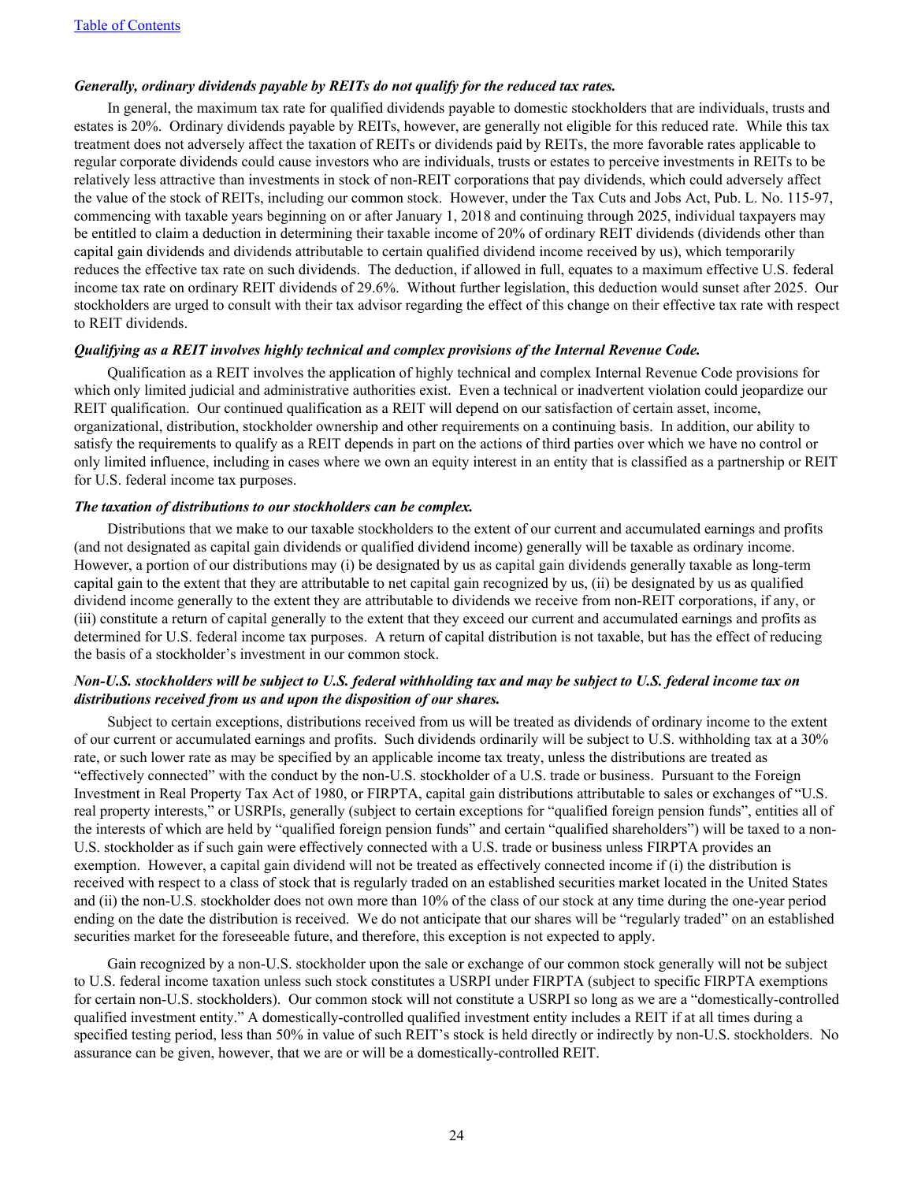***Generally, ordinary dividends payable by REITs do not qualify for the reduced tax rates.***

In general, the maximum tax rate for qualified dividends payable to domestic stockholders that are individuals, trusts and estates is 20%. Ordinary dividends payable by REITs, however, are generally not eligible for this reduced rate. While this tax treatment does not adversely affect the taxation of REITs or dividends paid by REITs, the more favorable rates applicable to regular corporate dividends could cause investors who are individuals, trusts or estates to perceive investments in REITs to be relatively less attractive than investments in stock of non-REIT corporations that pay dividends, which could adversely affect the value of the stock of REITs, including our common stock. However, under the Tax Cuts and Jobs Act, Pub. L. No. 115-97, commencing with taxable years beginning on or after January 1, 2018 and continuing through 2025, individual taxpayers may be entitled to claim a deduction in determining their taxable income of 20% of ordinary REIT dividends (dividends other than capital gain dividends and dividends attributable to certain qualified dividend income received by us), which temporarily reduces the effective tax rate on such dividends. The deduction, if allowed in full, equates to a maximum effective U.S. federal income tax rate on ordinary REIT dividends of 29.6%. Without further legislation, this deduction would sunset after 2025. Our stockholders are urged to consult with their tax advisor regarding the effect of this change on their effective tax rate with respect to REIT dividends.

***Qualifying as a REIT involves highly technical and complex provisions of the Internal Revenue Code.***

Qualification as a REIT involves the application of highly technical and complex Internal Revenue Code provisions for which only limited judicial and administrative authorities exist. Even a technical or inadvertent violation could jeopardize our REIT qualification. Our continued qualification as a REIT will depend on our satisfaction of certain asset, income, organizational, distribution, stockholder ownership and other requirements on a continuing basis. In addition, our ability to satisfy the requirements to qualify as a REIT depends in part on the actions of third parties over which we have no control or only limited influence, including in cases where we own an equity interest in an entity that is classified as a partnership or REIT for U.S. federal income tax purposes.

***The taxation of distributions to our stockholders can be complex.***

Distributions that we make to our taxable stockholders to the extent of our current and accumulated earnings and profits (and not designated as capital gain dividends or qualified dividend income) generally will be taxable as ordinary income. However, a portion of our distributions may (i) be designated by us as capital gain dividends generally taxable as long-term capital gain to the extent that they are attributable to net capital gain recognized by us, (ii) be designated by us as qualified dividend income generally to the extent they are attributable to dividends we receive from non-REIT corporations, if any, or (iii) constitute a return of capital generally to the extent that they exceed our current and accumulated earnings and profits as determined for U.S. federal income tax purposes. A return of capital distribution is not taxable, but has the effect of reducing the basis of a stockholder's investment in our common stock.

***Non-U.S. stockholders will be subject to U.S. federal withholding tax and may be subject to U.S. federal income tax on distributions received from us and upon the disposition of our shares.***

Subject to certain exceptions, distributions received from us will be treated as dividends of ordinary income to the extent of our current or accumulated earnings and profits. Such dividends ordinarily will be subject to U.S. withholding tax at a 30% rate, or such lower rate as may be specified by an applicable income tax treaty, unless the distributions are treated as "effectively connected" with the conduct by the non-U.S. stockholder of a U.S. trade or business. Pursuant to the Foreign Investment in Real Property Tax Act of 1980, or FIRPTA, capital gain distributions attributable to sales or exchanges of "U.S. real property interests," or USRPIs, generally (subject to certain exceptions for "qualified foreign pension funds", entities all of the interests of which are held by "qualified foreign pension funds" and certain "qualified shareholders") will be taxed to a non-U.S. stockholder as if such gain were effectively connected with a U.S. trade or business unless FIRPTA provides an exemption. However, a capital gain dividend will not be treated as effectively connected income if (i) the distribution is received with respect to a class of stock that is regularly traded on an established securities market located in the United States and (ii) the non-U.S. stockholder does not own more than 10% of the class of our stock at any time during the one-year period ending on the date the distribution is received. We do not anticipate that our shares will be "regularly traded" on an established securities market for the foreseeable future, and therefore, this exception is not expected to apply.

Gain recognized by a non-U.S. stockholder upon the sale or exchange of our common stock generally will not be subject to U.S. federal income taxation unless such stock constitutes a USRPI under FIRPTA (subject to specific FIRPTA exemptions for certain non-U.S. stockholders). Our common stock will not constitute a USRPI so long as we are a "domestically-controlled qualified investment entity." A domestically-controlled qualified investment entity includes a REIT if at all times during a specified testing period, less than 50% in value of such REIT's stock is held directly or indirectly by non-U.S. stockholders. No assurance can be given, however, that we are or will be a domestically-controlled REIT.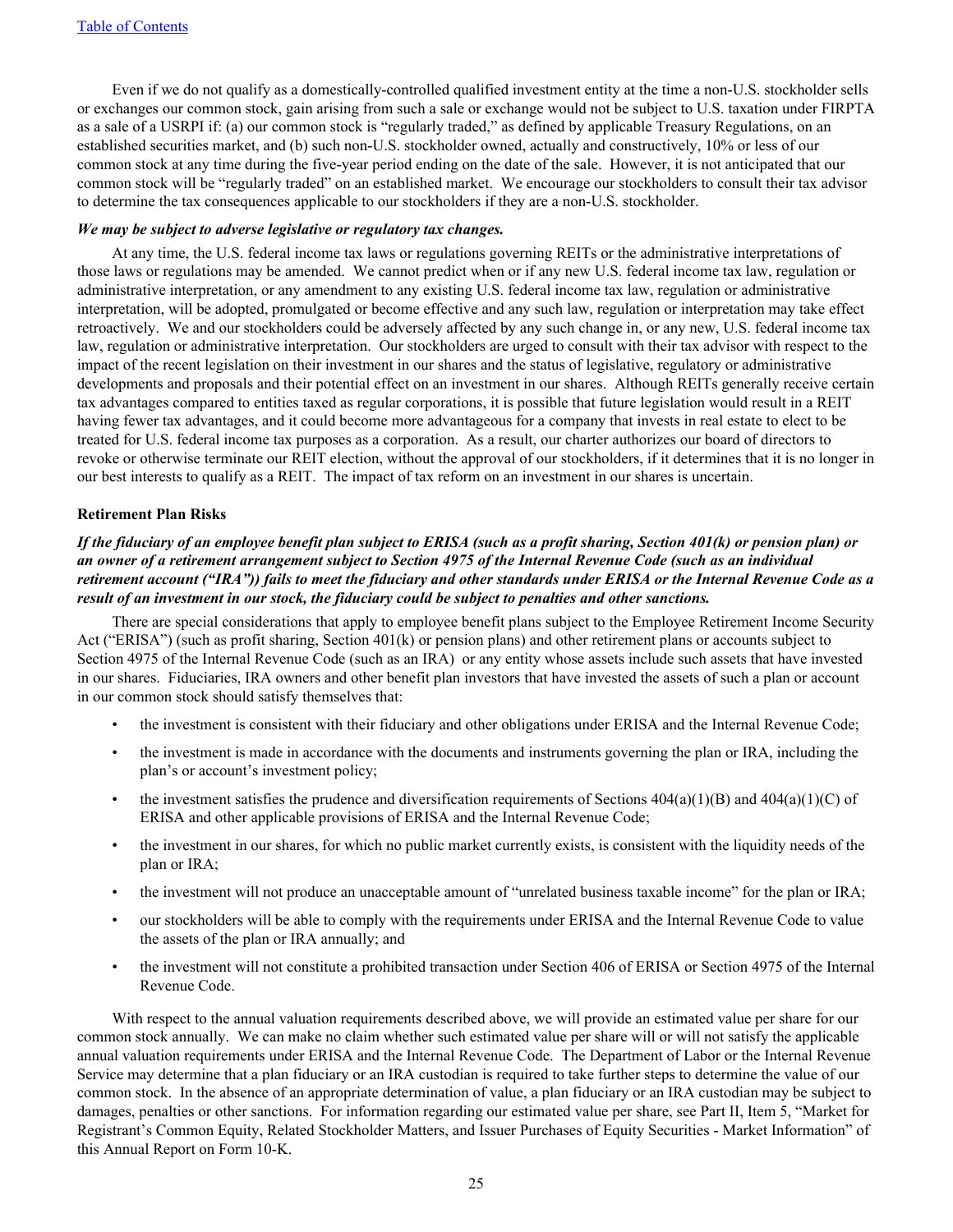Even if we do not qualify as a domestically-controlled qualified investment entity at the time a non-U.S. stockholder sells or exchanges our common stock, gain arising from such a sale or exchange would not be subject to U.S. taxation under FIRPTA as a sale of a USRPI if: (a) our common stock is "regularly traded," as defined by applicable Treasury Regulations, on an established securities market, and (b) such non-U.S. stockholder owned, actually and constructively, 10% or less of our common stock at any time during the five-year period ending on the date of the sale. However, it is not anticipated that our common stock will be "regularly traded" on an established market. We encourage our stockholders to consult their tax advisor to determine the tax consequences applicable to our stockholders if they are a non-U.S. stockholder.

***We may be subject to adverse legislative or regulatory tax changes.***

At any time, the U.S. federal income tax laws or regulations governing REITs or the administrative interpretations of those laws or regulations may be amended. We cannot predict when or if any new U.S. federal income tax law, regulation or administrative interpretation, or any amendment to any existing U.S. federal income tax law, regulation or administrative interpretation, will be adopted, promulgated or become effective and any such law, regulation or interpretation may take effect retroactively. We and our stockholders could be adversely affected by any such change in, or any new, U.S. federal income tax law, regulation or administrative interpretation. Our stockholders are urged to consult with their tax advisor with respect to the impact of the recent legislation on their investment in our shares and the status of legislative, regulatory or administrative developments and proposals and their potential effect on an investment in our shares. Although REITs generally receive certain tax advantages compared to entities taxed as regular corporations, it is possible that future legislation would result in a REIT having fewer tax advantages, and it could become more advantageous for a company that invests in real estate to elect to be treated for U.S. federal income tax purposes as a corporation. As a result, our charter authorizes our board of directors to revoke or otherwise terminate our REIT election, without the approval of our stockholders, if it determines that it is no longer in our best interests to qualify as a REIT. The impact of tax reform on an investment in our shares is uncertain.

**Retirement Plan Risks**

***If the fiduciary of an employee benefit plan subject to ERISA (such as a profit sharing, Section 401(k) or pension plan) or an owner of a retirement arrangement subject to Section 4975 of the Internal Revenue Code (such as an individual retirement account ("IRA")) fails to meet the fiduciary and other standards under ERISA or the Internal Revenue Code as a result of an investment in our stock, the fiduciary could be subject to penalties and other sanctions.***

There are special considerations that apply to employee benefit plans subject to the Employee Retirement Income Security Act ("ERISA") (such as profit sharing, Section 401(k) or pension plans) and other retirement plans or accounts subject to Section 4975 of the Internal Revenue Code (such as an IRA) or any entity whose assets include such assets that have invested in our shares. Fiduciaries, IRA owners and other benefit plan investors that have invested the assets of such a plan or account in our common stock should satisfy themselves that:

- the investment is consistent with their fiduciary and other obligations under ERISA and the Internal Revenue Code;
- the investment is made in accordance with the documents and instruments governing the plan or IRA, including the plan's or account's investment policy;
- the investment satisfies the prudence and diversification requirements of Sections 404(a)(1)(B) and 404(a)(1)(C) of ERISA and other applicable provisions of ERISA and the Internal Revenue Code;
- the investment in our shares, for which no public market currently exists, is consistent with the liquidity needs of the plan or IRA;
- the investment will not produce an unacceptable amount of "unrelated business taxable income" for the plan or IRA;
- our stockholders will be able to comply with the requirements under ERISA and the Internal Revenue Code to value the assets of the plan or IRA annually; and
- the investment will not constitute a prohibited transaction under Section 406 of ERISA or Section 4975 of the Internal Revenue Code.

With respect to the annual valuation requirements described above, we will provide an estimated value per share for our common stock annually. We can make no claim whether such estimated value per share will or will not satisfy the applicable annual valuation requirements under ERISA and the Internal Revenue Code. The Department of Labor or the Internal Revenue Service may determine that a plan fiduciary or an IRA custodian is required to take further steps to determine the value of our common stock. In the absence of an appropriate determination of value, a plan fiduciary or an IRA custodian may be subject to damages, penalties or other sanctions. For information regarding our estimated value per share, see Part II, Item 5, "Market for Registrant's Common Equity, Related Stockholder Matters, and Issuer Purchases of Equity Securities - Market Information" of this Annual Report on Form 10-K.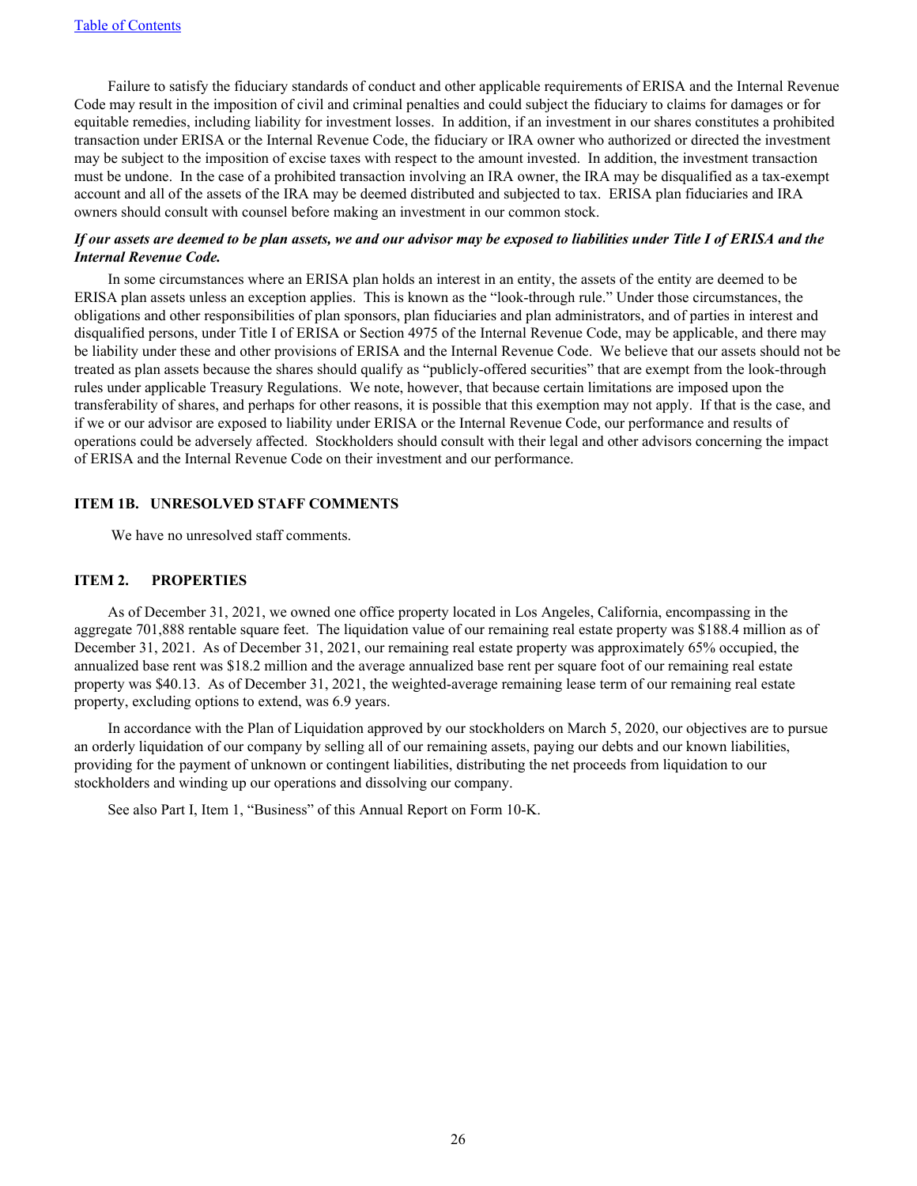Failure to satisfy the fiduciary standards of conduct and other applicable requirements of ERISA and the Internal Revenue Code may result in the imposition of civil and criminal penalties and could subject the fiduciary to claims for damages or for equitable remedies, including liability for investment losses. In addition, if an investment in our shares constitutes a prohibited transaction under ERISA or the Internal Revenue Code, the fiduciary or IRA owner who authorized or directed the investment may be subject to the imposition of excise taxes with respect to the amount invested. In addition, the investment transaction must be undone. In the case of a prohibited transaction involving an IRA owner, the IRA may be disqualified as a tax-exempt account and all of the assets of the IRA may be deemed distributed and subjected to tax. ERISA plan fiduciaries and IRA owners should consult with counsel before making an investment in our common stock.

***If our assets are deemed to be plan assets, we and our advisor may be exposed to liabilities under Title I of ERISA and the Internal Revenue Code.***

In some circumstances where an ERISA plan holds an interest in an entity, the assets of the entity are deemed to be ERISA plan assets unless an exception applies. This is known as the "look-through rule." Under those circumstances, the obligations and other responsibilities of plan sponsors, plan fiduciaries and plan administrators, and of parties in interest and disqualified persons, under Title I of ERISA or Section 4975 of the Internal Revenue Code, may be applicable, and there may be liability under these and other provisions of ERISA and the Internal Revenue Code. We believe that our assets should not be treated as plan assets because the shares should qualify as "publicly-offered securities" that are exempt from the look-through rules under applicable Treasury Regulations. We note, however, that because certain limitations are imposed upon the transferability of shares, and perhaps for other reasons, it is possible that this exemption may not apply. If that is the case, and if we or our advisor are exposed to liability under ERISA or the Internal Revenue Code, our performance and results of operations could be adversely affected. Stockholders should consult with their legal and other advisors concerning the impact of ERISA and the Internal Revenue Code on their investment and our performance.

## ITEM 1B. UNRESOLVED STAFF COMMENTS

We have no unresolved staff comments.

## ITEM 2. PROPERTIES

As of December 31, 2021, we owned one office property located in Los Angeles, California, encompassing in the aggregate 701,888 rentable square feet. The liquidation value of our remaining real estate property was $188.4 million as of December 31, 2021. As of December 31, 2021, our remaining real estate property was approximately 65% occupied, the annualized base rent was $18.2 million and the average annualized base rent per square foot of our remaining real estate property was $40.13. As of December 31, 2021, the weighted-average remaining lease term of our remaining real estate property, excluding options to extend, was 6.9 years.

In accordance with the Plan of Liquidation approved by our stockholders on March 5, 2020, our objectives are to pursue an orderly liquidation of our company by selling all of our remaining assets, paying our debts and our known liabilities, providing for the payment of unknown or contingent liabilities, distributing the net proceeds from liquidation to our stockholders and winding up our operations and dissolving our company.

See also Part I, Item 1, "Business" of this Annual Report on Form 10-K.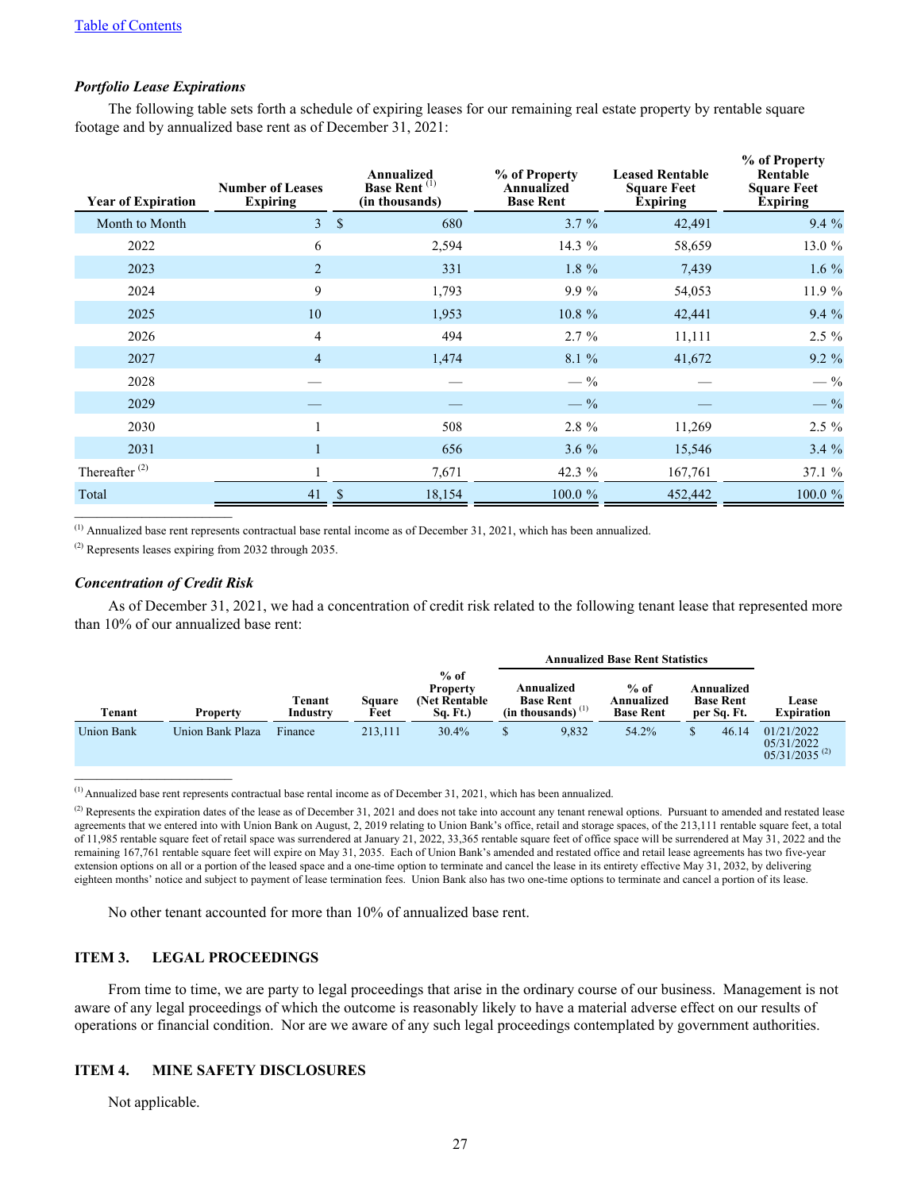[Table of Contents](#)

***Portfolio Lease Expirations***

The following table sets forth a schedule of expiring leases for our remaining real estate property by rentable square footage and by annualized base rent as of December 31, 2021:

| Year of Expiration | Number of Leases Expiring | Annualized Base Rent [(1)] (in thousands) | % of Property Annualized Base Rent | Leased Rentable Square Feet Expiring | % of Property Rentable Square Feet Expiring |
|---|---|---|---|---|---|
| Month to Month | 3 | $ 680 | 3.7 % | 42,491 | 9.4 % |
| 2022 | 6 | 2,594 | 14.3 % | 58,659 | 13.0 % |
| 2023 | 2 | 331 | 1.8 % | 7,439 | 1.6 % |
| 2024 | 9 | 1,793 | 9.9 % | 54,053 | 11.9 % |
| 2025 | 10 | 1,953 | 10.8 % | 42,441 | 9.4 % |
| 2026 | 4 | 494 | 2.7 % | 11,111 | 2.5 % |
| 2027 | 4 | 1,474 | 8.1 % | 41,672 | 9.2 % |
| 2028 | — | — | — % | — | — % |
| 2029 | — | — | — % | — | — % |
| 2030 | 1 | 508 | 2.8 % | 11,269 | 2.5 % |
| 2031 | 1 | 656 | 3.6 % | 15,546 | 3.4 % |
| Thereafter [(2)] | 1 | 7,671 | 42.3 % | 167,761 | 37.1 % |
| Total | 41 | $ 18,154 | 100.0 % | 452,442 | 100.0 % |

[(1)] Annualized base rent represents contractual base rental income as of December 31, 2021, which has been annualized.

[(2)] Represents leases expiring from 2032 through 2035.

***Concentration of Credit Risk***

As of December 31, 2021, we had a concentration of credit risk related to the following tenant lease that represented more than 10% of our annualized base rent:

| | | | | | Annualized Base Rent Statistics | | | |
|---|---|---|---|---|---|---|---|---|
| Tenant | Property | Tenant Industry | Square Feet | % of Property (Net Rentable Sq. Ft.) | Annualized Base Rent (in thousands) [(1)] | % of Annualized Base Rent | Annualized Base Rent per Sq. Ft. | Lease Expiration |
| Union Bank | Union Bank Plaza | Finance | 213,111 | 30.4% | $ 9,832 | 54.2% | $ 46.14 | 01/21/2022<br>05/31/2022<br>05/31/2035 [(2)] |

[(1)] Annualized base rent represents contractual base rental income as of December 31, 2021, which has been annualized.

[(2)] Represents the expiration dates of the lease as of December 31, 2021 and does not take into account any tenant renewal options. Pursuant to amended and restated lease agreements that we entered into with Union Bank on August, 2, 2019 relating to Union Bank's office, retail and storage spaces, of the 213,111 rentable square feet, a total of 11,985 rentable square feet of retail space was surrendered at January 21, 2022, 33,365 rentable square feet of office space will be surrendered at May 31, 2022 and the remaining 167,761 rentable square feet will expire on May 31, 2035. Each of Union Bank's amended and restated office and retail lease agreements has two five-year extension options on all or a portion of the leased space and a one-time option to terminate and cancel the lease in its entirety effective May 31, 2032, by delivering eighteen months' notice and subject to payment of lease termination fees. Union Bank also has two one-time options to terminate and cancel a portion of its lease.

No other tenant accounted for more than 10% of annualized base rent.

## ITEM 3. LEGAL PROCEEDINGS

From time to time, we are party to legal proceedings that arise in the ordinary course of our business. Management is not aware of any legal proceedings of which the outcome is reasonably likely to have a material adverse effect on our results of operations or financial condition. Nor are we aware of any such legal proceedings contemplated by government authorities.

## ITEM 4. MINE SAFETY DISCLOSURES

Not applicable.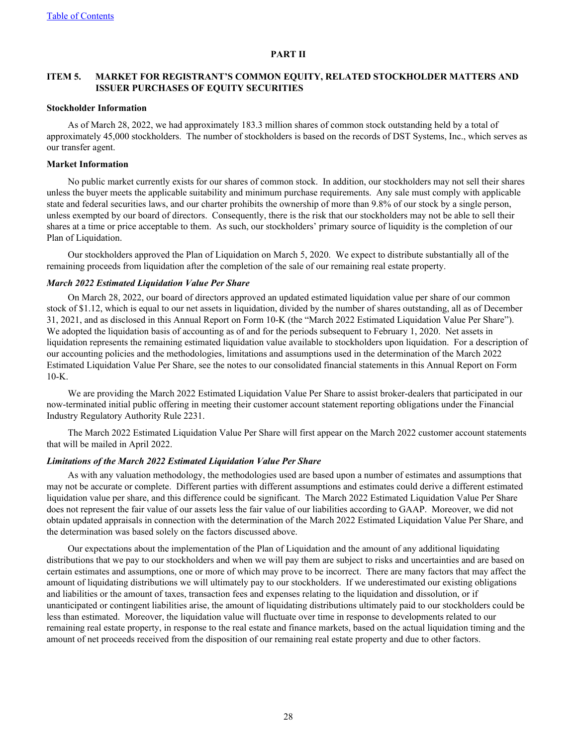## PART II

## ITEM 5. MARKET FOR REGISTRANT'S COMMON EQUITY, RELATED STOCKHOLDER MATTERS AND ISSUER PURCHASES OF EQUITY SECURITIES

**Stockholder Information**

As of March 28, 2022, we had approximately 183.3 million shares of common stock outstanding held by a total of approximately 45,000 stockholders. The number of stockholders is based on the records of DST Systems, Inc., which serves as our transfer agent.

**Market Information**

No public market currently exists for our shares of common stock. In addition, our stockholders may not sell their shares unless the buyer meets the applicable suitability and minimum purchase requirements. Any sale must comply with applicable state and federal securities laws, and our charter prohibits the ownership of more than 9.8% of our stock by a single person, unless exempted by our board of directors. Consequently, there is the risk that our stockholders may not be able to sell their shares at a time or price acceptable to them. As such, our stockholders' primary source of liquidity is the completion of our Plan of Liquidation.

Our stockholders approved the Plan of Liquidation on March 5, 2020. We expect to distribute substantially all of the remaining proceeds from liquidation after the completion of the sale of our remaining real estate property.

***March 2022 Estimated Liquidation Value Per Share***

On March 28, 2022, our board of directors approved an updated estimated liquidation value per share of our common stock of $1.12, which is equal to our net assets in liquidation, divided by the number of shares outstanding, all as of December 31, 2021, and as disclosed in this Annual Report on Form 10-K (the "March 2022 Estimated Liquidation Value Per Share"). We adopted the liquidation basis of accounting as of and for the periods subsequent to February 1, 2020. Net assets in liquidation represents the remaining estimated liquidation value available to stockholders upon liquidation. For a description of our accounting policies and the methodologies, limitations and assumptions used in the determination of the March 2022 Estimated Liquidation Value Per Share, see the notes to our consolidated financial statements in this Annual Report on Form 10-K.

We are providing the March 2022 Estimated Liquidation Value Per Share to assist broker-dealers that participated in our now-terminated initial public offering in meeting their customer account statement reporting obligations under the Financial Industry Regulatory Authority Rule 2231.

The March 2022 Estimated Liquidation Value Per Share will first appear on the March 2022 customer account statements that will be mailed in April 2022.

***Limitations of the March 2022 Estimated Liquidation Value Per Share***

As with any valuation methodology, the methodologies used are based upon a number of estimates and assumptions that may not be accurate or complete. Different parties with different assumptions and estimates could derive a different estimated liquidation value per share, and this difference could be significant. The March 2022 Estimated Liquidation Value Per Share does not represent the fair value of our assets less the fair value of our liabilities according to GAAP. Moreover, we did not obtain updated appraisals in connection with the determination of the March 2022 Estimated Liquidation Value Per Share, and the determination was based solely on the factors discussed above.

Our expectations about the implementation of the Plan of Liquidation and the amount of any additional liquidating distributions that we pay to our stockholders and when we will pay them are subject to risks and uncertainties and are based on certain estimates and assumptions, one or more of which may prove to be incorrect. There are many factors that may affect the amount of liquidating distributions we will ultimately pay to our stockholders. If we underestimated our existing obligations and liabilities or the amount of taxes, transaction fees and expenses relating to the liquidation and dissolution, or if unanticipated or contingent liabilities arise, the amount of liquidating distributions ultimately paid to our stockholders could be less than estimated. Moreover, the liquidation value will fluctuate over time in response to developments related to our remaining real estate property, in response to the real estate and finance markets, based on the actual liquidation timing and the amount of net proceeds received from the disposition of our remaining real estate property and due to other factors.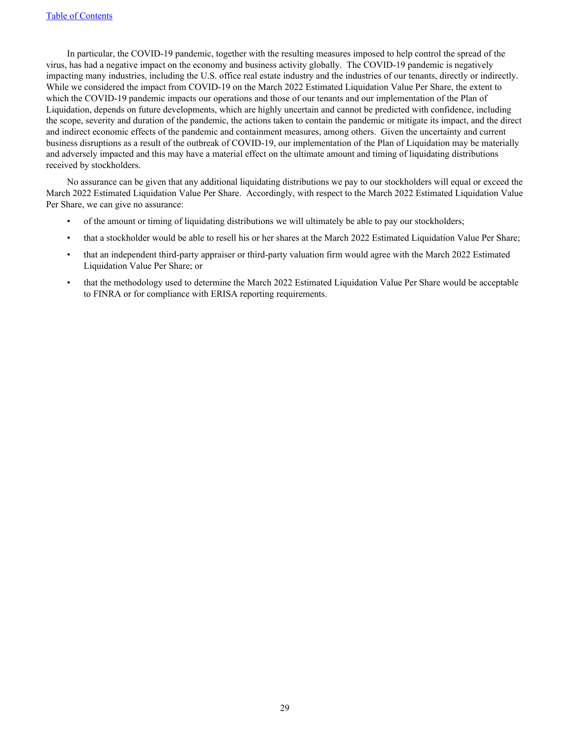In particular, the COVID-19 pandemic, together with the resulting measures imposed to help control the spread of the virus, has had a negative impact on the economy and business activity globally. The COVID-19 pandemic is negatively impacting many industries, including the U.S. office real estate industry and the industries of our tenants, directly or indirectly. While we considered the impact from COVID-19 on the March 2022 Estimated Liquidation Value Per Share, the extent to which the COVID-19 pandemic impacts our operations and those of our tenants and our implementation of the Plan of Liquidation, depends on future developments, which are highly uncertain and cannot be predicted with confidence, including the scope, severity and duration of the pandemic, the actions taken to contain the pandemic or mitigate its impact, and the direct and indirect economic effects of the pandemic and containment measures, among others. Given the uncertainty and current business disruptions as a result of the outbreak of COVID-19, our implementation of the Plan of Liquidation may be materially and adversely impacted and this may have a material effect on the ultimate amount and timing of liquidating distributions received by stockholders.

No assurance can be given that any additional liquidating distributions we pay to our stockholders will equal or exceed the March 2022 Estimated Liquidation Value Per Share. Accordingly, with respect to the March 2022 Estimated Liquidation Value Per Share, we can give no assurance:

- of the amount or timing of liquidating distributions we will ultimately be able to pay our stockholders;
- that a stockholder would be able to resell his or her shares at the March 2022 Estimated Liquidation Value Per Share;
- that an independent third-party appraiser or third-party valuation firm would agree with the March 2022 Estimated Liquidation Value Per Share; or
- that the methodology used to determine the March 2022 Estimated Liquidation Value Per Share would be acceptable to FINRA or for compliance with ERISA reporting requirements.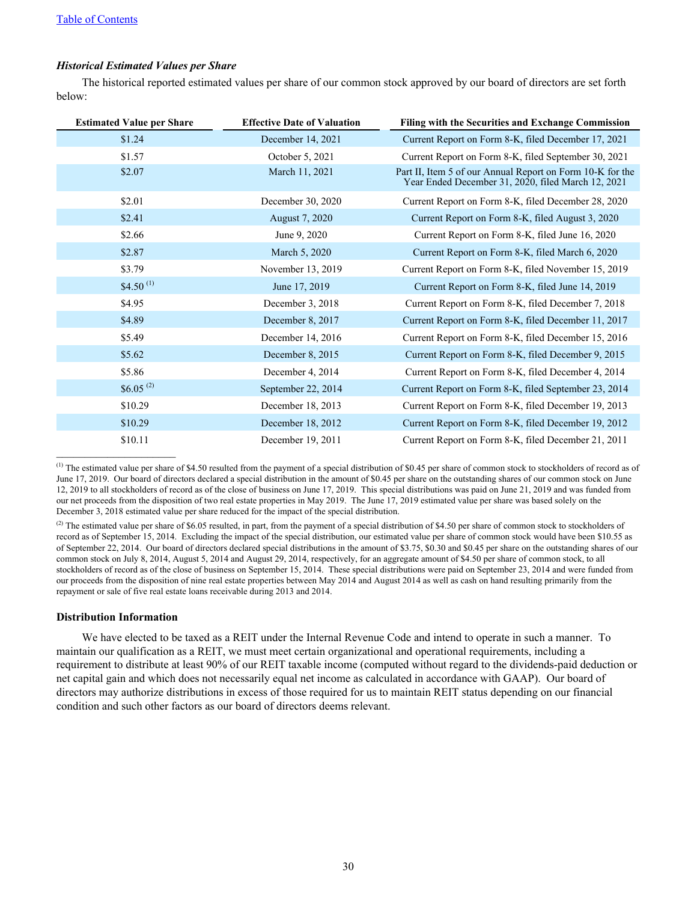### *Historical Estimated Values per Share*

The historical reported estimated values per share of our common stock approved by our board of directors are set forth below:

| Estimated Value per Share | Effective Date of Valuation | Filing with the Securities and Exchange Commission |
|---|---|---|
| $1.24 | December 14, 2021 | Current Report on Form 8-K, filed December 17, 2021 |
| $1.57 | October 5, 2021 | Current Report on Form 8-K, filed September 30, 2021 |
| $2.07 | March 11, 2021 | Part II, Item 5 of our Annual Report on Form 10-K for the Year Ended December 31, 2020, filed March 12, 2021 |
| $2.01 | December 30, 2020 | Current Report on Form 8-K, filed December 28, 2020 |
| $2.41 | August 7, 2020 | Current Report on Form 8-K, filed August 3, 2020 |
| $2.66 | June 9, 2020 | Current Report on Form 8-K, filed June 16, 2020 |
| $2.87 | March 5, 2020 | Current Report on Form 8-K, filed March 6, 2020 |
| $3.79 | November 13, 2019 | Current Report on Form 8-K, filed November 15, 2019 |
| $4.50 [(1)] | June 17, 2019 | Current Report on Form 8-K, filed June 14, 2019 |
| $4.95 | December 3, 2018 | Current Report on Form 8-K, filed December 7, 2018 |
| $4.89 | December 8, 2017 | Current Report on Form 8-K, filed December 11, 2017 |
| $5.49 | December 14, 2016 | Current Report on Form 8-K, filed December 15, 2016 |
| $5.62 | December 8, 2015 | Current Report on Form 8-K, filed December 9, 2015 |
| $5.86 | December 4, 2014 | Current Report on Form 8-K, filed December 4, 2014 |
| $6.05 [(2)] | September 22, 2014 | Current Report on Form 8-K, filed September 23, 2014 |
| $10.29 | December 18, 2013 | Current Report on Form 8-K, filed December 19, 2013 |
| $10.29 | December 18, 2012 | Current Report on Form 8-K, filed December 19, 2012 |
| $10.11 | December 19, 2011 | Current Report on Form 8-K, filed December 21, 2011 |

[(1)] The estimated value per share of $4.50 resulted from the payment of a special distribution of $0.45 per share of common stock to stockholders of record as of June 17, 2019. Our board of directors declared a special distribution in the amount of $0.45 per share on the outstanding shares of our common stock on June 12, 2019 to all stockholders of record as of the close of business on June 17, 2019. This special distributions was paid on June 21, 2019 and was funded from our net proceeds from the disposition of two real estate properties in May 2019. The June 17, 2019 estimated value per share was based solely on the December 3, 2018 estimated value per share reduced for the impact of the special distribution.

[(2)] The estimated value per share of $6.05 resulted, in part, from the payment of a special distribution of $4.50 per share of common stock to stockholders of record as of September 15, 2014. Excluding the impact of the special distribution, our estimated value per share of common stock would have been $10.55 as of September 22, 2014. Our board of directors declared special distributions in the amount of $3.75, $0.30 and $0.45 per share on the outstanding shares of our common stock on July 8, 2014, August 5, 2014 and August 29, 2014, respectively, for an aggregate amount of $4.50 per share of common stock, to all stockholders of record as of the close of business on September 15, 2014. These special distributions were paid on September 23, 2014 and were funded from our proceeds from the disposition of nine real estate properties between May 2014 and August 2014 as well as cash on hand resulting primarily from the repayment or sale of five real estate loans receivable during 2013 and 2014.

### Distribution Information

We have elected to be taxed as a REIT under the Internal Revenue Code and intend to operate in such a manner. To maintain our qualification as a REIT, we must meet certain organizational and operational requirements, including a requirement to distribute at least 90% of our REIT taxable income (computed without regard to the dividends-paid deduction or net capital gain and which does not necessarily equal net income as calculated in accordance with GAAP). Our board of directors may authorize distributions in excess of those required for us to maintain REIT status depending on our financial condition and such other factors as our board of directors deems relevant.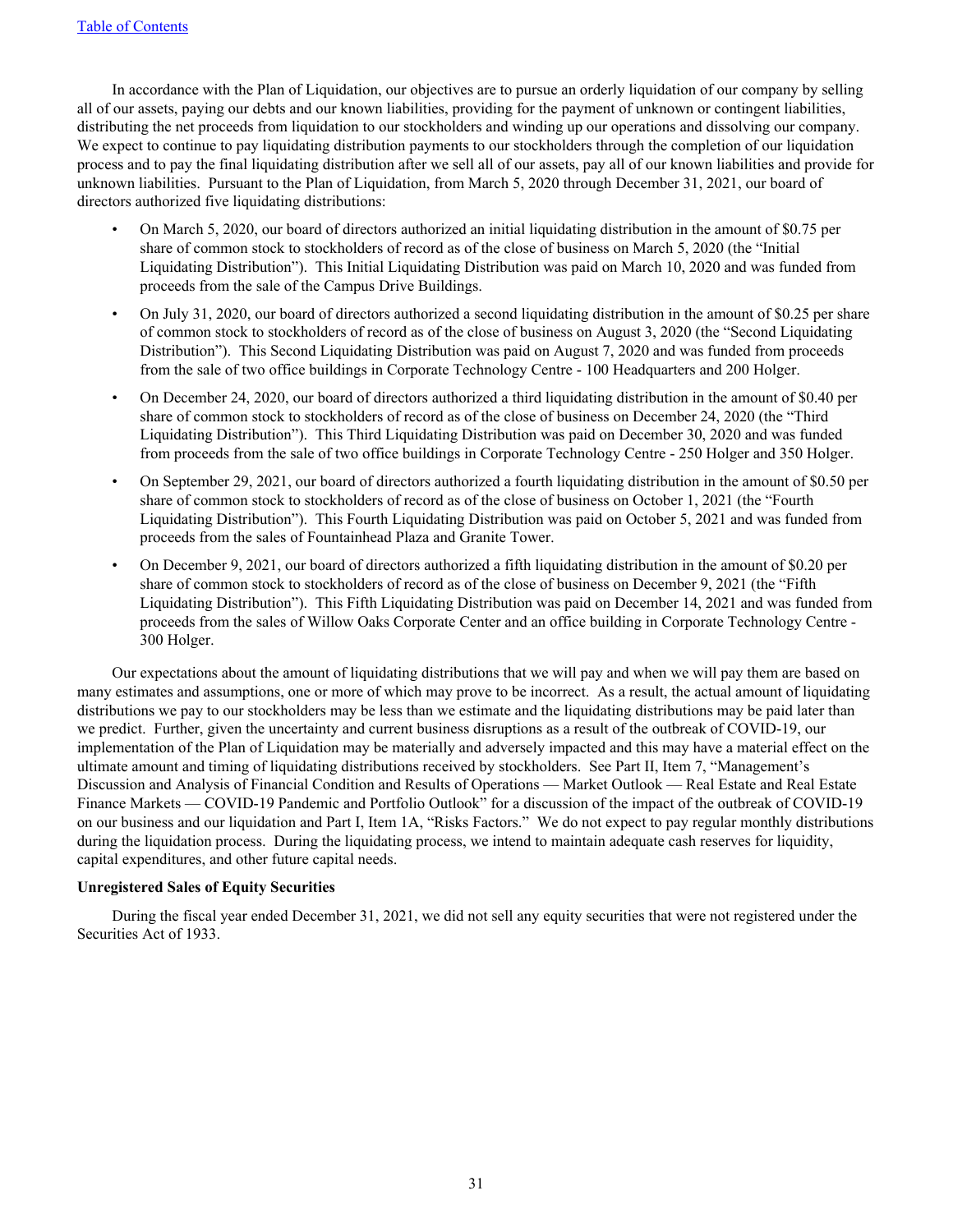In accordance with the Plan of Liquidation, our objectives are to pursue an orderly liquidation of our company by selling all of our assets, paying our debts and our known liabilities, providing for the payment of unknown or contingent liabilities, distributing the net proceeds from liquidation to our stockholders and winding up our operations and dissolving our company. We expect to continue to pay liquidating distribution payments to our stockholders through the completion of our liquidation process and to pay the final liquidating distribution after we sell all of our assets, pay all of our known liabilities and provide for unknown liabilities. Pursuant to the Plan of Liquidation, from March 5, 2020 through December 31, 2021, our board of directors authorized five liquidating distributions:

- On March 5, 2020, our board of directors authorized an initial liquidating distribution in the amount of $0.75 per share of common stock to stockholders of record as of the close of business on March 5, 2020 (the "Initial Liquidating Distribution"). This Initial Liquidating Distribution was paid on March 10, 2020 and was funded from proceeds from the sale of the Campus Drive Buildings.
- On July 31, 2020, our board of directors authorized a second liquidating distribution in the amount of $0.25 per share of common stock to stockholders of record as of the close of business on August 3, 2020 (the "Second Liquidating Distribution"). This Second Liquidating Distribution was paid on August 7, 2020 and was funded from proceeds from the sale of two office buildings in Corporate Technology Centre - 100 Headquarters and 200 Holger.
- On December 24, 2020, our board of directors authorized a third liquidating distribution in the amount of $0.40 per share of common stock to stockholders of record as of the close of business on December 24, 2020 (the "Third Liquidating Distribution"). This Third Liquidating Distribution was paid on December 30, 2020 and was funded from proceeds from the sale of two office buildings in Corporate Technology Centre - 250 Holger and 350 Holger.
- On September 29, 2021, our board of directors authorized a fourth liquidating distribution in the amount of $0.50 per share of common stock to stockholders of record as of the close of business on October 1, 2021 (the "Fourth Liquidating Distribution"). This Fourth Liquidating Distribution was paid on October 5, 2021 and was funded from proceeds from the sales of Fountainhead Plaza and Granite Tower.
- On December 9, 2021, our board of directors authorized a fifth liquidating distribution in the amount of $0.20 per share of common stock to stockholders of record as of the close of business on December 9, 2021 (the "Fifth Liquidating Distribution"). This Fifth Liquidating Distribution was paid on December 14, 2021 and was funded from proceeds from the sales of Willow Oaks Corporate Center and an office building in Corporate Technology Centre - 300 Holger.

Our expectations about the amount of liquidating distributions that we will pay and when we will pay them are based on many estimates and assumptions, one or more of which may prove to be incorrect. As a result, the actual amount of liquidating distributions we pay to our stockholders may be less than we estimate and the liquidating distributions may be paid later than we predict. Further, given the uncertainty and current business disruptions as a result of the outbreak of COVID-19, our implementation of the Plan of Liquidation may be materially and adversely impacted and this may have a material effect on the ultimate amount and timing of liquidating distributions received by stockholders. See Part II, Item 7, "Management's Discussion and Analysis of Financial Condition and Results of Operations — Market Outlook — Real Estate and Real Estate Finance Markets — COVID-19 Pandemic and Portfolio Outlook" for a discussion of the impact of the outbreak of COVID-19 on our business and our liquidation and Part I, Item 1A, "Risks Factors." We do not expect to pay regular monthly distributions during the liquidation process. During the liquidating process, we intend to maintain adequate cash reserves for liquidity, capital expenditures, and other future capital needs.

**Unregistered Sales of Equity Securities**

During the fiscal year ended December 31, 2021, we did not sell any equity securities that were not registered under the Securities Act of 1933.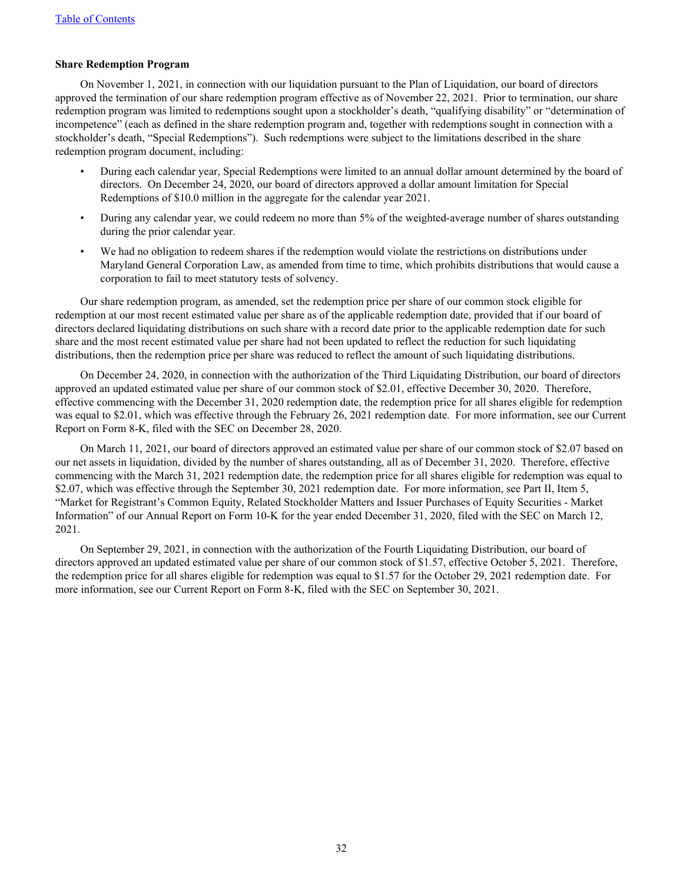**Share Redemption Program**

On November 1, 2021, in connection with our liquidation pursuant to the Plan of Liquidation, our board of directors approved the termination of our share redemption program effective as of November 22, 2021. Prior to termination, our share redemption program was limited to redemptions sought upon a stockholder's death, "qualifying disability" or "determination of incompetence" (each as defined in the share redemption program and, together with redemptions sought in connection with a stockholder's death, "Special Redemptions"). Such redemptions were subject to the limitations described in the share redemption program document, including:

- During each calendar year, Special Redemptions were limited to an annual dollar amount determined by the board of directors. On December 24, 2020, our board of directors approved a dollar amount limitation for Special Redemptions of $10.0 million in the aggregate for the calendar year 2021.
- During any calendar year, we could redeem no more than 5% of the weighted-average number of shares outstanding during the prior calendar year.
- We had no obligation to redeem shares if the redemption would violate the restrictions on distributions under Maryland General Corporation Law, as amended from time to time, which prohibits distributions that would cause a corporation to fail to meet statutory tests of solvency.

Our share redemption program, as amended, set the redemption price per share of our common stock eligible for redemption at our most recent estimated value per share as of the applicable redemption date, provided that if our board of directors declared liquidating distributions on such share with a record date prior to the applicable redemption date for such share and the most recent estimated value per share had not been updated to reflect the reduction for such liquidating distributions, then the redemption price per share was reduced to reflect the amount of such liquidating distributions.

On December 24, 2020, in connection with the authorization of the Third Liquidating Distribution, our board of directors approved an updated estimated value per share of our common stock of $2.01, effective December 30, 2020. Therefore, effective commencing with the December 31, 2020 redemption date, the redemption price for all shares eligible for redemption was equal to $2.01, which was effective through the February 26, 2021 redemption date. For more information, see our Current Report on Form 8-K, filed with the SEC on December 28, 2020.

On March 11, 2021, our board of directors approved an estimated value per share of our common stock of $2.07 based on our net assets in liquidation, divided by the number of shares outstanding, all as of December 31, 2020. Therefore, effective commencing with the March 31, 2021 redemption date, the redemption price for all shares eligible for redemption was equal to $2.07, which was effective through the September 30, 2021 redemption date. For more information, see Part II, Item 5, "Market for Registrant's Common Equity, Related Stockholder Matters and Issuer Purchases of Equity Securities - Market Information" of our Annual Report on Form 10-K for the year ended December 31, 2020, filed with the SEC on March 12, 2021.

On September 29, 2021, in connection with the authorization of the Fourth Liquidating Distribution, our board of directors approved an updated estimated value per share of our common stock of $1.57, effective October 5, 2021. Therefore, the redemption price for all shares eligible for redemption was equal to $1.57 for the October 29, 2021 redemption date. For more information, see our Current Report on Form 8-K, filed with the SEC on September 30, 2021.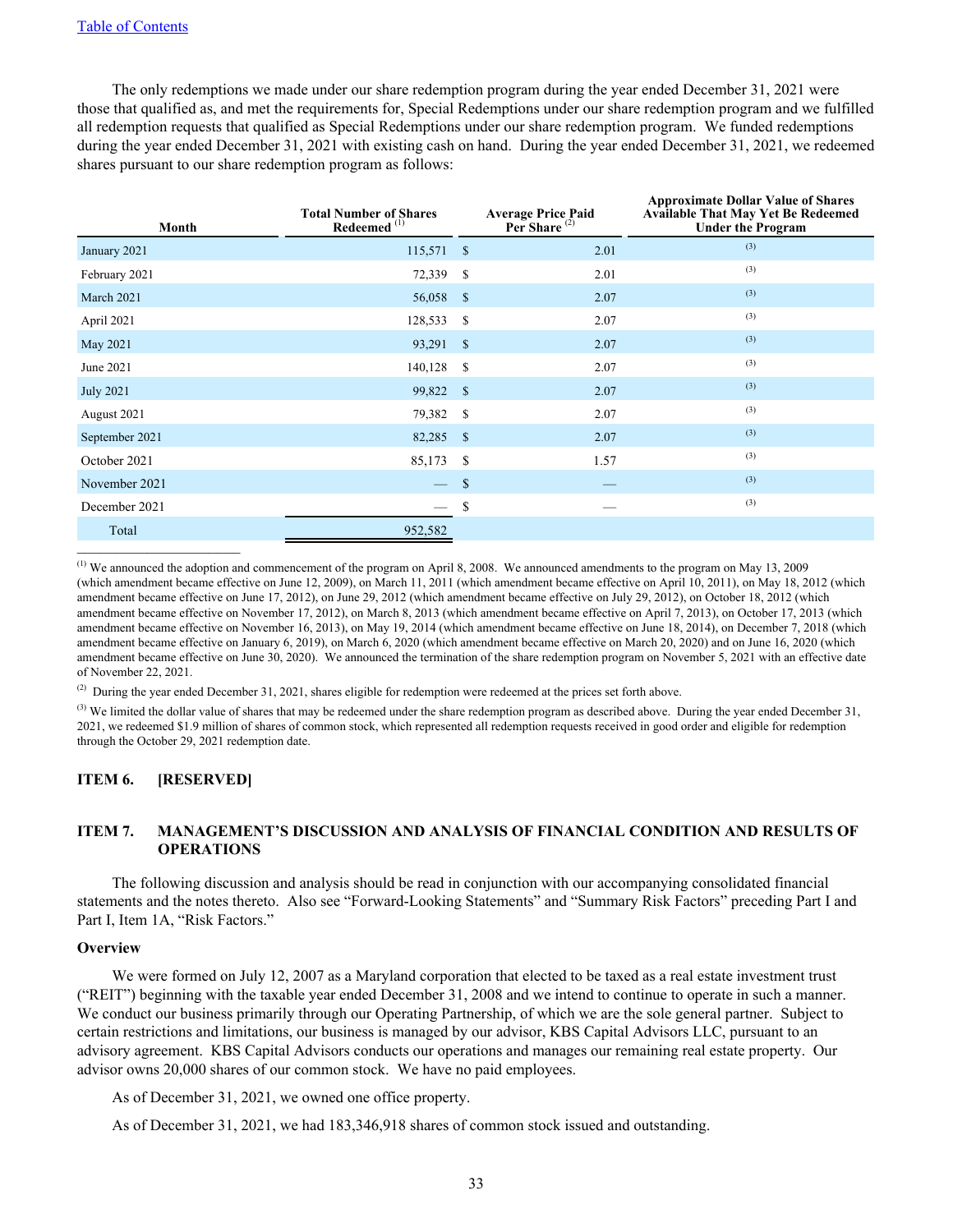The only redemptions we made under our share redemption program during the year ended December 31, 2021 were those that qualified as, and met the requirements for, Special Redemptions under our share redemption program and we fulfilled all redemption requests that qualified as Special Redemptions under our share redemption program. We funded redemptions during the year ended December 31, 2021 with existing cash on hand. During the year ended December 31, 2021, we redeemed shares pursuant to our share redemption program as follows:

| Month | Total Number of Shares Redeemed [1] | Average Price Paid Per Share [2] | Approximate Dollar Value of Shares Available That May Yet Be Redeemed Under the Program |
|---|---|---|---|
| January 2021 | 115,571 | $ 2.01 | [3] |
| February 2021 | 72,339 | $ 2.01 | [3] |
| March 2021 | 56,058 | $ 2.07 | [3] |
| April 2021 | 128,533 | $ 2.07 | [3] |
| May 2021 | 93,291 | $ 2.07 | [3] |
| June 2021 | 140,128 | $ 2.07 | [3] |
| July 2021 | 99,822 | $ 2.07 | [3] |
| August 2021 | 79,382 | $ 2.07 | [3] |
| September 2021 | 82,285 | $ 2.07 | [3] |
| October 2021 | 85,173 | $ 1.57 | [3] |
| November 2021 | — | $ — | [3] |
| December 2021 | — | $ — | [3] |
| Total | 952,582 | | |

[1] We announced the adoption and commencement of the program on April 8, 2008. We announced amendments to the program on May 13, 2009 (which amendment became effective on June 12, 2009), on March 11, 2011 (which amendment became effective on April 10, 2011), on May 18, 2012 (which amendment became effective on June 17, 2012), on June 29, 2012 (which amendment became effective on July 29, 2012), on October 18, 2012 (which amendment became effective on November 17, 2012), on March 8, 2013 (which amendment became effective on April 7, 2013), on October 17, 2013 (which amendment became effective on November 16, 2013), on May 19, 2014 (which amendment became effective on June 18, 2014), on December 7, 2018 (which amendment became effective on January 6, 2019), on March 6, 2020 (which amendment became effective on March 20, 2020) and on June 16, 2020 (which amendment became effective on June 30, 2020). We announced the termination of the share redemption program on November 5, 2021 with an effective date of November 22, 2021.

[2] During the year ended December 31, 2021, shares eligible for redemption were redeemed at the prices set forth above.

[3] We limited the dollar value of shares that may be redeemed under the share redemption program as described above. During the year ended December 31, 2021, we redeemed $1.9 million of shares of common stock, which represented all redemption requests received in good order and eligible for redemption through the October 29, 2021 redemption date.

## ITEM 6. [RESERVED]

## ITEM 7. MANAGEMENT'S DISCUSSION AND ANALYSIS OF FINANCIAL CONDITION AND RESULTS OF OPERATIONS

The following discussion and analysis should be read in conjunction with our accompanying consolidated financial statements and the notes thereto. Also see "Forward-Looking Statements" and "Summary Risk Factors" preceding Part I and Part I, Item 1A, "Risk Factors."

### Overview

We were formed on July 12, 2007 as a Maryland corporation that elected to be taxed as a real estate investment trust ("REIT") beginning with the taxable year ended December 31, 2008 and we intend to continue to operate in such a manner. We conduct our business primarily through our Operating Partnership, of which we are the sole general partner. Subject to certain restrictions and limitations, our business is managed by our advisor, KBS Capital Advisors LLC, pursuant to an advisory agreement. KBS Capital Advisors conducts our operations and manages our remaining real estate property. Our advisor owns 20,000 shares of our common stock. We have no paid employees.

As of December 31, 2021, we owned one office property.

As of December 31, 2021, we had 183,346,918 shares of common stock issued and outstanding.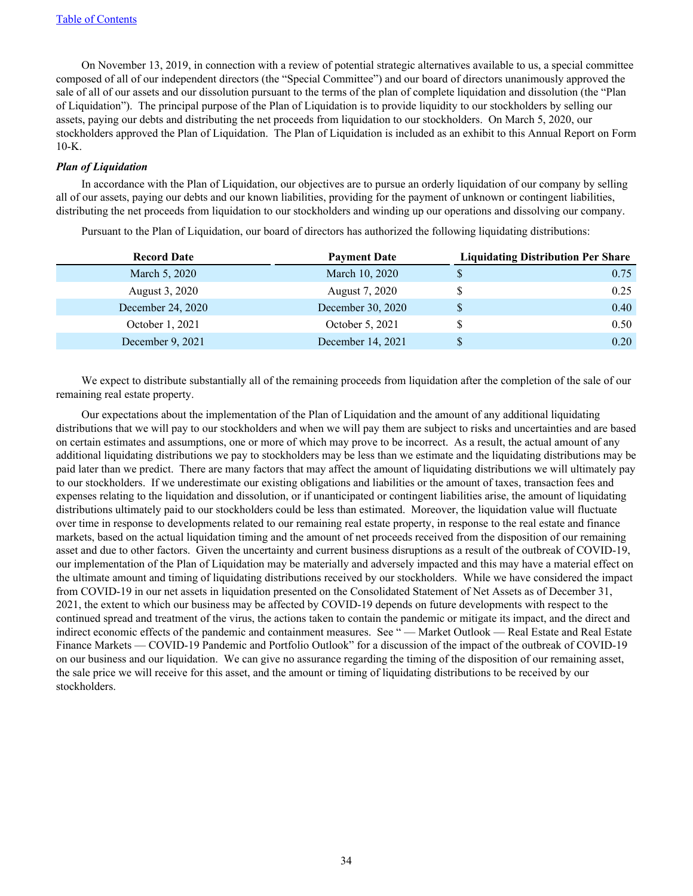On November 13, 2019, in connection with a review of potential strategic alternatives available to us, a special committee composed of all of our independent directors (the "Special Committee") and our board of directors unanimously approved the sale of all of our assets and our dissolution pursuant to the terms of the plan of complete liquidation and dissolution (the "Plan of Liquidation"). The principal purpose of the Plan of Liquidation is to provide liquidity to our stockholders by selling our assets, paying our debts and distributing the net proceeds from liquidation to our stockholders. On March 5, 2020, our stockholders approved the Plan of Liquidation. The Plan of Liquidation is included as an exhibit to this Annual Report on Form 10-K.

***Plan of Liquidation***

In accordance with the Plan of Liquidation, our objectives are to pursue an orderly liquidation of our company by selling all of our assets, paying our debts and our known liabilities, providing for the payment of unknown or contingent liabilities, distributing the net proceeds from liquidation to our stockholders and winding up our operations and dissolving our company.

Pursuant to the Plan of Liquidation, our board of directors has authorized the following liquidating distributions:

| Record Date | Payment Date | Liquidating Distribution Per Share |
|---|---|---|
| March 5, 2020 | March 10, 2020 | $ 0.75 |
| August 3, 2020 | August 7, 2020 | $ 0.25 |
| December 24, 2020 | December 30, 2020 | $ 0.40 |
| October 1, 2021 | October 5, 2021 | $ 0.50 |
| December 9, 2021 | December 14, 2021 | $ 0.20 |

We expect to distribute substantially all of the remaining proceeds from liquidation after the completion of the sale of our remaining real estate property.

Our expectations about the implementation of the Plan of Liquidation and the amount of any additional liquidating distributions that we will pay to our stockholders and when we will pay them are subject to risks and uncertainties and are based on certain estimates and assumptions, one or more of which may prove to be incorrect. As a result, the actual amount of any additional liquidating distributions we pay to stockholders may be less than we estimate and the liquidating distributions may be paid later than we predict. There are many factors that may affect the amount of liquidating distributions we will ultimately pay to our stockholders. If we underestimate our existing obligations and liabilities or the amount of taxes, transaction fees and expenses relating to the liquidation and dissolution, or if unanticipated or contingent liabilities arise, the amount of liquidating distributions ultimately paid to our stockholders could be less than estimated. Moreover, the liquidation value will fluctuate over time in response to developments related to our remaining real estate property, in response to the real estate and finance markets, based on the actual liquidation timing and the amount of net proceeds received from the disposition of our remaining asset and due to other factors. Given the uncertainty and current business disruptions as a result of the outbreak of COVID-19, our implementation of the Plan of Liquidation may be materially and adversely impacted and this may have a material effect on the ultimate amount and timing of liquidating distributions received by our stockholders. While we have considered the impact from COVID-19 in our net assets in liquidation presented on the Consolidated Statement of Net Assets as of December 31, 2021, the extent to which our business may be affected by COVID-19 depends on future developments with respect to the continued spread and treatment of the virus, the actions taken to contain the pandemic or mitigate its impact, and the direct and indirect economic effects of the pandemic and containment measures. See " — Market Outlook — Real Estate and Real Estate Finance Markets — COVID-19 Pandemic and Portfolio Outlook" for a discussion of the impact of the outbreak of COVID-19 on our business and our liquidation. We can give no assurance regarding the timing of the disposition of our remaining asset, the sale price we will receive for this asset, and the amount or timing of liquidating distributions to be received by our stockholders.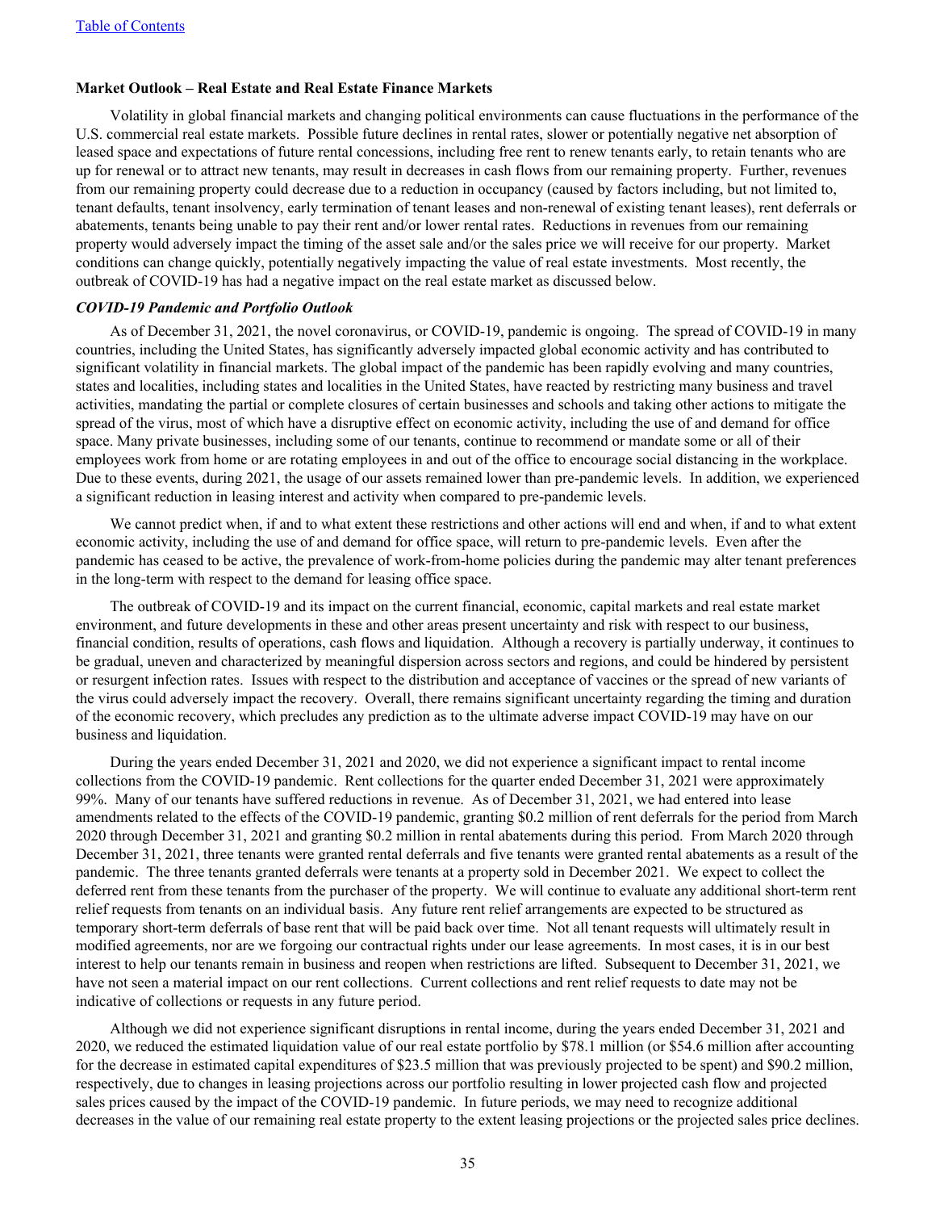**Market Outlook – Real Estate and Real Estate Finance Markets**

Volatility in global financial markets and changing political environments can cause fluctuations in the performance of the U.S. commercial real estate markets. Possible future declines in rental rates, slower or potentially negative net absorption of leased space and expectations of future rental concessions, including free rent to renew tenants early, to retain tenants who are up for renewal or to attract new tenants, may result in decreases in cash flows from our remaining property. Further, revenues from our remaining property could decrease due to a reduction in occupancy (caused by factors including, but not limited to, tenant defaults, tenant insolvency, early termination of tenant leases and non-renewal of existing tenant leases), rent deferrals or abatements, tenants being unable to pay their rent and/or lower rental rates. Reductions in revenues from our remaining property would adversely impact the timing of the asset sale and/or the sales price we will receive for our property. Market conditions can change quickly, potentially negatively impacting the value of real estate investments. Most recently, the outbreak of COVID-19 has had a negative impact on the real estate market as discussed below.

***COVID-19 Pandemic and Portfolio Outlook***

As of December 31, 2021, the novel coronavirus, or COVID-19, pandemic is ongoing. The spread of COVID-19 in many countries, including the United States, has significantly adversely impacted global economic activity and has contributed to significant volatility in financial markets. The global impact of the pandemic has been rapidly evolving and many countries, states and localities, including states and localities in the United States, have reacted by restricting many business and travel activities, mandating the partial or complete closures of certain businesses and schools and taking other actions to mitigate the spread of the virus, most of which have a disruptive effect on economic activity, including the use of and demand for office space. Many private businesses, including some of our tenants, continue to recommend or mandate some or all of their employees work from home or are rotating employees in and out of the office to encourage social distancing in the workplace. Due to these events, during 2021, the usage of our assets remained lower than pre-pandemic levels. In addition, we experienced a significant reduction in leasing interest and activity when compared to pre-pandemic levels.

We cannot predict when, if and to what extent these restrictions and other actions will end and when, if and to what extent economic activity, including the use of and demand for office space, will return to pre-pandemic levels. Even after the pandemic has ceased to be active, the prevalence of work-from-home policies during the pandemic may alter tenant preferences in the long-term with respect to the demand for leasing office space.

The outbreak of COVID-19 and its impact on the current financial, economic, capital markets and real estate market environment, and future developments in these and other areas present uncertainty and risk with respect to our business, financial condition, results of operations, cash flows and liquidation. Although a recovery is partially underway, it continues to be gradual, uneven and characterized by meaningful dispersion across sectors and regions, and could be hindered by persistent or resurgent infection rates. Issues with respect to the distribution and acceptance of vaccines or the spread of new variants of the virus could adversely impact the recovery. Overall, there remains significant uncertainty regarding the timing and duration of the economic recovery, which precludes any prediction as to the ultimate adverse impact COVID-19 may have on our business and liquidation.

During the years ended December 31, 2021 and 2020, we did not experience a significant impact to rental income collections from the COVID-19 pandemic. Rent collections for the quarter ended December 31, 2021 were approximately 99%. Many of our tenants have suffered reductions in revenue. As of December 31, 2021, we had entered into lease amendments related to the effects of the COVID-19 pandemic, granting $0.2 million of rent deferrals for the period from March 2020 through December 31, 2021 and granting $0.2 million in rental abatements during this period. From March 2020 through December 31, 2021, three tenants were granted rental deferrals and five tenants were granted rental abatements as a result of the pandemic. The three tenants granted deferrals were tenants at a property sold in December 2021. We expect to collect the deferred rent from these tenants from the purchaser of the property. We will continue to evaluate any additional short-term rent relief requests from tenants on an individual basis. Any future rent relief arrangements are expected to be structured as temporary short-term deferrals of base rent that will be paid back over time. Not all tenant requests will ultimately result in modified agreements, nor are we forgoing our contractual rights under our lease agreements. In most cases, it is in our best interest to help our tenants remain in business and reopen when restrictions are lifted. Subsequent to December 31, 2021, we have not seen a material impact on our rent collections. Current collections and rent relief requests to date may not be indicative of collections or requests in any future period.

Although we did not experience significant disruptions in rental income, during the years ended December 31, 2021 and 2020, we reduced the estimated liquidation value of our real estate portfolio by $78.1 million (or $54.6 million after accounting for the decrease in estimated capital expenditures of $23.5 million that was previously projected to be spent) and $90.2 million, respectively, due to changes in leasing projections across our portfolio resulting in lower projected cash flow and projected sales prices caused by the impact of the COVID-19 pandemic. In future periods, we may need to recognize additional decreases in the value of our remaining real estate property to the extent leasing projections or the projected sales price declines.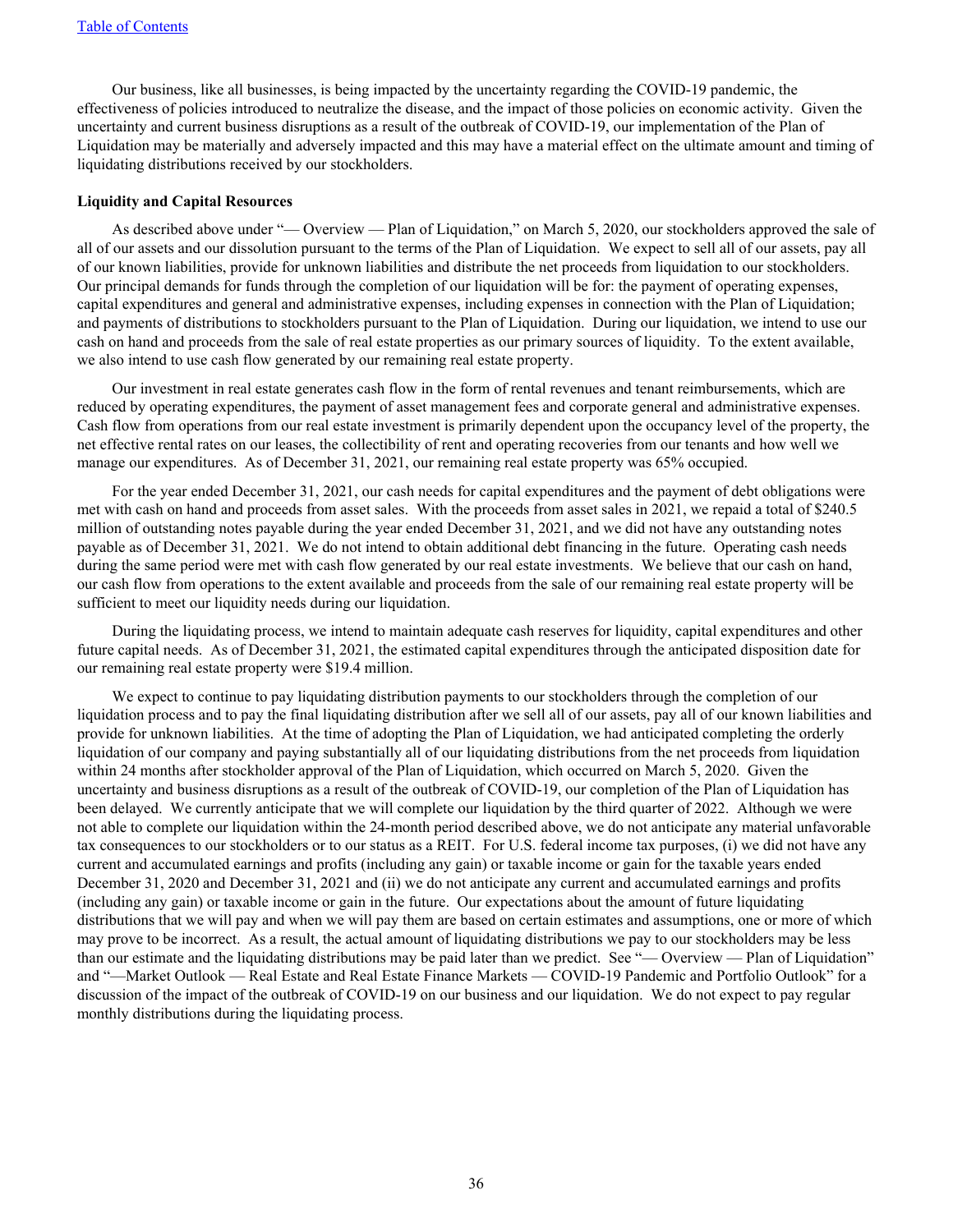Our business, like all businesses, is being impacted by the uncertainty regarding the COVID-19 pandemic, the effectiveness of policies introduced to neutralize the disease, and the impact of those policies on economic activity. Given the uncertainty and current business disruptions as a result of the outbreak of COVID-19, our implementation of the Plan of Liquidation may be materially and adversely impacted and this may have a material effect on the ultimate amount and timing of liquidating distributions received by our stockholders.

**Liquidity and Capital Resources**

As described above under "— Overview — Plan of Liquidation," on March 5, 2020, our stockholders approved the sale of all of our assets and our dissolution pursuant to the terms of the Plan of Liquidation. We expect to sell all of our assets, pay all of our known liabilities, provide for unknown liabilities and distribute the net proceeds from liquidation to our stockholders. Our principal demands for funds through the completion of our liquidation will be for: the payment of operating expenses, capital expenditures and general and administrative expenses, including expenses in connection with the Plan of Liquidation; and payments of distributions to stockholders pursuant to the Plan of Liquidation. During our liquidation, we intend to use our cash on hand and proceeds from the sale of real estate properties as our primary sources of liquidity. To the extent available, we also intend to use cash flow generated by our remaining real estate property.

Our investment in real estate generates cash flow in the form of rental revenues and tenant reimbursements, which are reduced by operating expenditures, the payment of asset management fees and corporate general and administrative expenses. Cash flow from operations from our real estate investment is primarily dependent upon the occupancy level of the property, the net effective rental rates on our leases, the collectibility of rent and operating recoveries from our tenants and how well we manage our expenditures. As of December 31, 2021, our remaining real estate property was 65% occupied.

For the year ended December 31, 2021, our cash needs for capital expenditures and the payment of debt obligations were met with cash on hand and proceeds from asset sales. With the proceeds from asset sales in 2021, we repaid a total of $240.5 million of outstanding notes payable during the year ended December 31, 2021, and we did not have any outstanding notes payable as of December 31, 2021. We do not intend to obtain additional debt financing in the future. Operating cash needs during the same period were met with cash flow generated by our real estate investments. We believe that our cash on hand, our cash flow from operations to the extent available and proceeds from the sale of our remaining real estate property will be sufficient to meet our liquidity needs during our liquidation.

During the liquidating process, we intend to maintain adequate cash reserves for liquidity, capital expenditures and other future capital needs. As of December 31, 2021, the estimated capital expenditures through the anticipated disposition date for our remaining real estate property were $19.4 million.

We expect to continue to pay liquidating distribution payments to our stockholders through the completion of our liquidation process and to pay the final liquidating distribution after we sell all of our assets, pay all of our known liabilities and provide for unknown liabilities. At the time of adopting the Plan of Liquidation, we had anticipated completing the orderly liquidation of our company and paying substantially all of our liquidating distributions from the net proceeds from liquidation within 24 months after stockholder approval of the Plan of Liquidation, which occurred on March 5, 2020. Given the uncertainty and business disruptions as a result of the outbreak of COVID-19, our completion of the Plan of Liquidation has been delayed. We currently anticipate that we will complete our liquidation by the third quarter of 2022. Although we were not able to complete our liquidation within the 24-month period described above, we do not anticipate any material unfavorable tax consequences to our stockholders or to our status as a REIT. For U.S. federal income tax purposes, (i) we did not have any current and accumulated earnings and profits (including any gain) or taxable income or gain for the taxable years ended December 31, 2020 and December 31, 2021 and (ii) we do not anticipate any current and accumulated earnings and profits (including any gain) or taxable income or gain in the future. Our expectations about the amount of future liquidating distributions that we will pay and when we will pay them are based on certain estimates and assumptions, one or more of which may prove to be incorrect. As a result, the actual amount of liquidating distributions we pay to our stockholders may be less than our estimate and the liquidating distributions may be paid later than we predict. See "— Overview — Plan of Liquidation" and "—Market Outlook — Real Estate and Real Estate Finance Markets — COVID-19 Pandemic and Portfolio Outlook" for a discussion of the impact of the outbreak of COVID-19 on our business and our liquidation. We do not expect to pay regular monthly distributions during the liquidating process.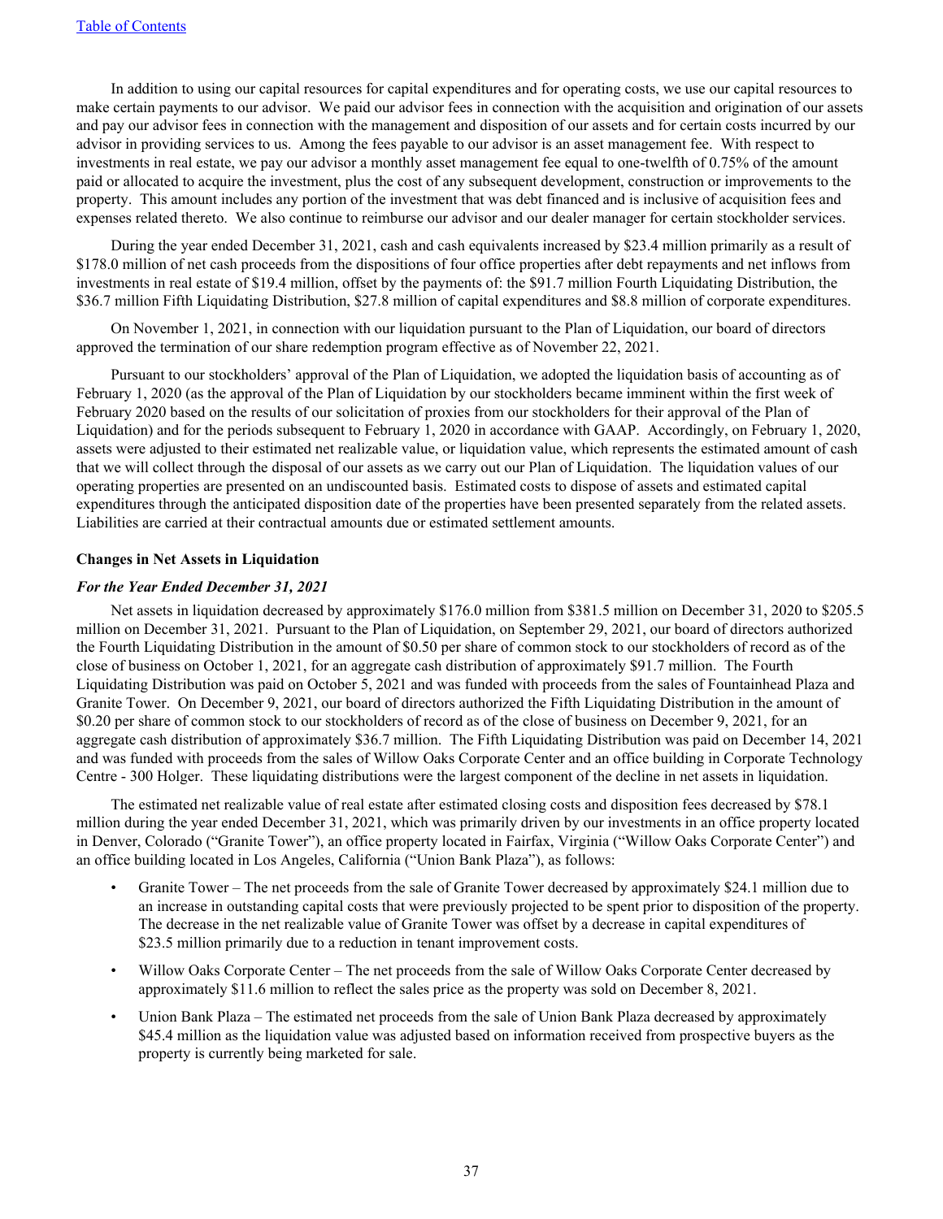In addition to using our capital resources for capital expenditures and for operating costs, we use our capital resources to make certain payments to our advisor. We paid our advisor fees in connection with the acquisition and origination of our assets and pay our advisor fees in connection with the management and disposition of our assets and for certain costs incurred by our advisor in providing services to us. Among the fees payable to our advisor is an asset management fee. With respect to investments in real estate, we pay our advisor a monthly asset management fee equal to one-twelfth of 0.75% of the amount paid or allocated to acquire the investment, plus the cost of any subsequent development, construction or improvements to the property. This amount includes any portion of the investment that was debt financed and is inclusive of acquisition fees and expenses related thereto. We also continue to reimburse our advisor and our dealer manager for certain stockholder services.

During the year ended December 31, 2021, cash and cash equivalents increased by $23.4 million primarily as a result of $178.0 million of net cash proceeds from the dispositions of four office properties after debt repayments and net inflows from investments in real estate of $19.4 million, offset by the payments of: the $91.7 million Fourth Liquidating Distribution, the $36.7 million Fifth Liquidating Distribution, $27.8 million of capital expenditures and $8.8 million of corporate expenditures.

On November 1, 2021, in connection with our liquidation pursuant to the Plan of Liquidation, our board of directors approved the termination of our share redemption program effective as of November 22, 2021.

Pursuant to our stockholders' approval of the Plan of Liquidation, we adopted the liquidation basis of accounting as of February 1, 2020 (as the approval of the Plan of Liquidation by our stockholders became imminent within the first week of February 2020 based on the results of our solicitation of proxies from our stockholders for their approval of the Plan of Liquidation) and for the periods subsequent to February 1, 2020 in accordance with GAAP. Accordingly, on February 1, 2020, assets were adjusted to their estimated net realizable value, or liquidation value, which represents the estimated amount of cash that we will collect through the disposal of our assets as we carry out our Plan of Liquidation. The liquidation values of our operating properties are presented on an undiscounted basis. Estimated costs to dispose of assets and estimated capital expenditures through the anticipated disposition date of the properties have been presented separately from the related assets. Liabilities are carried at their contractual amounts due or estimated settlement amounts.

### Changes in Net Assets in Liquidation

***For the Year Ended December 31, 2021***

Net assets in liquidation decreased by approximately $176.0 million from $381.5 million on December 31, 2020 to $205.5 million on December 31, 2021. Pursuant to the Plan of Liquidation, on September 29, 2021, our board of directors authorized the Fourth Liquidating Distribution in the amount of $0.50 per share of common stock to our stockholders of record as of the close of business on October 1, 2021, for an aggregate cash distribution of approximately $91.7 million. The Fourth Liquidating Distribution was paid on October 5, 2021 and was funded with proceeds from the sales of Fountainhead Plaza and Granite Tower. On December 9, 2021, our board of directors authorized the Fifth Liquidating Distribution in the amount of $0.20 per share of common stock to our stockholders of record as of the close of business on December 9, 2021, for an aggregate cash distribution of approximately $36.7 million. The Fifth Liquidating Distribution was paid on December 14, 2021 and was funded with proceeds from the sales of Willow Oaks Corporate Center and an office building in Corporate Technology Centre - 300 Holger. These liquidating distributions were the largest component of the decline in net assets in liquidation.

The estimated net realizable value of real estate after estimated closing costs and disposition fees decreased by $78.1 million during the year ended December 31, 2021, which was primarily driven by our investments in an office property located in Denver, Colorado ("Granite Tower"), an office property located in Fairfax, Virginia ("Willow Oaks Corporate Center") and an office building located in Los Angeles, California ("Union Bank Plaza"), as follows:

- Granite Tower – The net proceeds from the sale of Granite Tower decreased by approximately $24.1 million due to an increase in outstanding capital costs that were previously projected to be spent prior to disposition of the property. The decrease in the net realizable value of Granite Tower was offset by a decrease in capital expenditures of $23.5 million primarily due to a reduction in tenant improvement costs.
- Willow Oaks Corporate Center – The net proceeds from the sale of Willow Oaks Corporate Center decreased by approximately $11.6 million to reflect the sales price as the property was sold on December 8, 2021.
- Union Bank Plaza – The estimated net proceeds from the sale of Union Bank Plaza decreased by approximately $45.4 million as the liquidation value was adjusted based on information received from prospective buyers as the property is currently being marketed for sale.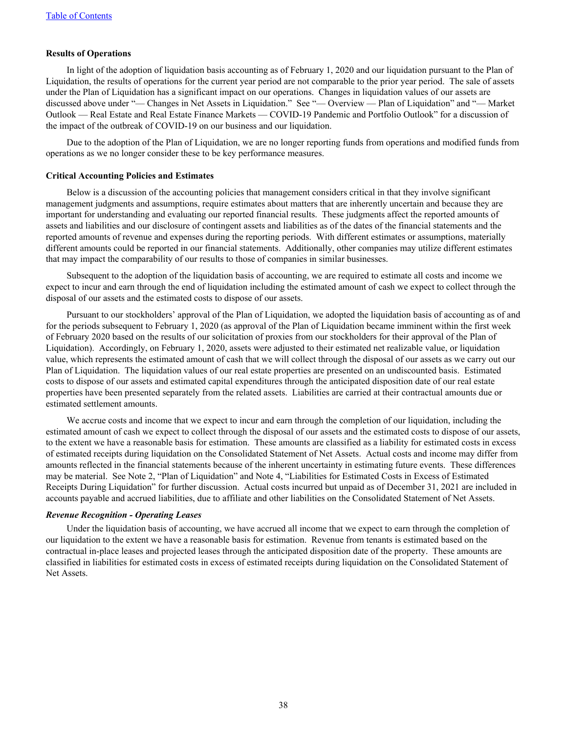### Results of Operations

In light of the adoption of liquidation basis accounting as of February 1, 2020 and our liquidation pursuant to the Plan of Liquidation, the results of operations for the current year period are not comparable to the prior year period. The sale of assets under the Plan of Liquidation has a significant impact on our operations. Changes in liquidation values of our assets are discussed above under "— Changes in Net Assets in Liquidation." See "— Overview — Plan of Liquidation" and "— Market Outlook — Real Estate and Real Estate Finance Markets — COVID-19 Pandemic and Portfolio Outlook" for a discussion of the impact of the outbreak of COVID-19 on our business and our liquidation.

Due to the adoption of the Plan of Liquidation, we are no longer reporting funds from operations and modified funds from operations as we no longer consider these to be key performance measures.

### Critical Accounting Policies and Estimates

Below is a discussion of the accounting policies that management considers critical in that they involve significant management judgments and assumptions, require estimates about matters that are inherently uncertain and because they are important for understanding and evaluating our reported financial results. These judgments affect the reported amounts of assets and liabilities and our disclosure of contingent assets and liabilities as of the dates of the financial statements and the reported amounts of revenue and expenses during the reporting periods. With different estimates or assumptions, materially different amounts could be reported in our financial statements. Additionally, other companies may utilize different estimates that may impact the comparability of our results to those of companies in similar businesses.

Subsequent to the adoption of the liquidation basis of accounting, we are required to estimate all costs and income we expect to incur and earn through the end of liquidation including the estimated amount of cash we expect to collect through the disposal of our assets and the estimated costs to dispose of our assets.

Pursuant to our stockholders' approval of the Plan of Liquidation, we adopted the liquidation basis of accounting as of and for the periods subsequent to February 1, 2020 (as approval of the Plan of Liquidation became imminent within the first week of February 2020 based on the results of our solicitation of proxies from our stockholders for their approval of the Plan of Liquidation). Accordingly, on February 1, 2020, assets were adjusted to their estimated net realizable value, or liquidation value, which represents the estimated amount of cash that we will collect through the disposal of our assets as we carry out our Plan of Liquidation. The liquidation values of our real estate properties are presented on an undiscounted basis. Estimated costs to dispose of our assets and estimated capital expenditures through the anticipated disposition date of our real estate properties have been presented separately from the related assets. Liabilities are carried at their contractual amounts due or estimated settlement amounts.

We accrue costs and income that we expect to incur and earn through the completion of our liquidation, including the estimated amount of cash we expect to collect through the disposal of our assets and the estimated costs to dispose of our assets, to the extent we have a reasonable basis for estimation. These amounts are classified as a liability for estimated costs in excess of estimated receipts during liquidation on the Consolidated Statement of Net Assets. Actual costs and income may differ from amounts reflected in the financial statements because of the inherent uncertainty in estimating future events. These differences may be material. See Note 2, "Plan of Liquidation" and Note 4, "Liabilities for Estimated Costs in Excess of Estimated Receipts During Liquidation" for further discussion. Actual costs incurred but unpaid as of December 31, 2021 are included in accounts payable and accrued liabilities, due to affiliate and other liabilities on the Consolidated Statement of Net Assets.

#### *Revenue Recognition - Operating Leases*

Under the liquidation basis of accounting, we have accrued all income that we expect to earn through the completion of our liquidation to the extent we have a reasonable basis for estimation. Revenue from tenants is estimated based on the contractual in-place leases and projected leases through the anticipated disposition date of the property. These amounts are classified in liabilities for estimated costs in excess of estimated receipts during liquidation on the Consolidated Statement of Net Assets.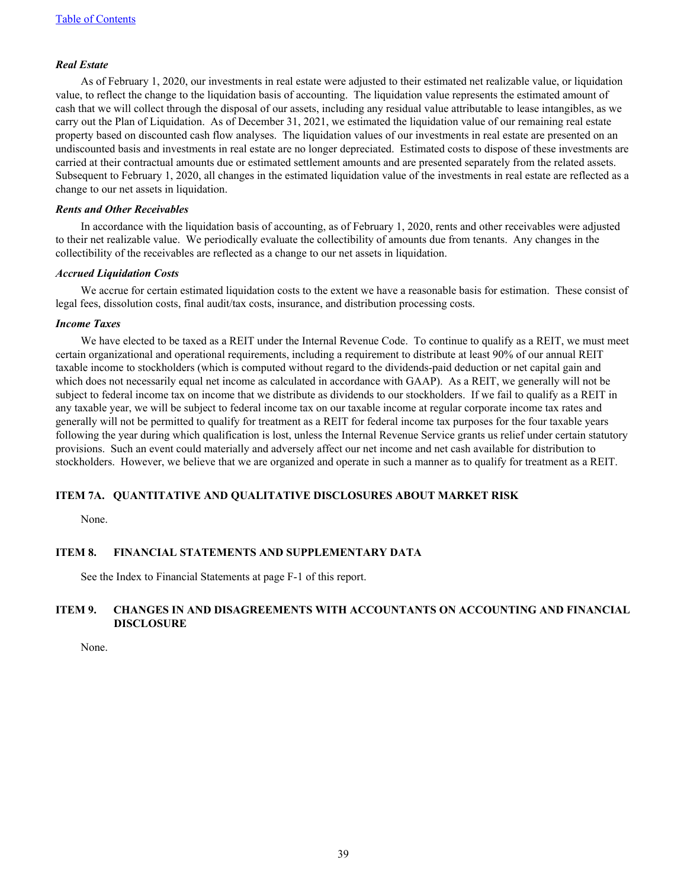***Real Estate***

As of February 1, 2020, our investments in real estate were adjusted to their estimated net realizable value, or liquidation value, to reflect the change to the liquidation basis of accounting. The liquidation value represents the estimated amount of cash that we will collect through the disposal of our assets, including any residual value attributable to lease intangibles, as we carry out the Plan of Liquidation. As of December 31, 2021, we estimated the liquidation value of our remaining real estate property based on discounted cash flow analyses. The liquidation values of our investments in real estate are presented on an undiscounted basis and investments in real estate are no longer depreciated. Estimated costs to dispose of these investments are carried at their contractual amounts due or estimated settlement amounts and are presented separately from the related assets. Subsequent to February 1, 2020, all changes in the estimated liquidation value of the investments in real estate are reflected as a change to our net assets in liquidation.

***Rents and Other Receivables***

In accordance with the liquidation basis of accounting, as of February 1, 2020, rents and other receivables were adjusted to their net realizable value. We periodically evaluate the collectibility of amounts due from tenants. Any changes in the collectibility of the receivables are reflected as a change to our net assets in liquidation.

***Accrued Liquidation Costs***

We accrue for certain estimated liquidation costs to the extent we have a reasonable basis for estimation. These consist of legal fees, dissolution costs, final audit/tax costs, insurance, and distribution processing costs.

***Income Taxes***

We have elected to be taxed as a REIT under the Internal Revenue Code. To continue to qualify as a REIT, we must meet certain organizational and operational requirements, including a requirement to distribute at least 90% of our annual REIT taxable income to stockholders (which is computed without regard to the dividends-paid deduction or net capital gain and which does not necessarily equal net income as calculated in accordance with GAAP). As a REIT, we generally will not be subject to federal income tax on income that we distribute as dividends to our stockholders. If we fail to qualify as a REIT in any taxable year, we will be subject to federal income tax on our taxable income at regular corporate income tax rates and generally will not be permitted to qualify for treatment as a REIT for federal income tax purposes for the four taxable years following the year during which qualification is lost, unless the Internal Revenue Service grants us relief under certain statutory provisions. Such an event could materially and adversely affect our net income and net cash available for distribution to stockholders. However, we believe that we are organized and operate in such a manner as to qualify for treatment as a REIT.

## ITEM 7A. QUANTITATIVE AND QUALITATIVE DISCLOSURES ABOUT MARKET RISK

None.

## ITEM 8. FINANCIAL STATEMENTS AND SUPPLEMENTARY DATA

See the Index to Financial Statements at page F-1 of this report.

## ITEM 9. CHANGES IN AND DISAGREEMENTS WITH ACCOUNTANTS ON ACCOUNTING AND FINANCIAL DISCLOSURE

None.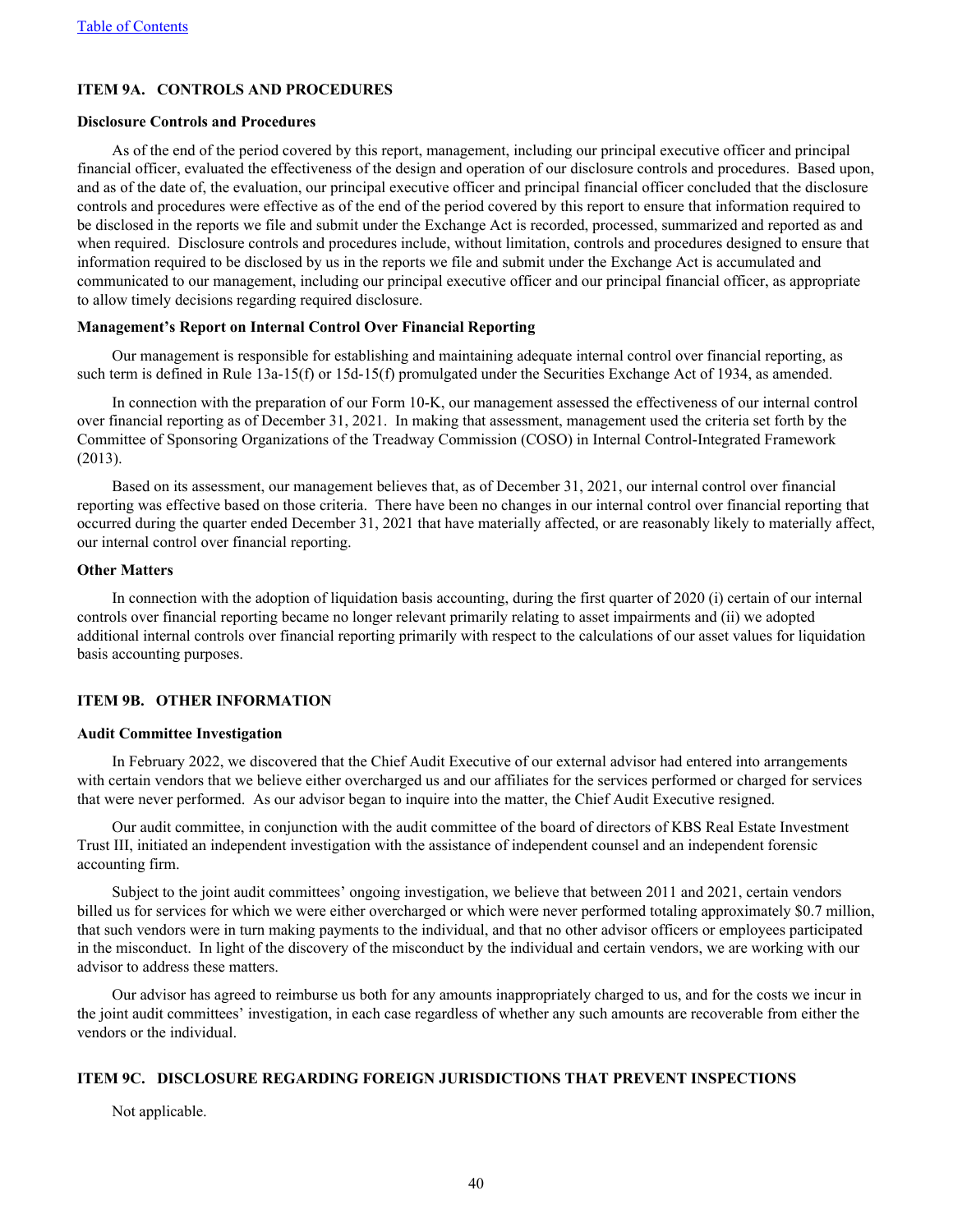## ITEM 9A. CONTROLS AND PROCEDURES

### Disclosure Controls and Procedures

As of the end of the period covered by this report, management, including our principal executive officer and principal financial officer, evaluated the effectiveness of the design and operation of our disclosure controls and procedures. Based upon, and as of the date of, the evaluation, our principal executive officer and principal financial officer concluded that the disclosure controls and procedures were effective as of the end of the period covered by this report to ensure that information required to be disclosed in the reports we file and submit under the Exchange Act is recorded, processed, summarized and reported as and when required. Disclosure controls and procedures include, without limitation, controls and procedures designed to ensure that information required to be disclosed by us in the reports we file and submit under the Exchange Act is accumulated and communicated to our management, including our principal executive officer and our principal financial officer, as appropriate to allow timely decisions regarding required disclosure.

### Management's Report on Internal Control Over Financial Reporting

Our management is responsible for establishing and maintaining adequate internal control over financial reporting, as such term is defined in Rule 13a-15(f) or 15d-15(f) promulgated under the Securities Exchange Act of 1934, as amended.

In connection with the preparation of our Form 10-K, our management assessed the effectiveness of our internal control over financial reporting as of December 31, 2021. In making that assessment, management used the criteria set forth by the Committee of Sponsoring Organizations of the Treadway Commission (COSO) in Internal Control-Integrated Framework (2013).

Based on its assessment, our management believes that, as of December 31, 2021, our internal control over financial reporting was effective based on those criteria. There have been no changes in our internal control over financial reporting that occurred during the quarter ended December 31, 2021 that have materially affected, or are reasonably likely to materially affect, our internal control over financial reporting.

### Other Matters

In connection with the adoption of liquidation basis accounting, during the first quarter of 2020 (i) certain of our internal controls over financial reporting became no longer relevant primarily relating to asset impairments and (ii) we adopted additional internal controls over financial reporting primarily with respect to the calculations of our asset values for liquidation basis accounting purposes.

## ITEM 9B. OTHER INFORMATION

### Audit Committee Investigation

In February 2022, we discovered that the Chief Audit Executive of our external advisor had entered into arrangements with certain vendors that we believe either overcharged us and our affiliates for the services performed or charged for services that were never performed. As our advisor began to inquire into the matter, the Chief Audit Executive resigned.

Our audit committee, in conjunction with the audit committee of the board of directors of KBS Real Estate Investment Trust III, initiated an independent investigation with the assistance of independent counsel and an independent forensic accounting firm.

Subject to the joint audit committees' ongoing investigation, we believe that between 2011 and 2021, certain vendors billed us for services for which we were either overcharged or which were never performed totaling approximately $0.7 million, that such vendors were in turn making payments to the individual, and that no other advisor officers or employees participated in the misconduct. In light of the discovery of the misconduct by the individual and certain vendors, we are working with our advisor to address these matters.

Our advisor has agreed to reimburse us both for any amounts inappropriately charged to us, and for the costs we incur in the joint audit committees' investigation, in each case regardless of whether any such amounts are recoverable from either the vendors or the individual.

## ITEM 9C. DISCLOSURE REGARDING FOREIGN JURISDICTIONS THAT PREVENT INSPECTIONS

Not applicable.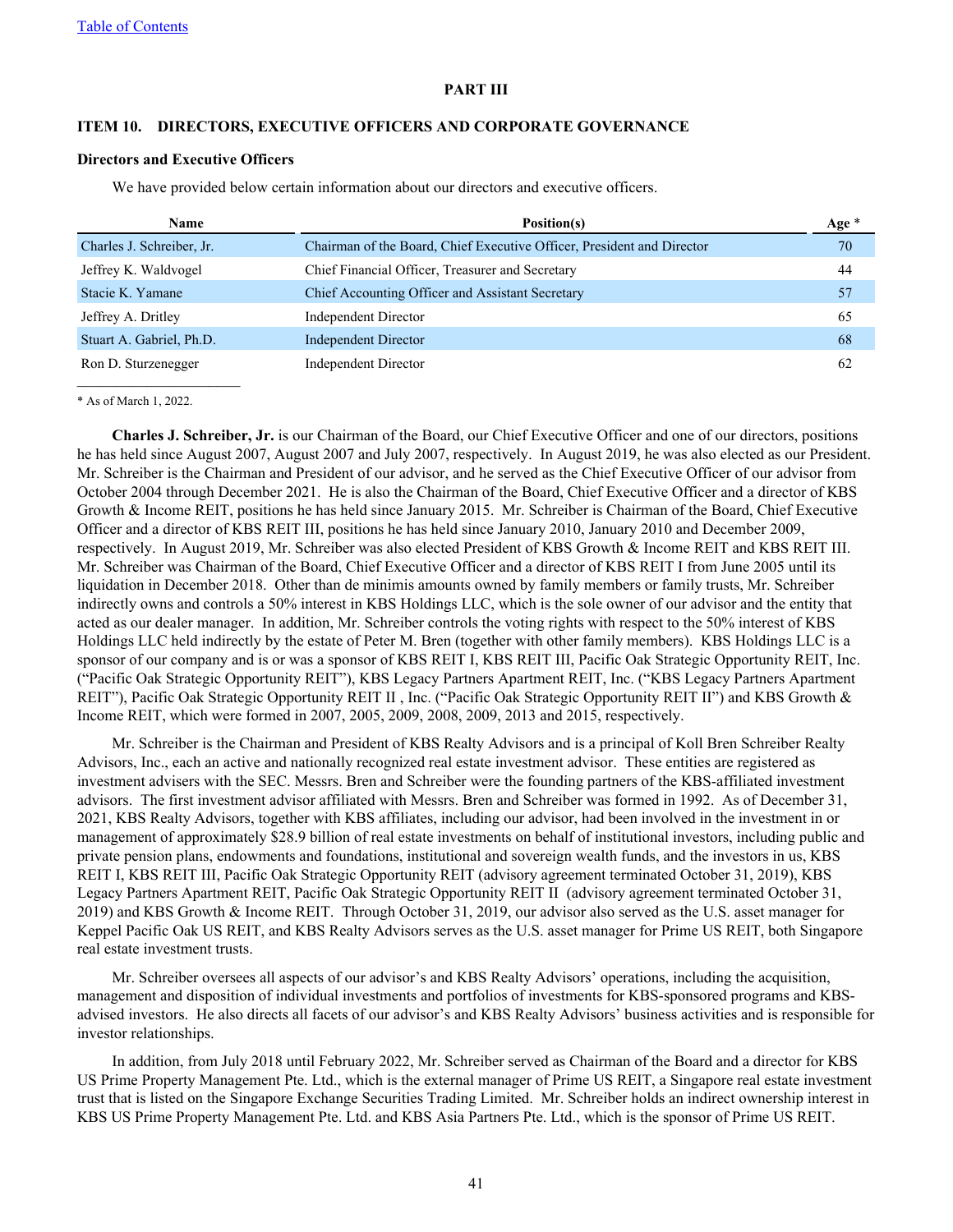# PART III

## ITEM 10. DIRECTORS, EXECUTIVE OFFICERS AND CORPORATE GOVERNANCE

### Directors and Executive Officers

We have provided below certain information about our directors and executive officers.

| Name | Position(s) | Age * |
|---|---|---|
| Charles J. Schreiber, Jr. | Chairman of the Board, Chief Executive Officer, President and Director | 70 |
| Jeffrey K. Waldvogel | Chief Financial Officer, Treasurer and Secretary | 44 |
| Stacie K. Yamane | Chief Accounting Officer and Assistant Secretary | 57 |
| Jeffrey A. Dritley | Independent Director | 65 |
| Stuart A. Gabriel, Ph.D. | Independent Director | 68 |
| Ron D. Sturzenegger | Independent Director | 62 |

\* As of March 1, 2022.

**Charles J. Schreiber, Jr.** is our Chairman of the Board, our Chief Executive Officer and one of our directors, positions he has held since August 2007, August 2007 and July 2007, respectively. In August 2019, he was also elected as our President. Mr. Schreiber is the Chairman and President of our advisor, and he served as the Chief Executive Officer of our advisor from October 2004 through December 2021. He is also the Chairman of the Board, Chief Executive Officer and a director of KBS Growth & Income REIT, positions he has held since January 2015. Mr. Schreiber is Chairman of the Board, Chief Executive Officer and a director of KBS REIT III, positions he has held since January 2010, January 2010 and December 2009, respectively. In August 2019, Mr. Schreiber was also elected President of KBS Growth & Income REIT and KBS REIT III. Mr. Schreiber was Chairman of the Board, Chief Executive Officer and a director of KBS REIT I from June 2005 until its liquidation in December 2018. Other than de minimis amounts owned by family members or family trusts, Mr. Schreiber indirectly owns and controls a 50% interest in KBS Holdings LLC, which is the sole owner of our advisor and the entity that acted as our dealer manager. In addition, Mr. Schreiber controls the voting rights with respect to the 50% interest of KBS Holdings LLC held indirectly by the estate of Peter M. Bren (together with other family members). KBS Holdings LLC is a sponsor of our company and is or was a sponsor of KBS REIT I, KBS REIT III, Pacific Oak Strategic Opportunity REIT, Inc. ("Pacific Oak Strategic Opportunity REIT"), KBS Legacy Partners Apartment REIT, Inc. ("KBS Legacy Partners Apartment REIT"), Pacific Oak Strategic Opportunity REIT II , Inc. ("Pacific Oak Strategic Opportunity REIT II") and KBS Growth & Income REIT, which were formed in 2007, 2005, 2009, 2008, 2009, 2013 and 2015, respectively.

Mr. Schreiber is the Chairman and President of KBS Realty Advisors and is a principal of Koll Bren Schreiber Realty Advisors, Inc., each an active and nationally recognized real estate investment advisor. These entities are registered as investment advisers with the SEC. Messrs. Bren and Schreiber were the founding partners of the KBS-affiliated investment advisors. The first investment advisor affiliated with Messrs. Bren and Schreiber was formed in 1992. As of December 31, 2021, KBS Realty Advisors, together with KBS affiliates, including our advisor, had been involved in the investment in or management of approximately $28.9 billion of real estate investments on behalf of institutional investors, including public and private pension plans, endowments and foundations, institutional and sovereign wealth funds, and the investors in us, KBS REIT I, KBS REIT III, Pacific Oak Strategic Opportunity REIT (advisory agreement terminated October 31, 2019), KBS Legacy Partners Apartment REIT, Pacific Oak Strategic Opportunity REIT II (advisory agreement terminated October 31, 2019) and KBS Growth & Income REIT. Through October 31, 2019, our advisor also served as the U.S. asset manager for Keppel Pacific Oak US REIT, and KBS Realty Advisors serves as the U.S. asset manager for Prime US REIT, both Singapore real estate investment trusts.

Mr. Schreiber oversees all aspects of our advisor's and KBS Realty Advisors' operations, including the acquisition, management and disposition of individual investments and portfolios of investments for KBS-sponsored programs and KBS-advised investors. He also directs all facets of our advisor's and KBS Realty Advisors' business activities and is responsible for investor relationships.

In addition, from July 2018 until February 2022, Mr. Schreiber served as Chairman of the Board and a director for KBS US Prime Property Management Pte. Ltd., which is the external manager of Prime US REIT, a Singapore real estate investment trust that is listed on the Singapore Exchange Securities Trading Limited. Mr. Schreiber holds an indirect ownership interest in KBS US Prime Property Management Pte. Ltd. and KBS Asia Partners Pte. Ltd., which is the sponsor of Prime US REIT.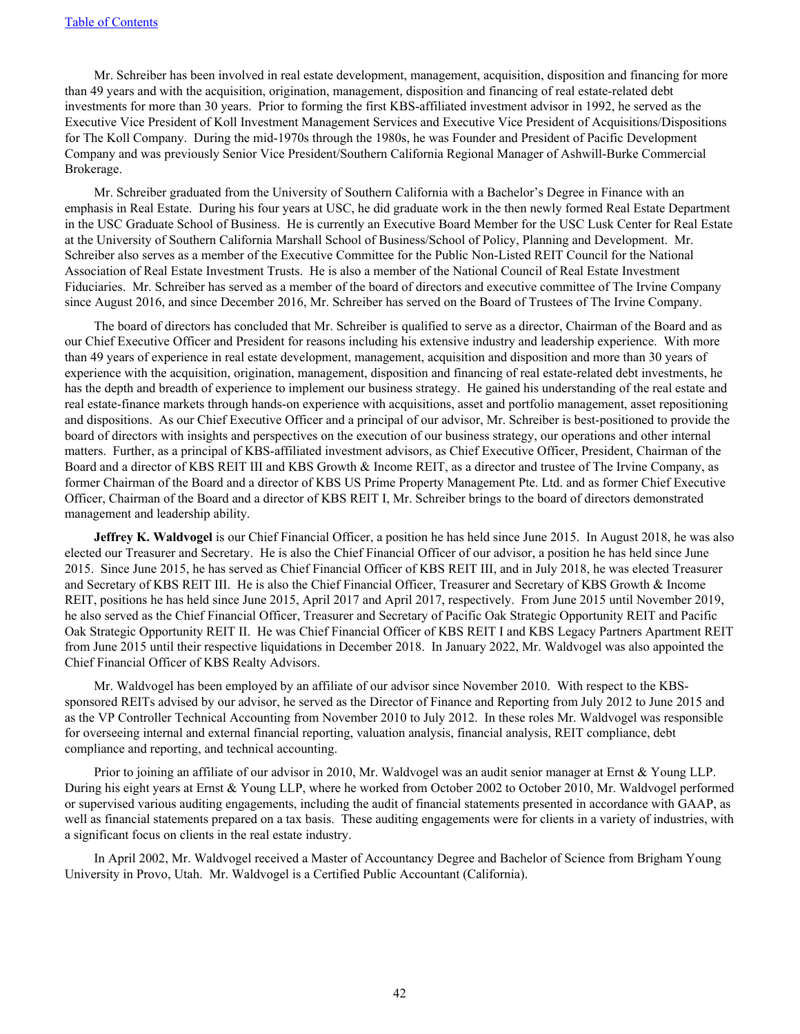Mr. Schreiber has been involved in real estate development, management, acquisition, disposition and financing for more than 49 years and with the acquisition, origination, management, disposition and financing of real estate-related debt investments for more than 30 years. Prior to forming the first KBS-affiliated investment advisor in 1992, he served as the Executive Vice President of Koll Investment Management Services and Executive Vice President of Acquisitions/Dispositions for The Koll Company. During the mid-1970s through the 1980s, he was Founder and President of Pacific Development Company and was previously Senior Vice President/Southern California Regional Manager of Ashwill-Burke Commercial Brokerage.

Mr. Schreiber graduated from the University of Southern California with a Bachelor's Degree in Finance with an emphasis in Real Estate. During his four years at USC, he did graduate work in the then newly formed Real Estate Department in the USC Graduate School of Business. He is currently an Executive Board Member for the USC Lusk Center for Real Estate at the University of Southern California Marshall School of Business/School of Policy, Planning and Development. Mr. Schreiber also serves as a member of the Executive Committee for the Public Non-Listed REIT Council for the National Association of Real Estate Investment Trusts. He is also a member of the National Council of Real Estate Investment Fiduciaries. Mr. Schreiber has served as a member of the board of directors and executive committee of The Irvine Company since August 2016, and since December 2016, Mr. Schreiber has served on the Board of Trustees of The Irvine Company.

The board of directors has concluded that Mr. Schreiber is qualified to serve as a director, Chairman of the Board and as our Chief Executive Officer and President for reasons including his extensive industry and leadership experience. With more than 49 years of experience in real estate development, management, acquisition and disposition and more than 30 years of experience with the acquisition, origination, management, disposition and financing of real estate-related debt investments, he has the depth and breadth of experience to implement our business strategy. He gained his understanding of the real estate and real estate-finance markets through hands-on experience with acquisitions, asset and portfolio management, asset repositioning and dispositions. As our Chief Executive Officer and a principal of our advisor, Mr. Schreiber is best-positioned to provide the board of directors with insights and perspectives on the execution of our business strategy, our operations and other internal matters. Further, as a principal of KBS-affiliated investment advisors, as Chief Executive Officer, President, Chairman of the Board and a director of KBS REIT III and KBS Growth & Income REIT, as a director and trustee of The Irvine Company, as former Chairman of the Board and a director of KBS US Prime Property Management Pte. Ltd. and as former Chief Executive Officer, Chairman of the Board and a director of KBS REIT I, Mr. Schreiber brings to the board of directors demonstrated management and leadership ability.

**Jeffrey K. Waldvogel** is our Chief Financial Officer, a position he has held since June 2015. In August 2018, he was also elected our Treasurer and Secretary. He is also the Chief Financial Officer of our advisor, a position he has held since June 2015. Since June 2015, he has served as Chief Financial Officer of KBS REIT III, and in July 2018, he was elected Treasurer and Secretary of KBS REIT III. He is also the Chief Financial Officer, Treasurer and Secretary of KBS Growth & Income REIT, positions he has held since June 2015, April 2017 and April 2017, respectively. From June 2015 until November 2019, he also served as the Chief Financial Officer, Treasurer and Secretary of Pacific Oak Strategic Opportunity REIT and Pacific Oak Strategic Opportunity REIT II. He was Chief Financial Officer of KBS REIT I and KBS Legacy Partners Apartment REIT from June 2015 until their respective liquidations in December 2018. In January 2022, Mr. Waldvogel was also appointed the Chief Financial Officer of KBS Realty Advisors.

Mr. Waldvogel has been employed by an affiliate of our advisor since November 2010. With respect to the KBS-sponsored REITs advised by our advisor, he served as the Director of Finance and Reporting from July 2012 to June 2015 and as the VP Controller Technical Accounting from November 2010 to July 2012. In these roles Mr. Waldvogel was responsible for overseeing internal and external financial reporting, valuation analysis, financial analysis, REIT compliance, debt compliance and reporting, and technical accounting.

Prior to joining an affiliate of our advisor in 2010, Mr. Waldvogel was an audit senior manager at Ernst & Young LLP. During his eight years at Ernst & Young LLP, where he worked from October 2002 to October 2010, Mr. Waldvogel performed or supervised various auditing engagements, including the audit of financial statements presented in accordance with GAAP, as well as financial statements prepared on a tax basis. These auditing engagements were for clients in a variety of industries, with a significant focus on clients in the real estate industry.

In April 2002, Mr. Waldvogel received a Master of Accountancy Degree and Bachelor of Science from Brigham Young University in Provo, Utah. Mr. Waldvogel is a Certified Public Accountant (California).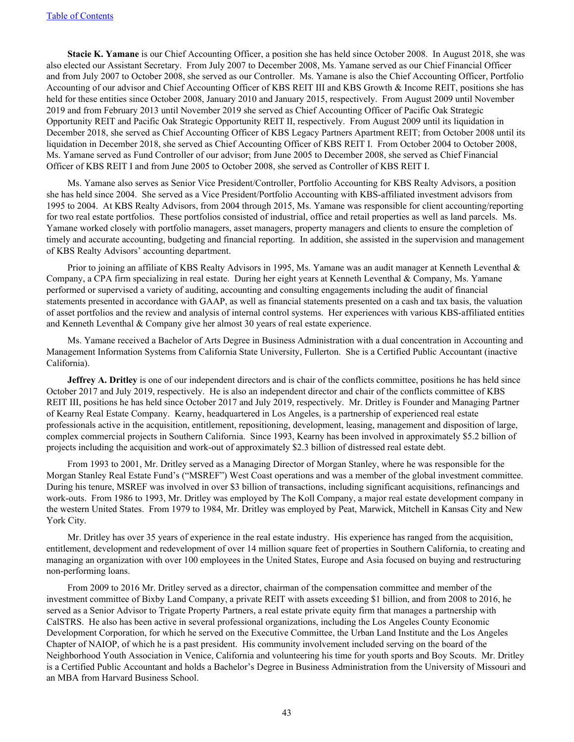**Stacie K. Yamane** is our Chief Accounting Officer, a position she has held since October 2008. In August 2018, she was also elected our Assistant Secretary. From July 2007 to December 2008, Ms. Yamane served as our Chief Financial Officer and from July 2007 to October 2008, she served as our Controller. Ms. Yamane is also the Chief Accounting Officer, Portfolio Accounting of our advisor and Chief Accounting Officer of KBS REIT III and KBS Growth & Income REIT, positions she has held for these entities since October 2008, January 2010 and January 2015, respectively. From August 2009 until November 2019 and from February 2013 until November 2019 she served as Chief Accounting Officer of Pacific Oak Strategic Opportunity REIT and Pacific Oak Strategic Opportunity REIT II, respectively. From August 2009 until its liquidation in December 2018, she served as Chief Accounting Officer of KBS Legacy Partners Apartment REIT; from October 2008 until its liquidation in December 2018, she served as Chief Accounting Officer of KBS REIT I. From October 2004 to October 2008, Ms. Yamane served as Fund Controller of our advisor; from June 2005 to December 2008, she served as Chief Financial Officer of KBS REIT I and from June 2005 to October 2008, she served as Controller of KBS REIT I.

Ms. Yamane also serves as Senior Vice President/Controller, Portfolio Accounting for KBS Realty Advisors, a position she has held since 2004. She served as a Vice President/Portfolio Accounting with KBS-affiliated investment advisors from 1995 to 2004. At KBS Realty Advisors, from 2004 through 2015, Ms. Yamane was responsible for client accounting/reporting for two real estate portfolios. These portfolios consisted of industrial, office and retail properties as well as land parcels. Ms. Yamane worked closely with portfolio managers, asset managers, property managers and clients to ensure the completion of timely and accurate accounting, budgeting and financial reporting. In addition, she assisted in the supervision and management of KBS Realty Advisors' accounting department.

Prior to joining an affiliate of KBS Realty Advisors in 1995, Ms. Yamane was an audit manager at Kenneth Leventhal & Company, a CPA firm specializing in real estate. During her eight years at Kenneth Leventhal & Company, Ms. Yamane performed or supervised a variety of auditing, accounting and consulting engagements including the audit of financial statements presented in accordance with GAAP, as well as financial statements presented on a cash and tax basis, the valuation of asset portfolios and the review and analysis of internal control systems. Her experiences with various KBS-affiliated entities and Kenneth Leventhal & Company give her almost 30 years of real estate experience.

Ms. Yamane received a Bachelor of Arts Degree in Business Administration with a dual concentration in Accounting and Management Information Systems from California State University, Fullerton. She is a Certified Public Accountant (inactive California).

**Jeffrey A. Dritley** is one of our independent directors and is chair of the conflicts committee, positions he has held since October 2017 and July 2019, respectively. He is also an independent director and chair of the conflicts committee of KBS REIT III, positions he has held since October 2017 and July 2019, respectively. Mr. Dritley is Founder and Managing Partner of Kearny Real Estate Company. Kearny, headquartered in Los Angeles, is a partnership of experienced real estate professionals active in the acquisition, entitlement, repositioning, development, leasing, management and disposition of large, complex commercial projects in Southern California. Since 1993, Kearny has been involved in approximately $5.2 billion of projects including the acquisition and work-out of approximately $2.3 billion of distressed real estate debt.

From 1993 to 2001, Mr. Dritley served as a Managing Director of Morgan Stanley, where he was responsible for the Morgan Stanley Real Estate Fund's ("MSREF") West Coast operations and was a member of the global investment committee. During his tenure, MSREF was involved in over $3 billion of transactions, including significant acquisitions, refinancings and work-outs. From 1986 to 1993, Mr. Dritley was employed by The Koll Company, a major real estate development company in the western United States. From 1979 to 1984, Mr. Dritley was employed by Peat, Marwick, Mitchell in Kansas City and New York City.

Mr. Dritley has over 35 years of experience in the real estate industry. His experience has ranged from the acquisition, entitlement, development and redevelopment of over 14 million square feet of properties in Southern California, to creating and managing an organization with over 100 employees in the United States, Europe and Asia focused on buying and restructuring non-performing loans.

From 2009 to 2016 Mr. Dritley served as a director, chairman of the compensation committee and member of the investment committee of Bixby Land Company, a private REIT with assets exceeding $1 billion, and from 2008 to 2016, he served as a Senior Advisor to Trigate Property Partners, a real estate private equity firm that manages a partnership with CalSTRS. He also has been active in several professional organizations, including the Los Angeles County Economic Development Corporation, for which he served on the Executive Committee, the Urban Land Institute and the Los Angeles Chapter of NAIOP, of which he is a past president. His community involvement included serving on the board of the Neighborhood Youth Association in Venice, California and volunteering his time for youth sports and Boy Scouts. Mr. Dritley is a Certified Public Accountant and holds a Bachelor's Degree in Business Administration from the University of Missouri and an MBA from Harvard Business School.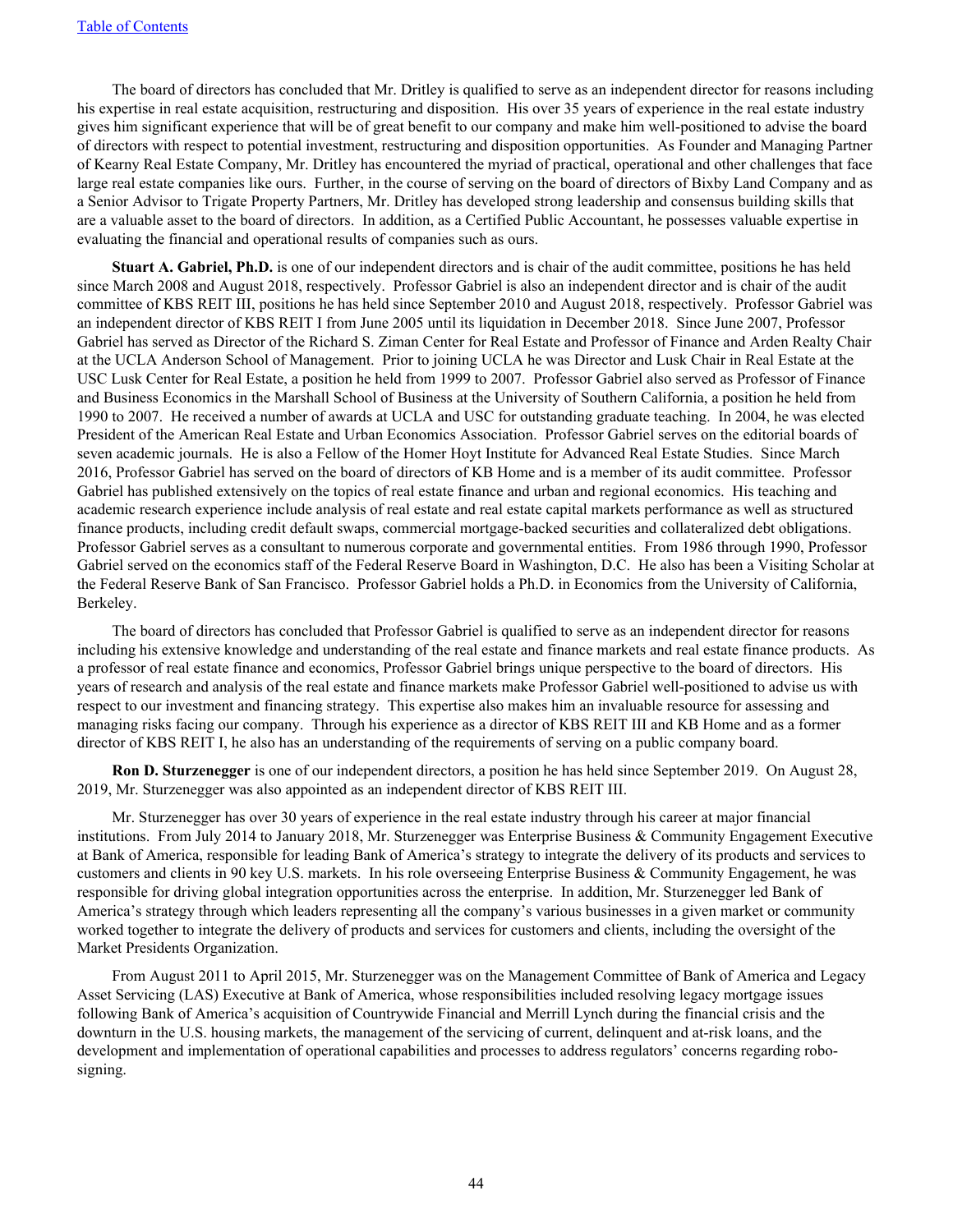The board of directors has concluded that Mr. Dritley is qualified to serve as an independent director for reasons including his expertise in real estate acquisition, restructuring and disposition. His over 35 years of experience in the real estate industry gives him significant experience that will be of great benefit to our company and make him well-positioned to advise the board of directors with respect to potential investment, restructuring and disposition opportunities. As Founder and Managing Partner of Kearny Real Estate Company, Mr. Dritley has encountered the myriad of practical, operational and other challenges that face large real estate companies like ours. Further, in the course of serving on the board of directors of Bixby Land Company and as a Senior Advisor to Trigate Property Partners, Mr. Dritley has developed strong leadership and consensus building skills that are a valuable asset to the board of directors. In addition, as a Certified Public Accountant, he possesses valuable expertise in evaluating the financial and operational results of companies such as ours.

**Stuart A. Gabriel, Ph.D.** is one of our independent directors and is chair of the audit committee, positions he has held since March 2008 and August 2018, respectively. Professor Gabriel is also an independent director and is chair of the audit committee of KBS REIT III, positions he has held since September 2010 and August 2018, respectively. Professor Gabriel was an independent director of KBS REIT I from June 2005 until its liquidation in December 2018. Since June 2007, Professor Gabriel has served as Director of the Richard S. Ziman Center for Real Estate and Professor of Finance and Arden Realty Chair at the UCLA Anderson School of Management. Prior to joining UCLA he was Director and Lusk Chair in Real Estate at the USC Lusk Center for Real Estate, a position he held from 1999 to 2007. Professor Gabriel also served as Professor of Finance and Business Economics in the Marshall School of Business at the University of Southern California, a position he held from 1990 to 2007. He received a number of awards at UCLA and USC for outstanding graduate teaching. In 2004, he was elected President of the American Real Estate and Urban Economics Association. Professor Gabriel serves on the editorial boards of seven academic journals. He is also a Fellow of the Homer Hoyt Institute for Advanced Real Estate Studies. Since March 2016, Professor Gabriel has served on the board of directors of KB Home and is a member of its audit committee. Professor Gabriel has published extensively on the topics of real estate finance and urban and regional economics. His teaching and academic research experience include analysis of real estate and real estate capital markets performance as well as structured finance products, including credit default swaps, commercial mortgage-backed securities and collateralized debt obligations. Professor Gabriel serves as a consultant to numerous corporate and governmental entities. From 1986 through 1990, Professor Gabriel served on the economics staff of the Federal Reserve Board in Washington, D.C. He also has been a Visiting Scholar at the Federal Reserve Bank of San Francisco. Professor Gabriel holds a Ph.D. in Economics from the University of California, Berkeley.

The board of directors has concluded that Professor Gabriel is qualified to serve as an independent director for reasons including his extensive knowledge and understanding of the real estate and finance markets and real estate finance products. As a professor of real estate finance and economics, Professor Gabriel brings unique perspective to the board of directors. His years of research and analysis of the real estate and finance markets make Professor Gabriel well-positioned to advise us with respect to our investment and financing strategy. This expertise also makes him an invaluable resource for assessing and managing risks facing our company. Through his experience as a director of KBS REIT III and KB Home and as a former director of KBS REIT I, he also has an understanding of the requirements of serving on a public company board.

**Ron D. Sturzenegger** is one of our independent directors, a position he has held since September 2019. On August 28, 2019, Mr. Sturzenegger was also appointed as an independent director of KBS REIT III.

Mr. Sturzenegger has over 30 years of experience in the real estate industry through his career at major financial institutions. From July 2014 to January 2018, Mr. Sturzenegger was Enterprise Business & Community Engagement Executive at Bank of America, responsible for leading Bank of America's strategy to integrate the delivery of its products and services to customers and clients in 90 key U.S. markets. In his role overseeing Enterprise Business & Community Engagement, he was responsible for driving global integration opportunities across the enterprise. In addition, Mr. Sturzenegger led Bank of America's strategy through which leaders representing all the company's various businesses in a given market or community worked together to integrate the delivery of products and services for customers and clients, including the oversight of the Market Presidents Organization.

From August 2011 to April 2015, Mr. Sturzenegger was on the Management Committee of Bank of America and Legacy Asset Servicing (LAS) Executive at Bank of America, whose responsibilities included resolving legacy mortgage issues following Bank of America's acquisition of Countrywide Financial and Merrill Lynch during the financial crisis and the downturn in the U.S. housing markets, the management of the servicing of current, delinquent and at-risk loans, and the development and implementation of operational capabilities and processes to address regulators' concerns regarding robo-signing.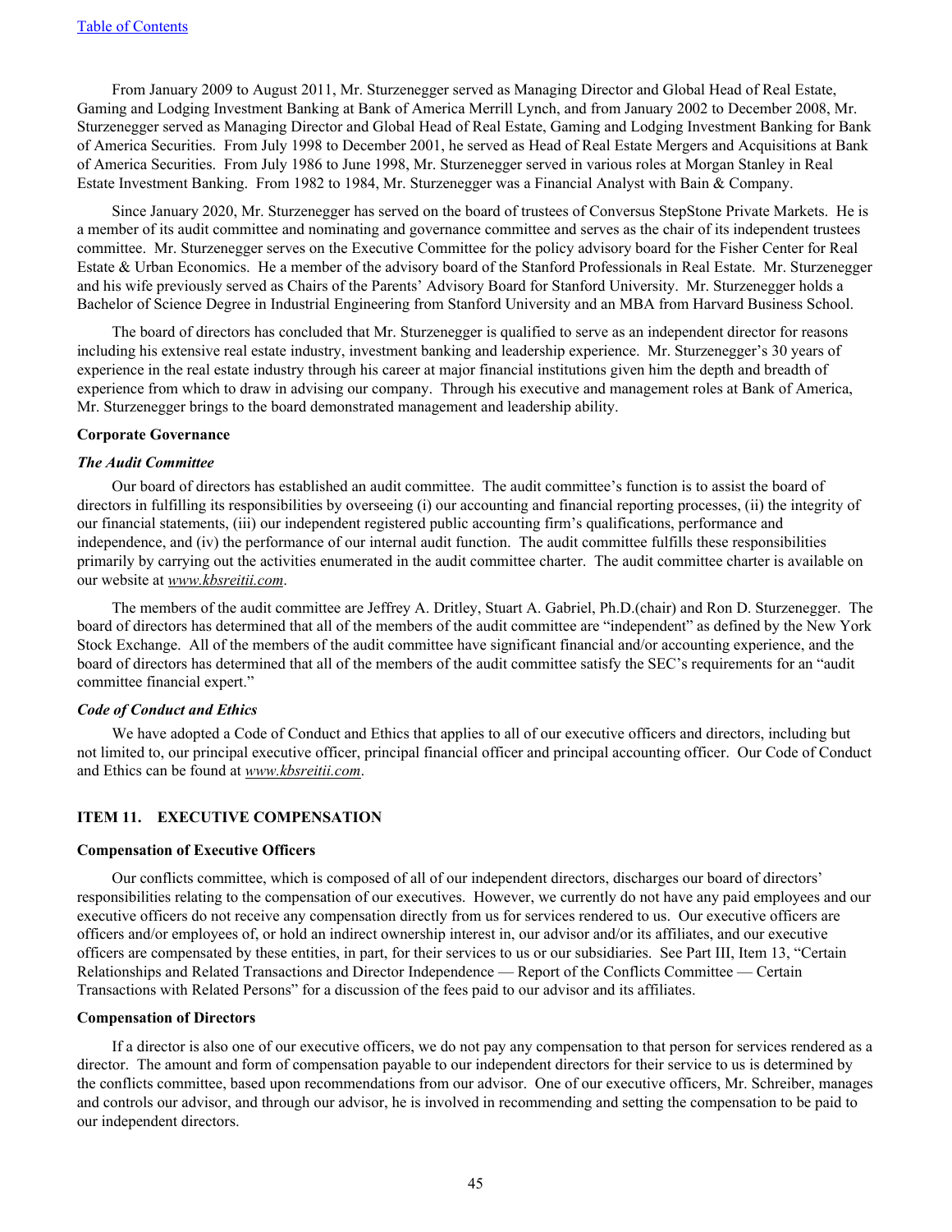From January 2009 to August 2011, Mr. Sturzenegger served as Managing Director and Global Head of Real Estate, Gaming and Lodging Investment Banking at Bank of America Merrill Lynch, and from January 2002 to December 2008, Mr. Sturzenegger served as Managing Director and Global Head of Real Estate, Gaming and Lodging Investment Banking for Bank of America Securities. From July 1998 to December 2001, he served as Head of Real Estate Mergers and Acquisitions at Bank of America Securities. From July 1986 to June 1998, Mr. Sturzenegger served in various roles at Morgan Stanley in Real Estate Investment Banking. From 1982 to 1984, Mr. Sturzenegger was a Financial Analyst with Bain & Company.

Since January 2020, Mr. Sturzenegger has served on the board of trustees of Conversus StepStone Private Markets. He is a member of its audit committee and nominating and governance committee and serves as the chair of its independent trustees committee. Mr. Sturzenegger serves on the Executive Committee for the policy advisory board for the Fisher Center for Real Estate & Urban Economics. He a member of the advisory board of the Stanford Professionals in Real Estate. Mr. Sturzenegger and his wife previously served as Chairs of the Parents' Advisory Board for Stanford University. Mr. Sturzenegger holds a Bachelor of Science Degree in Industrial Engineering from Stanford University and an MBA from Harvard Business School.

The board of directors has concluded that Mr. Sturzenegger is qualified to serve as an independent director for reasons including his extensive real estate industry, investment banking and leadership experience. Mr. Sturzenegger's 30 years of experience in the real estate industry through his career at major financial institutions given him the depth and breadth of experience from which to draw in advising our company. Through his executive and management roles at Bank of America, Mr. Sturzenegger brings to the board demonstrated management and leadership ability.

**Corporate Governance**

***The Audit Committee***

Our board of directors has established an audit committee. The audit committee's function is to assist the board of directors in fulfilling its responsibilities by overseeing (i) our accounting and financial reporting processes, (ii) the integrity of our financial statements, (iii) our independent registered public accounting firm's qualifications, performance and independence, and (iv) the performance of our internal audit function. The audit committee fulfills these responsibilities primarily by carrying out the activities enumerated in the audit committee charter. The audit committee charter is available on our website at *www.kbsreitii.com*.

The members of the audit committee are Jeffrey A. Dritley, Stuart A. Gabriel, Ph.D.(chair) and Ron D. Sturzenegger. The board of directors has determined that all of the members of the audit committee are "independent" as defined by the New York Stock Exchange. All of the members of the audit committee have significant financial and/or accounting experience, and the board of directors has determined that all of the members of the audit committee satisfy the SEC's requirements for an "audit committee financial expert."

***Code of Conduct and Ethics***

We have adopted a Code of Conduct and Ethics that applies to all of our executive officers and directors, including but not limited to, our principal executive officer, principal financial officer and principal accounting officer. Our Code of Conduct and Ethics can be found at *www.kbsreitii.com*.

## ITEM 11. EXECUTIVE COMPENSATION

**Compensation of Executive Officers**

Our conflicts committee, which is composed of all of our independent directors, discharges our board of directors' responsibilities relating to the compensation of our executives. However, we currently do not have any paid employees and our executive officers do not receive any compensation directly from us for services rendered to us. Our executive officers are officers and/or employees of, or hold an indirect ownership interest in, our advisor and/or its affiliates, and our executive officers are compensated by these entities, in part, for their services to us or our subsidiaries. See Part III, Item 13, "Certain Relationships and Related Transactions and Director Independence — Report of the Conflicts Committee — Certain Transactions with Related Persons" for a discussion of the fees paid to our advisor and its affiliates.

**Compensation of Directors**

If a director is also one of our executive officers, we do not pay any compensation to that person for services rendered as a director. The amount and form of compensation payable to our independent directors for their service to us is determined by the conflicts committee, based upon recommendations from our advisor. One of our executive officers, Mr. Schreiber, manages and controls our advisor, and through our advisor, he is involved in recommending and setting the compensation to be paid to our independent directors.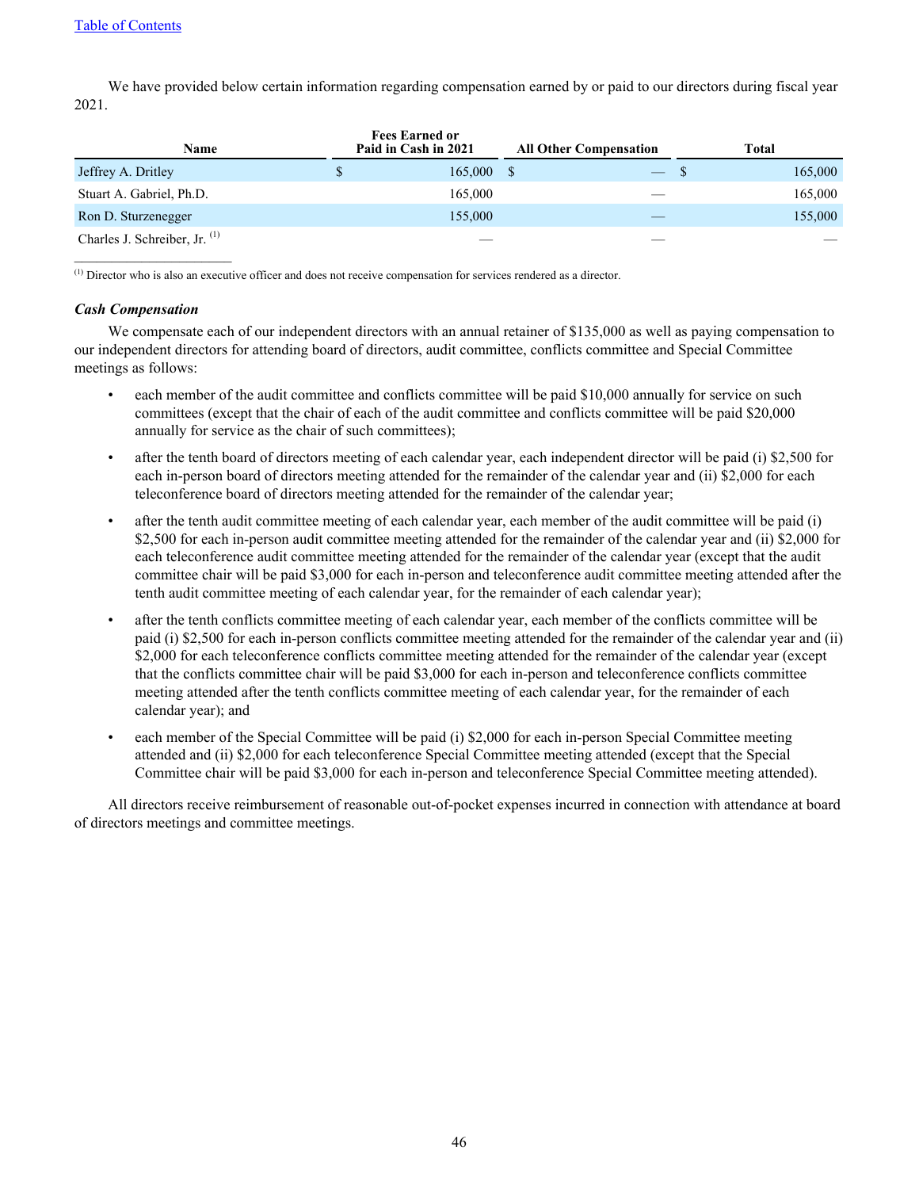We have provided below certain information regarding compensation earned by or paid to our directors during fiscal year 2021.

| Name | Fees Earned or Paid in Cash in 2021 | All Other Compensation | Total |
|---|---|---|---|
| Jeffrey A. Ditley | $ 165,000 | $ — | $ 165,000 |
| Stuart A. Gabriel, Ph.D. | 165,000 | — | 165,000 |
| Ron D. Sturzenegger | 155,000 | — | 155,000 |
| Charles J. Schreiber, Jr. [(1)] | — | — | — |

[(1)] Director who is also an executive officer and does not receive compensation for services rendered as a director.

***Cash Compensation***

We compensate each of our independent directors with an annual retainer of $135,000 as well as paying compensation to our independent directors for attending board of directors, audit committee, conflicts committee and Special Committee meetings as follows:

- each member of the audit committee and conflicts committee will be paid $10,000 annually for service on such committees (except that the chair of each of the audit committee and conflicts committee will be paid $20,000 annually for service as the chair of such committees);
- after the tenth board of directors meeting of each calendar year, each independent director will be paid (i) $2,500 for each in-person board of directors meeting attended for the remainder of the calendar year and (ii) $2,000 for each teleconference board of directors meeting attended for the remainder of the calendar year;
- after the tenth audit committee meeting of each calendar year, each member of the audit committee will be paid (i) $2,500 for each in-person audit committee meeting attended for the remainder of the calendar year and (ii) $2,000 for each teleconference audit committee meeting attended for the remainder of the calendar year (except that the audit committee chair will be paid $3,000 for each in-person and teleconference audit committee meeting attended after the tenth audit committee meeting of each calendar year, for the remainder of each calendar year);
- after the tenth conflicts committee meeting of each calendar year, each member of the conflicts committee will be paid (i) $2,500 for each in-person conflicts committee meeting attended for the remainder of the calendar year and (ii) $2,000 for each teleconference conflicts committee meeting attended for the remainder of the calendar year (except that the conflicts committee chair will be paid $3,000 for each in-person and teleconference conflicts committee meeting attended after the tenth conflicts committee meeting of each calendar year, for the remainder of each calendar year); and
- each member of the Special Committee will be paid (i) $2,000 for each in-person Special Committee meeting attended and (ii) $2,000 for each teleconference Special Committee meeting attended (except that the Special Committee chair will be paid $3,000 for each in-person and teleconference Special Committee meeting attended).

All directors receive reimbursement of reasonable out-of-pocket expenses incurred in connection with attendance at board of directors meetings and committee meetings.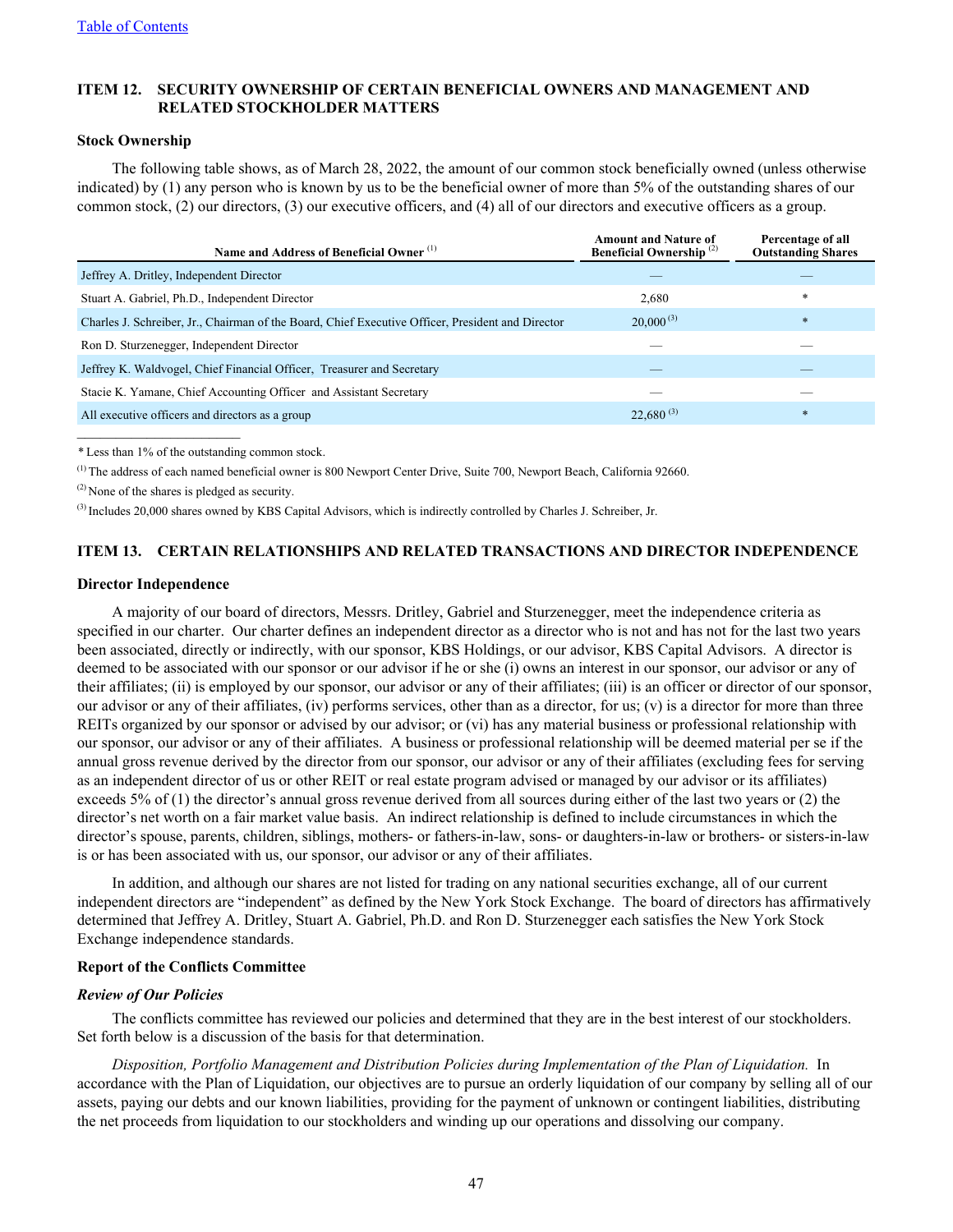Table of Contents

## ITEM 12. SECURITY OWNERSHIP OF CERTAIN BENEFICIAL OWNERS AND MANAGEMENT AND RELATED STOCKHOLDER MATTERS

### Stock Ownership

The following table shows, as of March 28, 2022, the amount of our common stock beneficially owned (unless otherwise indicated) by (1) any person who is known by us to be the beneficial owner of more than 5% of the outstanding shares of our common stock, (2) our directors, (3) our executive officers, and (4) all of our directors and executive officers as a group.

| Name and Address of Beneficial Owner [(1)] | Amount and Nature of Beneficial Ownership [(2)] | Percentage of all Outstanding Shares |
|---|---|---|
| Jeffrey A. Dritley, Independent Director | — | — |
| Stuart A. Gabriel, Ph.D., Independent Director | 2,680 | * |
| Charles J. Schreiber, Jr., Chairman of the Board, Chief Executive Officer, President and Director | 20,000 [(3)] | * |
| Ron D. Sturzenegger, Independent Director | — | — |
| Jeffrey K. Waldvogel, Chief Financial Officer, Treasurer and Secretary | — | — |
| Stacie K. Yamane, Chief Accounting Officer and Assistant Secretary | — | — |
| All executive officers and directors as a group | 22,680 [(3)] | * |

\* Less than 1% of the outstanding common stock.

(1) The address of each named beneficial owner is 800 Newport Center Drive, Suite 700, Newport Beach, California 92660.

(2) None of the shares is pledged as security.

(3) Includes 20,000 shares owned by KBS Capital Advisors, which is indirectly controlled by Charles J. Schreiber, Jr.

## ITEM 13. CERTAIN RELATIONSHIPS AND RELATED TRANSACTIONS AND DIRECTOR INDEPENDENCE

### Director Independence

A majority of our board of directors, Messrs. Dritley, Gabriel and Sturzenegger, meet the independence criteria as specified in our charter. Our charter defines an independent director as a director who is not and has not for the last two years been associated, directly or indirectly, with our sponsor, KBS Holdings, or our advisor, KBS Capital Advisors. A director is deemed to be associated with our sponsor or our advisor if he or she (i) owns an interest in our sponsor, our advisor or any of their affiliates; (ii) is employed by our sponsor, our advisor or any of their affiliates; (iii) is an officer or director of our sponsor, our advisor or any of their affiliates, (iv) performs services, other than as a director, for us; (v) is a director for more than three REITs organized by our sponsor or advised by our advisor; or (vi) has any material business or professional relationship with our sponsor, our advisor or any of their affiliates. A business or professional relationship will be deemed material per se if the annual gross revenue derived by the director from our sponsor, our advisor or any of their affiliates (excluding fees for serving as an independent director of us or other REIT or real estate program advised or managed by our advisor or its affiliates) exceeds 5% of (1) the director's annual gross revenue derived from all sources during either of the last two years or (2) the director's net worth on a fair market value basis. An indirect relationship is defined to include circumstances in which the director's spouse, parents, children, siblings, mothers- or fathers-in-law, sons- or daughters-in-law or brothers- or sisters-in-law is or has been associated with us, our sponsor, our advisor or any of their affiliates.

In addition, and although our shares are not listed for trading on any national securities exchange, all of our current independent directors are "independent" as defined by the New York Stock Exchange. The board of directors has affirmatively determined that Jeffrey A. Dritley, Stuart A. Gabriel, Ph.D. and Ron D. Sturzenegger each satisfies the New York Stock Exchange independence standards.

### Report of the Conflicts Committee

#### *Review of Our Policies*

The conflicts committee has reviewed our policies and determined that they are in the best interest of our stockholders. Set forth below is a discussion of the basis for that determination.

*Disposition, Portfolio Management and Distribution Policies during Implementation of the Plan of Liquidation.* In accordance with the Plan of Liquidation, our objectives are to pursue an orderly liquidation of our company by selling all of our assets, paying our debts and our known liabilities, providing for the payment of unknown or contingent liabilities, distributing the net proceeds from liquidation to our stockholders and winding up our operations and dissolving our company.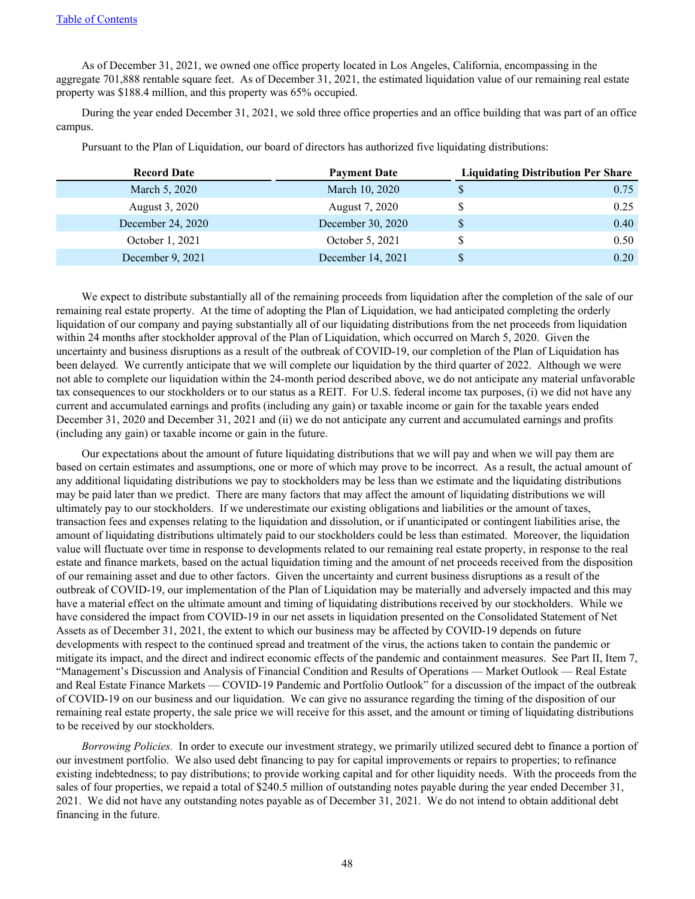As of December 31, 2021, we owned one office property located in Los Angeles, California, encompassing in the aggregate 701,888 rentable square feet. As of December 31, 2021, the estimated liquidation value of our remaining real estate property was $188.4 million, and this property was 65% occupied.

During the year ended December 31, 2021, we sold three office properties and an office building that was part of an office campus.

Pursuant to the Plan of Liquidation, our board of directors has authorized five liquidating distributions:

| Record Date | Payment Date | Liquidating Distribution Per Share | |
|---|---|---|---|
| March 5, 2020 | March 10, 2020 | $ | 0.75 |
| August 3, 2020 | August 7, 2020 | $ | 0.25 |
| December 24, 2020 | December 30, 2020 | $ | 0.40 |
| October 1, 2021 | October 5, 2021 | $ | 0.50 |
| December 9, 2021 | December 14, 2021 | $ | 0.20 |

We expect to distribute substantially all of the remaining proceeds from liquidation after the completion of the sale of our remaining real estate property. At the time of adopting the Plan of Liquidation, we had anticipated completing the orderly liquidation of our company and paying substantially all of our liquidating distributions from the net proceeds from liquidation within 24 months after stockholder approval of the Plan of Liquidation, which occurred on March 5, 2020. Given the uncertainty and business disruptions as a result of the outbreak of COVID-19, our completion of the Plan of Liquidation has been delayed. We currently anticipate that we will complete our liquidation by the third quarter of 2022. Although we were not able to complete our liquidation within the 24-month period described above, we do not anticipate any material unfavorable tax consequences to our stockholders or to our status as a REIT. For U.S. federal income tax purposes, (i) we did not have any current and accumulated earnings and profits (including any gain) or taxable income or gain for the taxable years ended December 31, 2020 and December 31, 2021 and (ii) we do not anticipate any current and accumulated earnings and profits (including any gain) or taxable income or gain in the future.

Our expectations about the amount of future liquidating distributions that we will pay and when we will pay them are based on certain estimates and assumptions, one or more of which may prove to be incorrect. As a result, the actual amount of any additional liquidating distributions we pay to stockholders may be less than we estimate and the liquidating distributions may be paid later than we predict. There are many factors that may affect the amount of liquidating distributions we will ultimately pay to our stockholders. If we underestimate our existing obligations and liabilities or the amount of taxes, transaction fees and expenses relating to the liquidation and dissolution, or if unanticipated or contingent liabilities arise, the amount of liquidating distributions ultimately paid to our stockholders could be less than estimated. Moreover, the liquidation value will fluctuate over time in response to developments related to our remaining real estate property, in response to the real estate and finance markets, based on the actual liquidation timing and the amount of net proceeds received from the disposition of our remaining asset and due to other factors. Given the uncertainty and current business disruptions as a result of the outbreak of COVID-19, our implementation of the Plan of Liquidation may be materially and adversely impacted and this may have a material effect on the ultimate amount and timing of liquidating distributions received by our stockholders. While we have considered the impact from COVID-19 in our net assets in liquidation presented on the Consolidated Statement of Net Assets as of December 31, 2021, the extent to which our business may be affected by COVID-19 depends on future developments with respect to the continued spread and treatment of the virus, the actions taken to contain the pandemic or mitigate its impact, and the direct and indirect economic effects of the pandemic and containment measures. See Part II, Item 7, "Management's Discussion and Analysis of Financial Condition and Results of Operations — Market Outlook — Real Estate and Real Estate Finance Markets — COVID-19 Pandemic and Portfolio Outlook" for a discussion of the impact of the outbreak of COVID-19 on our business and our liquidation. We can give no assurance regarding the timing of the disposition of our remaining real estate property, the sale price we will receive for this asset, and the amount or timing of liquidating distributions to be received by our stockholders.

*Borrowing Policies.* In order to execute our investment strategy, we primarily utilized secured debt to finance a portion of our investment portfolio. We also used debt financing to pay for capital improvements or repairs to properties; to refinance existing indebtedness; to pay distributions; to provide working capital and for other liquidity needs. With the proceeds from the sales of four properties, we repaid a total of $240.5 million of outstanding notes payable during the year ended December 31, 2021. We did not have any outstanding notes payable as of December 31, 2021. We do not intend to obtain additional debt financing in the future.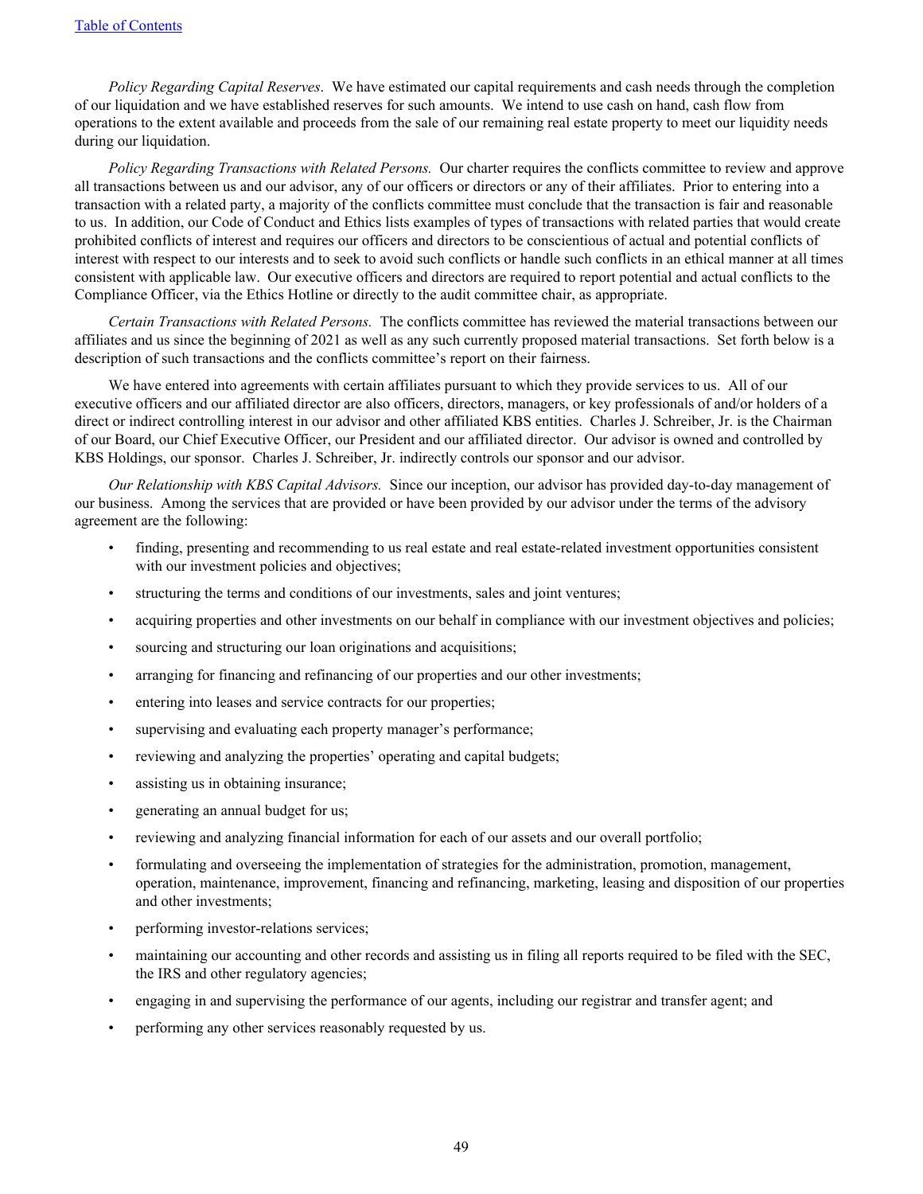*Policy Regarding Capital Reserves*. We have estimated our capital requirements and cash needs through the completion of our liquidation and we have established reserves for such amounts. We intend to use cash on hand, cash flow from operations to the extent available and proceeds from the sale of our remaining real estate property to meet our liquidity needs during our liquidation.

*Policy Regarding Transactions with Related Persons.* Our charter requires the conflicts committee to review and approve all transactions between us and our advisor, any of our officers or directors or any of their affiliates. Prior to entering into a transaction with a related party, a majority of the conflicts committee must conclude that the transaction is fair and reasonable to us. In addition, our Code of Conduct and Ethics lists examples of types of transactions with related parties that would create prohibited conflicts of interest and requires our officers and directors to be conscientious of actual and potential conflicts of interest with respect to our interests and to seek to avoid such conflicts or handle such conflicts in an ethical manner at all times consistent with applicable law. Our executive officers and directors are required to report potential and actual conflicts to the Compliance Officer, via the Ethics Hotline or directly to the audit committee chair, as appropriate.

*Certain Transactions with Related Persons.* The conflicts committee has reviewed the material transactions between our affiliates and us since the beginning of 2021 as well as any such currently proposed material transactions. Set forth below is a description of such transactions and the conflicts committee's report on their fairness.

We have entered into agreements with certain affiliates pursuant to which they provide services to us. All of our executive officers and our affiliated director are also officers, directors, managers, or key professionals of and/or holders of a direct or indirect controlling interest in our advisor and other affiliated KBS entities. Charles J. Schreiber, Jr. is the Chairman of our Board, our Chief Executive Officer, our President and our affiliated director. Our advisor is owned and controlled by KBS Holdings, our sponsor. Charles J. Schreiber, Jr. indirectly controls our sponsor and our advisor.

*Our Relationship with KBS Capital Advisors.* Since our inception, our advisor has provided day-to-day management of our business. Among the services that are provided or have been provided by our advisor under the terms of the advisory agreement are the following:

- finding, presenting and recommending to us real estate and real estate-related investment opportunities consistent with our investment policies and objectives;
- structuring the terms and conditions of our investments, sales and joint ventures;
- acquiring properties and other investments on our behalf in compliance with our investment objectives and policies;
- sourcing and structuring our loan originations and acquisitions;
- arranging for financing and refinancing of our properties and our other investments;
- entering into leases and service contracts for our properties;
- supervising and evaluating each property manager's performance;
- reviewing and analyzing the properties' operating and capital budgets;
- assisting us in obtaining insurance;
- generating an annual budget for us;
- reviewing and analyzing financial information for each of our assets and our overall portfolio;
- formulating and overseeing the implementation of strategies for the administration, promotion, management, operation, maintenance, improvement, financing and refinancing, marketing, leasing and disposition of our properties and other investments;
- performing investor-relations services;
- maintaining our accounting and other records and assisting us in filing all reports required to be filed with the SEC, the IRS and other regulatory agencies;
- engaging in and supervising the performance of our agents, including our registrar and transfer agent; and
- performing any other services reasonably requested by us.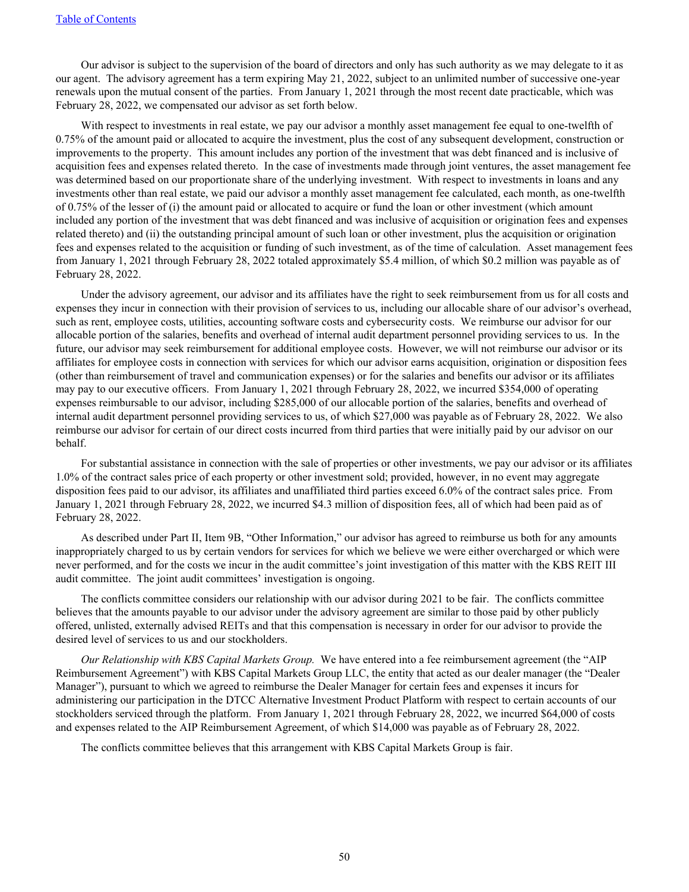Our advisor is subject to the supervision of the board of directors and only has such authority as we may delegate to it as our agent. The advisory agreement has a term expiring May 21, 2022, subject to an unlimited number of successive one-year renewals upon the mutual consent of the parties. From January 1, 2021 through the most recent date practicable, which was February 28, 2022, we compensated our advisor as set forth below.

With respect to investments in real estate, we pay our advisor a monthly asset management fee equal to one-twelfth of 0.75% of the amount paid or allocated to acquire the investment, plus the cost of any subsequent development, construction or improvements to the property. This amount includes any portion of the investment that was debt financed and is inclusive of acquisition fees and expenses related thereto. In the case of investments made through joint ventures, the asset management fee was determined based on our proportionate share of the underlying investment. With respect to investments in loans and any investments other than real estate, we paid our advisor a monthly asset management fee calculated, each month, as one-twelfth of 0.75% of the lesser of (i) the amount paid or allocated to acquire or fund the loan or other investment (which amount included any portion of the investment that was debt financed and was inclusive of acquisition or origination fees and expenses related thereto) and (ii) the outstanding principal amount of such loan or other investment, plus the acquisition or origination fees and expenses related to the acquisition or funding of such investment, as of the time of calculation. Asset management fees from January 1, 2021 through February 28, 2022 totaled approximately $5.4 million, of which $0.2 million was payable as of February 28, 2022.

Under the advisory agreement, our advisor and its affiliates have the right to seek reimbursement from us for all costs and expenses they incur in connection with their provision of services to us, including our allocable share of our advisor's overhead, such as rent, employee costs, utilities, accounting software costs and cybersecurity costs. We reimburse our advisor for our allocable portion of the salaries, benefits and overhead of internal audit department personnel providing services to us. In the future, our advisor may seek reimbursement for additional employee costs. However, we will not reimburse our advisor or its affiliates for employee costs in connection with services for which our advisor earns acquisition, origination or disposition fees (other than reimbursement of travel and communication expenses) or for the salaries and benefits our advisor or its affiliates may pay to our executive officers. From January 1, 2021 through February 28, 2022, we incurred $354,000 of operating expenses reimbursable to our advisor, including $285,000 of our allocable portion of the salaries, benefits and overhead of internal audit department personnel providing services to us, of which $27,000 was payable as of February 28, 2022. We also reimburse our advisor for certain of our direct costs incurred from third parties that were initially paid by our advisor on our behalf.

For substantial assistance in connection with the sale of properties or other investments, we pay our advisor or its affiliates 1.0% of the contract sales price of each property or other investment sold; provided, however, in no event may aggregate disposition fees paid to our advisor, its affiliates and unaffiliated third parties exceed 6.0% of the contract sales price. From January 1, 2021 through February 28, 2022, we incurred $4.3 million of disposition fees, all of which had been paid as of February 28, 2022.

As described under Part II, Item 9B, "Other Information," our advisor has agreed to reimburse us both for any amounts inappropriately charged to us by certain vendors for services for which we believe we were either overcharged or which were never performed, and for the costs we incur in the audit committee's joint investigation of this matter with the KBS REIT III audit committee. The joint audit committees' investigation is ongoing.

The conflicts committee considers our relationship with our advisor during 2021 to be fair. The conflicts committee believes that the amounts payable to our advisor under the advisory agreement are similar to those paid by other publicly offered, unlisted, externally advised REITs and that this compensation is necessary in order for our advisor to provide the desired level of services to us and our stockholders.

*Our Relationship with KBS Capital Markets Group.* We have entered into a fee reimbursement agreement (the "AIP Reimbursement Agreement") with KBS Capital Markets Group LLC, the entity that acted as our dealer manager (the "Dealer Manager"), pursuant to which we agreed to reimburse the Dealer Manager for certain fees and expenses it incurs for administering our participation in the DTCC Alternative Investment Product Platform with respect to certain accounts of our stockholders serviced through the platform. From January 1, 2021 through February 28, 2022, we incurred $64,000 of costs and expenses related to the AIP Reimbursement Agreement, of which $14,000 was payable as of February 28, 2022.

The conflicts committee believes that this arrangement with KBS Capital Markets Group is fair.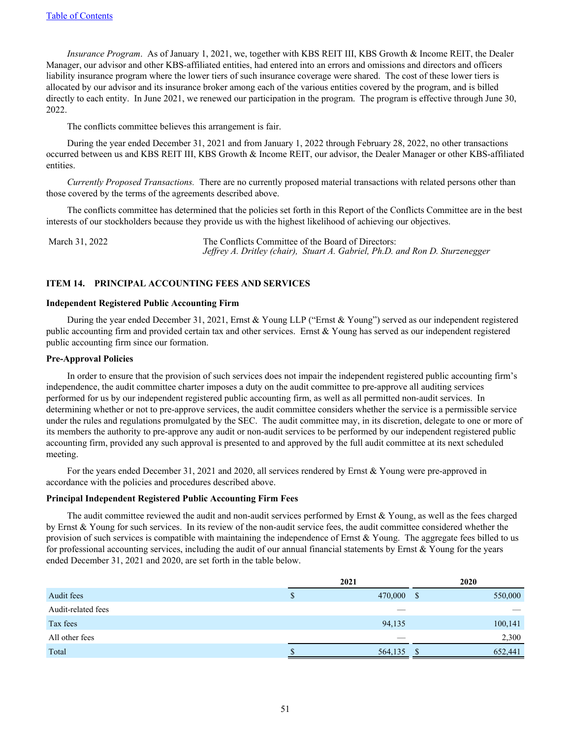*Insurance Program*. As of January 1, 2021, we, together with KBS REIT III, KBS Growth & Income REIT, the Dealer Manager, our advisor and other KBS-affiliated entities, had entered into an errors and omissions and directors and officers liability insurance program where the lower tiers of such insurance coverage were shared. The cost of these lower tiers is allocated by our advisor and its insurance broker among each of the various entities covered by the program, and is billed directly to each entity. In June 2021, we renewed our participation in the program. The program is effective through June 30, 2022.

The conflicts committee believes this arrangement is fair.

During the year ended December 31, 2021 and from January 1, 2022 through February 28, 2022, no other transactions occurred between us and KBS REIT III, KBS Growth & Income REIT, our advisor, the Dealer Manager or other KBS-affiliated entities.

*Currently Proposed Transactions.* There are no currently proposed material transactions with related persons other than those covered by the terms of the agreements described above.

The conflicts committee has determined that the policies set forth in this Report of the Conflicts Committee are in the best interests of our stockholders because they provide us with the highest likelihood of achieving our objectives.

March 31, 2022

The Conflicts Committee of the Board of Directors:
*Jeffrey A. Dritley (chair), Stuart A. Gabriel, Ph.D. and Ron D. Sturzenegger*

## ITEM 14. PRINCIPAL ACCOUNTING FEES AND SERVICES

### Independent Registered Public Accounting Firm

During the year ended December 31, 2021, Ernst & Young LLP ("Ernst & Young") served as our independent registered public accounting firm and provided certain tax and other services. Ernst & Young has served as our independent registered public accounting firm since our formation.

### Pre-Approval Policies

In order to ensure that the provision of such services does not impair the independent registered public accounting firm's independence, the audit committee charter imposes a duty on the audit committee to pre-approve all auditing services performed for us by our independent registered public accounting firm, as well as all permitted non-audit services. In determining whether or not to pre-approve services, the audit committee considers whether the service is a permissible service under the rules and regulations promulgated by the SEC. The audit committee may, in its discretion, delegate to one or more of its members the authority to pre-approve any audit or non-audit services to be performed by our independent registered public accounting firm, provided any such approval is presented to and approved by the full audit committee at its next scheduled meeting.

For the years ended December 31, 2021 and 2020, all services rendered by Ernst & Young were pre-approved in accordance with the policies and procedures described above.

### Principal Independent Registered Public Accounting Firm Fees

The audit committee reviewed the audit and non-audit services performed by Ernst & Young, as well as the fees charged by Ernst & Young for such services. In its review of the non-audit service fees, the audit committee considered whether the provision of such services is compatible with maintaining the independence of Ernst & Young. The aggregate fees billed to us for professional accounting services, including the audit of our annual financial statements by Ernst & Young for the years ended December 31, 2021 and 2020, are set forth in the table below.

| | 2021 | 2020 |
|---|---|---|
| Audit fees | $ 470,000 | $ 550,000 |
| Audit-related fees | — | — |
| Tax fees | 94,135 | 100,141 |
| All other fees | — | 2,300 |
| Total | $ 564,135 | $ 652,441 |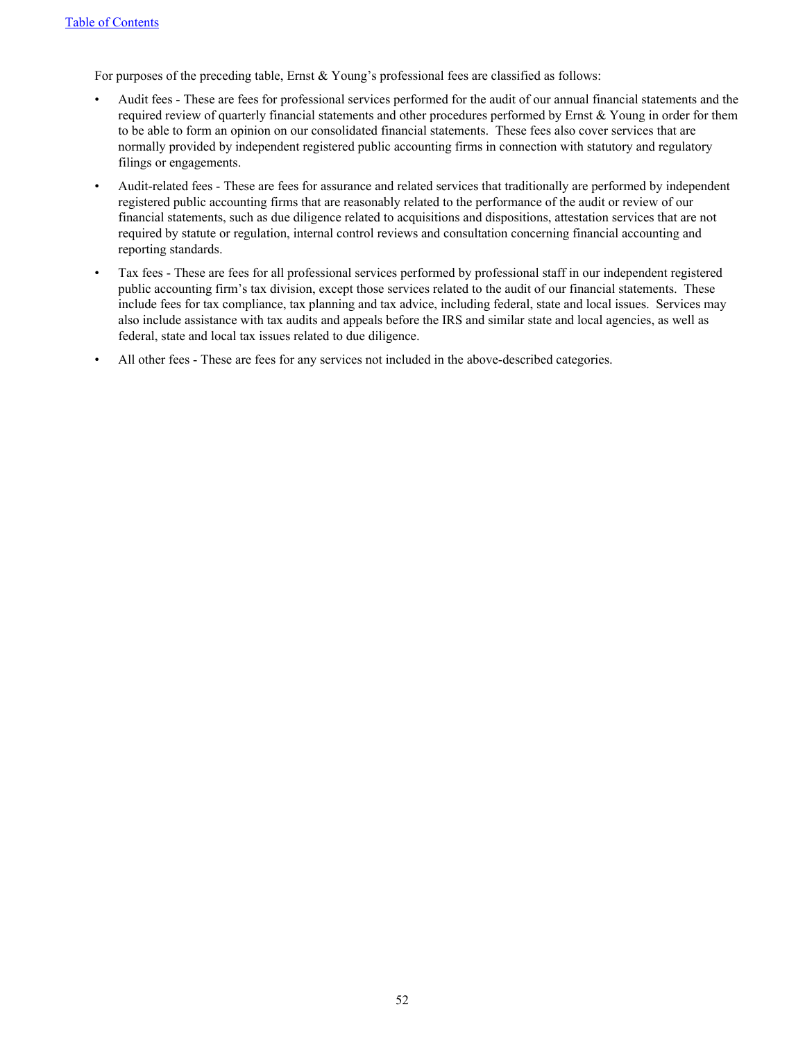For purposes of the preceding table, Ernst & Young's professional fees are classified as follows:

- Audit fees - These are fees for professional services performed for the audit of our annual financial statements and the required review of quarterly financial statements and other procedures performed by Ernst & Young in order for them to be able to form an opinion on our consolidated financial statements. These fees also cover services that are normally provided by independent registered public accounting firms in connection with statutory and regulatory filings or engagements.
- Audit-related fees - These are fees for assurance and related services that traditionally are performed by independent registered public accounting firms that are reasonably related to the performance of the audit or review of our financial statements, such as due diligence related to acquisitions and dispositions, attestation services that are not required by statute or regulation, internal control reviews and consultation concerning financial accounting and reporting standards.
- Tax fees - These are fees for all professional services performed by professional staff in our independent registered public accounting firm's tax division, except those services related to the audit of our financial statements. These include fees for tax compliance, tax planning and tax advice, including federal, state and local issues. Services may also include assistance with tax audits and appeals before the IRS and similar state and local agencies, as well as federal, state and local tax issues related to due diligence.
- All other fees - These are fees for any services not included in the above-described categories.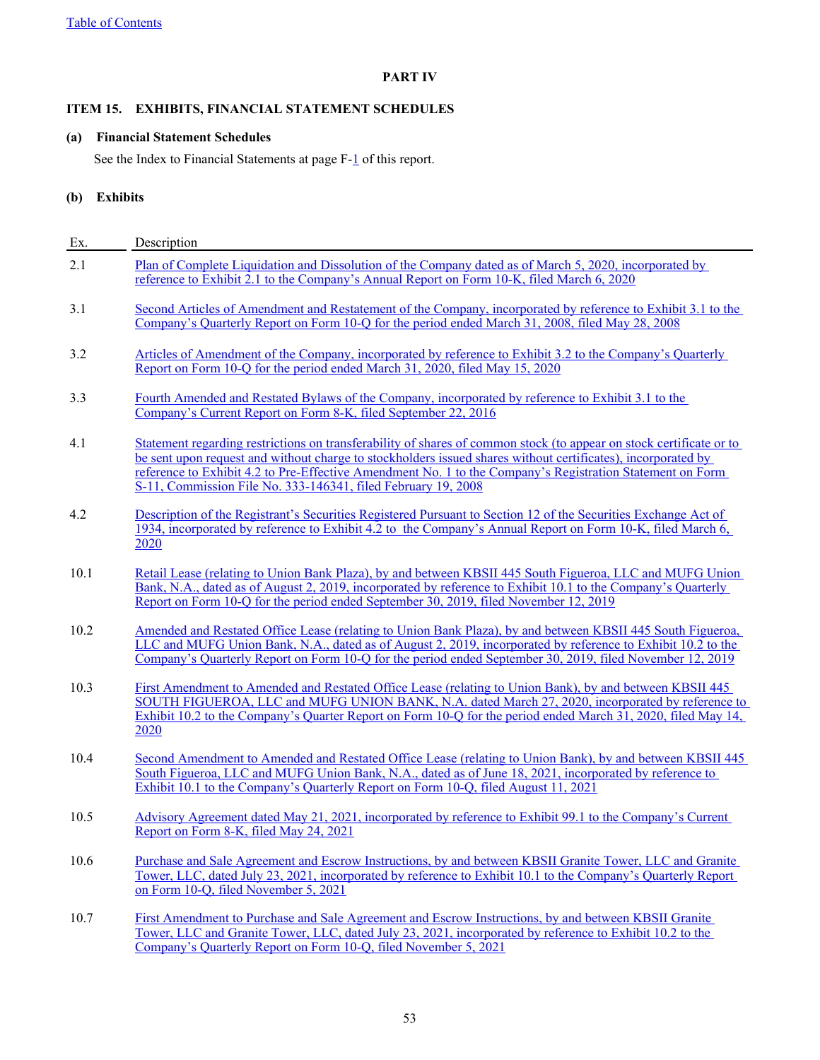[Table of Contents]

## PART IV

### ITEM 15. EXHIBITS, FINANCIAL STATEMENT SCHEDULES

**(a) Financial Statement Schedules**

See the Index to Financial Statements at page F-1 of this report.

**(b) Exhibits**

| Ex. | Description |
|---|---|
| 2.1 | Plan of Complete Liquidation and Dissolution of the Company dated as of March 5, 2020, incorporated by reference to Exhibit 2.1 to the Company's Annual Report on Form 10-K, filed March 6, 2020 |
| 3.1 | Second Articles of Amendment and Restatement of the Company, incorporated by reference to Exhibit 3.1 to the Company's Quarterly Report on Form 10-Q for the period ended March 31, 2008, filed May 28, 2008 |
| 3.2 | Articles of Amendment of the Company, incorporated by reference to Exhibit 3.2 to the Company's Quarterly Report on Form 10-Q for the period ended March 31, 2020, filed May 15, 2020 |
| 3.3 | Fourth Amended and Restated Bylaws of the Company, incorporated by reference to Exhibit 3.1 to the Company's Current Report on Form 8-K, filed September 22, 2016 |
| 4.1 | Statement regarding restrictions on transferability of shares of common stock (to appear on stock certificate or to be sent upon request and without charge to stockholders issued shares without certificates), incorporated by reference to Exhibit 4.2 to Pre-Effective Amendment No. 1 to the Company's Registration Statement on Form S-11, Commission File No. 333-146341, filed February 19, 2008 |
| 4.2 | Description of the Registrant's Securities Registered Pursuant to Section 12 of the Securities Exchange Act of 1934, incorporated by reference to Exhibit 4.2 to the Company's Annual Report on Form 10-K, filed March 6, 2020 |
| 10.1 | Retail Lease (relating to Union Bank Plaza), by and between KBSII 445 South Figueroa, LLC and MUFG Union Bank, N.A., dated as of August 2, 2019, incorporated by reference to Exhibit 10.1 to the Company's Quarterly Report on Form 10-Q for the period ended September 30, 2019, filed November 12, 2019 |
| 10.2 | Amended and Restated Office Lease (relating to Union Bank Plaza), by and between KBSII 445 South Figueroa, LLC and MUFG Union Bank, N.A., dated as of August 2, 2019, incorporated by reference to Exhibit 10.2 to the Company's Quarterly Report on Form 10-Q for the period ended September 30, 2019, filed November 12, 2019 |
| 10.3 | First Amendment to Amended and Restated Office Lease (relating to Union Bank), by and between KBSII 445 SOUTH FIGUEROA, LLC and MUFG UNION BANK, N.A. dated March 27, 2020, incorporated by reference to Exhibit 10.2 to the Company's Quarter Report on Form 10-Q for the period ended March 31, 2020, filed May 14, 2020 |
| 10.4 | Second Amendment to Amended and Restated Office Lease (relating to Union Bank), by and between KBSII 445 South Figueroa, LLC and MUFG Union Bank, N.A., dated as of June 18, 2021, incorporated by reference to Exhibit 10.1 to the Company's Quarterly Report on Form 10-Q, filed August 11, 2021 |
| 10.5 | Advisory Agreement dated May 21, 2021, incorporated by reference to Exhibit 99.1 to the Company's Current Report on Form 8-K, filed May 24, 2021 |
| 10.6 | Purchase and Sale Agreement and Escrow Instructions, by and between KBSII Granite Tower, LLC and Granite Tower, LLC, dated July 23, 2021, incorporated by reference to Exhibit 10.1 to the Company's Quarterly Report on Form 10-Q, filed November 5, 2021 |
| 10.7 | First Amendment to Purchase and Sale Agreement and Escrow Instructions, by and between KBSII Granite Tower, LLC and Granite Tower, LLC, dated July 23, 2021, incorporated by reference to Exhibit 10.2 to the Company's Quarterly Report on Form 10-Q, filed November 5, 2021 |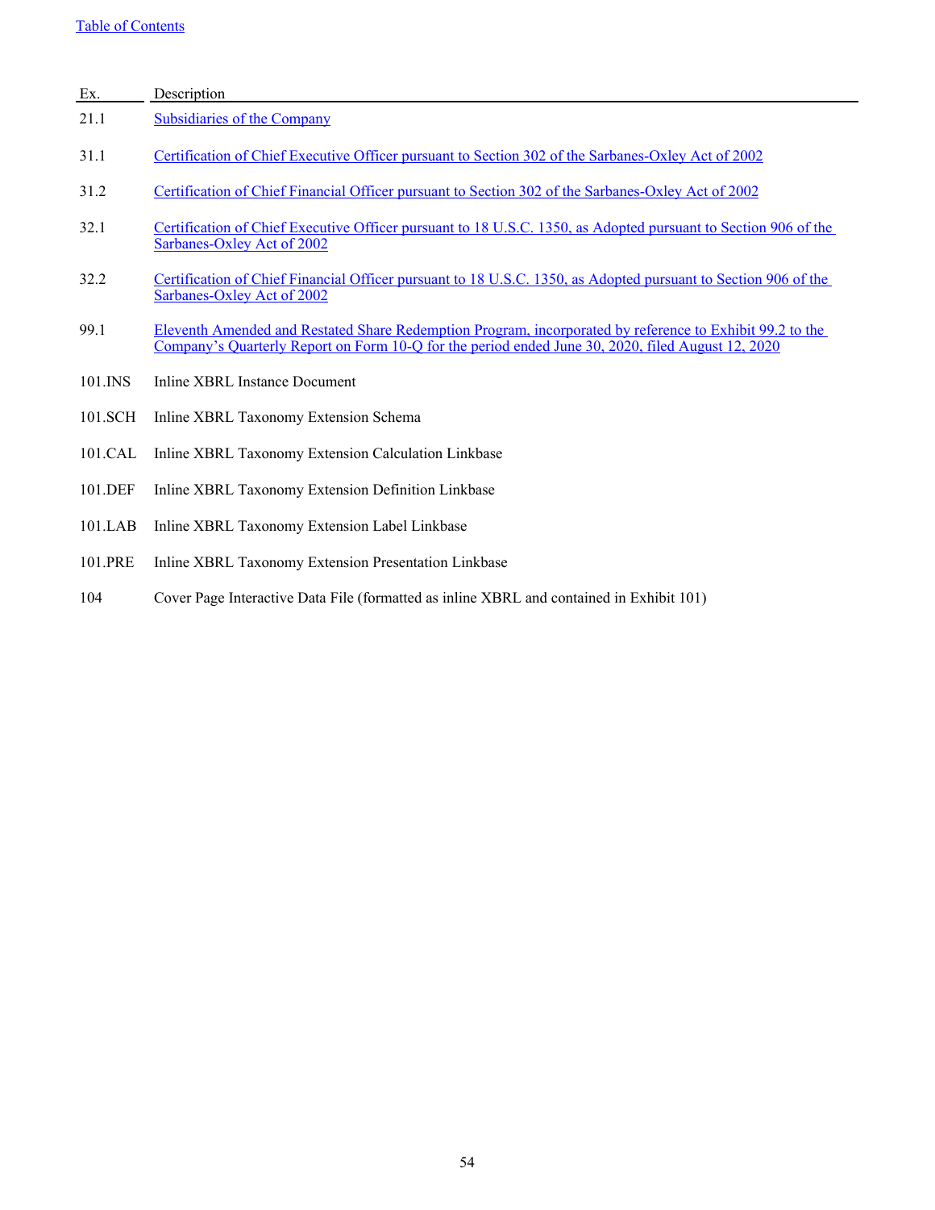| Ex. | Description |
| --- | --- |
| 21.1 | Subsidiaries of the Company |
| 31.1 | Certification of Chief Executive Officer pursuant to Section 302 of the Sarbanes-Oxley Act of 2002 |
| 31.2 | Certification of Chief Financial Officer pursuant to Section 302 of the Sarbanes-Oxley Act of 2002 |
| 32.1 | Certification of Chief Executive Officer pursuant to 18 U.S.C. 1350, as Adopted pursuant to Section 906 of the Sarbanes-Oxley Act of 2002 |
| 32.2 | Certification of Chief Financial Officer pursuant to 18 U.S.C. 1350, as Adopted pursuant to Section 906 of the Sarbanes-Oxley Act of 2002 |
| 99.1 | Eleventh Amended and Restated Share Redemption Program, incorporated by reference to Exhibit 99.2 to the Company's Quarterly Report on Form 10-Q for the period ended June 30, 2020, filed August 12, 2020 |
| 101.INS | Inline XBRL Instance Document |
| 101.SCH | Inline XBRL Taxonomy Extension Schema |
| 101.CAL | Inline XBRL Taxonomy Extension Calculation Linkbase |
| 101.DEF | Inline XBRL Taxonomy Extension Definition Linkbase |
| 101.LAB | Inline XBRL Taxonomy Extension Label Linkbase |
| 101.PRE | Inline XBRL Taxonomy Extension Presentation Linkbase |
| 104 | Cover Page Interactive Data File (formatted as inline XBRL and contained in Exhibit 101) |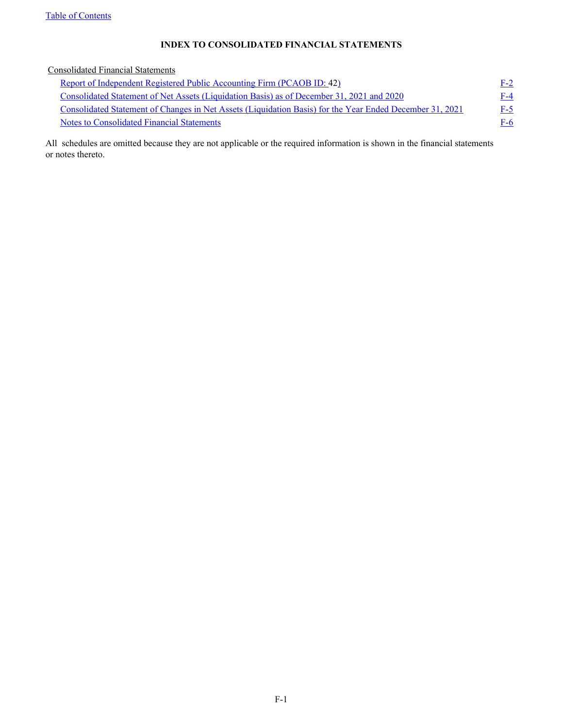# INDEX TO CONSOLIDATED FINANCIAL STATEMENTS

Consolidated Financial Statements

| | |
|---|---|
| Report of Independent Registered Public Accounting Firm (PCAOB ID: 42) | F-2 |
| Consolidated Statement of Net Assets (Liquidation Basis) as of December 31, 2021 and 2020 | F-4 |
| Consolidated Statement of Changes in Net Assets (Liquidation Basis) for the Year Ended December 31, 2021 | F-5 |
| Notes to Consolidated Financial Statements | F-6 |

All schedules are omitted because they are not applicable or the required information is shown in the financial statements or notes thereto.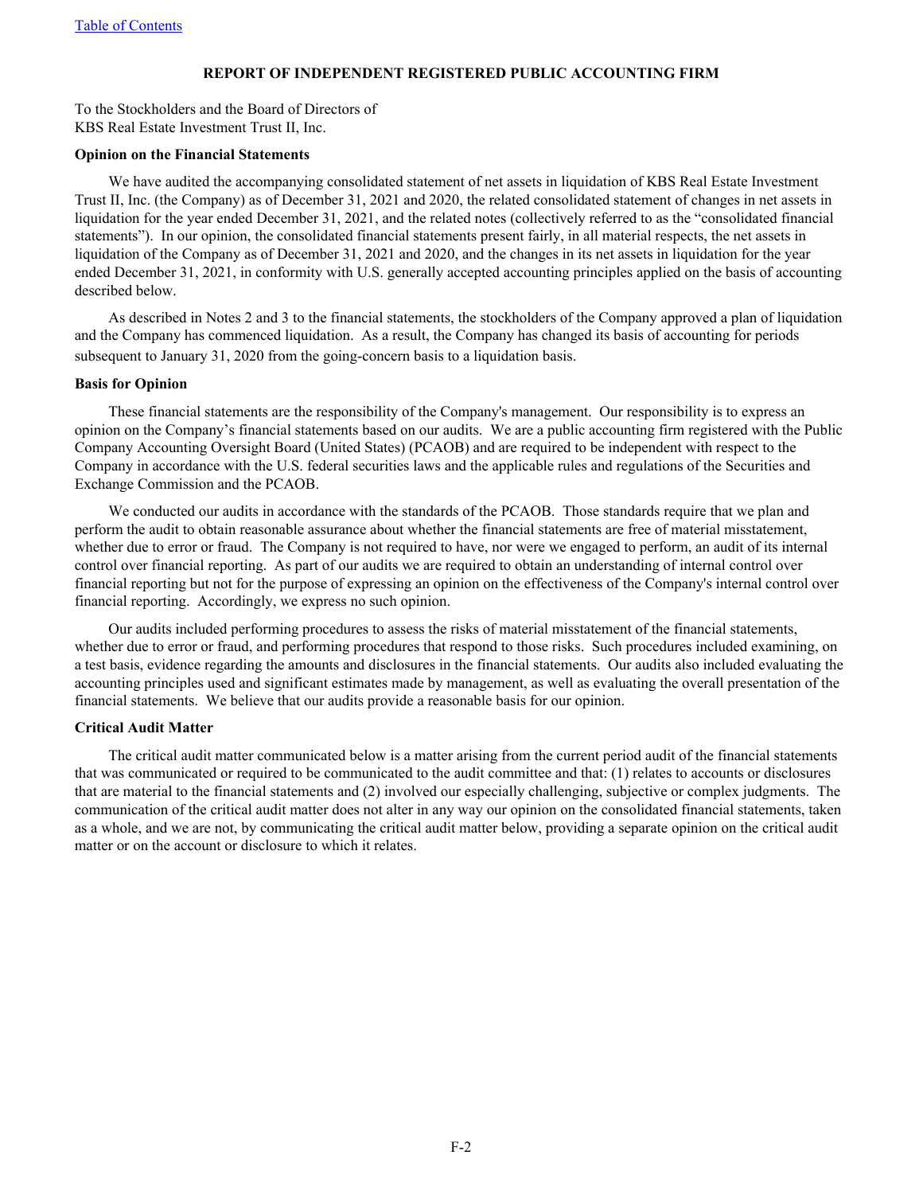## REPORT OF INDEPENDENT REGISTERED PUBLIC ACCOUNTING FIRM

To the Stockholders and the Board of Directors of
KBS Real Estate Investment Trust II, Inc.

**Opinion on the Financial Statements**

We have audited the accompanying consolidated statement of net assets in liquidation of KBS Real Estate Investment Trust II, Inc. (the Company) as of December 31, 2021 and 2020, the related consolidated statement of changes in net assets in liquidation for the year ended December 31, 2021, and the related notes (collectively referred to as the "consolidated financial statements"). In our opinion, the consolidated financial statements present fairly, in all material respects, the net assets in liquidation of the Company as of December 31, 2021 and 2020, and the changes in its net assets in liquidation for the year ended December 31, 2021, in conformity with U.S. generally accepted accounting principles applied on the basis of accounting described below.

As described in Notes 2 and 3 to the financial statements, the stockholders of the Company approved a plan of liquidation and the Company has commenced liquidation. As a result, the Company has changed its basis of accounting for periods subsequent to January 31, 2020 from the going-concern basis to a liquidation basis.

**Basis for Opinion**

These financial statements are the responsibility of the Company's management. Our responsibility is to express an opinion on the Company's financial statements based on our audits. We are a public accounting firm registered with the Public Company Accounting Oversight Board (United States) (PCAOB) and are required to be independent with respect to the Company in accordance with the U.S. federal securities laws and the applicable rules and regulations of the Securities and Exchange Commission and the PCAOB.

We conducted our audits in accordance with the standards of the PCAOB. Those standards require that we plan and perform the audit to obtain reasonable assurance about whether the financial statements are free of material misstatement, whether due to error or fraud. The Company is not required to have, nor were we engaged to perform, an audit of its internal control over financial reporting. As part of our audits we are required to obtain an understanding of internal control over financial reporting but not for the purpose of expressing an opinion on the effectiveness of the Company's internal control over financial reporting. Accordingly, we express no such opinion.

Our audits included performing procedures to assess the risks of material misstatement of the financial statements, whether due to error or fraud, and performing procedures that respond to those risks. Such procedures included examining, on a test basis, evidence regarding the amounts and disclosures in the financial statements. Our audits also included evaluating the accounting principles used and significant estimates made by management, as well as evaluating the overall presentation of the financial statements. We believe that our audits provide a reasonable basis for our opinion.

**Critical Audit Matter**

The critical audit matter communicated below is a matter arising from the current period audit of the financial statements that was communicated or required to be communicated to the audit committee and that: (1) relates to accounts or disclosures that are material to the financial statements and (2) involved our especially challenging, subjective or complex judgments. The communication of the critical audit matter does not alter in any way our opinion on the consolidated financial statements, taken as a whole, and we are not, by communicating the critical audit matter below, providing a separate opinion on the critical audit matter or on the account or disclosure to which it relates.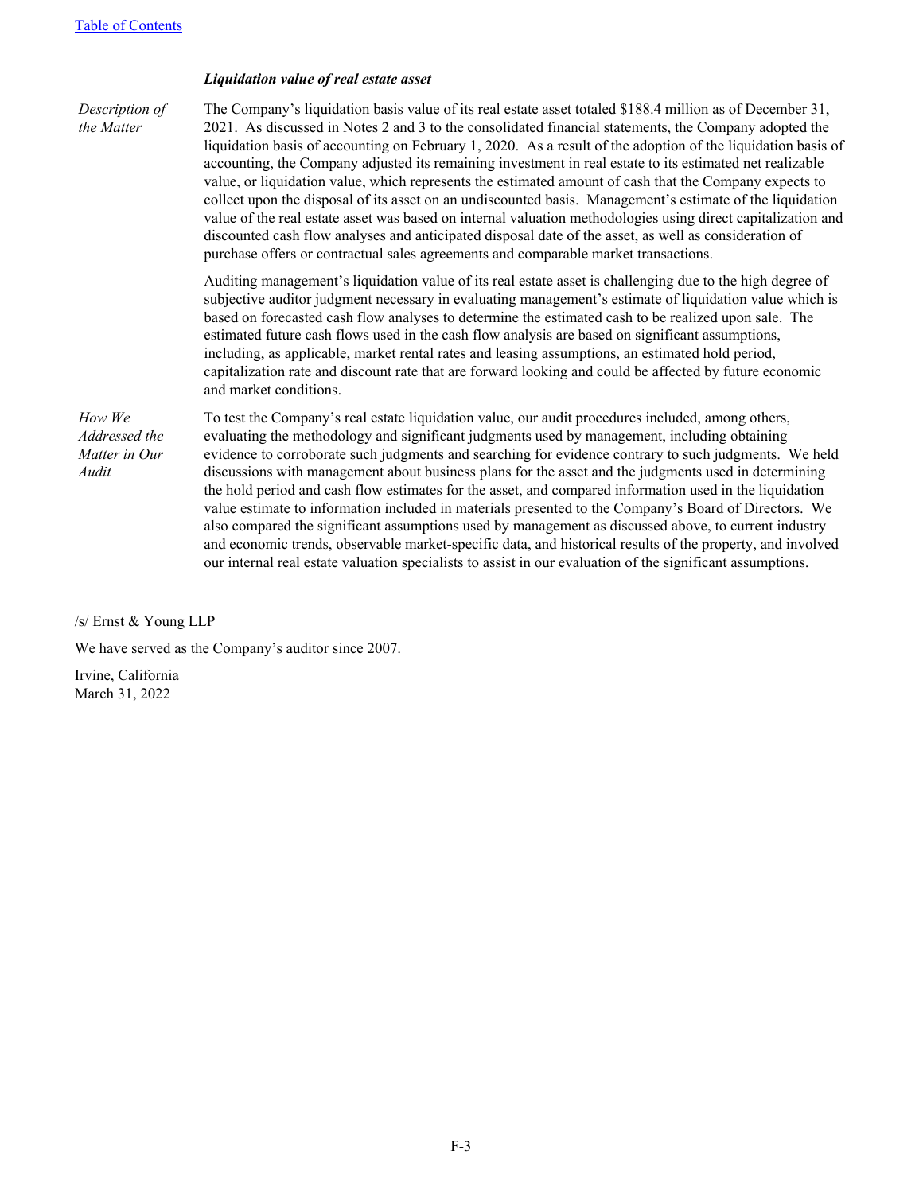***Liquidation value of real estate asset***

*Description of the Matter*

The Company's liquidation basis value of its real estate asset totaled $188.4 million as of December 31, 2021. As discussed in Notes 2 and 3 to the consolidated financial statements, the Company adopted the liquidation basis of accounting on February 1, 2020. As a result of the adoption of the liquidation basis of accounting, the Company adjusted its remaining investment in real estate to its estimated net realizable value, or liquidation value, which represents the estimated amount of cash that the Company expects to collect upon the disposal of its asset on an undiscounted basis. Management's estimate of the liquidation value of the real estate asset was based on internal valuation methodologies using direct capitalization and discounted cash flow analyses and anticipated disposal date of the asset, as well as consideration of purchase offers or contractual sales agreements and comparable market transactions.

Auditing management's liquidation value of its real estate asset is challenging due to the high degree of subjective auditor judgment necessary in evaluating management's estimate of liquidation value which is based on forecasted cash flow analyses to determine the estimated cash to be realized upon sale. The estimated future cash flows used in the cash flow analysis are based on significant assumptions, including, as applicable, market rental rates and leasing assumptions, an estimated hold period, capitalization rate and discount rate that are forward looking and could be affected by future economic and market conditions.

*How We Addressed the Matter in Our Audit*

To test the Company's real estate liquidation value, our audit procedures included, among others, evaluating the methodology and significant judgments used by management, including obtaining evidence to corroborate such judgments and searching for evidence contrary to such judgments. We held discussions with management about business plans for the asset and the judgments used in determining the hold period and cash flow estimates for the asset, and compared information used in the liquidation value estimate to information included in materials presented to the Company's Board of Directors. We also compared the significant assumptions used by management as discussed above, to current industry and economic trends, observable market-specific data, and historical results of the property, and involved our internal real estate valuation specialists to assist in our evaluation of the significant assumptions.

/s/ Ernst & Young LLP

We have served as the Company's auditor since 2007.

Irvine, California
March 31, 2022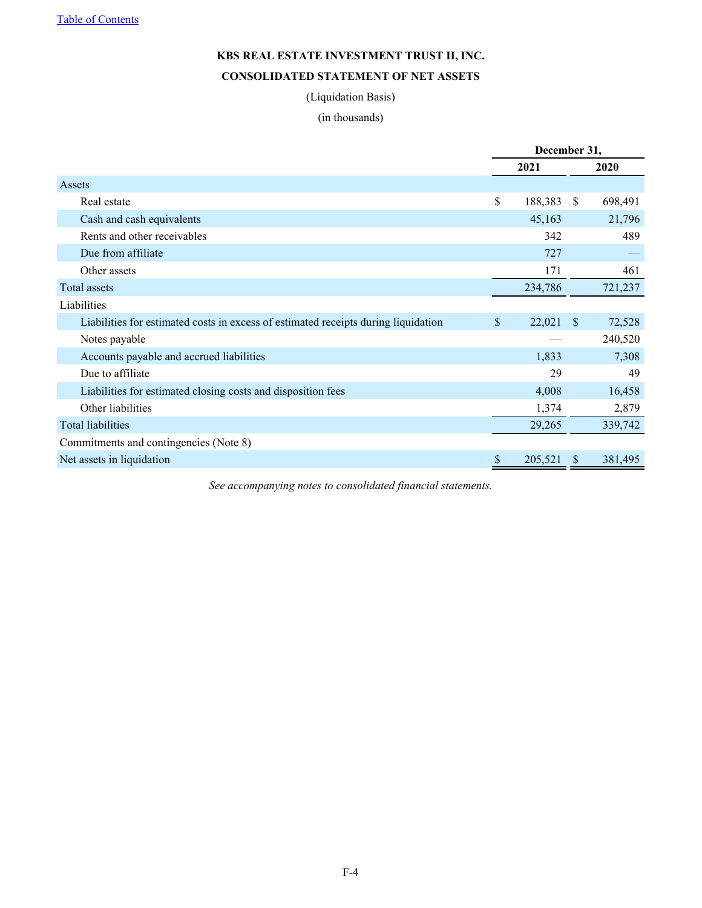[Table of Contents]

**KBS REAL ESTATE INVESTMENT TRUST II, INC.**

**CONSOLIDATED STATEMENT OF NET ASSETS**

(Liquidation Basis)

(in thousands)

| | December 31, | |
|---|---|---|
| | **2021** | **2020** |
| Assets | | |
| Real estate | $ 188,383 | $ 698,491 |
| Cash and cash equivalents | 45,163 | 21,796 |
| Rents and other receivables | 342 | 489 |
| Due from affiliate | 727 | — |
| Other assets | 171 | 461 |
| Total assets | 234,786 | 721,237 |
| Liabilities | | |
| Liabilities for estimated costs in excess of estimated receipts during liquidation | $ 22,021 | $ 72,528 |
| Notes payable | — | 240,520 |
| Accounts payable and accrued liabilities | 1,833 | 7,308 |
| Due to affiliate | 29 | 49 |
| Liabilities for estimated closing costs and disposition fees | 4,008 | 16,458 |
| Other liabilities | 1,374 | 2,879 |
| Total liabilities | 29,265 | 339,742 |
| Commitments and contingencies (Note 8) | | |
| Net assets in liquidation | $ 205,521 | $ 381,495 |

*See accompanying notes to consolidated financial statements.*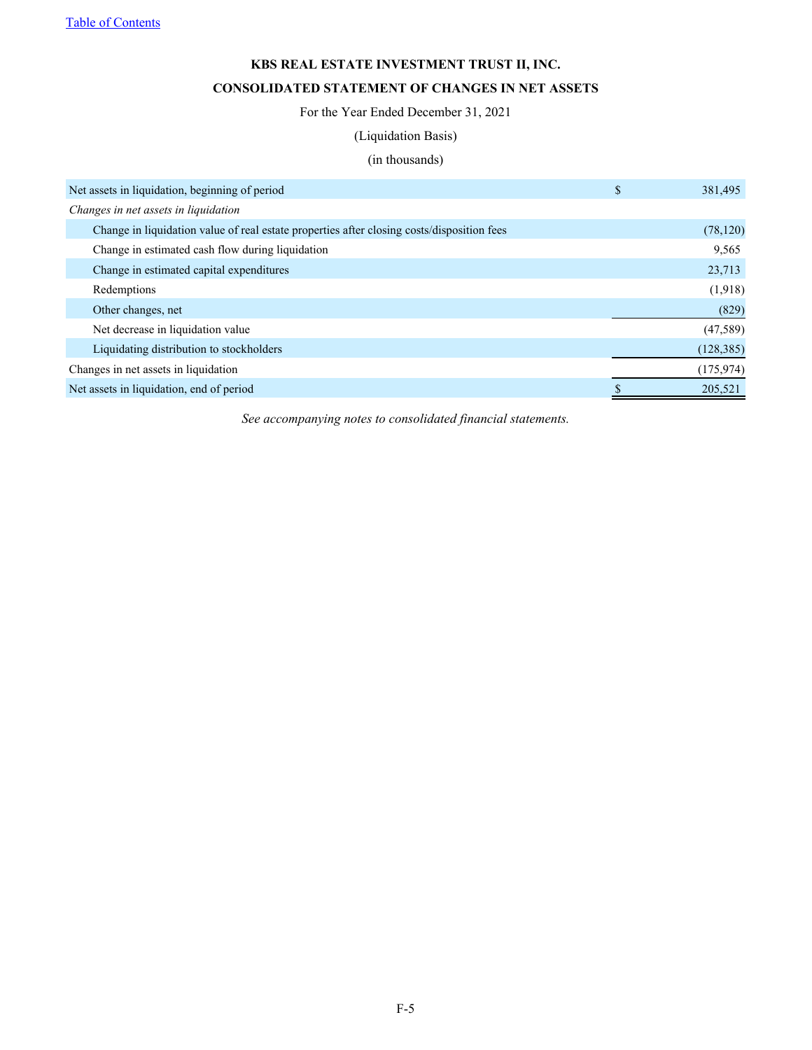[Table of Contents](#)

**KBS REAL ESTATE INVESTMENT TRUST II, INC.**

**CONSOLIDATED STATEMENT OF CHANGES IN NET ASSETS**

For the Year Ended December 31, 2021

(Liquidation Basis)

(in thousands)

| | | |
|---|---|---|
| Net assets in liquidation, beginning of period | $ | 381,495 |
| *Changes in net assets in liquidation* | | |
| Change in liquidation value of real estate properties after closing costs/disposition fees | | (78,120) |
| Change in estimated cash flow during liquidation | | 9,565 |
| Change in estimated capital expenditures | | 23,713 |
| Redemptions | | (1,918) |
| Other changes, net | | (829) |
| Net decrease in liquidation value | | (47,589) |
| Liquidating distribution to stockholders | | (128,385) |
| Changes in net assets in liquidation | | (175,974) |
| Net assets in liquidation, end of period | $ | 205,521 |

*See accompanying notes to consolidated financial statements.*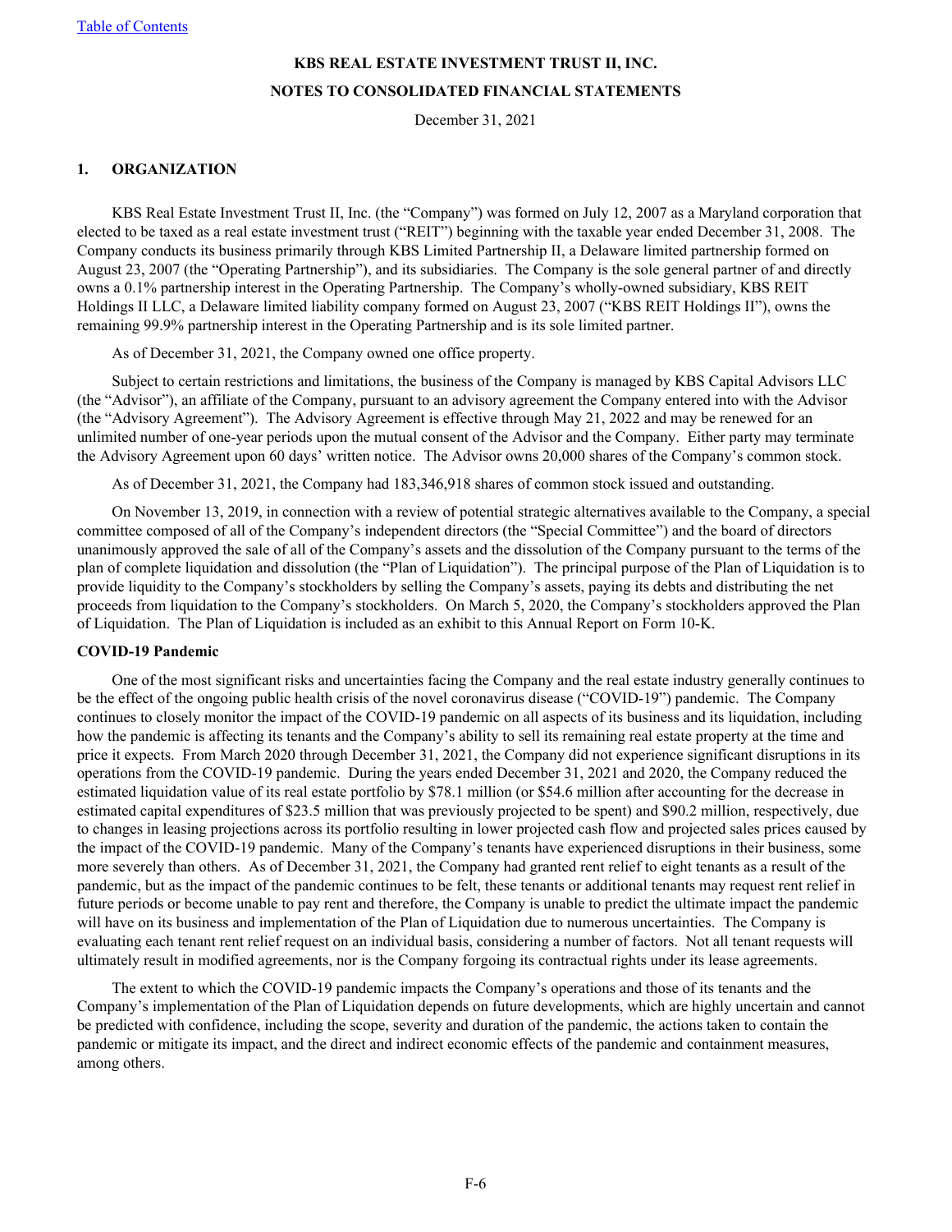**KBS REAL ESTATE INVESTMENT TRUST II, INC.**

**NOTES TO CONSOLIDATED FINANCIAL STATEMENTS**

December 31, 2021

## 1. ORGANIZATION

KBS Real Estate Investment Trust II, Inc. (the "Company") was formed on July 12, 2007 as a Maryland corporation that elected to be taxed as a real estate investment trust ("REIT") beginning with the taxable year ended December 31, 2008. The Company conducts its business primarily through KBS Limited Partnership II, a Delaware limited partnership formed on August 23, 2007 (the "Operating Partnership"), and its subsidiaries. The Company is the sole general partner of and directly owns a 0.1% partnership interest in the Operating Partnership. The Company's wholly-owned subsidiary, KBS REIT Holdings II LLC, a Delaware limited liability company formed on August 23, 2007 ("KBS REIT Holdings II"), owns the remaining 99.9% partnership interest in the Operating Partnership and is its sole limited partner.

As of December 31, 2021, the Company owned one office property.

Subject to certain restrictions and limitations, the business of the Company is managed by KBS Capital Advisors LLC (the "Advisor"), an affiliate of the Company, pursuant to an advisory agreement the Company entered into with the Advisor (the "Advisory Agreement"). The Advisory Agreement is effective through May 21, 2022 and may be renewed for an unlimited number of one-year periods upon the mutual consent of the Advisor and the Company. Either party may terminate the Advisory Agreement upon 60 days' written notice. The Advisor owns 20,000 shares of the Company's common stock.

As of December 31, 2021, the Company had 183,346,918 shares of common stock issued and outstanding.

On November 13, 2019, in connection with a review of potential strategic alternatives available to the Company, a special committee composed of all of the Company's independent directors (the "Special Committee") and the board of directors unanimously approved the sale of all of the Company's assets and the dissolution of the Company pursuant to the terms of the plan of complete liquidation and dissolution (the "Plan of Liquidation"). The principal purpose of the Plan of Liquidation is to provide liquidity to the Company's stockholders by selling the Company's assets, paying its debts and distributing the net proceeds from liquidation to the Company's stockholders. On March 5, 2020, the Company's stockholders approved the Plan of Liquidation. The Plan of Liquidation is included as an exhibit to this Annual Report on Form 10-K.

### COVID-19 Pandemic

One of the most significant risks and uncertainties facing the Company and the real estate industry generally continues to be the effect of the ongoing public health crisis of the novel coronavirus disease ("COVID-19") pandemic. The Company continues to closely monitor the impact of the COVID-19 pandemic on all aspects of its business and its liquidation, including how the pandemic is affecting its tenants and the Company's ability to sell its remaining real estate property at the time and price it expects. From March 2020 through December 31, 2021, the Company did not experience significant disruptions in its operations from the COVID-19 pandemic. During the years ended December 31, 2021 and 2020, the Company reduced the estimated liquidation value of its real estate portfolio by $78.1 million (or $54.6 million after accounting for the decrease in estimated capital expenditures of $23.5 million that was previously projected to be spent) and $90.2 million, respectively, due to changes in leasing projections across its portfolio resulting in lower projected cash flow and projected sales prices caused by the impact of the COVID-19 pandemic. Many of the Company's tenants have experienced disruptions in their business, some more severely than others. As of December 31, 2021, the Company had granted rent relief to eight tenants as a result of the pandemic, but as the impact of the pandemic continues to be felt, these tenants or additional tenants may request rent relief in future periods or become unable to pay rent and therefore, the Company is unable to predict the ultimate impact the pandemic will have on its business and implementation of the Plan of Liquidation due to numerous uncertainties. The Company is evaluating each tenant rent relief request on an individual basis, considering a number of factors. Not all tenant requests will ultimately result in modified agreements, nor is the Company forgoing its contractual rights under its lease agreements.

The extent to which the COVID-19 pandemic impacts the Company's operations and those of its tenants and the Company's implementation of the Plan of Liquidation depends on future developments, which are highly uncertain and cannot be predicted with confidence, including the scope, severity and duration of the pandemic, the actions taken to contain the pandemic or mitigate its impact, and the direct and indirect economic effects of the pandemic and containment measures, among others.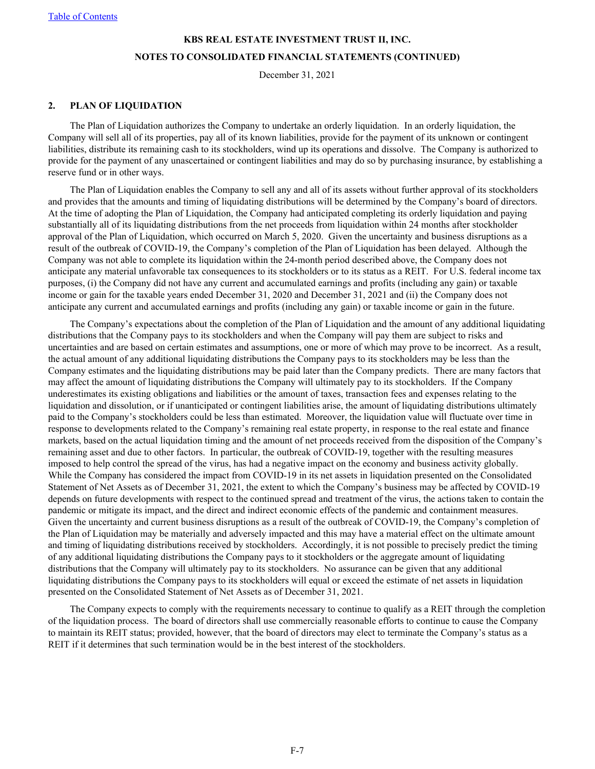## 2. PLAN OF LIQUIDATION

The Plan of Liquidation authorizes the Company to undertake an orderly liquidation. In an orderly liquidation, the Company will sell all of its properties, pay all of its known liabilities, provide for the payment of its unknown or contingent liabilities, distribute its remaining cash to its stockholders, wind up its operations and dissolve. The Company is authorized to provide for the payment of any unascertained or contingent liabilities and may do so by purchasing insurance, by establishing a reserve fund or in other ways.

The Plan of Liquidation enables the Company to sell any and all of its assets without further approval of its stockholders and provides that the amounts and timing of liquidating distributions will be determined by the Company's board of directors. At the time of adopting the Plan of Liquidation, the Company had anticipated completing its orderly liquidation and paying substantially all of its liquidating distributions from the net proceeds from liquidation within 24 months after stockholder approval of the Plan of Liquidation, which occurred on March 5, 2020. Given the uncertainty and business disruptions as a result of the outbreak of COVID-19, the Company's completion of the Plan of Liquidation has been delayed. Although the Company was not able to complete its liquidation within the 24-month period described above, the Company does not anticipate any material unfavorable tax consequences to its stockholders or to its status as a REIT. For U.S. federal income tax purposes, (i) the Company did not have any current and accumulated earnings and profits (including any gain) or taxable income or gain for the taxable years ended December 31, 2020 and December 31, 2021 and (ii) the Company does not anticipate any current and accumulated earnings and profits (including any gain) or taxable income or gain in the future.

The Company's expectations about the completion of the Plan of Liquidation and the amount of any additional liquidating distributions that the Company pays to its stockholders and when the Company will pay them are subject to risks and uncertainties and are based on certain estimates and assumptions, one or more of which may prove to be incorrect. As a result, the actual amount of any additional liquidating distributions the Company pays to its stockholders may be less than the Company estimates and the liquidating distributions may be paid later than the Company predicts. There are many factors that may affect the amount of liquidating distributions the Company will ultimately pay to its stockholders. If the Company underestimates its existing obligations and liabilities or the amount of taxes, transaction fees and expenses relating to the liquidation and dissolution, or if unanticipated or contingent liabilities arise, the amount of liquidating distributions ultimately paid to the Company's stockholders could be less than estimated. Moreover, the liquidation value will fluctuate over time in response to developments related to the Company's remaining real estate property, in response to the real estate and finance markets, based on the actual liquidation timing and the amount of net proceeds received from the disposition of the Company's remaining asset and due to other factors. In particular, the outbreak of COVID-19, together with the resulting measures imposed to help control the spread of the virus, has had a negative impact on the economy and business activity globally. While the Company has considered the impact from COVID-19 in its net assets in liquidation presented on the Consolidated Statement of Net Assets as of December 31, 2021, the extent to which the Company's business may be affected by COVID-19 depends on future developments with respect to the continued spread and treatment of the virus, the actions taken to contain the pandemic or mitigate its impact, and the direct and indirect economic effects of the pandemic and containment measures. Given the uncertainty and current business disruptions as a result of the outbreak of COVID-19, the Company's completion of the Plan of Liquidation may be materially and adversely impacted and this may have a material effect on the ultimate amount and timing of liquidating distributions received by stockholders. Accordingly, it is not possible to precisely predict the timing of any additional liquidating distributions the Company pays to it stockholders or the aggregate amount of liquidating distributions that the Company will ultimately pay to its stockholders. No assurance can be given that any additional liquidating distributions the Company pays to its stockholders will equal or exceed the estimate of net assets in liquidation presented on the Consolidated Statement of Net Assets as of December 31, 2021.

The Company expects to comply with the requirements necessary to continue to qualify as a REIT through the completion of the liquidation process. The board of directors shall use commercially reasonable efforts to continue to cause the Company to maintain its REIT status; provided, however, that the board of directors may elect to terminate the Company's status as a REIT if it determines that such termination would be in the best interest of the stockholders.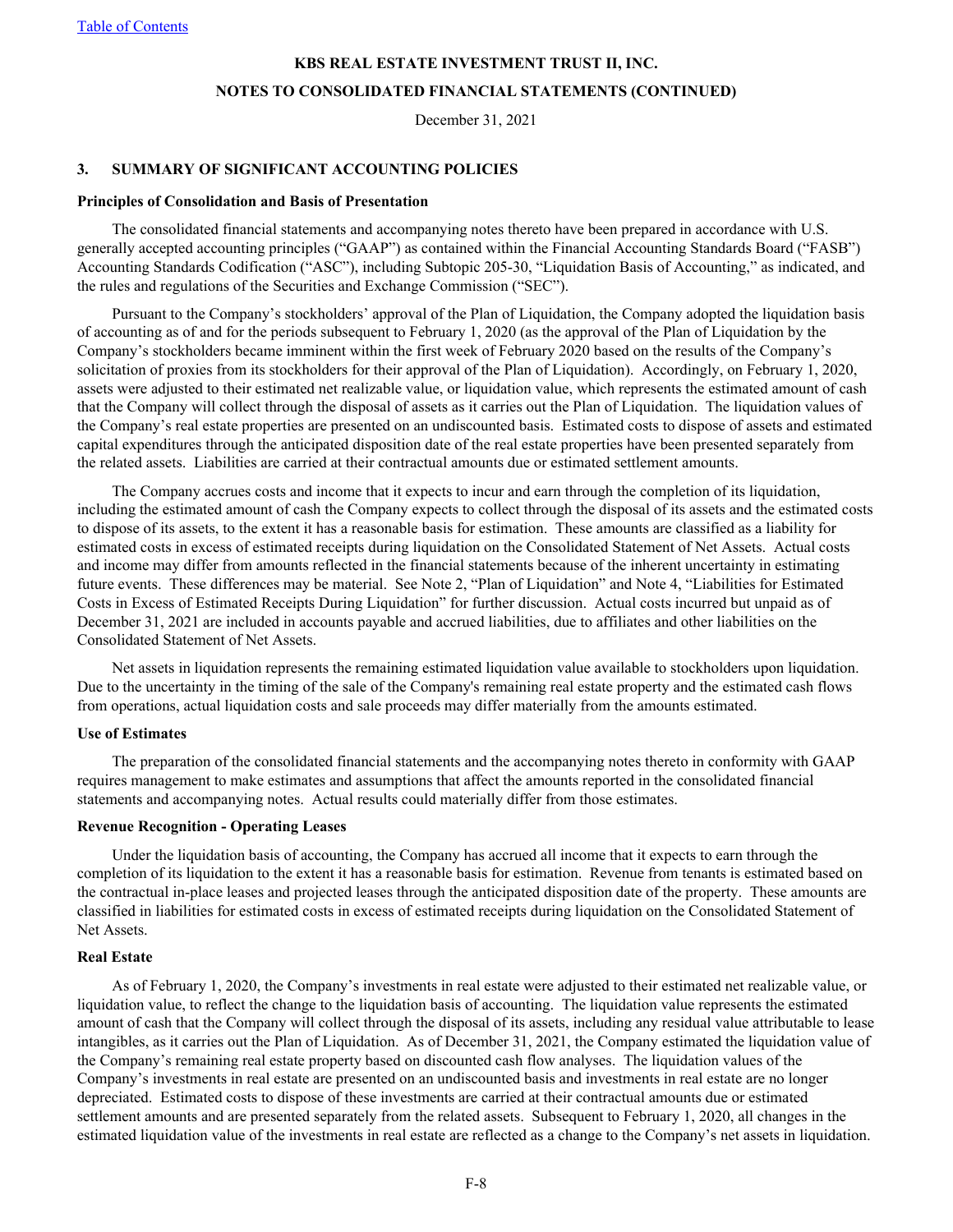**KBS REAL ESTATE INVESTMENT TRUST II, INC.**

**NOTES TO CONSOLIDATED FINANCIAL STATEMENTS (CONTINUED)**

December 31, 2021

### 3. SUMMARY OF SIGNIFICANT ACCOUNTING POLICIES

**Principles of Consolidation and Basis of Presentation**

The consolidated financial statements and accompanying notes thereto have been prepared in accordance with U.S. generally accepted accounting principles ("GAAP") as contained within the Financial Accounting Standards Board ("FASB") Accounting Standards Codification ("ASC"), including Subtopic 205-30, "Liquidation Basis of Accounting," as indicated, and the rules and regulations of the Securities and Exchange Commission ("SEC").

Pursuant to the Company's stockholders' approval of the Plan of Liquidation, the Company adopted the liquidation basis of accounting as of and for the periods subsequent to February 1, 2020 (as the approval of the Plan of Liquidation by the Company's stockholders became imminent within the first week of February 2020 based on the results of the Company's solicitation of proxies from its stockholders for their approval of the Plan of Liquidation). Accordingly, on February 1, 2020, assets were adjusted to their estimated net realizable value, or liquidation value, which represents the estimated amount of cash that the Company will collect through the disposal of assets as it carries out the Plan of Liquidation. The liquidation values of the Company's real estate properties are presented on an undiscounted basis. Estimated costs to dispose of assets and estimated capital expenditures through the anticipated disposition date of the real estate properties have been presented separately from the related assets. Liabilities are carried at their contractual amounts due or estimated settlement amounts.

The Company accrues costs and income that it expects to incur and earn through the completion of its liquidation, including the estimated amount of cash the Company expects to collect through the disposal of its assets and the estimated costs to dispose of its assets, to the extent it has a reasonable basis for estimation. These amounts are classified as a liability for estimated costs in excess of estimated receipts during liquidation on the Consolidated Statement of Net Assets. Actual costs and income may differ from amounts reflected in the financial statements because of the inherent uncertainty in estimating future events. These differences may be material. See Note 2, "Plan of Liquidation" and Note 4, "Liabilities for Estimated Costs in Excess of Estimated Receipts During Liquidation" for further discussion. Actual costs incurred but unpaid as of December 31, 2021 are included in accounts payable and accrued liabilities, due to affiliates and other liabilities on the Consolidated Statement of Net Assets.

Net assets in liquidation represents the remaining estimated liquidation value available to stockholders upon liquidation. Due to the uncertainty in the timing of the sale of the Company's remaining real estate property and the estimated cash flows from operations, actual liquidation costs and sale proceeds may differ materially from the amounts estimated.

**Use of Estimates**

The preparation of the consolidated financial statements and the accompanying notes thereto in conformity with GAAP requires management to make estimates and assumptions that affect the amounts reported in the consolidated financial statements and accompanying notes. Actual results could materially differ from those estimates.

**Revenue Recognition - Operating Leases**

Under the liquidation basis of accounting, the Company has accrued all income that it expects to earn through the completion of its liquidation to the extent it has a reasonable basis for estimation. Revenue from tenants is estimated based on the contractual in-place leases and projected leases through the anticipated disposition date of the property. These amounts are classified in liabilities for estimated costs in excess of estimated receipts during liquidation on the Consolidated Statement of Net Assets.

**Real Estate**

As of February 1, 2020, the Company's investments in real estate were adjusted to their estimated net realizable value, or liquidation value, to reflect the change to the liquidation basis of accounting. The liquidation value represents the estimated amount of cash that the Company will collect through the disposal of its assets, including any residual value attributable to lease intangibles, as it carries out the Plan of Liquidation. As of December 31, 2021, the Company estimated the liquidation value of the Company's remaining real estate property based on discounted cash flow analyses. The liquidation values of the Company's investments in real estate are presented on an undiscounted basis and investments in real estate are no longer depreciated. Estimated costs to dispose of these investments are carried at their contractual amounts due or estimated settlement amounts and are presented separately from the related assets. Subsequent to February 1, 2020, all changes in the estimated liquidation value of the investments in real estate are reflected as a change to the Company's net assets in liquidation.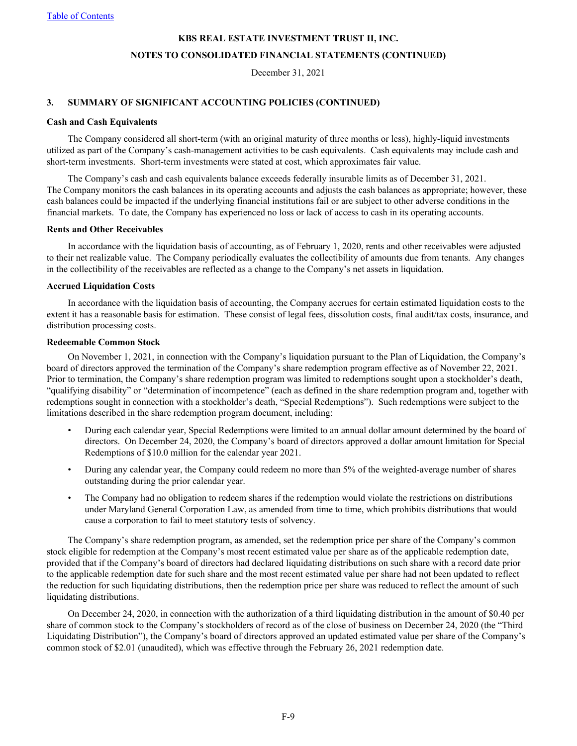**KBS REAL ESTATE INVESTMENT TRUST II, INC.**

**NOTES TO CONSOLIDATED FINANCIAL STATEMENTS (CONTINUED)**

December 31, 2021

### 3. SUMMARY OF SIGNIFICANT ACCOUNTING POLICIES (CONTINUED)

**Cash and Cash Equivalents**

The Company considered all short-term (with an original maturity of three months or less), highly-liquid investments utilized as part of the Company's cash-management activities to be cash equivalents. Cash equivalents may include cash and short-term investments. Short-term investments were stated at cost, which approximates fair value.

The Company's cash and cash equivalents balance exceeds federally insurable limits as of December 31, 2021. The Company monitors the cash balances in its operating accounts and adjusts the cash balances as appropriate; however, these cash balances could be impacted if the underlying financial institutions fail or are subject to other adverse conditions in the financial markets. To date, the Company has experienced no loss or lack of access to cash in its operating accounts.

**Rents and Other Receivables**

In accordance with the liquidation basis of accounting, as of February 1, 2020, rents and other receivables were adjusted to their net realizable value. The Company periodically evaluates the collectibility of amounts due from tenants. Any changes in the collectibility of the receivables are reflected as a change to the Company's net assets in liquidation.

**Accrued Liquidation Costs**

In accordance with the liquidation basis of accounting, the Company accrues for certain estimated liquidation costs to the extent it has a reasonable basis for estimation. These consist of legal fees, dissolution costs, final audit/tax costs, insurance, and distribution processing costs.

**Redeemable Common Stock**

On November 1, 2021, in connection with the Company's liquidation pursuant to the Plan of Liquidation, the Company's board of directors approved the termination of the Company's share redemption program effective as of November 22, 2021. Prior to termination, the Company's share redemption program was limited to redemptions sought upon a stockholder's death, "qualifying disability" or "determination of incompetence" (each as defined in the share redemption program and, together with redemptions sought in connection with a stockholder's death, "Special Redemptions"). Such redemptions were subject to the limitations described in the share redemption program document, including:

- During each calendar year, Special Redemptions were limited to an annual dollar amount determined by the board of directors. On December 24, 2020, the Company's board of directors approved a dollar amount limitation for Special Redemptions of $10.0 million for the calendar year 2021.
- During any calendar year, the Company could redeem no more than 5% of the weighted-average number of shares outstanding during the prior calendar year.
- The Company had no obligation to redeem shares if the redemption would violate the restrictions on distributions under Maryland General Corporation Law, as amended from time to time, which prohibits distributions that would cause a corporation to fail to meet statutory tests of solvency.

The Company's share redemption program, as amended, set the redemption price per share of the Company's common stock eligible for redemption at the Company's most recent estimated value per share as of the applicable redemption date, provided that if the Company's board of directors had declared liquidating distributions on such share with a record date prior to the applicable redemption date for such share and the most recent estimated value per share had not been updated to reflect the reduction for such liquidating distributions, then the redemption price per share was reduced to reflect the amount of such liquidating distributions.

On December 24, 2020, in connection with the authorization of a third liquidating distribution in the amount of $0.40 per share of common stock to the Company's stockholders of record as of the close of business on December 24, 2020 (the "Third Liquidating Distribution"), the Company's board of directors approved an updated estimated value per share of the Company's common stock of $2.01 (unaudited), which was effective through the February 26, 2021 redemption date.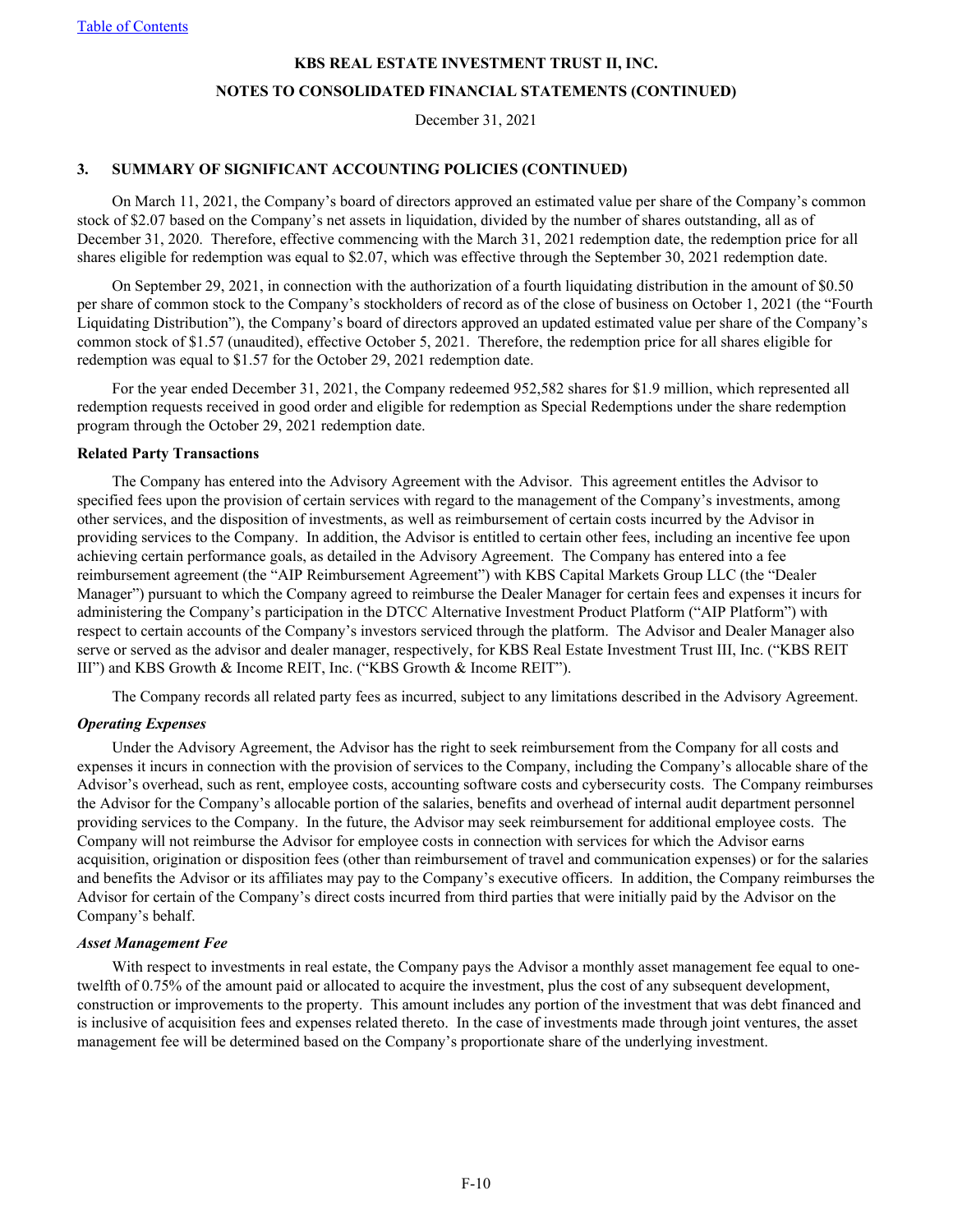**KBS REAL ESTATE INVESTMENT TRUST II, INC.**

**NOTES TO CONSOLIDATED FINANCIAL STATEMENTS (CONTINUED)**

December 31, 2021

**3. SUMMARY OF SIGNIFICANT ACCOUNTING POLICIES (CONTINUED)**

On March 11, 2021, the Company's board of directors approved an estimated value per share of the Company's common stock of $2.07 based on the Company's net assets in liquidation, divided by the number of shares outstanding, all as of December 31, 2020. Therefore, effective commencing with the March 31, 2021 redemption date, the redemption price for all shares eligible for redemption was equal to $2.07, which was effective through the September 30, 2021 redemption date.

On September 29, 2021, in connection with the authorization of a fourth liquidating distribution in the amount of $0.50 per share of common stock to the Company's stockholders of record as of the close of business on October 1, 2021 (the "Fourth Liquidating Distribution"), the Company's board of directors approved an updated estimated value per share of the Company's common stock of $1.57 (unaudited), effective October 5, 2021. Therefore, the redemption price for all shares eligible for redemption was equal to $1.57 for the October 29, 2021 redemption date.

For the year ended December 31, 2021, the Company redeemed 952,582 shares for $1.9 million, which represented all redemption requests received in good order and eligible for redemption as Special Redemptions under the share redemption program through the October 29, 2021 redemption date.

**Related Party Transactions**

The Company has entered into the Advisory Agreement with the Advisor. This agreement entitles the Advisor to specified fees upon the provision of certain services with regard to the management of the Company's investments, among other services, and the disposition of investments, as well as reimbursement of certain costs incurred by the Advisor in providing services to the Company. In addition, the Advisor is entitled to certain other fees, including an incentive fee upon achieving certain performance goals, as detailed in the Advisory Agreement. The Company has entered into a fee reimbursement agreement (the "AIP Reimbursement Agreement") with KBS Capital Markets Group LLC (the "Dealer Manager") pursuant to which the Company agreed to reimburse the Dealer Manager for certain fees and expenses it incurs for administering the Company's participation in the DTCC Alternative Investment Product Platform ("AIP Platform") with respect to certain accounts of the Company's investors serviced through the platform. The Advisor and Dealer Manager also serve or served as the advisor and dealer manager, respectively, for KBS Real Estate Investment Trust III, Inc. ("KBS REIT III") and KBS Growth & Income REIT, Inc. ("KBS Growth & Income REIT").

The Company records all related party fees as incurred, subject to any limitations described in the Advisory Agreement.

***Operating Expenses***

Under the Advisory Agreement, the Advisor has the right to seek reimbursement from the Company for all costs and expenses it incurs in connection with the provision of services to the Company, including the Company's allocable share of the Advisor's overhead, such as rent, employee costs, accounting software costs and cybersecurity costs. The Company reimburses the Advisor for the Company's allocable portion of the salaries, benefits and overhead of internal audit department personnel providing services to the Company. In the future, the Advisor may seek reimbursement for additional employee costs. The Company will not reimburse the Advisor for employee costs in connection with services for which the Advisor earns acquisition, origination or disposition fees (other than reimbursement of travel and communication expenses) or for the salaries and benefits the Advisor or its affiliates may pay to the Company's executive officers. In addition, the Company reimburses the Advisor for certain of the Company's direct costs incurred from third parties that were initially paid by the Advisor on the Company's behalf.

***Asset Management Fee***

With respect to investments in real estate, the Company pays the Advisor a monthly asset management fee equal to one-twelfth of 0.75% of the amount paid or allocated to acquire the investment, plus the cost of any subsequent development, construction or improvements to the property. This amount includes any portion of the investment that was debt financed and is inclusive of acquisition fees and expenses related thereto. In the case of investments made through joint ventures, the asset management fee will be determined based on the Company's proportionate share of the underlying investment.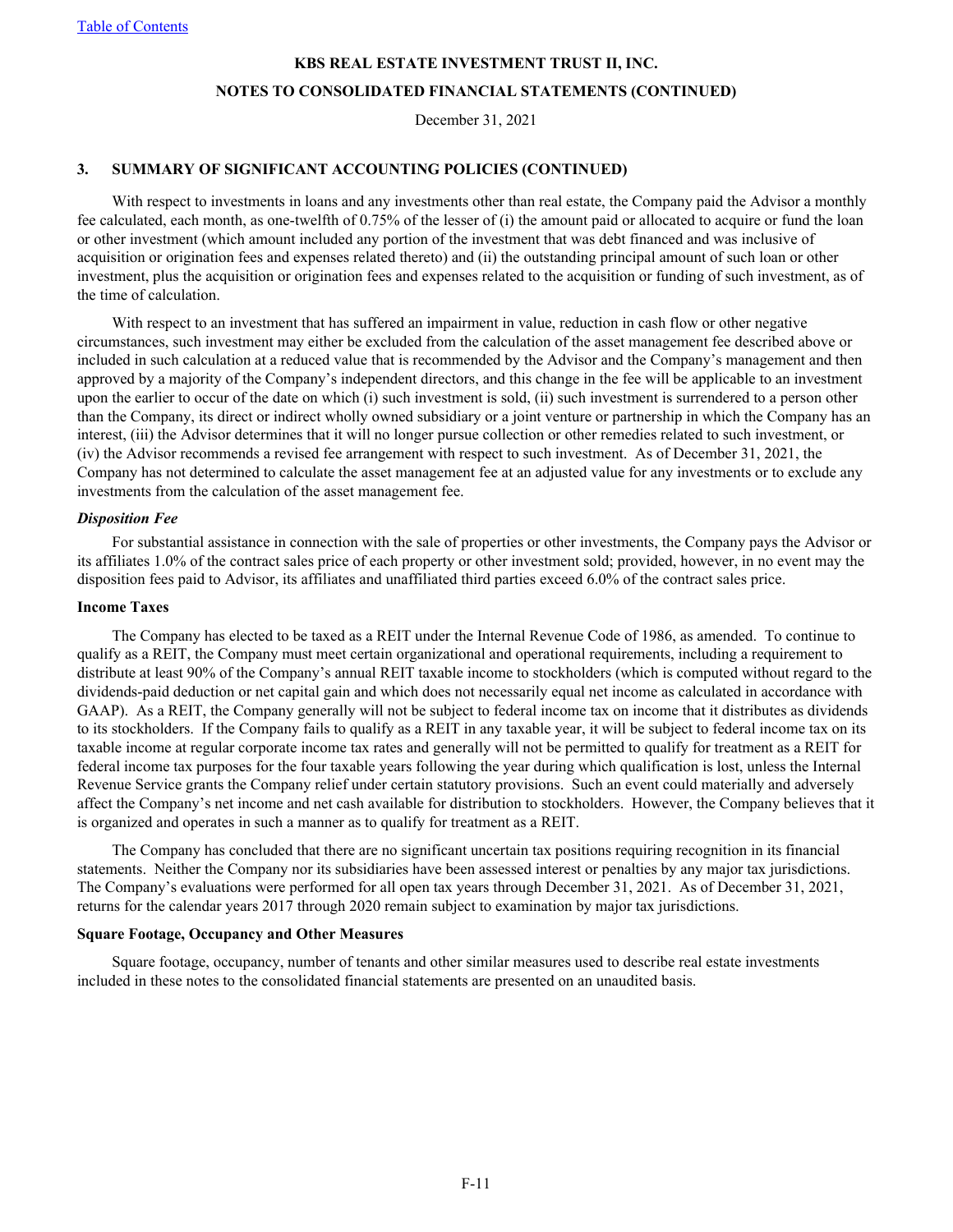**KBS REAL ESTATE INVESTMENT TRUST II, INC.**

**NOTES TO CONSOLIDATED FINANCIAL STATEMENTS (CONTINUED)**

December 31, 2021

**3. SUMMARY OF SIGNIFICANT ACCOUNTING POLICIES (CONTINUED)**

With respect to investments in loans and any investments other than real estate, the Company paid the Advisor a monthly fee calculated, each month, as one-twelfth of 0.75% of the lesser of (i) the amount paid or allocated to acquire or fund the loan or other investment (which amount included any portion of the investment that was debt financed and was inclusive of acquisition or origination fees and expenses related thereto) and (ii) the outstanding principal amount of such loan or other investment, plus the acquisition or origination fees and expenses related to the acquisition or funding of such investment, as of the time of calculation.

With respect to an investment that has suffered an impairment in value, reduction in cash flow or other negative circumstances, such investment may either be excluded from the calculation of the asset management fee described above or included in such calculation at a reduced value that is recommended by the Advisor and the Company's management and then approved by a majority of the Company's independent directors, and this change in the fee will be applicable to an investment upon the earlier to occur of the date on which (i) such investment is sold, (ii) such investment is surrendered to a person other than the Company, its direct or indirect wholly owned subsidiary or a joint venture or partnership in which the Company has an interest, (iii) the Advisor determines that it will no longer pursue collection or other remedies related to such investment, or (iv) the Advisor recommends a revised fee arrangement with respect to such investment. As of December 31, 2021, the Company has not determined to calculate the asset management fee at an adjusted value for any investments or to exclude any investments from the calculation of the asset management fee.

***Disposition Fee***

For substantial assistance in connection with the sale of properties or other investments, the Company pays the Advisor or its affiliates 1.0% of the contract sales price of each property or other investment sold; provided, however, in no event may the disposition fees paid to Advisor, its affiliates and unaffiliated third parties exceed 6.0% of the contract sales price.

**Income Taxes**

The Company has elected to be taxed as a REIT under the Internal Revenue Code of 1986, as amended. To continue to qualify as a REIT, the Company must meet certain organizational and operational requirements, including a requirement to distribute at least 90% of the Company's annual REIT taxable income to stockholders (which is computed without regard to the dividends-paid deduction or net capital gain and which does not necessarily equal net income as calculated in accordance with GAAP). As a REIT, the Company generally will not be subject to federal income tax on income that it distributes as dividends to its stockholders. If the Company fails to qualify as a REIT in any taxable year, it will be subject to federal income tax on its taxable income at regular corporate income tax rates and generally will not be permitted to qualify for treatment as a REIT for federal income tax purposes for the four taxable years following the year during which qualification is lost, unless the Internal Revenue Service grants the Company relief under certain statutory provisions. Such an event could materially and adversely affect the Company's net income and net cash available for distribution to stockholders. However, the Company believes that it is organized and operates in such a manner as to qualify for treatment as a REIT.

The Company has concluded that there are no significant uncertain tax positions requiring recognition in its financial statements. Neither the Company nor its subsidiaries have been assessed interest or penalties by any major tax jurisdictions. The Company's evaluations were performed for all open tax years through December 31, 2021. As of December 31, 2021, returns for the calendar years 2017 through 2020 remain subject to examination by major tax jurisdictions.

**Square Footage, Occupancy and Other Measures**

Square footage, occupancy, number of tenants and other similar measures used to describe real estate investments included in these notes to the consolidated financial statements are presented on an unaudited basis.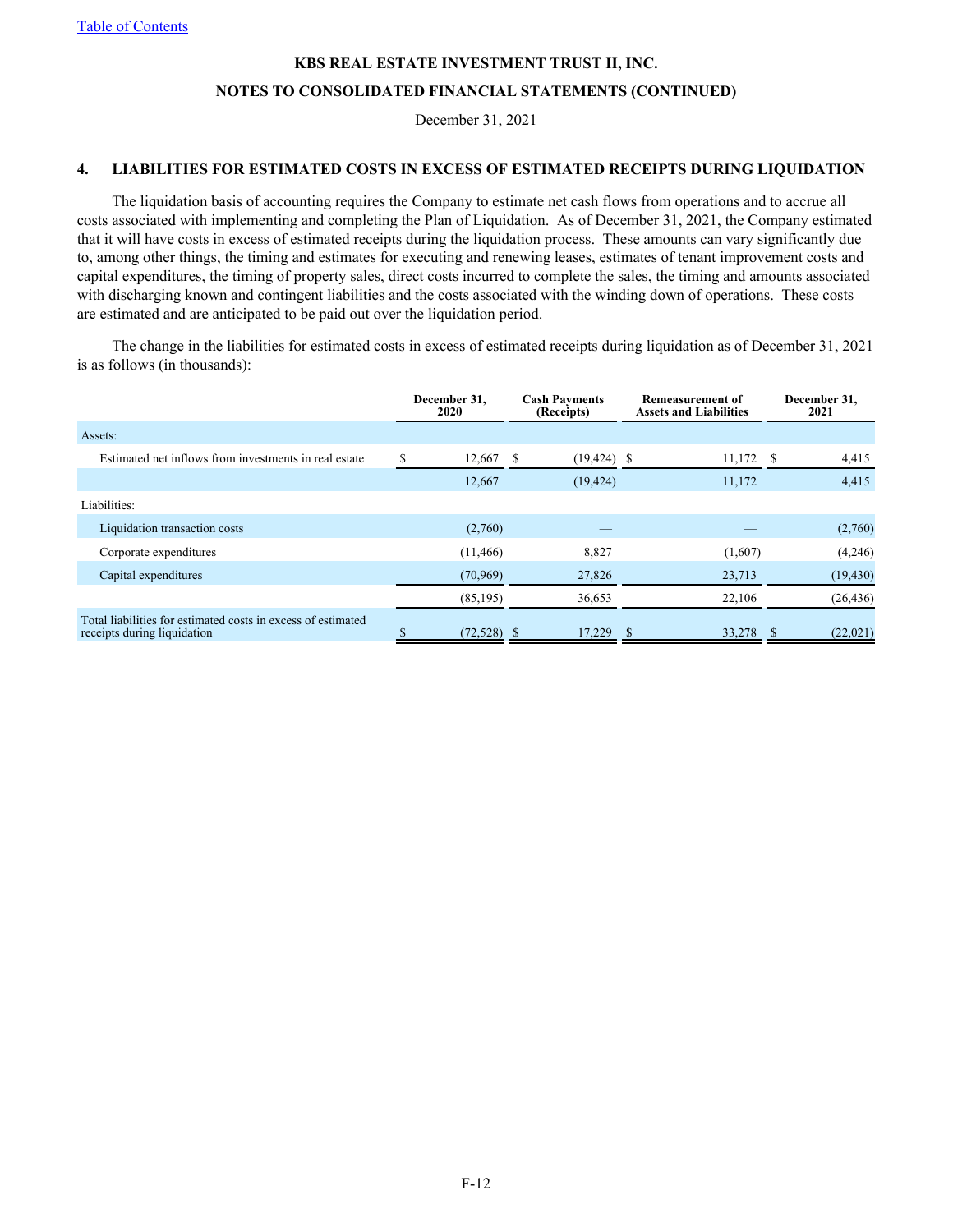**KBS REAL ESTATE INVESTMENT TRUST II, INC.**

**NOTES TO CONSOLIDATED FINANCIAL STATEMENTS (CONTINUED)**

December 31, 2021

## 4. LIABILITIES FOR ESTIMATED COSTS IN EXCESS OF ESTIMATED RECEIPTS DURING LIQUIDATION

The liquidation basis of accounting requires the Company to estimate net cash flows from operations and to accrue all costs associated with implementing and completing the Plan of Liquidation. As of December 31, 2021, the Company estimated that it will have costs in excess of estimated receipts during the liquidation process. These amounts can vary significantly due to, among other things, the timing and estimates for executing and renewing leases, estimates of tenant improvement costs and capital expenditures, the timing of property sales, direct costs incurred to complete the sales, the timing and amounts associated with discharging known and contingent liabilities and the costs associated with the winding down of operations. These costs are estimated and are anticipated to be paid out over the liquidation period.

The change in the liabilities for estimated costs in excess of estimated receipts during liquidation as of December 31, 2021 is as follows (in thousands):

| | December 31, 2020 | Cash Payments (Receipts) | Remeasurement of Assets and Liabilities | December 31, 2021 |
|---|---|---|---|---|
| Assets: | | | | |
| Estimated net inflows from investments in real estate | $ 12,667 | $ (19,424) | $ 11,172 | $ 4,415 |
| | 12,667 | (19,424) | 11,172 | 4,415 |
| Liabilities: | | | | |
| Liquidation transaction costs | (2,760) | — | — | (2,760) |
| Corporate expenditures | (11,466) | 8,827 | (1,607) | (4,246) |
| Capital expenditures | (70,969) | 27,826 | 23,713 | (19,430) |
| | (85,195) | 36,653 | 22,106 | (26,436) |
| Total liabilities for estimated costs in excess of estimated receipts during liquidation | $ (72,528) | $ 17,229 | $ 33,278 | $ (22,021) |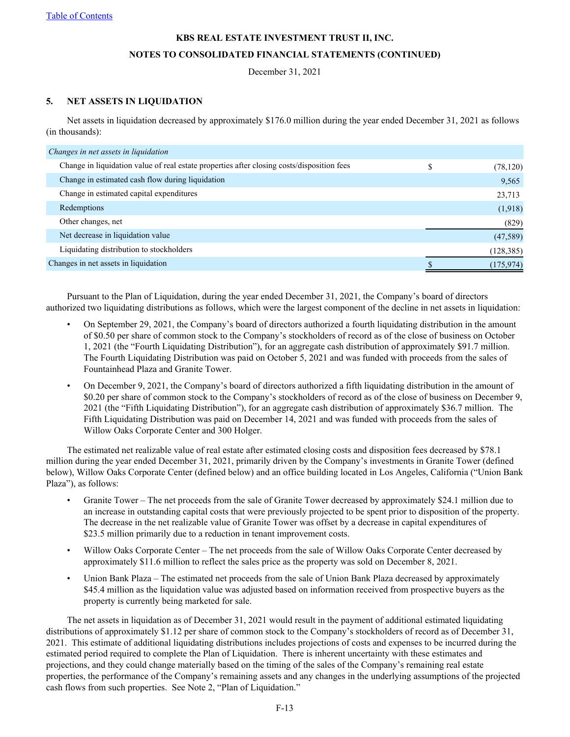**KBS REAL ESTATE INVESTMENT TRUST II, INC.**

**NOTES TO CONSOLIDATED FINANCIAL STATEMENTS (CONTINUED)**

December 31, 2021

## 5. NET ASSETS IN LIQUIDATION

Net assets in liquidation decreased by approximately $176.0 million during the year ended December 31, 2021 as follows (in thousands):

| | | |
|---|---|---|
| *Changes in net assets in liquidation* | | |
| Change in liquidation value of real estate properties after closing costs/disposition fees | $ | (78,120) |
| Change in estimated cash flow during liquidation | | 9,565 |
| Change in estimated capital expenditures | | 23,713 |
| Redemptions | | (1,918) |
| Other changes, net | | (829) |
| Net decrease in liquidation value | | (47,589) |
| Liquidating distribution to stockholders | | (128,385) |
| Changes in net assets in liquidation | $ | (175,974) |

Pursuant to the Plan of Liquidation, during the year ended December 31, 2021, the Company's board of directors authorized two liquidating distributions as follows, which were the largest component of the decline in net assets in liquidation:

- On September 29, 2021, the Company's board of directors authorized a fourth liquidating distribution in the amount of $0.50 per share of common stock to the Company's stockholders of record as of the close of business on October 1, 2021 (the "Fourth Liquidating Distribution"), for an aggregate cash distribution of approximately $91.7 million. The Fourth Liquidating Distribution was paid on October 5, 2021 and was funded with proceeds from the sales of Fountainhead Plaza and Granite Tower.
- On December 9, 2021, the Company's board of directors authorized a fifth liquidating distribution in the amount of $0.20 per share of common stock to the Company's stockholders of record as of the close of business on December 9, 2021 (the "Fifth Liquidating Distribution"), for an aggregate cash distribution of approximately $36.7 million. The Fifth Liquidating Distribution was paid on December 14, 2021 and was funded with proceeds from the sales of Willow Oaks Corporate Center and 300 Holger.

The estimated net realizable value of real estate after estimated closing costs and disposition fees decreased by $78.1 million during the year ended December 31, 2021, primarily driven by the Company's investments in Granite Tower (defined below), Willow Oaks Corporate Center (defined below) and an office building located in Los Angeles, California ("Union Bank Plaza"), as follows:

- Granite Tower – The net proceeds from the sale of Granite Tower decreased by approximately $24.1 million due to an increase in outstanding capital costs that were previously projected to be spent prior to disposition of the property. The decrease in the net realizable value of Granite Tower was offset by a decrease in capital expenditures of $23.5 million primarily due to a reduction in tenant improvement costs.
- Willow Oaks Corporate Center – The net proceeds from the sale of Willow Oaks Corporate Center decreased by approximately $11.6 million to reflect the sales price as the property was sold on December 8, 2021.
- Union Bank Plaza – The estimated net proceeds from the sale of Union Bank Plaza decreased by approximately $45.4 million as the liquidation value was adjusted based on information received from prospective buyers as the property is currently being marketed for sale.

The net assets in liquidation as of December 31, 2021 would result in the payment of additional estimated liquidating distributions of approximately $1.12 per share of common stock to the Company's stockholders of record as of December 31, 2021. This estimate of additional liquidating distributions includes projections of costs and expenses to be incurred during the estimated period required to complete the Plan of Liquidation. There is inherent uncertainty with these estimates and projections, and they could change materially based on the timing of the sales of the Company's remaining real estate properties, the performance of the Company's remaining assets and any changes in the underlying assumptions of the projected cash flows from such properties. See Note 2, "Plan of Liquidation."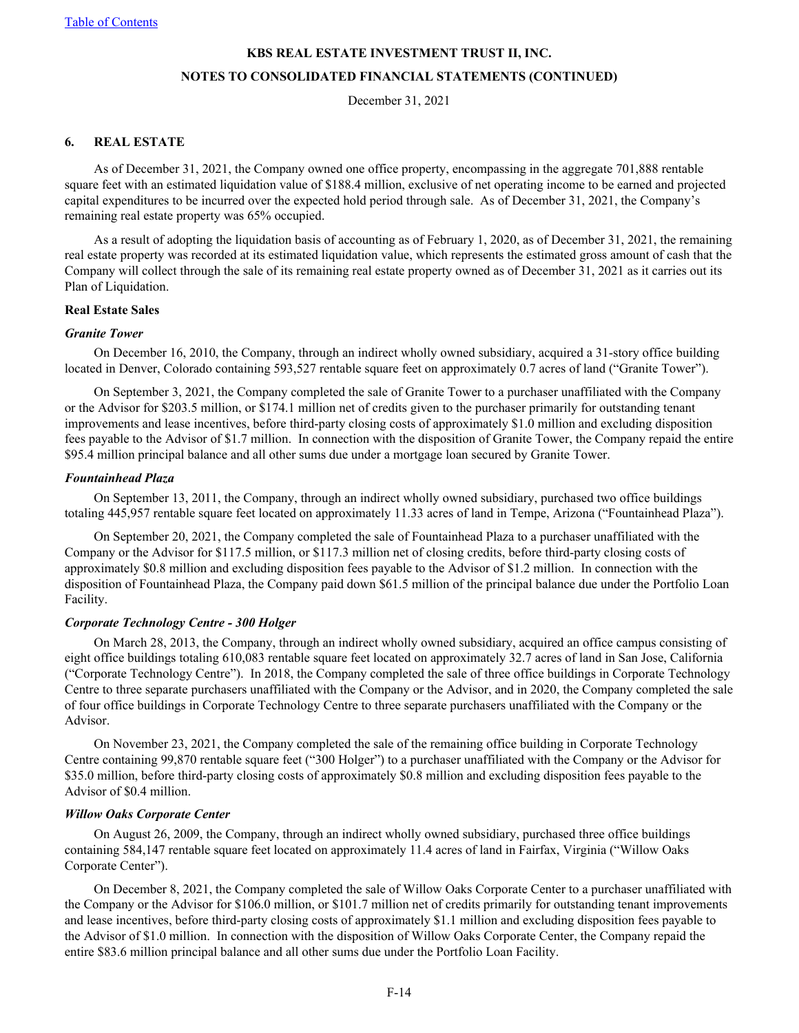KBS REAL ESTATE INVESTMENT TRUST II, INC.

NOTES TO CONSOLIDATED FINANCIAL STATEMENTS (CONTINUED)

December 31, 2021

## 6. REAL ESTATE

As of December 31, 2021, the Company owned one office property, encompassing in the aggregate 701,888 rentable square feet with an estimated liquidation value of $188.4 million, exclusive of net operating income to be earned and projected capital expenditures to be incurred over the expected hold period through sale. As of December 31, 2021, the Company's remaining real estate property was 65% occupied.

As a result of adopting the liquidation basis of accounting as of February 1, 2020, as of December 31, 2021, the remaining real estate property was recorded at its estimated liquidation value, which represents the estimated gross amount of cash that the Company will collect through the sale of its remaining real estate property owned as of December 31, 2021 as it carries out its Plan of Liquidation.

### Real Estate Sales

#### *Granite Tower*

On December 16, 2010, the Company, through an indirect wholly owned subsidiary, acquired a 31-story office building located in Denver, Colorado containing 593,527 rentable square feet on approximately 0.7 acres of land ("Granite Tower").

On September 3, 2021, the Company completed the sale of Granite Tower to a purchaser unaffiliated with the Company or the Advisor for $203.5 million, or $174.1 million net of credits given to the purchaser primarily for outstanding tenant improvements and lease incentives, before third-party closing costs of approximately $1.0 million and excluding disposition fees payable to the Advisor of $1.7 million. In connection with the disposition of Granite Tower, the Company repaid the entire $95.4 million principal balance and all other sums due under a mortgage loan secured by Granite Tower.

#### *Fountainhead Plaza*

On September 13, 2011, the Company, through an indirect wholly owned subsidiary, purchased two office buildings totaling 445,957 rentable square feet located on approximately 11.33 acres of land in Tempe, Arizona ("Fountainhead Plaza").

On September 20, 2021, the Company completed the sale of Fountainhead Plaza to a purchaser unaffiliated with the Company or the Advisor for $117.5 million, or $117.3 million net of closing credits, before third-party closing costs of approximately $0.8 million and excluding disposition fees payable to the Advisor of $1.2 million. In connection with the disposition of Fountainhead Plaza, the Company paid down $61.5 million of the principal balance due under the Portfolio Loan Facility.

#### *Corporate Technology Centre - 300 Holger*

On March 28, 2013, the Company, through an indirect wholly owned subsidiary, acquired an office campus consisting of eight office buildings totaling 610,083 rentable square feet located on approximately 32.7 acres of land in San Jose, California ("Corporate Technology Centre"). In 2018, the Company completed the sale of three office buildings in Corporate Technology Centre to three separate purchasers unaffiliated with the Company or the Advisor, and in 2020, the Company completed the sale of four office buildings in Corporate Technology Centre to three separate purchasers unaffiliated with the Company or the Advisor.

On November 23, 2021, the Company completed the sale of the remaining office building in Corporate Technology Centre containing 99,870 rentable square feet ("300 Holger") to a purchaser unaffiliated with the Company or the Advisor for $35.0 million, before third-party closing costs of approximately $0.8 million and excluding disposition fees payable to the Advisor of $0.4 million.

#### *Willow Oaks Corporate Center*

On August 26, 2009, the Company, through an indirect wholly owned subsidiary, purchased three office buildings containing 584,147 rentable square feet located on approximately 11.4 acres of land in Fairfax, Virginia ("Willow Oaks Corporate Center").

On December 8, 2021, the Company completed the sale of Willow Oaks Corporate Center to a purchaser unaffiliated with the Company or the Advisor for $106.0 million, or $101.7 million net of credits primarily for outstanding tenant improvements and lease incentives, before third-party closing costs of approximately $1.1 million and excluding disposition fees payable to the Advisor of $1.0 million. In connection with the disposition of Willow Oaks Corporate Center, the Company repaid the entire $83.6 million principal balance and all other sums due under the Portfolio Loan Facility.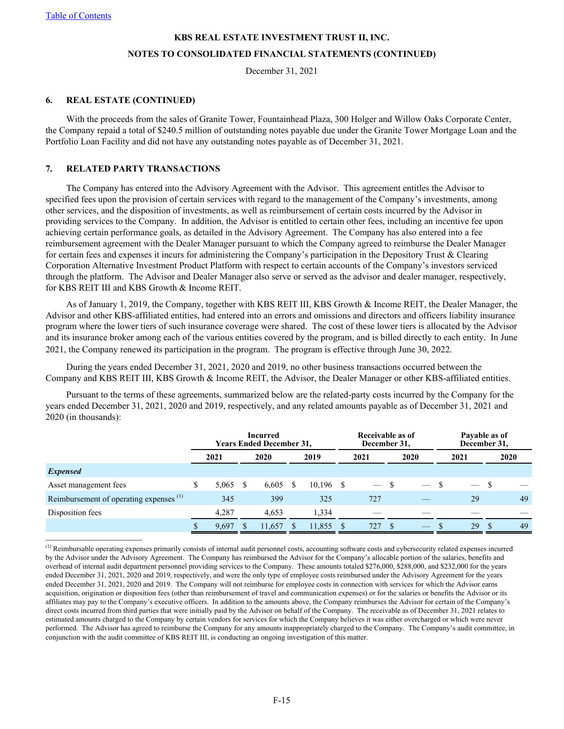[Table of Contents](#)

**KBS REAL ESTATE INVESTMENT TRUST II, INC.**

**NOTES TO CONSOLIDATED FINANCIAL STATEMENTS (CONTINUED)**

December 31, 2021

## 6. REAL ESTATE (CONTINUED)

With the proceeds from the sales of Granite Tower, Fountainhead Plaza, 300 Holger and Willow Oaks Corporate Center, the Company repaid a total of $240.5 million of outstanding notes payable due under the Granite Tower Mortgage Loan and the Portfolio Loan Facility and did not have any outstanding notes payable as of December 31, 2021.

## 7. RELATED PARTY TRANSACTIONS

The Company has entered into the Advisory Agreement with the Advisor. This agreement entitles the Advisor to specified fees upon the provision of certain services with regard to the management of the Company's investments, among other services, and the disposition of investments, as well as reimbursement of certain costs incurred by the Advisor in providing services to the Company. In addition, the Advisor is entitled to certain other fees, including an incentive fee upon achieving certain performance goals, as detailed in the Advisory Agreement. The Company has also entered into a fee reimbursement agreement with the Dealer Manager pursuant to which the Company agreed to reimburse the Dealer Manager for certain fees and expenses it incurs for administering the Company's participation in the Depository Trust & Clearing Corporation Alternative Investment Product Platform with respect to certain accounts of the Company's investors serviced through the platform. The Advisor and Dealer Manager also serve or served as the advisor and dealer manager, respectively, for KBS REIT III and KBS Growth & Income REIT.

As of January 1, 2019, the Company, together with KBS REIT III, KBS Growth & Income REIT, the Dealer Manager, the Advisor and other KBS-affiliated entities, had entered into an errors and omissions and directors and officers liability insurance program where the lower tiers of such insurance coverage were shared. The cost of these lower tiers is allocated by the Advisor and its insurance broker among each of the various entities covered by the program, and is billed directly to each entity. In June 2021, the Company renewed its participation in the program. The program is effective through June 30, 2022.

During the years ended December 31, 2021, 2020 and 2019, no other business transactions occurred between the Company and KBS REIT III, KBS Growth & Income REIT, the Advisor, the Dealer Manager or other KBS-affiliated entities.

Pursuant to the terms of these agreements, summarized below are the related-party costs incurred by the Company for the years ended December 31, 2021, 2020 and 2019, respectively, and any related amounts payable as of December 31, 2021 and 2020 (in thousands):

| | Incurred Years Ended December 31, | | | Receivable as of December 31, | | Payable as of December 31, | |
|---|---|---|---|---|---|---|---|
| | 2021 | 2020 | 2019 | 2021 | 2020 | 2021 | 2020 |
| ***Expensed*** | | | | | | | |
| Asset management fees | $ 5,065 | $ 6,605 | $ 10,196 | $ — | $ — | $ — | $ — |
| Reimbursement of operating expenses [(1)] | 345 | 399 | 325 | 727 | — | 29 | 49 |
| Disposition fees | 4,287 | 4,653 | 1,334 | — | — | — | — |
| | $ 9,697 | $ 11,657 | $ 11,855 | $ 727 | $ — | $ 29 | $ 49 |

[(1)] Reimbursable operating expenses primarily consists of internal audit personnel costs, accounting software costs and cybersecurity related expenses incurred by the Advisor under the Advisory Agreement. The Company has reimbursed the Advisor for the Company's allocable portion of the salaries, benefits and overhead of internal audit department personnel providing services to the Company. These amounts totaled $276,000, $288,000, and $232,000 for the years ended December 31, 2021, 2020 and 2019, respectively, and were the only type of employee costs reimbursed under the Advisory Agreement for the years ended December 31, 2021, 2020 and 2019. The Company will not reimburse for employee costs in connection with services for which the Advisor earns acquisition, origination or disposition fees (other than reimbursement of travel and communication expenses) or for the salaries or benefits the Advisor or its affiliates may pay to the Company's executive officers. In addition to the amounts above, the Company reimburses the Advisor for certain of the Company's direct costs incurred from third parties that were initially paid by the Advisor on behalf of the Company. The receivable as of December 31, 2021 relates to estimated amounts charged to the Company by certain vendors for services for which the Company believes it was either overcharged or which were never performed. The Advisor has agreed to reimburse the Company for any amounts inappropriately charged to the Company. The Company's audit committee, in conjunction with the audit committee of KBS REIT III, is conducting an ongoing investigation of this matter.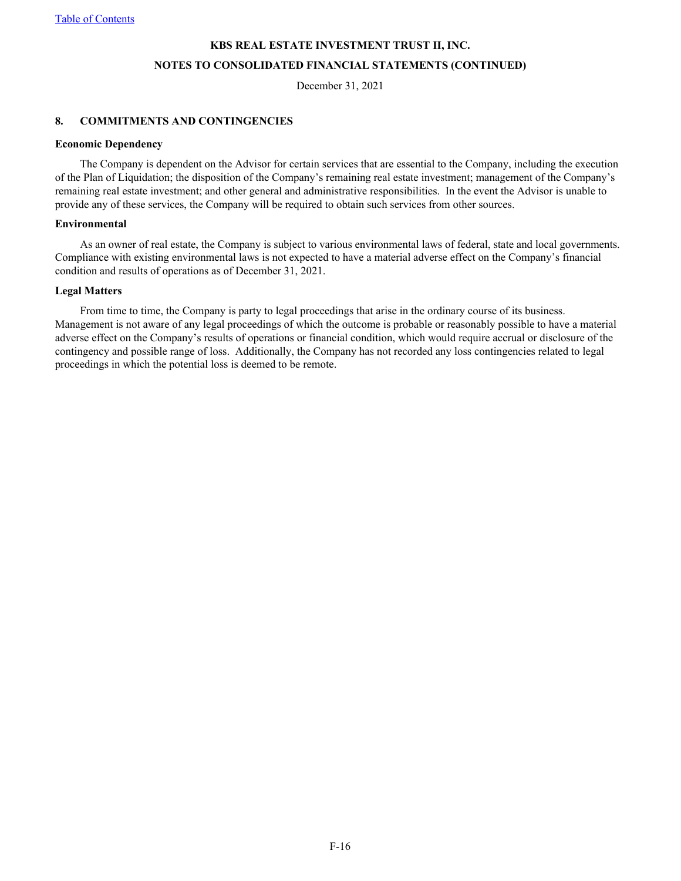## 8. COMMITMENTS AND CONTINGENCIES

**Economic Dependency**

The Company is dependent on the Advisor for certain services that are essential to the Company, including the execution of the Plan of Liquidation; the disposition of the Company's remaining real estate investment; management of the Company's remaining real estate investment; and other general and administrative responsibilities. In the event the Advisor is unable to provide any of these services, the Company will be required to obtain such services from other sources.

**Environmental**

As an owner of real estate, the Company is subject to various environmental laws of federal, state and local governments. Compliance with existing environmental laws is not expected to have a material adverse effect on the Company's financial condition and results of operations as of December 31, 2021.

**Legal Matters**

From time to time, the Company is party to legal proceedings that arise in the ordinary course of its business. Management is not aware of any legal proceedings of which the outcome is probable or reasonably possible to have a material adverse effect on the Company's results of operations or financial condition, which would require accrual or disclosure of the contingency and possible range of loss. Additionally, the Company has not recorded any loss contingencies related to legal proceedings in which the potential loss is deemed to be remote.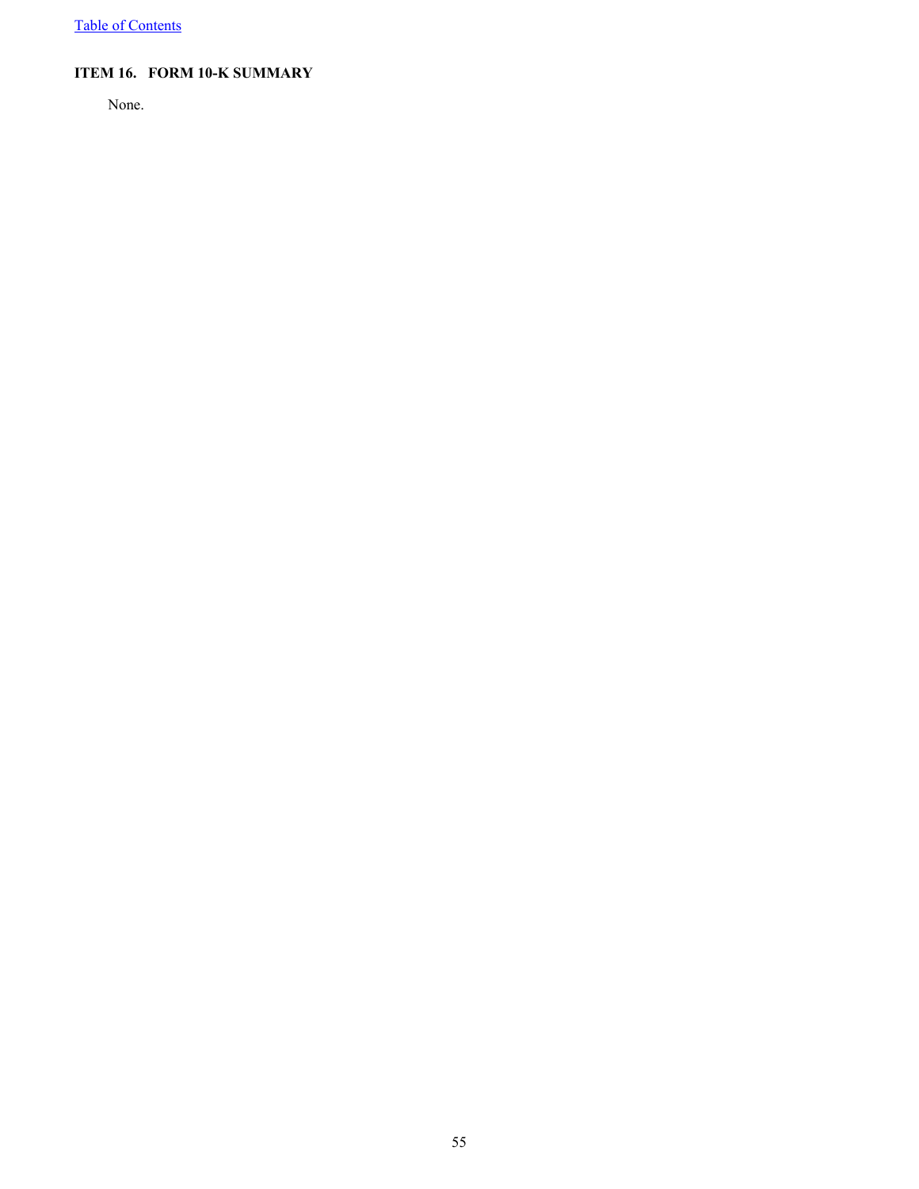## ITEM 16. FORM 10-K SUMMARY

None.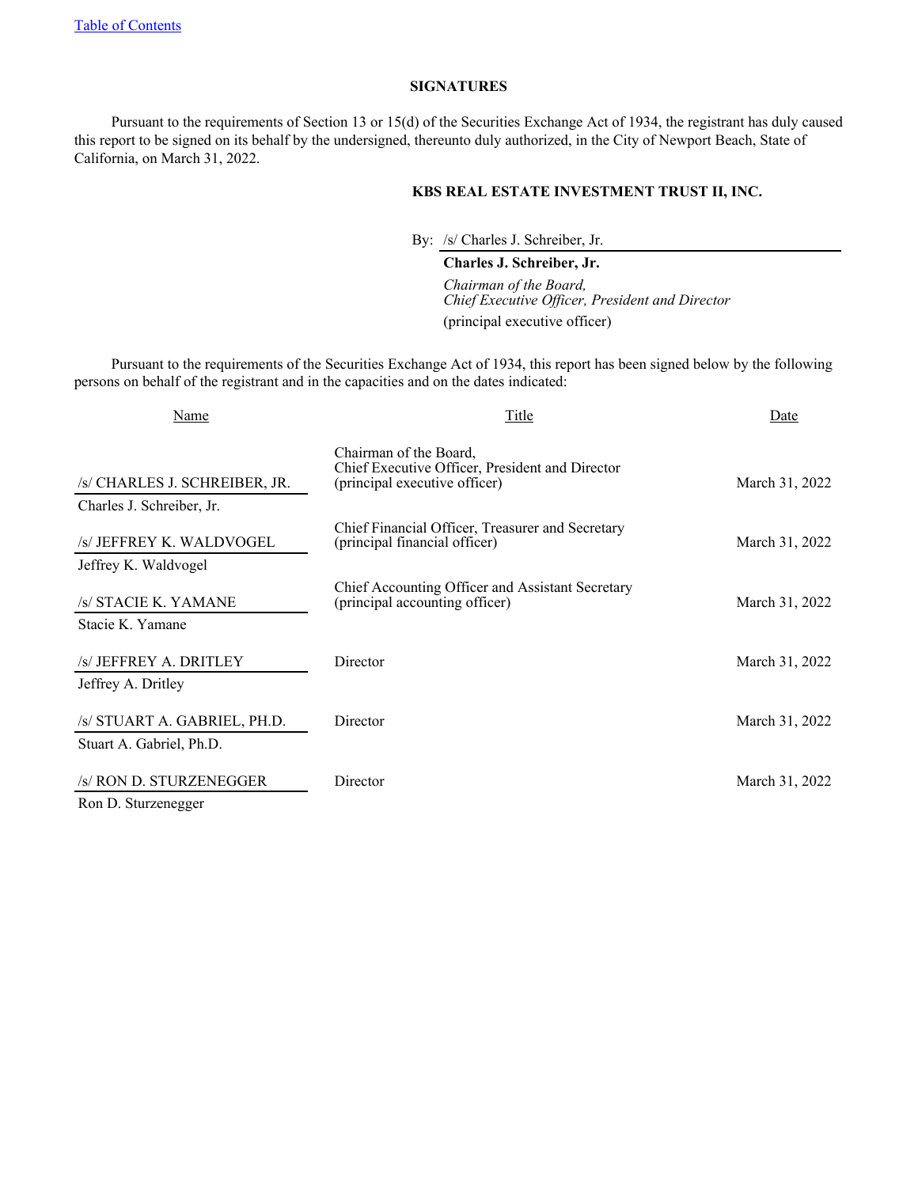## SIGNATURES

Pursuant to the requirements of Section 13 or 15(d) of the Securities Exchange Act of 1934, the registrant has duly caused this report to be signed on its behalf by the undersigned, thereunto duly authorized, in the City of Newport Beach, State of California, on March 31, 2022.

**KBS REAL ESTATE INVESTMENT TRUST II, INC.**

By: /s/ Charles J. Schreiber, Jr.

**Charles J. Schreiber, Jr.**
*Chairman of the Board,*
*Chief Executive Officer, President and Director*
(principal executive officer)

Pursuant to the requirements of the Securities Exchange Act of 1934, this report has been signed below by the following persons on behalf of the registrant and in the capacities and on the dates indicated:

| Name | Title | Date |
|---|---|---|
| /s/ CHARLES J. SCHREIBER, JR.<br>Charles J. Schreiber, Jr. | Chairman of the Board,<br>Chief Executive Officer, President and Director<br>(principal executive officer) | March 31, 2022 |
| /s/ JEFFREY K. WALDVOGEL<br>Jeffrey K. Waldvogel | Chief Financial Officer, Treasurer and Secretary<br>(principal financial officer) | March 31, 2022 |
| /s/ STACIE K. YAMANE<br>Stacie K. Yamane | Chief Accounting Officer and Assistant Secretary<br>(principal accounting officer) | March 31, 2022 |
| /s/ JEFFREY A. DRITLEY<br>Jeffrey A. Dritley | Director | March 31, 2022 |
| /s/ STUART A. GABRIEL, PH.D.<br>Stuart A. Gabriel, Ph.D. | Director | March 31, 2022 |
| /s/ RON D. STURZENEGGER<br>Ron D. Sturzenegger | Director | March 31, 2022 |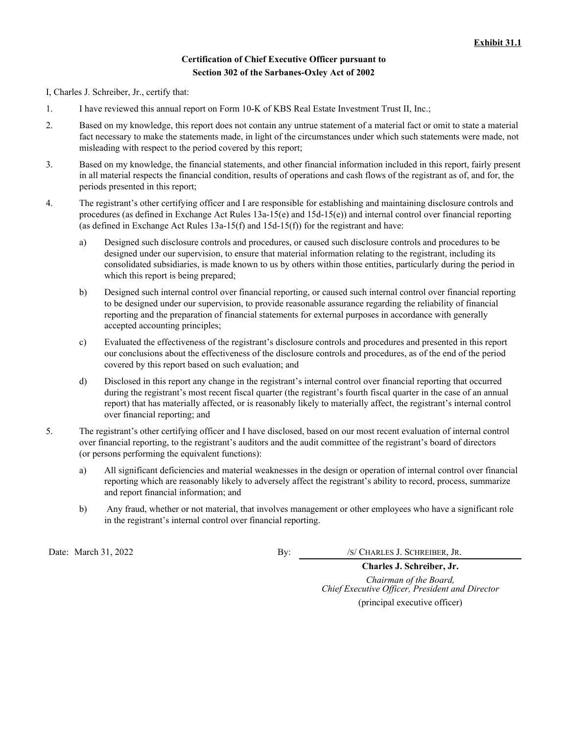**Exhibit 31.1**

**Certification of Chief Executive Officer pursuant to Section 302 of the Sarbanes-Oxley Act of 2002**

I, Charles J. Schreiber, Jr., certify that:

1. I have reviewed this annual report on Form 10-K of KBS Real Estate Investment Trust II, Inc.;

2. Based on my knowledge, this report does not contain any untrue statement of a material fact or omit to state a material fact necessary to make the statements made, in light of the circumstances under which such statements were made, not misleading with respect to the period covered by this report;

3. Based on my knowledge, the financial statements, and other financial information included in this report, fairly present in all material respects the financial condition, results of operations and cash flows of the registrant as of, and for, the periods presented in this report;

4. The registrant's other certifying officer and I are responsible for establishing and maintaining disclosure controls and procedures (as defined in Exchange Act Rules 13a-15(e) and 15d-15(e)) and internal control over financial reporting (as defined in Exchange Act Rules 13a-15(f) and 15d-15(f)) for the registrant and have:

   a) Designed such disclosure controls and procedures, or caused such disclosure controls and procedures to be designed under our supervision, to ensure that material information relating to the registrant, including its consolidated subsidiaries, is made known to us by others within those entities, particularly during the period in which this report is being prepared;

   b) Designed such internal control over financial reporting, or caused such internal control over financial reporting to be designed under our supervision, to provide reasonable assurance regarding the reliability of financial reporting and the preparation of financial statements for external purposes in accordance with generally accepted accounting principles;

   c) Evaluated the effectiveness of the registrant's disclosure controls and procedures and presented in this report our conclusions about the effectiveness of the disclosure controls and procedures, as of the end of the period covered by this report based on such evaluation; and

   d) Disclosed in this report any change in the registrant's internal control over financial reporting that occurred during the registrant's most recent fiscal quarter (the registrant's fourth fiscal quarter in the case of an annual report) that has materially affected, or is reasonably likely to materially affect, the registrant's internal control over financial reporting; and

5. The registrant's other certifying officer and I have disclosed, based on our most recent evaluation of internal control over financial reporting, to the registrant's auditors and the audit committee of the registrant's board of directors (or persons performing the equivalent functions):

   a) All significant deficiencies and material weaknesses in the design or operation of internal control over financial reporting which are reasonably likely to adversely affect the registrant's ability to record, process, summarize and report financial information; and

   b) Any fraud, whether or not material, that involves management or other employees who have a significant role in the registrant's internal control over financial reporting.

Date: March 31, 2022

By: /S/ CHARLES J. SCHREIBER, JR.

**Charles J. Schreiber, Jr.**

*Chairman of the Board,*
*Chief Executive Officer, President and Director*

(principal executive officer)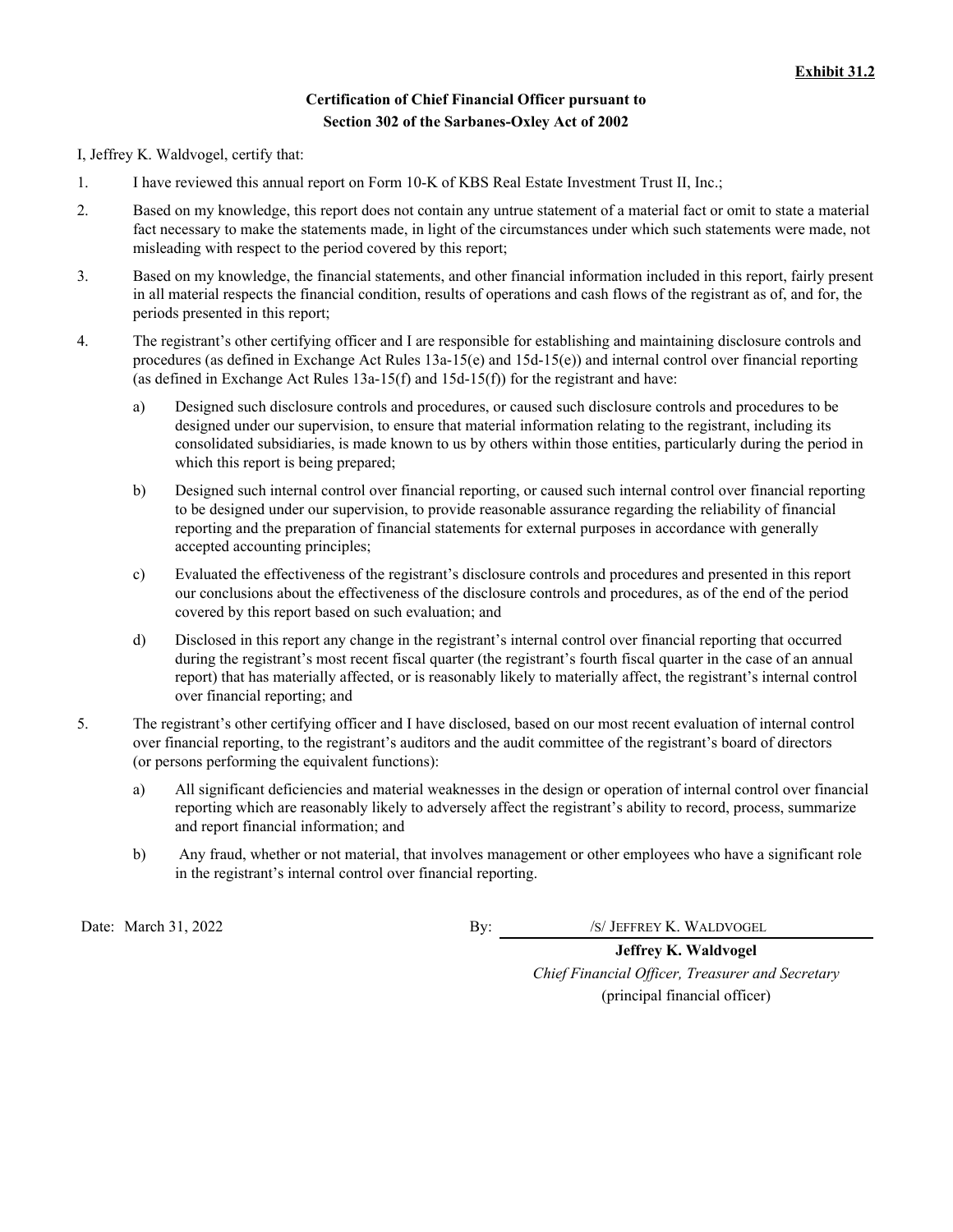**Exhibit 31.2**

**Certification of Chief Financial Officer pursuant to**
**Section 302 of the Sarbanes-Oxley Act of 2002**

I, Jeffrey K. Waldvogel, certify that:

1. I have reviewed this annual report on Form 10-K of KBS Real Estate Investment Trust II, Inc.;

2. Based on my knowledge, this report does not contain any untrue statement of a material fact or omit to state a material fact necessary to make the statements made, in light of the circumstances under which such statements were made, not misleading with respect to the period covered by this report;

3. Based on my knowledge, the financial statements, and other financial information included in this report, fairly present in all material respects the financial condition, results of operations and cash flows of the registrant as of, and for, the periods presented in this report;

4. The registrant's other certifying officer and I are responsible for establishing and maintaining disclosure controls and procedures (as defined in Exchange Act Rules 13a-15(e) and 15d-15(e)) and internal control over financial reporting (as defined in Exchange Act Rules 13a-15(f) and 15d-15(f)) for the registrant and have:

   a) Designed such disclosure controls and procedures, or caused such disclosure controls and procedures to be designed under our supervision, to ensure that material information relating to the registrant, including its consolidated subsidiaries, is made known to us by others within those entities, particularly during the period in which this report is being prepared;

   b) Designed such internal control over financial reporting, or caused such internal control over financial reporting to be designed under our supervision, to provide reasonable assurance regarding the reliability of financial reporting and the preparation of financial statements for external purposes in accordance with generally accepted accounting principles;

   c) Evaluated the effectiveness of the registrant's disclosure controls and procedures and presented in this report our conclusions about the effectiveness of the disclosure controls and procedures, as of the end of the period covered by this report based on such evaluation; and

   d) Disclosed in this report any change in the registrant's internal control over financial reporting that occurred during the registrant's most recent fiscal quarter (the registrant's fourth fiscal quarter in the case of an annual report) that has materially affected, or is reasonably likely to materially affect, the registrant's internal control over financial reporting; and

5. The registrant's other certifying officer and I have disclosed, based on our most recent evaluation of internal control over financial reporting, to the registrant's auditors and the audit committee of the registrant's board of directors (or persons performing the equivalent functions):

   a) All significant deficiencies and material weaknesses in the design or operation of internal control over financial reporting which are reasonably likely to adversely affect the registrant's ability to record, process, summarize and report financial information; and

   b) Any fraud, whether or not material, that involves management or other employees who have a significant role in the registrant's internal control over financial reporting.

Date: March 31, 2022

By: /S/ JEFFREY K. WALDVOGEL

**Jeffrey K. Waldvogel**
*Chief Financial Officer, Treasurer and Secretary*
(principal financial officer)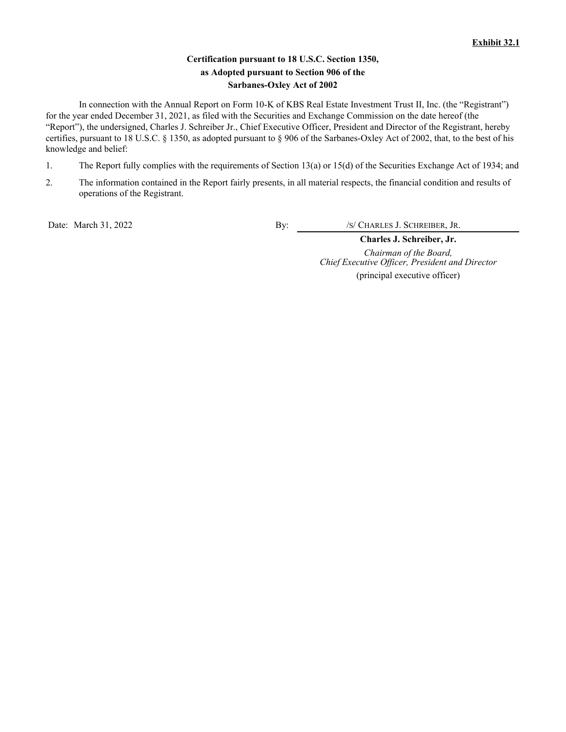**Exhibit 32.1**

**Certification pursuant to 18 U.S.C. Section 1350,**
**as Adopted pursuant to Section 906 of the**
**Sarbanes-Oxley Act of 2002**

In connection with the Annual Report on Form 10-K of KBS Real Estate Investment Trust II, Inc. (the "Registrant") for the year ended December 31, 2021, as filed with the Securities and Exchange Commission on the date hereof (the "Report"), the undersigned, Charles J. Schreiber Jr., Chief Executive Officer, President and Director of the Registrant, hereby certifies, pursuant to 18 U.S.C. § 1350, as adopted pursuant to § 906 of the Sarbanes-Oxley Act of 2002, that, to the best of his knowledge and belief:

1. The Report fully complies with the requirements of Section 13(a) or 15(d) of the Securities Exchange Act of 1934; and
2. The information contained in the Report fairly presents, in all material respects, the financial condition and results of operations of the Registrant.

Date: March 31, 2022

By: /S/ CHARLES J. SCHREIBER, JR.

**Charles J. Schreiber, Jr.**

*Chairman of the Board,*
*Chief Executive Officer, President and Director*
(principal executive officer)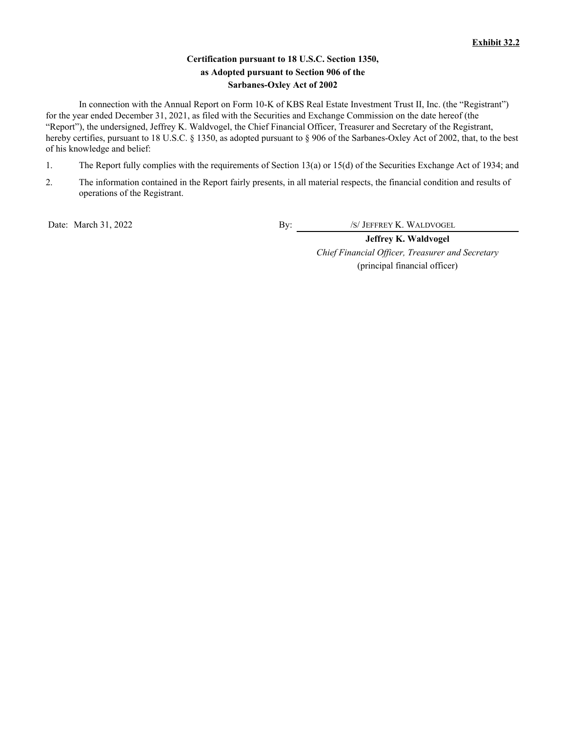**Exhibit 32.2**

**Certification pursuant to 18 U.S.C. Section 1350,**
**as Adopted pursuant to Section 906 of the**
**Sarbanes-Oxley Act of 2002**

In connection with the Annual Report on Form 10-K of KBS Real Estate Investment Trust II, Inc. (the "Registrant") for the year ended December 31, 2021, as filed with the Securities and Exchange Commission on the date hereof (the "Report"), the undersigned, Jeffrey K. Waldvogel, the Chief Financial Officer, Treasurer and Secretary of the Registrant, hereby certifies, pursuant to 18 U.S.C. § 1350, as adopted pursuant to § 906 of the Sarbanes-Oxley Act of 2002, that, to the best of his knowledge and belief:

1. The Report fully complies with the requirements of Section 13(a) or 15(d) of the Securities Exchange Act of 1934; and
2. The information contained in the Report fairly presents, in all material respects, the financial condition and results of operations of the Registrant.

Date: March 31, 2022

By: /S/ JEFFREY K. WALDVOGEL

**Jeffrey K. Waldvogel**
*Chief Financial Officer, Treasurer and Secretary*
(principal financial officer)